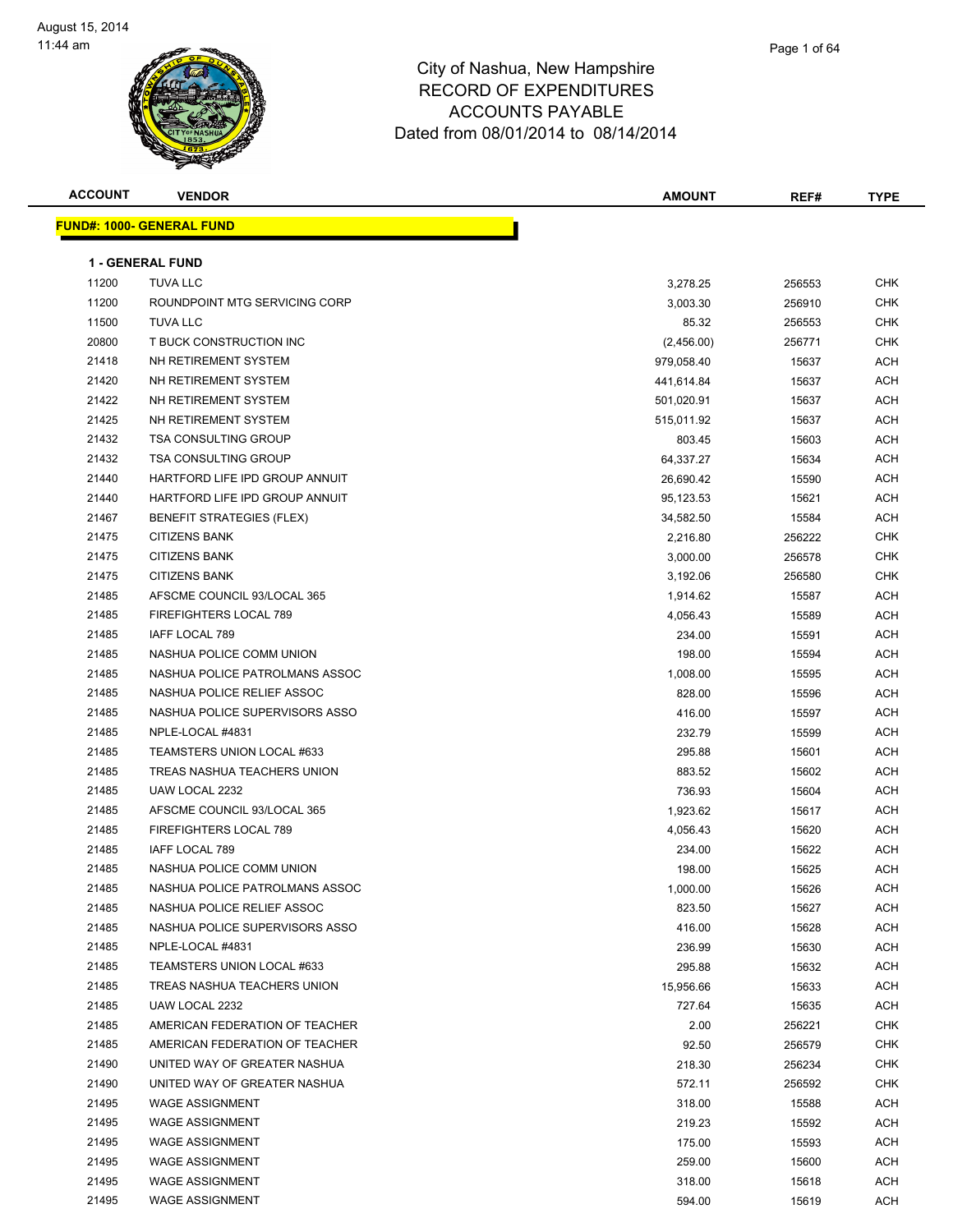August 15, 2014
11:44 am

# City of Nashua, New Hampshire
## RECORD OF EXPENDITURES
## ACCOUNTS PAYABLE
### Dated from 08/01/2014 to 08/14/2014

**FUND#: 1000- GENERAL FUND**

**1 - GENERAL FUND**

| ACCOUNT | VENDOR | AMOUNT | REF# | TYPE |
|---|---|---|---|---|
| 11200 | TUVA LLC | 3,278.25 | 256553 | CHK |
| 11200 | ROUNDPOINT MTG SERVICING CORP | 3,003.30 | 256910 | CHK |
| 11500 | TUVA LLC | 85.32 | 256553 | CHK |
| 20800 | T BUCK CONSTRUCTION INC | (2,456.00) | 256771 | CHK |
| 21418 | NH RETIREMENT SYSTEM | 979,058.40 | 15637 | ACH |
| 21420 | NH RETIREMENT SYSTEM | 441,614.84 | 15637 | ACH |
| 21422 | NH RETIREMENT SYSTEM | 501,020.91 | 15637 | ACH |
| 21425 | NH RETIREMENT SYSTEM | 515,011.92 | 15637 | ACH |
| 21432 | TSA CONSULTING GROUP | 803.45 | 15603 | ACH |
| 21432 | TSA CONSULTING GROUP | 64,337.27 | 15634 | ACH |
| 21440 | HARTFORD LIFE IPD GROUP ANNUIT | 26,690.42 | 15590 | ACH |
| 21440 | HARTFORD LIFE IPD GROUP ANNUIT | 95,123.53 | 15621 | ACH |
| 21467 | BENEFIT STRATEGIES (FLEX) | 34,582.50 | 15584 | ACH |
| 21475 | CITIZENS BANK | 2,216.80 | 256222 | CHK |
| 21475 | CITIZENS BANK | 3,000.00 | 256578 | CHK |
| 21475 | CITIZENS BANK | 3,192.06 | 256580 | CHK |
| 21485 | AFSCME COUNCIL 93/LOCAL 365 | 1,914.62 | 15587 | ACH |
| 21485 | FIREFIGHTERS LOCAL 789 | 4,056.43 | 15589 | ACH |
| 21485 | IAFF LOCAL 789 | 234.00 | 15591 | ACH |
| 21485 | NASHUA POLICE COMM UNION | 198.00 | 15594 | ACH |
| 21485 | NASHUA POLICE PATROLMANS ASSOC | 1,008.00 | 15595 | ACH |
| 21485 | NASHUA POLICE RELIEF ASSOC | 828.00 | 15596 | ACH |
| 21485 | NASHUA POLICE SUPERVISORS ASSO | 416.00 | 15597 | ACH |
| 21485 | NPLE-LOCAL #4831 | 232.79 | 15599 | ACH |
| 21485 | TEAMSTERS UNION LOCAL #633 | 295.88 | 15601 | ACH |
| 21485 | TREAS NASHUA TEACHERS UNION | 883.52 | 15602 | ACH |
| 21485 | UAW LOCAL 2232 | 736.93 | 15604 | ACH |
| 21485 | AFSCME COUNCIL 93/LOCAL 365 | 1,923.62 | 15617 | ACH |
| 21485 | FIREFIGHTERS LOCAL 789 | 4,056.43 | 15620 | ACH |
| 21485 | IAFF LOCAL 789 | 234.00 | 15622 | ACH |
| 21485 | NASHUA POLICE COMM UNION | 198.00 | 15625 | ACH |
| 21485 | NASHUA POLICE PATROLMANS ASSOC | 1,000.00 | 15626 | ACH |
| 21485 | NASHUA POLICE RELIEF ASSOC | 823.50 | 15627 | ACH |
| 21485 | NASHUA POLICE SUPERVISORS ASSO | 416.00 | 15628 | ACH |
| 21485 | NPLE-LOCAL #4831 | 236.99 | 15630 | ACH |
| 21485 | TEAMSTERS UNION LOCAL #633 | 295.88 | 15632 | ACH |
| 21485 | TREAS NASHUA TEACHERS UNION | 15,956.66 | 15633 | ACH |
| 21485 | UAW LOCAL 2232 | 727.64 | 15635 | ACH |
| 21485 | AMERICAN FEDERATION OF TEACHER | 2.00 | 256221 | CHK |
| 21485 | AMERICAN FEDERATION OF TEACHER | 92.50 | 256579 | CHK |
| 21490 | UNITED WAY OF GREATER NASHUA | 218.30 | 256234 | CHK |
| 21490 | UNITED WAY OF GREATER NASHUA | 572.11 | 256592 | CHK |
| 21495 | WAGE ASSIGNMENT | 318.00 | 15588 | ACH |
| 21495 | WAGE ASSIGNMENT | 219.23 | 15592 | ACH |
| 21495 | WAGE ASSIGNMENT | 175.00 | 15593 | ACH |
| 21495 | WAGE ASSIGNMENT | 259.00 | 15600 | ACH |
| 21495 | WAGE ASSIGNMENT | 318.00 | 15618 | ACH |
| 21495 | WAGE ASSIGNMENT | 594.00 | 15619 | ACH |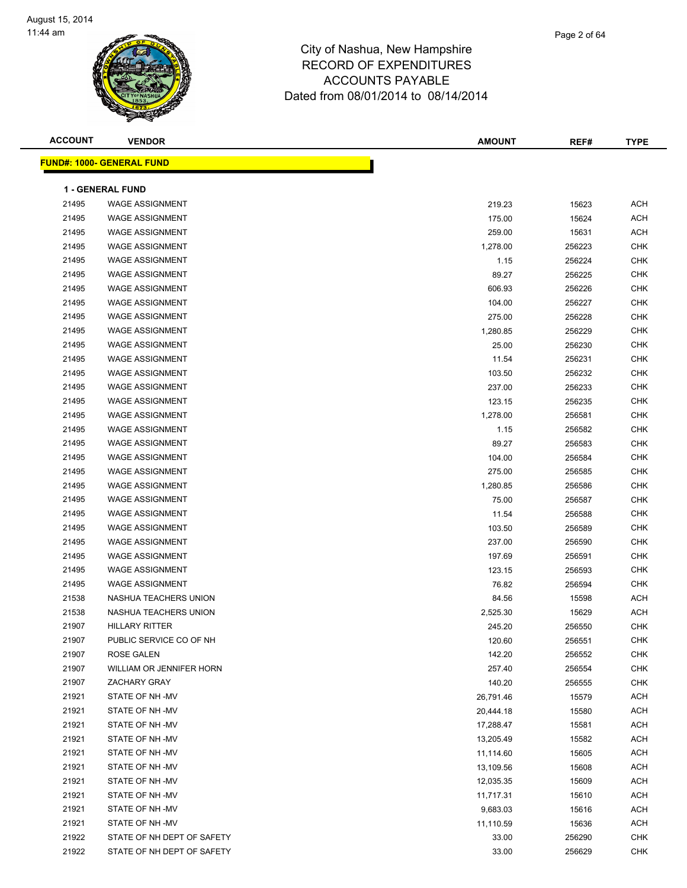# City of Nashua, New Hampshire
## RECORD OF EXPENDITURES
## ACCOUNTS PAYABLE
### Dated from 08/01/2014 to 08/14/2014

| ACCOUNT | VENDOR | AMOUNT | REF# | TYPE |
|---|---|---|---|---|
| **FUND#: 1000- GENERAL FUND** | | | | |
| **1 - GENERAL FUND** | | | | |
| 21495 | WAGE ASSIGNMENT | 219.23 | 15623 | ACH |
| 21495 | WAGE ASSIGNMENT | 175.00 | 15624 | ACH |
| 21495 | WAGE ASSIGNMENT | 259.00 | 15631 | ACH |
| 21495 | WAGE ASSIGNMENT | 1,278.00 | 256223 | CHK |
| 21495 | WAGE ASSIGNMENT | 1.15 | 256224 | CHK |
| 21495 | WAGE ASSIGNMENT | 89.27 | 256225 | CHK |
| 21495 | WAGE ASSIGNMENT | 606.93 | 256226 | CHK |
| 21495 | WAGE ASSIGNMENT | 104.00 | 256227 | CHK |
| 21495 | WAGE ASSIGNMENT | 275.00 | 256228 | CHK |
| 21495 | WAGE ASSIGNMENT | 1,280.85 | 256229 | CHK |
| 21495 | WAGE ASSIGNMENT | 25.00 | 256230 | CHK |
| 21495 | WAGE ASSIGNMENT | 11.54 | 256231 | CHK |
| 21495 | WAGE ASSIGNMENT | 103.50 | 256232 | CHK |
| 21495 | WAGE ASSIGNMENT | 237.00 | 256233 | CHK |
| 21495 | WAGE ASSIGNMENT | 123.15 | 256235 | CHK |
| 21495 | WAGE ASSIGNMENT | 1,278.00 | 256581 | CHK |
| 21495 | WAGE ASSIGNMENT | 1.15 | 256582 | CHK |
| 21495 | WAGE ASSIGNMENT | 89.27 | 256583 | CHK |
| 21495 | WAGE ASSIGNMENT | 104.00 | 256584 | CHK |
| 21495 | WAGE ASSIGNMENT | 275.00 | 256585 | CHK |
| 21495 | WAGE ASSIGNMENT | 1,280.85 | 256586 | CHK |
| 21495 | WAGE ASSIGNMENT | 75.00 | 256587 | CHK |
| 21495 | WAGE ASSIGNMENT | 11.54 | 256588 | CHK |
| 21495 | WAGE ASSIGNMENT | 103.50 | 256589 | CHK |
| 21495 | WAGE ASSIGNMENT | 237.00 | 256590 | CHK |
| 21495 | WAGE ASSIGNMENT | 197.69 | 256591 | CHK |
| 21495 | WAGE ASSIGNMENT | 123.15 | 256593 | CHK |
| 21495 | WAGE ASSIGNMENT | 76.82 | 256594 | CHK |
| 21538 | NASHUA TEACHERS UNION | 84.56 | 15598 | ACH |
| 21538 | NASHUA TEACHERS UNION | 2,525.30 | 15629 | ACH |
| 21907 | HILLARY RITTER | 245.20 | 256550 | CHK |
| 21907 | PUBLIC SERVICE CO OF NH | 120.60 | 256551 | CHK |
| 21907 | ROSE GALEN | 142.20 | 256552 | CHK |
| 21907 | WILLIAM OR JENNIFER HORN | 257.40 | 256554 | CHK |
| 21907 | ZACHARY GRAY | 140.20 | 256555 | CHK |
| 21921 | STATE OF NH -MV | 26,791.46 | 15579 | ACH |
| 21921 | STATE OF NH -MV | 20,444.18 | 15580 | ACH |
| 21921 | STATE OF NH -MV | 17,288.47 | 15581 | ACH |
| 21921 | STATE OF NH -MV | 13,205.49 | 15582 | ACH |
| 21921 | STATE OF NH -MV | 11,114.60 | 15605 | ACH |
| 21921 | STATE OF NH -MV | 13,109.56 | 15608 | ACH |
| 21921 | STATE OF NH -MV | 12,035.35 | 15609 | ACH |
| 21921 | STATE OF NH -MV | 11,717.31 | 15610 | ACH |
| 21921 | STATE OF NH -MV | 9,683.03 | 15616 | ACH |
| 21921 | STATE OF NH -MV | 11,110.59 | 15636 | ACH |
| 21922 | STATE OF NH DEPT OF SAFETY | 33.00 | 256290 | CHK |
| 21922 | STATE OF NH DEPT OF SAFETY | 33.00 | 256629 | CHK |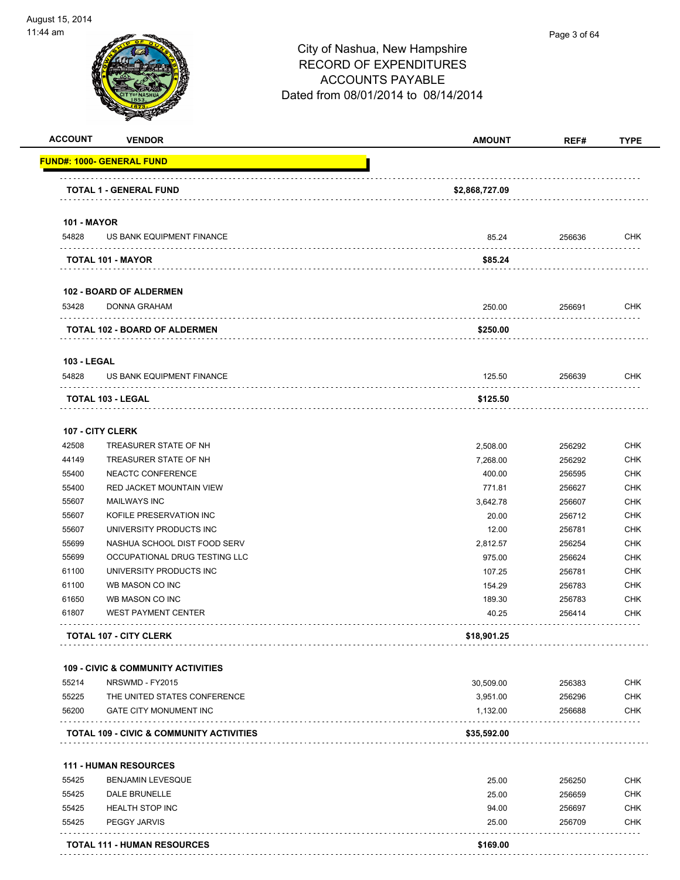# City of Nashua, New Hampshire
## RECORD OF EXPENDITURES
## ACCOUNTS PAYABLE
### Dated from 08/01/2014 to 08/14/2014

August 15, 2014
11:44 am

| ACCOUNT | VENDOR | AMOUNT | REF# | TYPE |
|---|---|---|---|---|
| **FUND#: 1000- GENERAL FUND** | | | | |
| | **TOTAL 1 - GENERAL FUND** | **$2,868,727.09** | | |
| **101 - MAYOR** | | | | |
| 54828 | US BANK EQUIPMENT FINANCE | 85.24 | 256636 | CHK |
| | **TOTAL 101 - MAYOR** | **$85.24** | | |
| **102 - BOARD OF ALDERMEN** | | | | |
| 53428 | DONNA GRAHAM | 250.00 | 256691 | CHK |
| | **TOTAL 102 - BOARD OF ALDERMEN** | **$250.00** | | |
| **103 - LEGAL** | | | | |
| 54828 | US BANK EQUIPMENT FINANCE | 125.50 | 256639 | CHK |
| | **TOTAL 103 - LEGAL** | **$125.50** | | |
| **107 - CITY CLERK** | | | | |
| 42508 | TREASURER STATE OF NH | 2,508.00 | 256292 | CHK |
| 44149 | TREASURER STATE OF NH | 7,268.00 | 256292 | CHK |
| 55400 | NEACTC CONFERENCE | 400.00 | 256595 | CHK |
| 55400 | RED JACKET MOUNTAIN VIEW | 771.81 | 256627 | CHK |
| 55607 | MAILWAYS INC | 3,642.78 | 256607 | CHK |
| 55607 | KOFILE PRESERVATION INC | 20.00 | 256712 | CHK |
| 55607 | UNIVERSITY PRODUCTS INC | 12.00 | 256781 | CHK |
| 55699 | NASHUA SCHOOL DIST FOOD SERV | 2,812.57 | 256254 | CHK |
| 55699 | OCCUPATIONAL DRUG TESTING LLC | 975.00 | 256624 | CHK |
| 61100 | UNIVERSITY PRODUCTS INC | 107.25 | 256781 | CHK |
| 61100 | WB MASON CO INC | 154.29 | 256783 | CHK |
| 61650 | WB MASON CO INC | 189.30 | 256783 | CHK |
| 61807 | WEST PAYMENT CENTER | 40.25 | 256414 | CHK |
| | **TOTAL 107 - CITY CLERK** | **$18,901.25** | | |
| **109 - CIVIC & COMMUNITY ACTIVITIES** | | | | |
| 55214 | NRSWMD - FY2015 | 30,509.00 | 256383 | CHK |
| 55225 | THE UNITED STATES CONFERENCE | 3,951.00 | 256296 | CHK |
| 56200 | GATE CITY MONUMENT INC | 1,132.00 | 256688 | CHK |
| | **TOTAL 109 - CIVIC & COMMUNITY ACTIVITIES** | **$35,592.00** | | |
| **111 - HUMAN RESOURCES** | | | | |
| 55425 | BENJAMIN LEVESQUE | 25.00 | 256250 | CHK |
| 55425 | DALE BRUNELLE | 25.00 | 256659 | CHK |
| 55425 | HEALTH STOP INC | 94.00 | 256697 | CHK |
| 55425 | PEGGY JARVIS | 25.00 | 256709 | CHK |
| | **TOTAL 111 - HUMAN RESOURCES** | **$169.00** | | |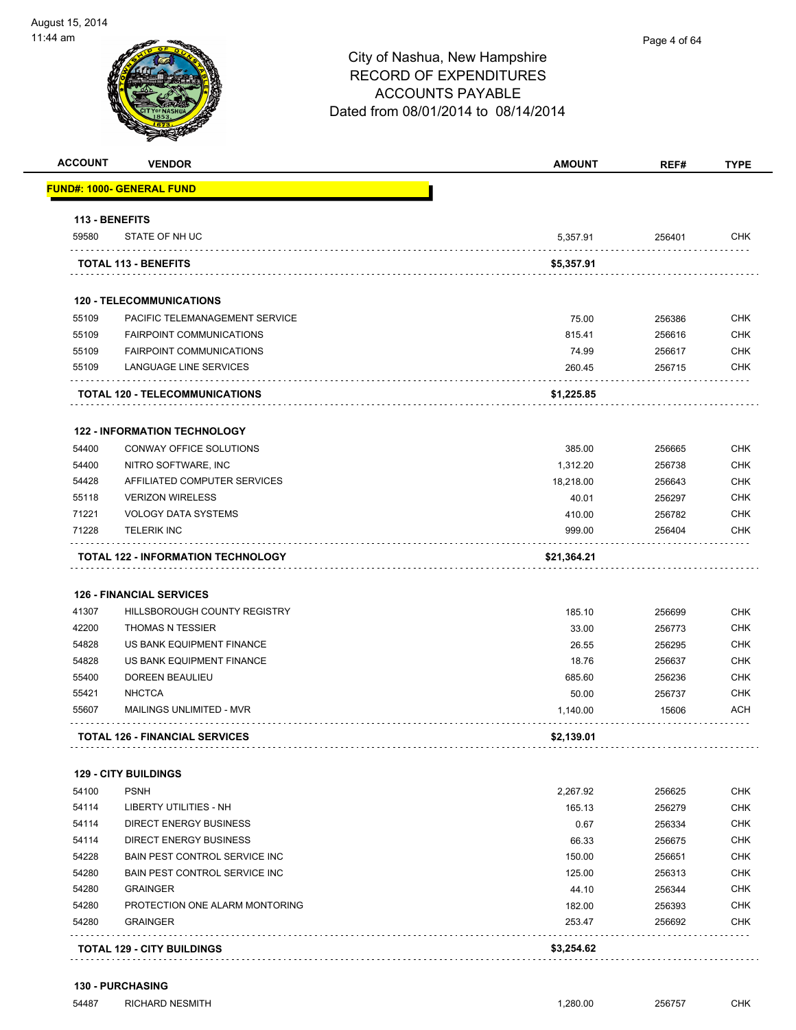# City of Nashua, New Hampshire
## RECORD OF EXPENDITURES
## ACCOUNTS PAYABLE
## Dated from 08/01/2014 to 08/14/2014

| ACCOUNT | VENDOR | AMOUNT | REF# | TYPE |
|---|---|---|---|---|
| **FUND#: 1000- GENERAL FUND** | | | | |
| **113 - BENEFITS** | | | | |
| 59580 | STATE OF NH UC | 5,357.91 | 256401 | CHK |
| | **TOTAL 113 - BENEFITS** | **$5,357.91** | | |
| **120 - TELECOMMUNICATIONS** | | | | |
| 55109 | PACIFIC TELEMANAGEMENT SERVICE | 75.00 | 256386 | CHK |
| 55109 | FAIRPOINT COMMUNICATIONS | 815.41 | 256616 | CHK |
| 55109 | FAIRPOINT COMMUNICATIONS | 74.99 | 256617 | CHK |
| 55109 | LANGUAGE LINE SERVICES | 260.45 | 256715 | CHK |
| | **TOTAL 120 - TELECOMMUNICATIONS** | **$1,225.85** | | |
| **122 - INFORMATION TECHNOLOGY** | | | | |
| 54400 | CONWAY OFFICE SOLUTIONS | 385.00 | 256665 | CHK |
| 54400 | NITRO SOFTWARE, INC | 1,312.20 | 256738 | CHK |
| 54428 | AFFILIATED COMPUTER SERVICES | 18,218.00 | 256643 | CHK |
| 55118 | VERIZON WIRELESS | 40.01 | 256297 | CHK |
| 71221 | VOLOGY DATA SYSTEMS | 410.00 | 256782 | CHK |
| 71228 | TELERIK INC | 999.00 | 256404 | CHK |
| | **TOTAL 122 - INFORMATION TECHNOLOGY** | **$21,364.21** | | |
| **126 - FINANCIAL SERVICES** | | | | |
| 41307 | HILLSBOROUGH COUNTY REGISTRY | 185.10 | 256699 | CHK |
| 42200 | THOMAS N TESSIER | 33.00 | 256773 | CHK |
| 54828 | US BANK EQUIPMENT FINANCE | 26.55 | 256295 | CHK |
| 54828 | US BANK EQUIPMENT FINANCE | 18.76 | 256637 | CHK |
| 55400 | DOREEN BEAULIEU | 685.60 | 256236 | CHK |
| 55421 | NHCTCA | 50.00 | 256737 | CHK |
| 55607 | MAILINGS UNLIMITED - MVR | 1,140.00 | 15606 | ACH |
| | **TOTAL 126 - FINANCIAL SERVICES** | **$2,139.01** | | |
| **129 - CITY BUILDINGS** | | | | |
| 54100 | PSNH | 2,267.92 | 256625 | CHK |
| 54114 | LIBERTY UTILITIES - NH | 165.13 | 256279 | CHK |
| 54114 | DIRECT ENERGY BUSINESS | 0.67 | 256334 | CHK |
| 54114 | DIRECT ENERGY BUSINESS | 66.33 | 256675 | CHK |
| 54228 | BAIN PEST CONTROL SERVICE INC | 150.00 | 256651 | CHK |
| 54280 | BAIN PEST CONTROL SERVICE INC | 125.00 | 256313 | CHK |
| 54280 | GRAINGER | 44.10 | 256344 | CHK |
| 54280 | PROTECTION ONE ALARM MONTORING | 182.00 | 256393 | CHK |
| 54280 | GRAINGER | 253.47 | 256692 | CHK |
| | **TOTAL 129 - CITY BUILDINGS** | **$3,254.62** | | |
| **130 - PURCHASING** | | | | |
| 54487 | RICHARD NESMITH | 1,280.00 | 256757 | CHK |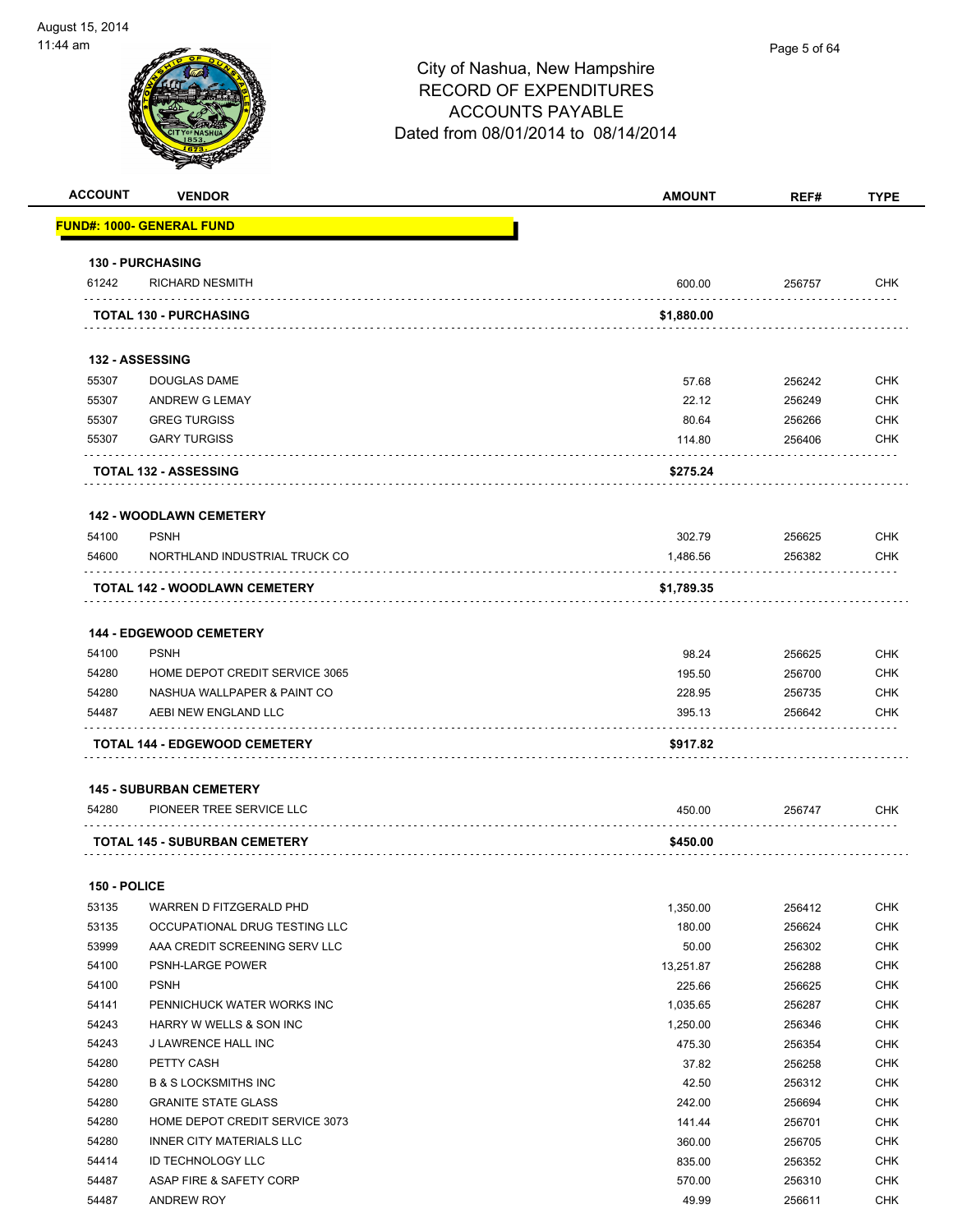# City of Nashua, New Hampshire
## RECORD OF EXPENDITURES
## ACCOUNTS PAYABLE
## Dated from 08/01/2014 to 08/14/2014

August 15, 2014
11:44 am

| ACCOUNT | VENDOR | AMOUNT | REF# | TYPE |
|---|---|---|---|---|
| **FUND#: 1000- GENERAL FUND** | | | | |
| **130 - PURCHASING** | | | | |
| 61242 | RICHARD NESMITH | 600.00 | 256757 | CHK |
| | **TOTAL 130 - PURCHASING** | **$1,880.00** | | |
| **132 - ASSESSING** | | | | |
| 55307 | DOUGLAS DAME | 57.68 | 256242 | CHK |
| 55307 | ANDREW G LEMAY | 22.12 | 256249 | CHK |
| 55307 | GREG TURGISS | 80.64 | 256266 | CHK |
| 55307 | GARY TURGISS | 114.80 | 256406 | CHK |
| | **TOTAL 132 - ASSESSING** | **$275.24** | | |
| **142 - WOODLAWN CEMETERY** | | | | |
| 54100 | PSNH | 302.79 | 256625 | CHK |
| 54600 | NORTHLAND INDUSTRIAL TRUCK CO | 1,486.56 | 256382 | CHK |
| | **TOTAL 142 - WOODLAWN CEMETERY** | **$1,789.35** | | |
| **144 - EDGEWOOD CEMETERY** | | | | |
| 54100 | PSNH | 98.24 | 256625 | CHK |
| 54280 | HOME DEPOT CREDIT SERVICE 3065 | 195.50 | 256700 | CHK |
| 54280 | NASHUA WALLPAPER & PAINT CO | 228.95 | 256735 | CHK |
| 54487 | AEBI NEW ENGLAND LLC | 395.13 | 256642 | CHK |
| | **TOTAL 144 - EDGEWOOD CEMETERY** | **$917.82** | | |
| **145 - SUBURBAN CEMETERY** | | | | |
| 54280 | PIONEER TREE SERVICE LLC | 450.00 | 256747 | CHK |
| | **TOTAL 145 - SUBURBAN CEMETERY** | **$450.00** | | |
| **150 - POLICE** | | | | |
| 53135 | WARREN D FITZGERALD PHD | 1,350.00 | 256412 | CHK |
| 53135 | OCCUPATIONAL DRUG TESTING LLC | 180.00 | 256624 | CHK |
| 53999 | AAA CREDIT SCREENING SERV LLC | 50.00 | 256302 | CHK |
| 54100 | PSNH-LARGE POWER | 13,251.87 | 256288 | CHK |
| 54100 | PSNH | 225.66 | 256625 | CHK |
| 54141 | PENNICHUCK WATER WORKS INC | 1,035.65 | 256287 | CHK |
| 54243 | HARRY W WELLS & SON INC | 1,250.00 | 256346 | CHK |
| 54243 | J LAWRENCE HALL INC | 475.30 | 256354 | CHK |
| 54280 | PETTY CASH | 37.82 | 256258 | CHK |
| 54280 | B & S LOCKSMITHS INC | 42.50 | 256312 | CHK |
| 54280 | GRANITE STATE GLASS | 242.00 | 256694 | CHK |
| 54280 | HOME DEPOT CREDIT SERVICE 3073 | 141.44 | 256701 | CHK |
| 54280 | INNER CITY MATERIALS LLC | 360.00 | 256705 | CHK |
| 54414 | ID TECHNOLOGY LLC | 835.00 | 256352 | CHK |
| 54487 | ASAP FIRE & SAFETY CORP | 570.00 | 256310 | CHK |
| 54487 | ANDREW ROY | 49.99 | 256611 | CHK |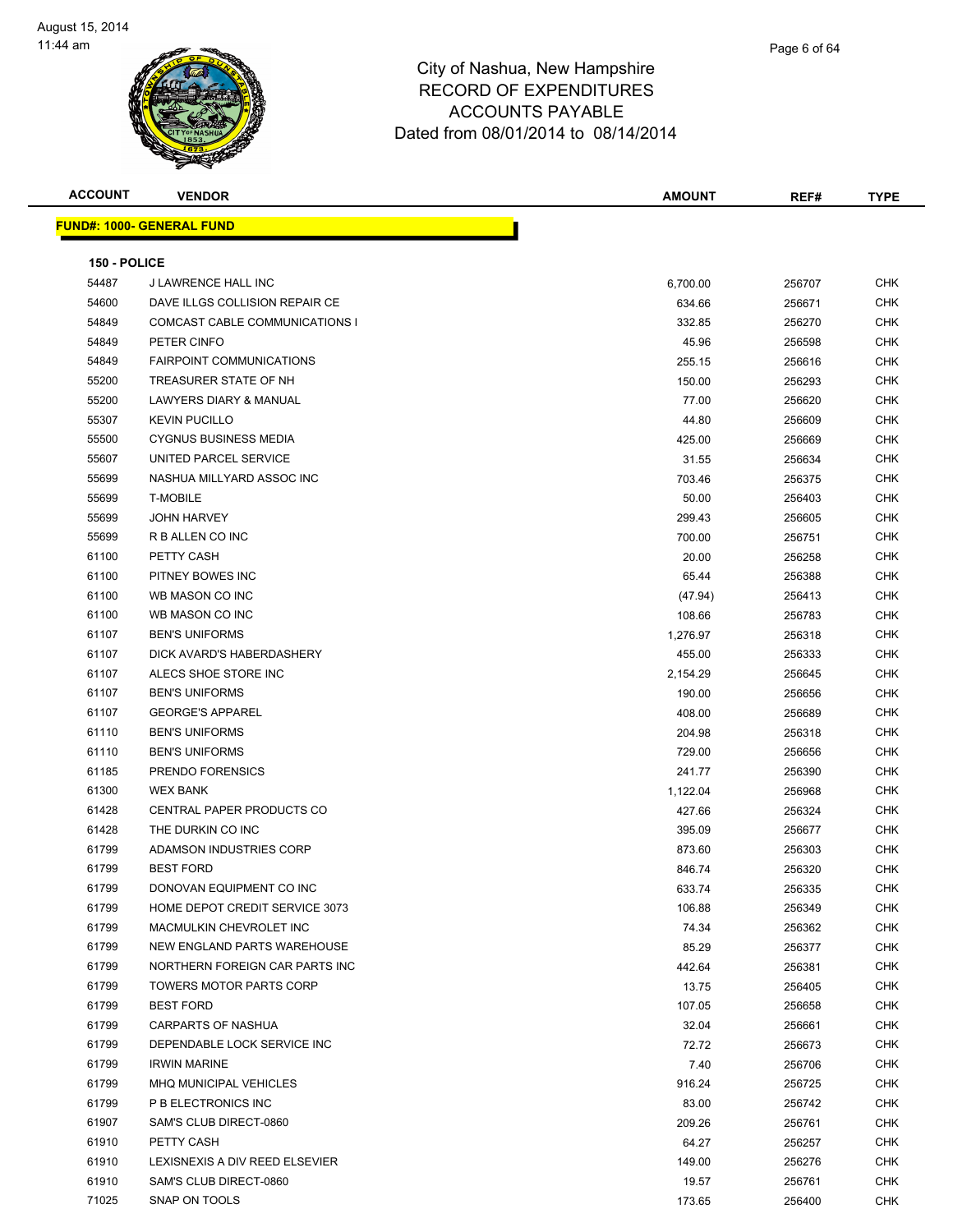# City of Nashua, New Hampshire
## RECORD OF EXPENDITURES
## ACCOUNTS PAYABLE
## Dated from 08/01/2014 to 08/14/2014

**FUND#: 1000- GENERAL FUND**

**150 - POLICE**

| ACCOUNT | VENDOR | AMOUNT | REF# | TYPE |
|---|---|---|---|---|
| 54487 | J LAWRENCE HALL INC | 6,700.00 | 256707 | CHK |
| 54600 | DAVE ILLGS COLLISION REPAIR CE | 634.66 | 256671 | CHK |
| 54849 | COMCAST CABLE COMMUNICATIONS I | 332.85 | 256270 | CHK |
| 54849 | PETER CINFO | 45.96 | 256598 | CHK |
| 54849 | FAIRPOINT COMMUNICATIONS | 255.15 | 256616 | CHK |
| 55200 | TREASURER STATE OF NH | 150.00 | 256293 | CHK |
| 55200 | LAWYERS DIARY & MANUAL | 77.00 | 256620 | CHK |
| 55307 | KEVIN PUCILLO | 44.80 | 256609 | CHK |
| 55500 | CYGNUS BUSINESS MEDIA | 425.00 | 256669 | CHK |
| 55607 | UNITED PARCEL SERVICE | 31.55 | 256634 | CHK |
| 55699 | NASHUA MILLYARD ASSOC INC | 703.46 | 256375 | CHK |
| 55699 | T-MOBILE | 50.00 | 256403 | CHK |
| 55699 | JOHN HARVEY | 299.43 | 256605 | CHK |
| 55699 | R B ALLEN CO INC | 700.00 | 256751 | CHK |
| 61100 | PETTY CASH | 20.00 | 256258 | CHK |
| 61100 | PITNEY BOWES INC | 65.44 | 256388 | CHK |
| 61100 | WB MASON CO INC | (47.94) | 256413 | CHK |
| 61100 | WB MASON CO INC | 108.66 | 256783 | CHK |
| 61107 | BEN'S UNIFORMS | 1,276.97 | 256318 | CHK |
| 61107 | DICK AVARD'S HABERDASHERY | 455.00 | 256333 | CHK |
| 61107 | ALECS SHOE STORE INC | 2,154.29 | 256645 | CHK |
| 61107 | BEN'S UNIFORMS | 190.00 | 256656 | CHK |
| 61107 | GEORGE'S APPAREL | 408.00 | 256689 | CHK |
| 61110 | BEN'S UNIFORMS | 204.98 | 256318 | CHK |
| 61110 | BEN'S UNIFORMS | 729.00 | 256656 | CHK |
| 61185 | PRENDO FORENSICS | 241.77 | 256390 | CHK |
| 61300 | WEX BANK | 1,122.04 | 256968 | CHK |
| 61428 | CENTRAL PAPER PRODUCTS CO | 427.66 | 256324 | CHK |
| 61428 | THE DURKIN CO INC | 395.09 | 256677 | CHK |
| 61799 | ADAMSON INDUSTRIES CORP | 873.60 | 256303 | CHK |
| 61799 | BEST FORD | 846.74 | 256320 | CHK |
| 61799 | DONOVAN EQUIPMENT CO INC | 633.74 | 256335 | CHK |
| 61799 | HOME DEPOT CREDIT SERVICE 3073 | 106.88 | 256349 | CHK |
| 61799 | MACMULKIN CHEVROLET INC | 74.34 | 256362 | CHK |
| 61799 | NEW ENGLAND PARTS WAREHOUSE | 85.29 | 256377 | CHK |
| 61799 | NORTHERN FOREIGN CAR PARTS INC | 442.64 | 256381 | CHK |
| 61799 | TOWERS MOTOR PARTS CORP | 13.75 | 256405 | CHK |
| 61799 | BEST FORD | 107.05 | 256658 | CHK |
| 61799 | CARPARTS OF NASHUA | 32.04 | 256661 | CHK |
| 61799 | DEPENDABLE LOCK SERVICE INC | 72.72 | 256673 | CHK |
| 61799 | IRWIN MARINE | 7.40 | 256706 | CHK |
| 61799 | MHQ MUNICIPAL VEHICLES | 916.24 | 256725 | CHK |
| 61799 | P B ELECTRONICS INC | 83.00 | 256742 | CHK |
| 61907 | SAM'S CLUB DIRECT-0860 | 209.26 | 256761 | CHK |
| 61910 | PETTY CASH | 64.27 | 256257 | CHK |
| 61910 | LEXISNEXIS A DIV REED ELSEVIER | 149.00 | 256276 | CHK |
| 61910 | SAM'S CLUB DIRECT-0860 | 19.57 | 256761 | CHK |
| 71025 | SNAP ON TOOLS | 173.65 | 256400 | CHK |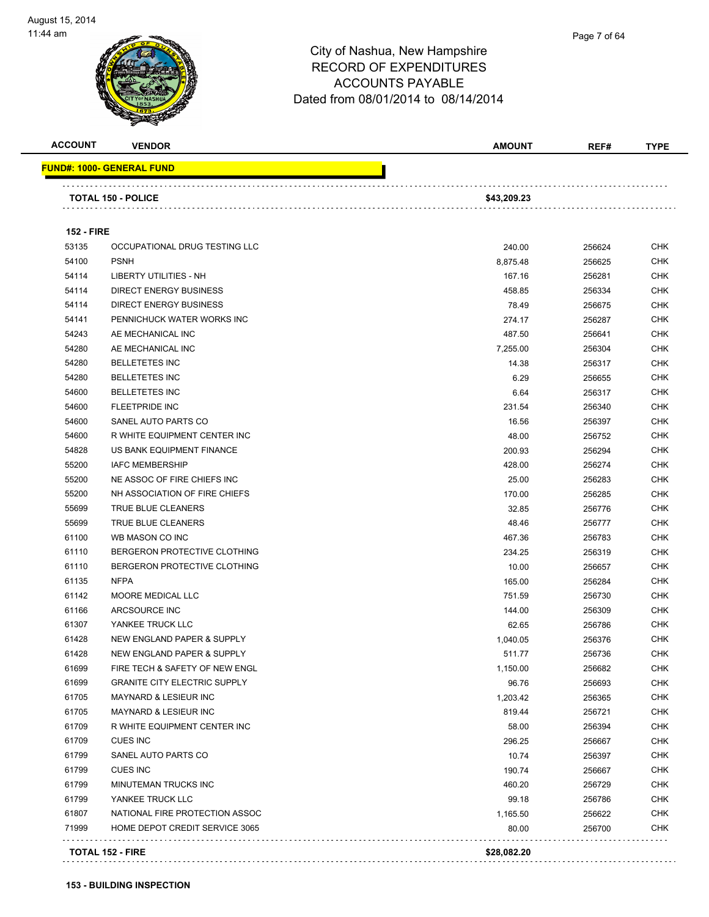August 15, 2014
11:44 am

# City of Nashua, New Hampshire
## RECORD OF EXPENDITURES
## ACCOUNTS PAYABLE
## Dated from 08/01/2014 to 08/14/2014

| ACCOUNT | VENDOR | AMOUNT | REF# | TYPE |
|---|---|---|---|---|
| **FUND#: 1000- GENERAL FUND** | | | | |
| **TOTAL 150 - POLICE** | | **$43,209.23** | | |
| **152 - FIRE** | | | | |
| 53135 | OCCUPATIONAL DRUG TESTING LLC | 240.00 | 256624 | CHK |
| 54100 | PSNH | 8,875.48 | 256625 | CHK |
| 54114 | LIBERTY UTILITIES - NH | 167.16 | 256281 | CHK |
| 54114 | DIRECT ENERGY BUSINESS | 458.85 | 256334 | CHK |
| 54114 | DIRECT ENERGY BUSINESS | 78.49 | 256675 | CHK |
| 54141 | PENNICHUCK WATER WORKS INC | 274.17 | 256287 | CHK |
| 54243 | AE MECHANICAL INC | 487.50 | 256641 | CHK |
| 54280 | AE MECHANICAL INC | 7,255.00 | 256304 | CHK |
| 54280 | BELLETETES INC | 14.38 | 256317 | CHK |
| 54280 | BELLETETES INC | 6.29 | 256655 | CHK |
| 54600 | BELLETETES INC | 6.64 | 256317 | CHK |
| 54600 | FLEETPRIDE INC | 231.54 | 256340 | CHK |
| 54600 | SANEL AUTO PARTS CO | 16.56 | 256397 | CHK |
| 54600 | R WHITE EQUIPMENT CENTER INC | 48.00 | 256752 | CHK |
| 54828 | US BANK EQUIPMENT FINANCE | 200.93 | 256294 | CHK |
| 55200 | IAFC MEMBERSHIP | 428.00 | 256274 | CHK |
| 55200 | NE ASSOC OF FIRE CHIEFS INC | 25.00 | 256283 | CHK |
| 55200 | NH ASSOCIATION OF FIRE CHIEFS | 170.00 | 256285 | CHK |
| 55699 | TRUE BLUE CLEANERS | 32.85 | 256776 | CHK |
| 55699 | TRUE BLUE CLEANERS | 48.46 | 256777 | CHK |
| 61100 | WB MASON CO INC | 467.36 | 256783 | CHK |
| 61110 | BERGERON PROTECTIVE CLOTHING | 234.25 | 256319 | CHK |
| 61110 | BERGERON PROTECTIVE CLOTHING | 10.00 | 256657 | CHK |
| 61135 | NFPA | 165.00 | 256284 | CHK |
| 61142 | MOORE MEDICAL LLC | 751.59 | 256730 | CHK |
| 61166 | ARCSOURCE INC | 144.00 | 256309 | CHK |
| 61307 | YANKEE TRUCK LLC | 62.65 | 256786 | CHK |
| 61428 | NEW ENGLAND PAPER & SUPPLY | 1,040.05 | 256376 | CHK |
| 61428 | NEW ENGLAND PAPER & SUPPLY | 511.77 | 256736 | CHK |
| 61699 | FIRE TECH & SAFETY OF NEW ENGL | 1,150.00 | 256682 | CHK |
| 61699 | GRANITE CITY ELECTRIC SUPPLY | 96.76 | 256693 | CHK |
| 61705 | MAYNARD & LESIEUR INC | 1,203.42 | 256365 | CHK |
| 61705 | MAYNARD & LESIEUR INC | 819.44 | 256721 | CHK |
| 61709 | R WHITE EQUIPMENT CENTER INC | 58.00 | 256394 | CHK |
| 61709 | CUES INC | 296.25 | 256667 | CHK |
| 61799 | SANEL AUTO PARTS CO | 10.74 | 256397 | CHK |
| 61799 | CUES INC | 190.74 | 256667 | CHK |
| 61799 | MINUTEMAN TRUCKS INC | 460.20 | 256729 | CHK |
| 61799 | YANKEE TRUCK LLC | 99.18 | 256786 | CHK |
| 61807 | NATIONAL FIRE PROTECTION ASSOC | 1,165.50 | 256622 | CHK |
| 71999 | HOME DEPOT CREDIT SERVICE 3065 | 80.00 | 256700 | CHK |
| **TOTAL 152 - FIRE** | | **$28,082.20** | | |

**153 - BUILDING INSPECTION**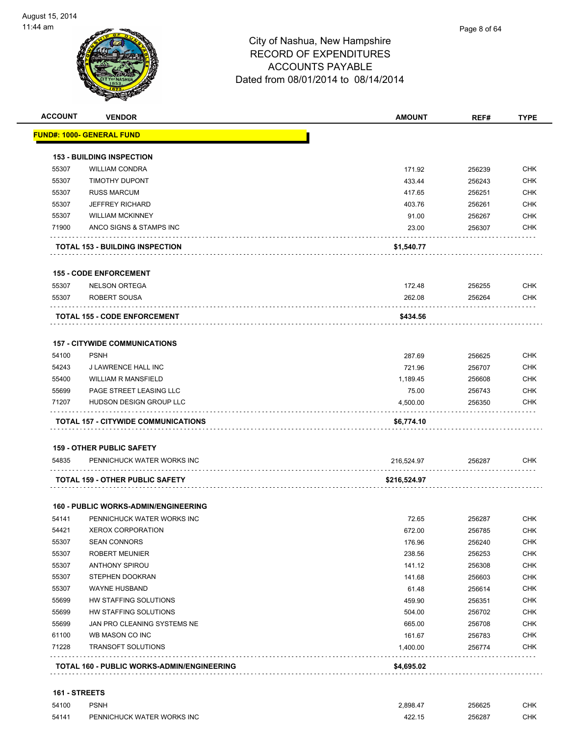City of Nashua, New Hampshire
RECORD OF EXPENDITURES
ACCOUNTS PAYABLE
Dated from 08/01/2014 to 08/14/2014

| ACCOUNT | VENDOR | AMOUNT | REF# | TYPE |
|---|---|---|---|---|
| **FUND#: 1000- GENERAL FUND** | | | | |
| **153 - BUILDING INSPECTION** | | | | |
| 55307 | WILLIAM CONDRA | 171.92 | 256239 | CHK |
| 55307 | TIMOTHY DUPONT | 433.44 | 256243 | CHK |
| 55307 | RUSS MARCUM | 417.65 | 256251 | CHK |
| 55307 | JEFFREY RICHARD | 403.76 | 256261 | CHK |
| 55307 | WILLIAM MCKINNEY | 91.00 | 256267 | CHK |
| 71900 | ANCO SIGNS & STAMPS INC | 23.00 | 256307 | CHK |
| **TOTAL 153 - BUILDING INSPECTION** | | **$1,540.77** | | |
| **155 - CODE ENFORCEMENT** | | | | |
| 55307 | NELSON ORTEGA | 172.48 | 256255 | CHK |
| 55307 | ROBERT SOUSA | 262.08 | 256264 | CHK |
| **TOTAL 155 - CODE ENFORCEMENT** | | **$434.56** | | |
| **157 - CITYWIDE COMMUNICATIONS** | | | | |
| 54100 | PSNH | 287.69 | 256625 | CHK |
| 54243 | J LAWRENCE HALL INC | 721.96 | 256707 | CHK |
| 55400 | WILLIAM R MANSFIELD | 1,189.45 | 256608 | CHK |
| 55699 | PAGE STREET LEASING LLC | 75.00 | 256743 | CHK |
| 71207 | HUDSON DESIGN GROUP LLC | 4,500.00 | 256350 | CHK |
| **TOTAL 157 - CITYWIDE COMMUNICATIONS** | | **$6,774.10** | | |
| **159 - OTHER PUBLIC SAFETY** | | | | |
| 54835 | PENNICHUCK WATER WORKS INC | 216,524.97 | 256287 | CHK |
| **TOTAL 159 - OTHER PUBLIC SAFETY** | | **$216,524.97** | | |
| **160 - PUBLIC WORKS-ADMIN/ENGINEERING** | | | | |
| 54141 | PENNICHUCK WATER WORKS INC | 72.65 | 256287 | CHK |
| 54421 | XEROX CORPORATION | 672.00 | 256785 | CHK |
| 55307 | SEAN CONNORS | 176.96 | 256240 | CHK |
| 55307 | ROBERT MEUNIER | 238.56 | 256253 | CHK |
| 55307 | ANTHONY SPIROU | 141.12 | 256308 | CHK |
| 55307 | STEPHEN DOOKRAN | 141.68 | 256603 | CHK |
| 55307 | WAYNE HUSBAND | 61.48 | 256614 | CHK |
| 55699 | HW STAFFING SOLUTIONS | 459.90 | 256351 | CHK |
| 55699 | HW STAFFING SOLUTIONS | 504.00 | 256702 | CHK |
| 55699 | JAN PRO CLEANING SYSTEMS NE | 665.00 | 256708 | CHK |
| 61100 | WB MASON CO INC | 161.67 | 256783 | CHK |
| 71228 | TRANSOFT SOLUTIONS | 1,400.00 | 256774 | CHK |
| **TOTAL 160 - PUBLIC WORKS-ADMIN/ENGINEERING** | | **$4,695.02** | | |
| **161 - STREETS** | | | | |
| 54100 | PSNH | 2,898.47 | 256625 | CHK |
| 54141 | PENNICHUCK WATER WORKS INC | 422.15 | 256287 | CHK |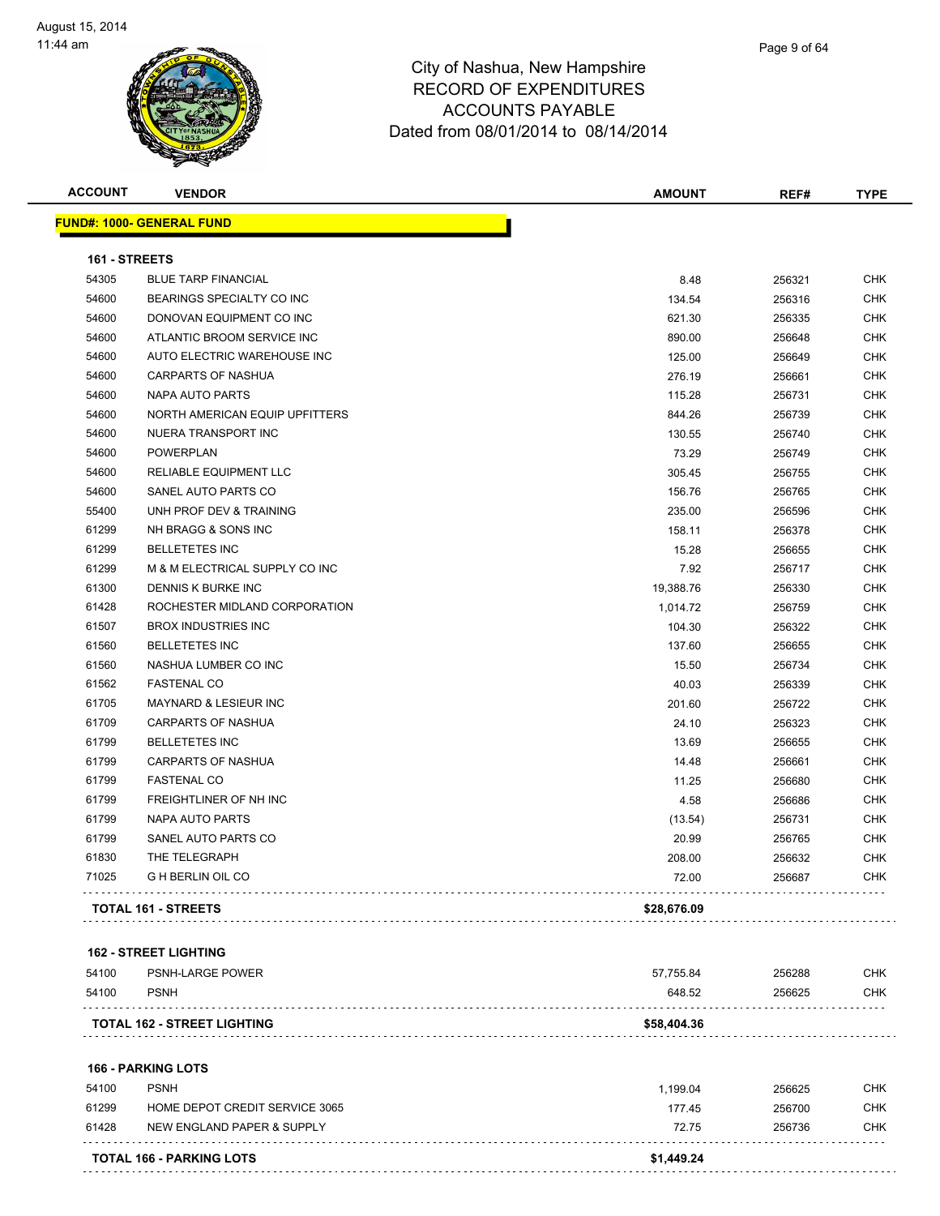# City of Nashua, New Hampshire
## RECORD OF EXPENDITURES
## ACCOUNTS PAYABLE
### Dated from 08/01/2014 to 08/14/2014

| ACCOUNT | VENDOR | AMOUNT | REF# | TYPE |
|---|---|---|---|---|

**FUND#: 1000- GENERAL FUND**

**161 - STREETS**

| ACCOUNT | VENDOR | AMOUNT | REF# | TYPE |
|---|---|---|---|---|
| 54305 | BLUE TARP FINANCIAL | 8.48 | 256321 | CHK |
| 54600 | BEARINGS SPECIALTY CO INC | 134.54 | 256316 | CHK |
| 54600 | DONOVAN EQUIPMENT CO INC | 621.30 | 256335 | CHK |
| 54600 | ATLANTIC BROOM SERVICE INC | 890.00 | 256648 | CHK |
| 54600 | AUTO ELECTRIC WAREHOUSE INC | 125.00 | 256649 | CHK |
| 54600 | CARPARTS OF NASHUA | 276.19 | 256661 | CHK |
| 54600 | NAPA AUTO PARTS | 115.28 | 256731 | CHK |
| 54600 | NORTH AMERICAN EQUIP UPFITTERS | 844.26 | 256739 | CHK |
| 54600 | NUERA TRANSPORT INC | 130.55 | 256740 | CHK |
| 54600 | POWERPLAN | 73.29 | 256749 | CHK |
| 54600 | RELIABLE EQUIPMENT LLC | 305.45 | 256755 | CHK |
| 54600 | SANEL AUTO PARTS CO | 156.76 | 256765 | CHK |
| 55400 | UNH PROF DEV & TRAINING | 235.00 | 256596 | CHK |
| 61299 | NH BRAGG & SONS INC | 158.11 | 256378 | CHK |
| 61299 | BELLETETES INC | 15.28 | 256655 | CHK |
| 61299 | M & M ELECTRICAL SUPPLY CO INC | 7.92 | 256717 | CHK |
| 61300 | DENNIS K BURKE INC | 19,388.76 | 256330 | CHK |
| 61428 | ROCHESTER MIDLAND CORPORATION | 1,014.72 | 256759 | CHK |
| 61507 | BROX INDUSTRIES INC | 104.30 | 256322 | CHK |
| 61560 | BELLETETES INC | 137.60 | 256655 | CHK |
| 61560 | NASHUA LUMBER CO INC | 15.50 | 256734 | CHK |
| 61562 | FASTENAL CO | 40.03 | 256339 | CHK |
| 61705 | MAYNARD & LESIEUR INC | 201.60 | 256722 | CHK |
| 61709 | CARPARTS OF NASHUA | 24.10 | 256323 | CHK |
| 61799 | BELLETETES INC | 13.69 | 256655 | CHK |
| 61799 | CARPARTS OF NASHUA | 14.48 | 256661 | CHK |
| 61799 | FASTENAL CO | 11.25 | 256680 | CHK |
| 61799 | FREIGHTLINER OF NH INC | 4.58 | 256686 | CHK |
| 61799 | NAPA AUTO PARTS | (13.54) | 256731 | CHK |
| 61799 | SANEL AUTO PARTS CO | 20.99 | 256765 | CHK |
| 61830 | THE TELEGRAPH | 208.00 | 256632 | CHK |
| 71025 | G H BERLIN OIL CO | 72.00 | 256687 | CHK |
| | **TOTAL 161 - STREETS** | **$28,676.09** | | |

**162 - STREET LIGHTING**

| ACCOUNT | VENDOR | AMOUNT | REF# | TYPE |
|---|---|---|---|---|
| 54100 | PSNH-LARGE POWER | 57,755.84 | 256288 | CHK |
| 54100 | PSNH | 648.52 | 256625 | CHK |
| | **TOTAL 162 - STREET LIGHTING** | **$58,404.36** | | |

**166 - PARKING LOTS**

| ACCOUNT | VENDOR | AMOUNT | REF# | TYPE |
|---|---|---|---|---|
| 54100 | PSNH | 1,199.04 | 256625 | CHK |
| 61299 | HOME DEPOT CREDIT SERVICE 3065 | 177.45 | 256700 | CHK |
| 61428 | NEW ENGLAND PAPER & SUPPLY | 72.75 | 256736 | CHK |
| | **TOTAL 166 - PARKING LOTS** | **$1,449.24** | | |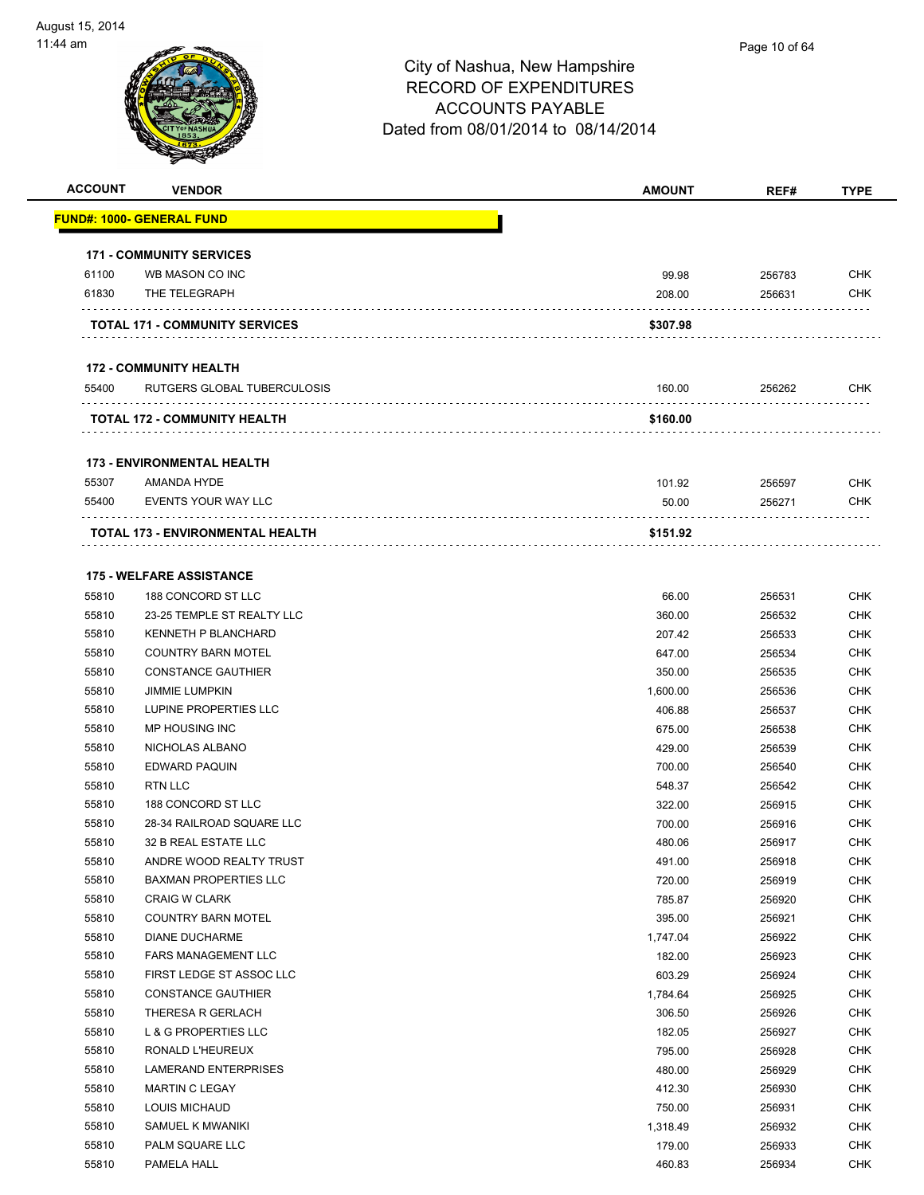City of Nashua, New Hampshire
RECORD OF EXPENDITURES
ACCOUNTS PAYABLE
Dated from 08/01/2014 to 08/14/2014

| ACCOUNT | VENDOR | AMOUNT | REF# | TYPE |
|---|---|---|---|---|
| **FUND#: 1000- GENERAL FUND** | | | | |
| **171 - COMMUNITY SERVICES** | | | | |
| 61100 | WB MASON CO INC | 99.98 | 256783 | CHK |
| 61830 | THE TELEGRAPH | 208.00 | 256631 | CHK |
| **TOTAL 171 - COMMUNITY SERVICES** | | **$307.98** | | |
| **172 - COMMUNITY HEALTH** | | | | |
| 55400 | RUTGERS GLOBAL TUBERCULOSIS | 160.00 | 256262 | CHK |
| **TOTAL 172 - COMMUNITY HEALTH** | | **$160.00** | | |
| **173 - ENVIRONMENTAL HEALTH** | | | | |
| 55307 | AMANDA HYDE | 101.92 | 256597 | CHK |
| 55400 | EVENTS YOUR WAY LLC | 50.00 | 256271 | CHK |
| **TOTAL 173 - ENVIRONMENTAL HEALTH** | | **$151.92** | | |
| **175 - WELFARE ASSISTANCE** | | | | |
| 55810 | 188 CONCORD ST LLC | 66.00 | 256531 | CHK |
| 55810 | 23-25 TEMPLE ST REALTY LLC | 360.00 | 256532 | CHK |
| 55810 | KENNETH P BLANCHARD | 207.42 | 256533 | CHK |
| 55810 | COUNTRY BARN MOTEL | 647.00 | 256534 | CHK |
| 55810 | CONSTANCE GAUTHIER | 350.00 | 256535 | CHK |
| 55810 | JIMMIE LUMPKIN | 1,600.00 | 256536 | CHK |
| 55810 | LUPINE PROPERTIES LLC | 406.88 | 256537 | CHK |
| 55810 | MP HOUSING INC | 675.00 | 256538 | CHK |
| 55810 | NICHOLAS ALBANO | 429.00 | 256539 | CHK |
| 55810 | EDWARD PAQUIN | 700.00 | 256540 | CHK |
| 55810 | RTN LLC | 548.37 | 256542 | CHK |
| 55810 | 188 CONCORD ST LLC | 322.00 | 256915 | CHK |
| 55810 | 28-34 RAILROAD SQUARE LLC | 700.00 | 256916 | CHK |
| 55810 | 32 B REAL ESTATE LLC | 480.06 | 256917 | CHK |
| 55810 | ANDRE WOOD REALTY TRUST | 491.00 | 256918 | CHK |
| 55810 | BAXMAN PROPERTIES LLC | 720.00 | 256919 | CHK |
| 55810 | CRAIG W CLARK | 785.87 | 256920 | CHK |
| 55810 | COUNTRY BARN MOTEL | 395.00 | 256921 | CHK |
| 55810 | DIANE DUCHARME | 1,747.04 | 256922 | CHK |
| 55810 | FARS MANAGEMENT LLC | 182.00 | 256923 | CHK |
| 55810 | FIRST LEDGE ST ASSOC LLC | 603.29 | 256924 | CHK |
| 55810 | CONSTANCE GAUTHIER | 1,784.64 | 256925 | CHK |
| 55810 | THERESA R GERLACH | 306.50 | 256926 | CHK |
| 55810 | L & G PROPERTIES LLC | 182.05 | 256927 | CHK |
| 55810 | RONALD L'HEUREUX | 795.00 | 256928 | CHK |
| 55810 | LAMERAND ENTERPRISES | 480.00 | 256929 | CHK |
| 55810 | MARTIN C LEGAY | 412.30 | 256930 | CHK |
| 55810 | LOUIS MICHAUD | 750.00 | 256931 | CHK |
| 55810 | SAMUEL K MWANIKI | 1,318.49 | 256932 | CHK |
| 55810 | PALM SQUARE LLC | 179.00 | 256933 | CHK |
| 55810 | PAMELA HALL | 460.83 | 256934 | CHK |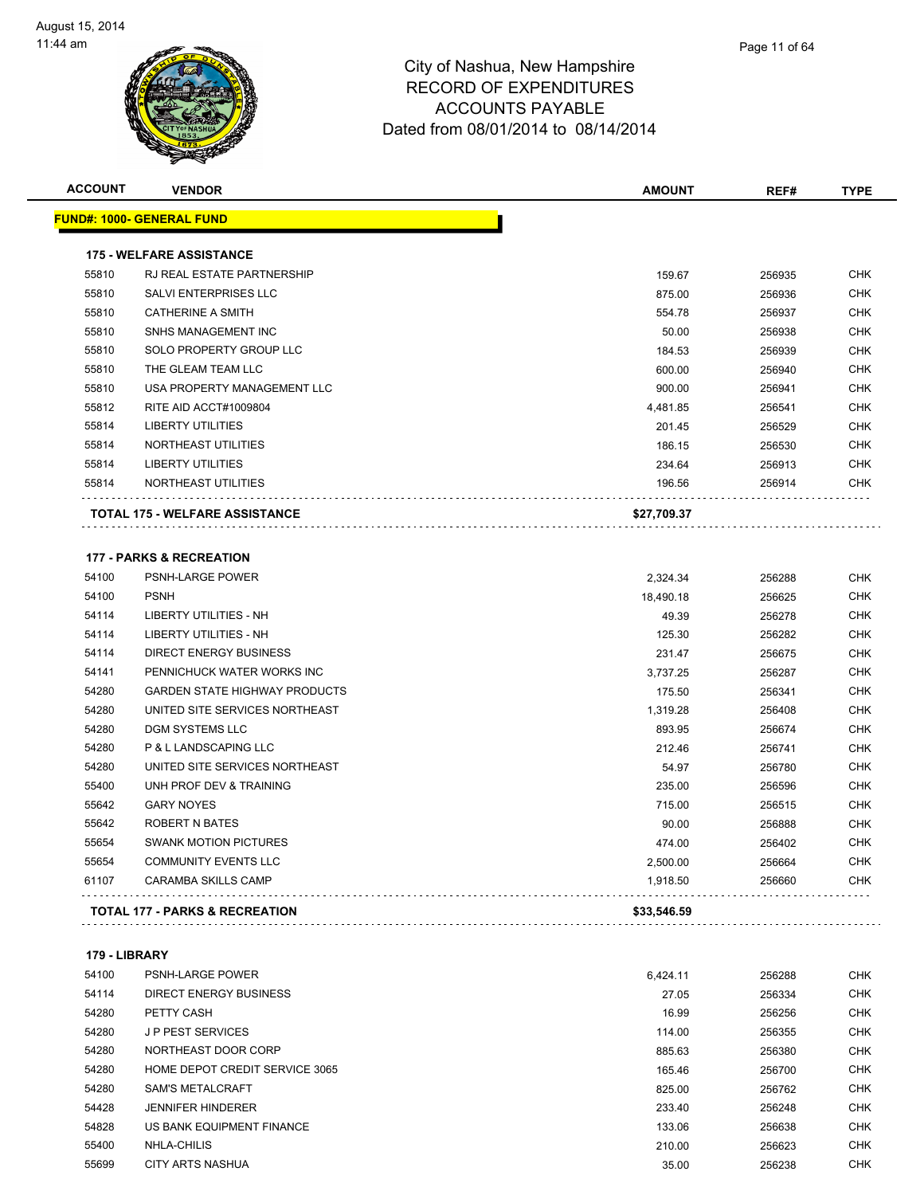# City of Nashua, New Hampshire
## RECORD OF EXPENDITURES
## ACCOUNTS PAYABLE
## Dated from 08/01/2014 to 08/14/2014

| ACCOUNT | VENDOR | AMOUNT | REF# | TYPE |
|---|---|---|---|---|
| **FUND#: 1000- GENERAL FUND** | | | | |
| **175 - WELFARE ASSISTANCE** | | | | |
| 55810 | RJ REAL ESTATE PARTNERSHIP | 159.67 | 256935 | CHK |
| 55810 | SALVI ENTERPRISES LLC | 875.00 | 256936 | CHK |
| 55810 | CATHERINE A SMITH | 554.78 | 256937 | CHK |
| 55810 | SNHS MANAGEMENT INC | 50.00 | 256938 | CHK |
| 55810 | SOLO PROPERTY GROUP LLC | 184.53 | 256939 | CHK |
| 55810 | THE GLEAM TEAM LLC | 600.00 | 256940 | CHK |
| 55810 | USA PROPERTY MANAGEMENT LLC | 900.00 | 256941 | CHK |
| 55812 | RITE AID ACCT#1009804 | 4,481.85 | 256541 | CHK |
| 55814 | LIBERTY UTILITIES | 201.45 | 256529 | CHK |
| 55814 | NORTHEAST UTILITIES | 186.15 | 256530 | CHK |
| 55814 | LIBERTY UTILITIES | 234.64 | 256913 | CHK |
| 55814 | NORTHEAST UTILITIES | 196.56 | 256914 | CHK |
| **TOTAL 175 - WELFARE ASSISTANCE** | | **$27,709.37** | | |
| **177 - PARKS & RECREATION** | | | | |
| 54100 | PSNH-LARGE POWER | 2,324.34 | 256288 | CHK |
| 54100 | PSNH | 18,490.18 | 256625 | CHK |
| 54114 | LIBERTY UTILITIES - NH | 49.39 | 256278 | CHK |
| 54114 | LIBERTY UTILITIES - NH | 125.30 | 256282 | CHK |
| 54114 | DIRECT ENERGY BUSINESS | 231.47 | 256675 | CHK |
| 54141 | PENNICHUCK WATER WORKS INC | 3,737.25 | 256287 | CHK |
| 54280 | GARDEN STATE HIGHWAY PRODUCTS | 175.50 | 256341 | CHK |
| 54280 | UNITED SITE SERVICES NORTHEAST | 1,319.28 | 256408 | CHK |
| 54280 | DGM SYSTEMS LLC | 893.95 | 256674 | CHK |
| 54280 | P & L LANDSCAPING LLC | 212.46 | 256741 | CHK |
| 54280 | UNITED SITE SERVICES NORTHEAST | 54.97 | 256780 | CHK |
| 55400 | UNH PROF DEV & TRAINING | 235.00 | 256596 | CHK |
| 55642 | GARY NOYES | 715.00 | 256515 | CHK |
| 55642 | ROBERT N BATES | 90.00 | 256888 | CHK |
| 55654 | SWANK MOTION PICTURES | 474.00 | 256402 | CHK |
| 55654 | COMMUNITY EVENTS LLC | 2,500.00 | 256664 | CHK |
| 61107 | CARAMBA SKILLS CAMP | 1,918.50 | 256660 | CHK |
| **TOTAL 177 - PARKS & RECREATION** | | **$33,546.59** | | |
| **179 - LIBRARY** | | | | |
| 54100 | PSNH-LARGE POWER | 6,424.11 | 256288 | CHK |
| 54114 | DIRECT ENERGY BUSINESS | 27.05 | 256334 | CHK |
| 54280 | PETTY CASH | 16.99 | 256256 | CHK |
| 54280 | J P PEST SERVICES | 114.00 | 256355 | CHK |
| 54280 | NORTHEAST DOOR CORP | 885.63 | 256380 | CHK |
| 54280 | HOME DEPOT CREDIT SERVICE 3065 | 165.46 | 256700 | CHK |
| 54280 | SAM'S METALCRAFT | 825.00 | 256762 | CHK |
| 54428 | JENNIFER HINDERER | 233.40 | 256248 | CHK |
| 54828 | US BANK EQUIPMENT FINANCE | 133.06 | 256638 | CHK |
| 55400 | NHLA-CHILIS | 210.00 | 256623 | CHK |
| 55699 | CITY ARTS NASHUA | 35.00 | 256238 | CHK |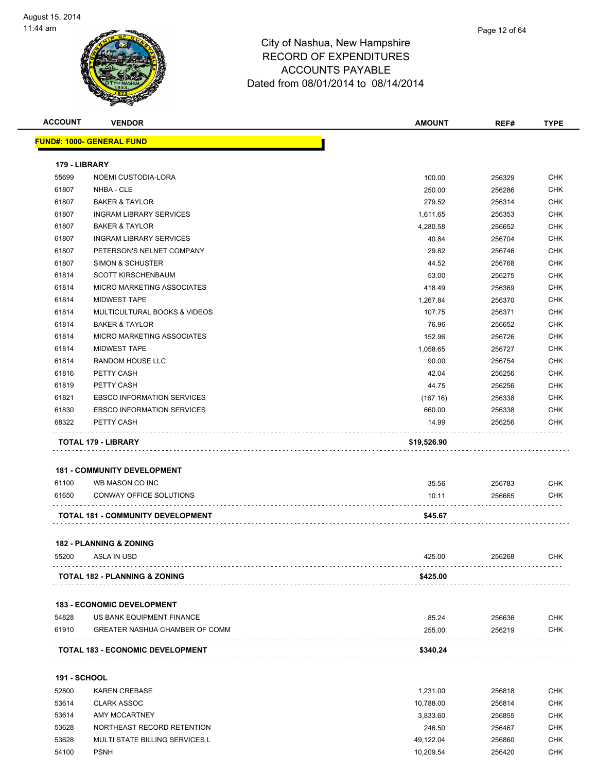# City of Nashua, New Hampshire
# RECORD OF EXPENDITURES
# ACCOUNTS PAYABLE
# Dated from 08/01/2014 to 08/14/2014

August 15, 2014
11:44 am

| ACCOUNT | VENDOR | AMOUNT | REF# | TYPE |
|---|---|---|---|---|
| **FUND#: 1000- GENERAL FUND** | | | | |
| **179 - LIBRARY** | | | | |
| 55699 | NOEMI CUSTODIA-LORA | 100.00 | 256329 | CHK |
| 61807 | NHBA - CLE | 250.00 | 256286 | CHK |
| 61807 | BAKER & TAYLOR | 279.52 | 256314 | CHK |
| 61807 | INGRAM LIBRARY SERVICES | 1,611.65 | 256353 | CHK |
| 61807 | BAKER & TAYLOR | 4,280.58 | 256652 | CHK |
| 61807 | INGRAM LIBRARY SERVICES | 40.84 | 256704 | CHK |
| 61807 | PETERSON'S NELNET COMPANY | 29.82 | 256746 | CHK |
| 61807 | SIMON & SCHUSTER | 44.52 | 256768 | CHK |
| 61814 | SCOTT KIRSCHENBAUM | 53.00 | 256275 | CHK |
| 61814 | MICRO MARKETING ASSOCIATES | 418.49 | 256369 | CHK |
| 61814 | MIDWEST TAPE | 1,267.84 | 256370 | CHK |
| 61814 | MULTICULTURAL BOOKS & VIDEOS | 107.75 | 256371 | CHK |
| 61814 | BAKER & TAYLOR | 76.96 | 256652 | CHK |
| 61814 | MICRO MARKETING ASSOCIATES | 152.96 | 256726 | CHK |
| 61814 | MIDWEST TAPE | 1,058.65 | 256727 | CHK |
| 61814 | RANDOM HOUSE LLC | 90.00 | 256754 | CHK |
| 61816 | PETTY CASH | 42.04 | 256256 | CHK |
| 61819 | PETTY CASH | 44.75 | 256256 | CHK |
| 61821 | EBSCO INFORMATION SERVICES | (167.16) | 256338 | CHK |
| 61830 | EBSCO INFORMATION SERVICES | 660.00 | 256338 | CHK |
| 68322 | PETTY CASH | 14.99 | 256256 | CHK |
| | **TOTAL 179 - LIBRARY** | **$19,526.90** | | |
| **181 - COMMUNITY DEVELOPMENT** | | | | |
| 61100 | WB MASON CO INC | 35.56 | 256783 | CHK |
| 61650 | CONWAY OFFICE SOLUTIONS | 10.11 | 256665 | CHK |
| | **TOTAL 181 - COMMUNITY DEVELOPMENT** | **$45.67** | | |
| **182 - PLANNING & ZONING** | | | | |
| 55200 | ASLA IN USD | 425.00 | 256268 | CHK |
| | **TOTAL 182 - PLANNING & ZONING** | **$425.00** | | |
| **183 - ECONOMIC DEVELOPMENT** | | | | |
| 54828 | US BANK EQUIPMENT FINANCE | 85.24 | 256636 | CHK |
| 61910 | GREATER NASHUA CHAMBER OF COMM | 255.00 | 256219 | CHK |
| | **TOTAL 183 - ECONOMIC DEVELOPMENT** | **$340.24** | | |
| **191 - SCHOOL** | | | | |
| 52800 | KAREN CREBASE | 1,231.00 | 256818 | CHK |
| 53614 | CLARK ASSOC | 10,788.00 | 256814 | CHK |
| 53614 | AMY MCCARTNEY | 3,833.60 | 256855 | CHK |
| 53628 | NORTHEAST RECORD RETENTION | 246.50 | 256467 | CHK |
| 53628 | MULTI STATE BILLING SERVICES L | 49,122.04 | 256860 | CHK |
| 54100 | PSNH | 10,209.54 | 256420 | CHK |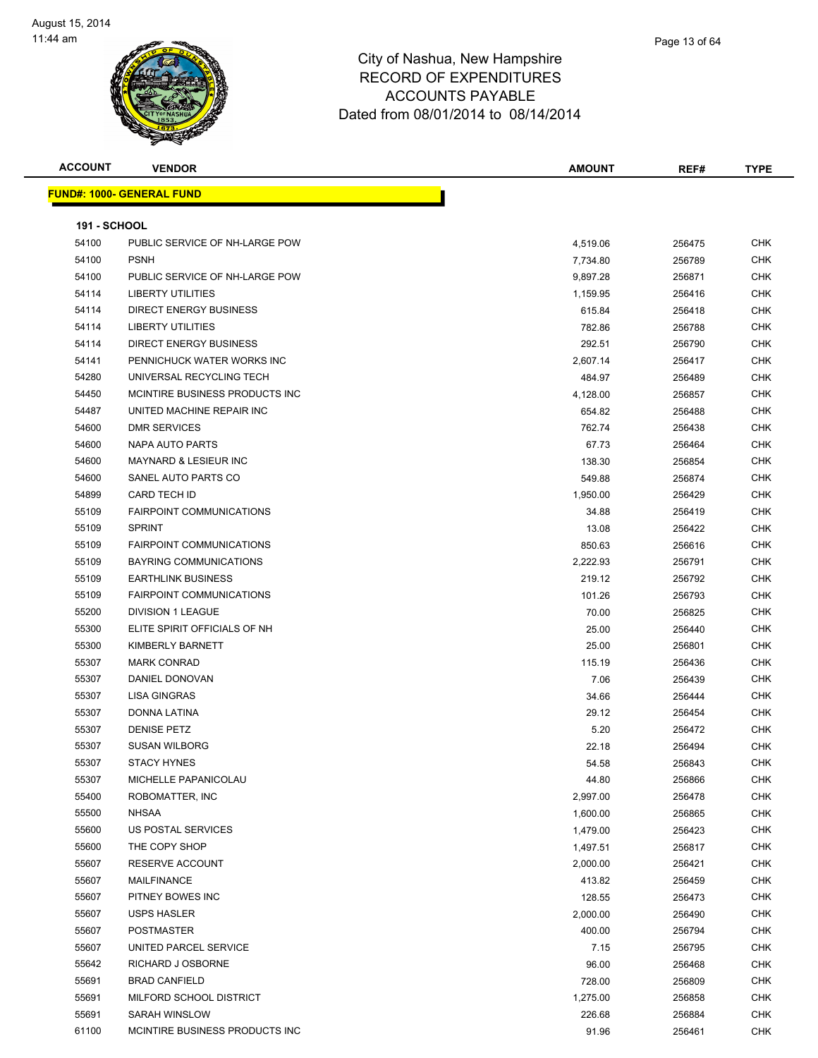# City of Nashua, New Hampshire
## RECORD OF EXPENDITURES
## ACCOUNTS PAYABLE
### Dated from 08/01/2014 to 08/14/2014

| ACCOUNT | VENDOR | AMOUNT | REF# | TYPE |
|---|---|---|---|---|
| **FUND#: 1000- GENERAL FUND** | | | | |
| **191 - SCHOOL** | | | | |
| 54100 | PUBLIC SERVICE OF NH-LARGE POW | 4,519.06 | 256475 | CHK |
| 54100 | PSNH | 7,734.80 | 256789 | CHK |
| 54100 | PUBLIC SERVICE OF NH-LARGE POW | 9,897.28 | 256871 | CHK |
| 54114 | LIBERTY UTILITIES | 1,159.95 | 256416 | CHK |
| 54114 | DIRECT ENERGY BUSINESS | 615.84 | 256418 | CHK |
| 54114 | LIBERTY UTILITIES | 782.86 | 256788 | CHK |
| 54114 | DIRECT ENERGY BUSINESS | 292.51 | 256790 | CHK |
| 54141 | PENNICHUCK WATER WORKS INC | 2,607.14 | 256417 | CHK |
| 54280 | UNIVERSAL RECYCLING TECH | 484.97 | 256489 | CHK |
| 54450 | MCINTIRE BUSINESS PRODUCTS INC | 4,128.00 | 256857 | CHK |
| 54487 | UNITED MACHINE REPAIR INC | 654.82 | 256488 | CHK |
| 54600 | DMR SERVICES | 762.74 | 256438 | CHK |
| 54600 | NAPA AUTO PARTS | 67.73 | 256464 | CHK |
| 54600 | MAYNARD & LESIEUR INC | 138.30 | 256854 | CHK |
| 54600 | SANEL AUTO PARTS CO | 549.88 | 256874 | CHK |
| 54899 | CARD TECH ID | 1,950.00 | 256429 | CHK |
| 55109 | FAIRPOINT COMMUNICATIONS | 34.88 | 256419 | CHK |
| 55109 | SPRINT | 13.08 | 256422 | CHK |
| 55109 | FAIRPOINT COMMUNICATIONS | 850.63 | 256616 | CHK |
| 55109 | BAYRING COMMUNICATIONS | 2,222.93 | 256791 | CHK |
| 55109 | EARTHLINK BUSINESS | 219.12 | 256792 | CHK |
| 55109 | FAIRPOINT COMMUNICATIONS | 101.26 | 256793 | CHK |
| 55200 | DIVISION 1 LEAGUE | 70.00 | 256825 | CHK |
| 55300 | ELITE SPIRIT OFFICIALS OF NH | 25.00 | 256440 | CHK |
| 55300 | KIMBERLY BARNETT | 25.00 | 256801 | CHK |
| 55307 | MARK CONRAD | 115.19 | 256436 | CHK |
| 55307 | DANIEL DONOVAN | 7.06 | 256439 | CHK |
| 55307 | LISA GINGRAS | 34.66 | 256444 | CHK |
| 55307 | DONNA LATINA | 29.12 | 256454 | CHK |
| 55307 | DENISE PETZ | 5.20 | 256472 | CHK |
| 55307 | SUSAN WILBORG | 22.18 | 256494 | CHK |
| 55307 | STACY HYNES | 54.58 | 256843 | CHK |
| 55307 | MICHELLE PAPANICOLAU | 44.80 | 256866 | CHK |
| 55400 | ROBOMATTER, INC | 2,997.00 | 256478 | CHK |
| 55500 | NHSAA | 1,600.00 | 256865 | CHK |
| 55600 | US POSTAL SERVICES | 1,479.00 | 256423 | CHK |
| 55600 | THE COPY SHOP | 1,497.51 | 256817 | CHK |
| 55607 | RESERVE ACCOUNT | 2,000.00 | 256421 | CHK |
| 55607 | MAILFINANCE | 413.82 | 256459 | CHK |
| 55607 | PITNEY BOWES INC | 128.55 | 256473 | CHK |
| 55607 | USPS HASLER | 2,000.00 | 256490 | CHK |
| 55607 | POSTMASTER | 400.00 | 256794 | CHK |
| 55607 | UNITED PARCEL SERVICE | 7.15 | 256795 | CHK |
| 55642 | RICHARD J OSBORNE | 96.00 | 256468 | CHK |
| 55691 | BRAD CANFIELD | 728.00 | 256809 | CHK |
| 55691 | MILFORD SCHOOL DISTRICT | 1,275.00 | 256858 | CHK |
| 55691 | SARAH WINSLOW | 226.68 | 256884 | CHK |
| 61100 | MCINTIRE BUSINESS PRODUCTS INC | 91.96 | 256461 | CHK |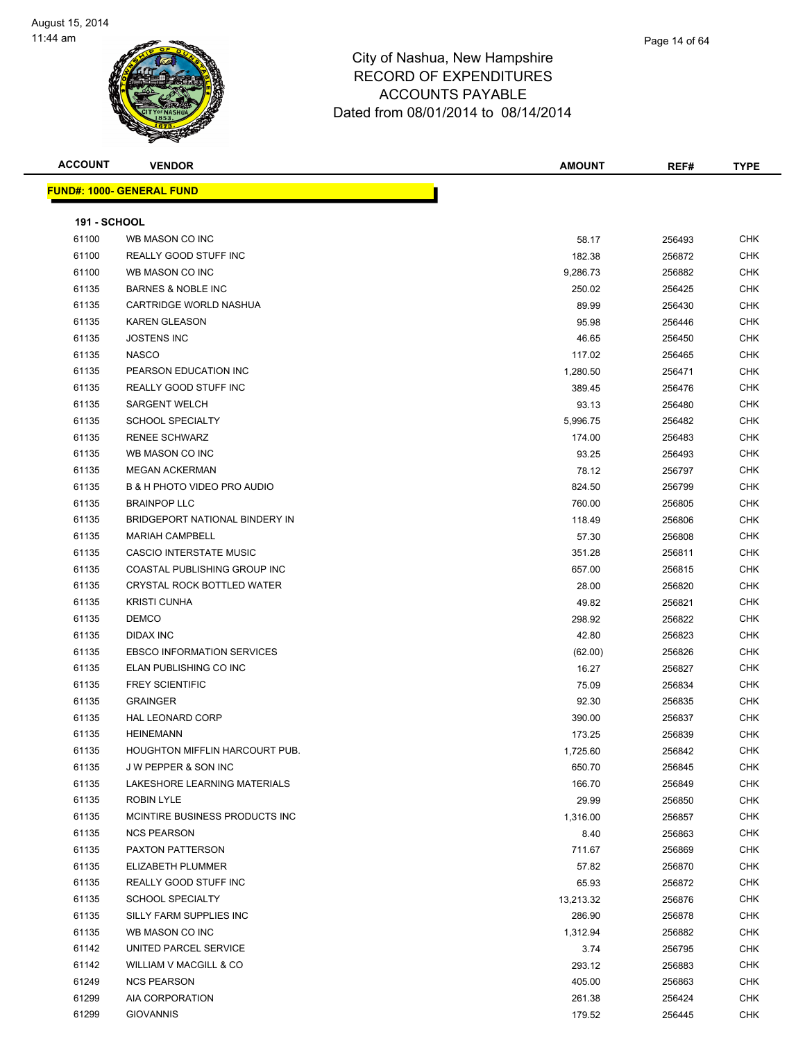# City of Nashua, New Hampshire
## RECORD OF EXPENDITURES
## ACCOUNTS PAYABLE
## Dated from 08/01/2014 to 08/14/2014

**FUND#: 1000- GENERAL FUND**

**191 - SCHOOL**

| ACCOUNT | VENDOR | AMOUNT | REF# | TYPE |
|---|---|---|---|---|
| 61100 | WB MASON CO INC | 58.17 | 256493 | CHK |
| 61100 | REALLY GOOD STUFF INC | 182.38 | 256872 | CHK |
| 61100 | WB MASON CO INC | 9,286.73 | 256882 | CHK |
| 61135 | BARNES & NOBLE INC | 250.02 | 256425 | CHK |
| 61135 | CARTRIDGE WORLD NASHUA | 89.99 | 256430 | CHK |
| 61135 | KAREN GLEASON | 95.98 | 256446 | CHK |
| 61135 | JOSTENS INC | 46.65 | 256450 | CHK |
| 61135 | NASCO | 117.02 | 256465 | CHK |
| 61135 | PEARSON EDUCATION INC | 1,280.50 | 256471 | CHK |
| 61135 | REALLY GOOD STUFF INC | 389.45 | 256476 | CHK |
| 61135 | SARGENT WELCH | 93.13 | 256480 | CHK |
| 61135 | SCHOOL SPECIALTY | 5,996.75 | 256482 | CHK |
| 61135 | RENEE SCHWARZ | 174.00 | 256483 | CHK |
| 61135 | WB MASON CO INC | 93.25 | 256493 | CHK |
| 61135 | MEGAN ACKERMAN | 78.12 | 256797 | CHK |
| 61135 | B & H PHOTO VIDEO PRO AUDIO | 824.50 | 256799 | CHK |
| 61135 | BRAINPOP LLC | 760.00 | 256805 | CHK |
| 61135 | BRIDGEPORT NATIONAL BINDERY IN | 118.49 | 256806 | CHK |
| 61135 | MARIAH CAMPBELL | 57.30 | 256808 | CHK |
| 61135 | CASCIO INTERSTATE MUSIC | 351.28 | 256811 | CHK |
| 61135 | COASTAL PUBLISHING GROUP INC | 657.00 | 256815 | CHK |
| 61135 | CRYSTAL ROCK BOTTLED WATER | 28.00 | 256820 | CHK |
| 61135 | KRISTI CUNHA | 49.82 | 256821 | CHK |
| 61135 | DEMCO | 298.92 | 256822 | CHK |
| 61135 | DIDAX INC | 42.80 | 256823 | CHK |
| 61135 | EBSCO INFORMATION SERVICES | (62.00) | 256826 | CHK |
| 61135 | ELAN PUBLISHING CO INC | 16.27 | 256827 | CHK |
| 61135 | FREY SCIENTIFIC | 75.09 | 256834 | CHK |
| 61135 | GRAINGER | 92.30 | 256835 | CHK |
| 61135 | HAL LEONARD CORP | 390.00 | 256837 | CHK |
| 61135 | HEINEMANN | 173.25 | 256839 | CHK |
| 61135 | HOUGHTON MIFFLIN HARCOURT PUB. | 1,725.60 | 256842 | CHK |
| 61135 | J W PEPPER & SON INC | 650.70 | 256845 | CHK |
| 61135 | LAKESHORE LEARNING MATERIALS | 166.70 | 256849 | CHK |
| 61135 | ROBIN LYLE | 29.99 | 256850 | CHK |
| 61135 | MCINTIRE BUSINESS PRODUCTS INC | 1,316.00 | 256857 | CHK |
| 61135 | NCS PEARSON | 8.40 | 256863 | CHK |
| 61135 | PAXTON PATTERSON | 711.67 | 256869 | CHK |
| 61135 | ELIZABETH PLUMMER | 57.82 | 256870 | CHK |
| 61135 | REALLY GOOD STUFF INC | 65.93 | 256872 | CHK |
| 61135 | SCHOOL SPECIALTY | 13,213.32 | 256876 | CHK |
| 61135 | SILLY FARM SUPPLIES INC | 286.90 | 256878 | CHK |
| 61135 | WB MASON CO INC | 1,312.94 | 256882 | CHK |
| 61142 | UNITED PARCEL SERVICE | 3.74 | 256795 | CHK |
| 61142 | WILLIAM V MACGILL & CO | 293.12 | 256883 | CHK |
| 61249 | NCS PEARSON | 405.00 | 256863 | CHK |
| 61299 | AIA CORPORATION | 261.38 | 256424 | CHK |
| 61299 | GIOVANNIS | 179.52 | 256445 | CHK |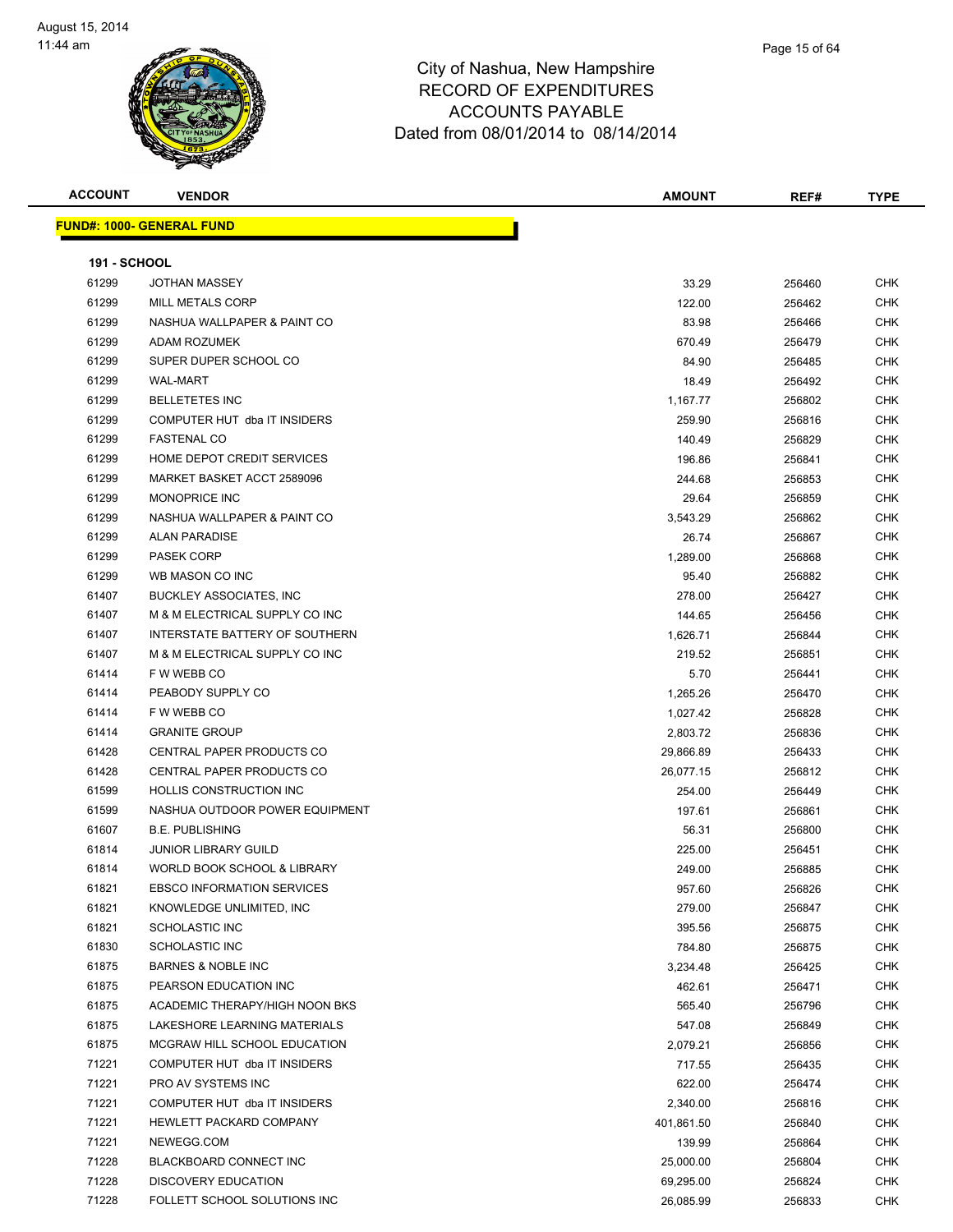# City of Nashua, New Hampshire
## RECORD OF EXPENDITURES
## ACCOUNTS PAYABLE
## Dated from 08/01/2014 to 08/14/2014

| ACCOUNT | VENDOR | AMOUNT | REF# | TYPE |
|---|---|---|---|---|

**FUND#: 1000- GENERAL FUND**

**191 - SCHOOL**

| ACCOUNT | VENDOR | AMOUNT | REF# | TYPE |
|---|---|---|---|---|
| 61299 | JOTHAN MASSEY | 33.29 | 256460 | CHK |
| 61299 | MILL METALS CORP | 122.00 | 256462 | CHK |
| 61299 | NASHUA WALLPAPER & PAINT CO | 83.98 | 256466 | CHK |
| 61299 | ADAM ROZUMEK | 670.49 | 256479 | CHK |
| 61299 | SUPER DUPER SCHOOL CO | 84.90 | 256485 | CHK |
| 61299 | WAL-MART | 18.49 | 256492 | CHK |
| 61299 | BELLETETES INC | 1,167.77 | 256802 | CHK |
| 61299 | COMPUTER HUT dba IT INSIDERS | 259.90 | 256816 | CHK |
| 61299 | FASTENAL CO | 140.49 | 256829 | CHK |
| 61299 | HOME DEPOT CREDIT SERVICES | 196.86 | 256841 | CHK |
| 61299 | MARKET BASKET ACCT 2589096 | 244.68 | 256853 | CHK |
| 61299 | MONOPRICE INC | 29.64 | 256859 | CHK |
| 61299 | NASHUA WALLPAPER & PAINT CO | 3,543.29 | 256862 | CHK |
| 61299 | ALAN PARADISE | 26.74 | 256867 | CHK |
| 61299 | PASEK CORP | 1,289.00 | 256868 | CHK |
| 61299 | WB MASON CO INC | 95.40 | 256882 | CHK |
| 61407 | BUCKLEY ASSOCIATES, INC | 278.00 | 256427 | CHK |
| 61407 | M & M ELECTRICAL SUPPLY CO INC | 144.65 | 256456 | CHK |
| 61407 | INTERSTATE BATTERY OF SOUTHERN | 1,626.71 | 256844 | CHK |
| 61407 | M & M ELECTRICAL SUPPLY CO INC | 219.52 | 256851 | CHK |
| 61414 | F W WEBB CO | 5.70 | 256441 | CHK |
| 61414 | PEABODY SUPPLY CO | 1,265.26 | 256470 | CHK |
| 61414 | F W WEBB CO | 1,027.42 | 256828 | CHK |
| 61414 | GRANITE GROUP | 2,803.72 | 256836 | CHK |
| 61428 | CENTRAL PAPER PRODUCTS CO | 29,866.89 | 256433 | CHK |
| 61428 | CENTRAL PAPER PRODUCTS CO | 26,077.15 | 256812 | CHK |
| 61599 | HOLLIS CONSTRUCTION INC | 254.00 | 256449 | CHK |
| 61599 | NASHUA OUTDOOR POWER EQUIPMENT | 197.61 | 256861 | CHK |
| 61607 | B.E. PUBLISHING | 56.31 | 256800 | CHK |
| 61814 | JUNIOR LIBRARY GUILD | 225.00 | 256451 | CHK |
| 61814 | WORLD BOOK SCHOOL & LIBRARY | 249.00 | 256885 | CHK |
| 61821 | EBSCO INFORMATION SERVICES | 957.60 | 256826 | CHK |
| 61821 | KNOWLEDGE UNLIMITED, INC | 279.00 | 256847 | CHK |
| 61821 | SCHOLASTIC INC | 395.56 | 256875 | CHK |
| 61830 | SCHOLASTIC INC | 784.80 | 256875 | CHK |
| 61875 | BARNES & NOBLE INC | 3,234.48 | 256425 | CHK |
| 61875 | PEARSON EDUCATION INC | 462.61 | 256471 | CHK |
| 61875 | ACADEMIC THERAPY/HIGH NOON BKS | 565.40 | 256796 | CHK |
| 61875 | LAKESHORE LEARNING MATERIALS | 547.08 | 256849 | CHK |
| 61875 | MCGRAW HILL SCHOOL EDUCATION | 2,079.21 | 256856 | CHK |
| 71221 | COMPUTER HUT dba IT INSIDERS | 717.55 | 256435 | CHK |
| 71221 | PRO AV SYSTEMS INC | 622.00 | 256474 | CHK |
| 71221 | COMPUTER HUT dba IT INSIDERS | 2,340.00 | 256816 | CHK |
| 71221 | HEWLETT PACKARD COMPANY | 401,861.50 | 256840 | CHK |
| 71221 | NEWEGG.COM | 139.99 | 256864 | CHK |
| 71228 | BLACKBOARD CONNECT INC | 25,000.00 | 256804 | CHK |
| 71228 | DISCOVERY EDUCATION | 69,295.00 | 256824 | CHK |
| 71228 | FOLLETT SCHOOL SOLUTIONS INC | 26,085.99 | 256833 | CHK |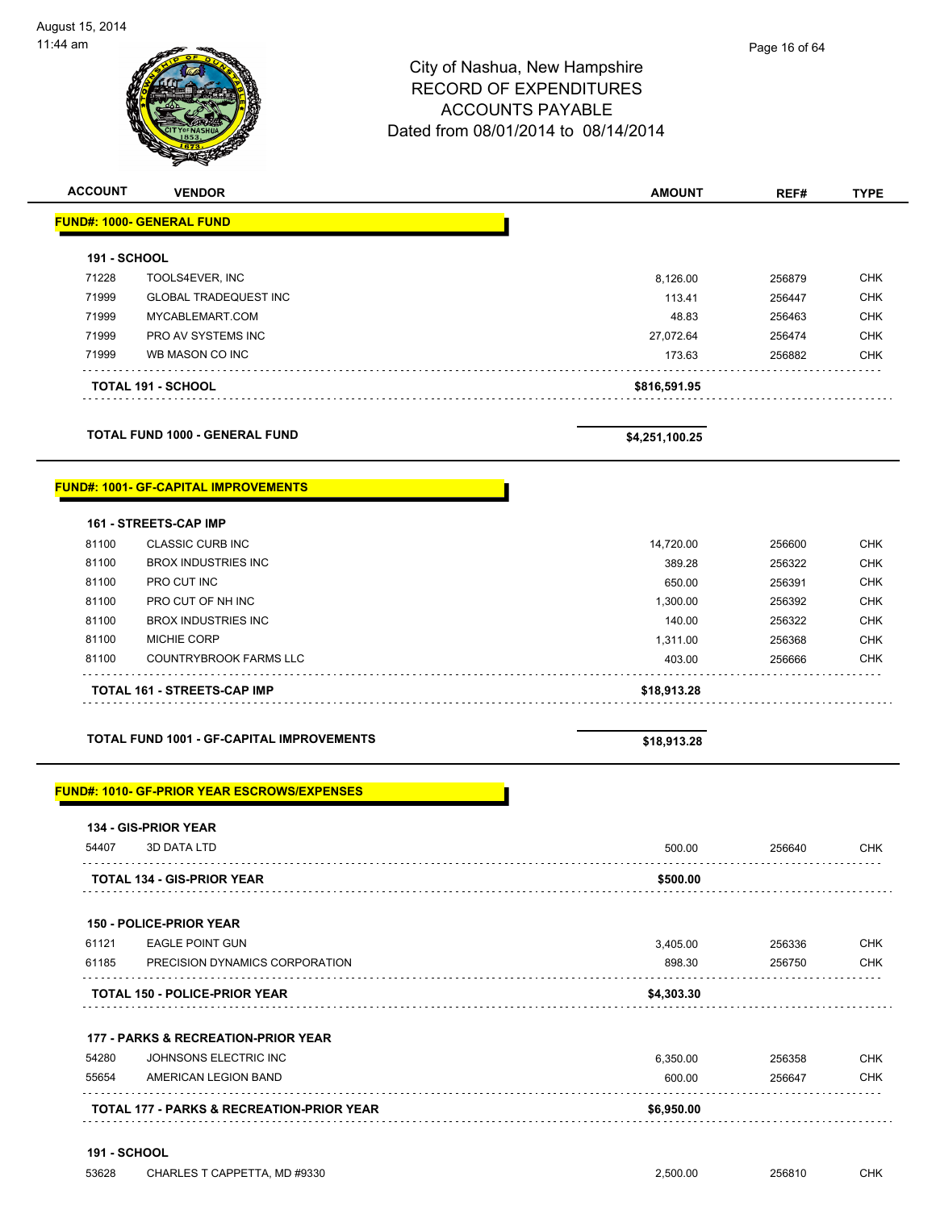August 15, 2014
11:44 am

City of Nashua, New Hampshire
RECORD OF EXPENDITURES
ACCOUNTS PAYABLE
Dated from 08/01/2014 to 08/14/2014

| ACCOUNT | VENDOR | AMOUNT | REF# | TYPE |
|---|---|---|---|---|
| **FUND#: 1000- GENERAL FUND** | | | | |
| **191 - SCHOOL** | | | | |
| 71228 | TOOLS4EVER, INC | 8,126.00 | 256879 | CHK |
| 71999 | GLOBAL TRADEQUEST INC | 113.41 | 256447 | CHK |
| 71999 | MYCABLEMART.COM | 48.83 | 256463 | CHK |
| 71999 | PRO AV SYSTEMS INC | 27,072.64 | 256474 | CHK |
| 71999 | WB MASON CO INC | 173.63 | 256882 | CHK |
| | **TOTAL 191 - SCHOOL** | **$816,591.95** | | |
| | **TOTAL FUND 1000 - GENERAL FUND** | **$4,251,100.25** | | |
| **FUND#: 1001- GF-CAPITAL IMPROVEMENTS** | | | | |
| **161 - STREETS-CAP IMP** | | | | |
| 81100 | CLASSIC CURB INC | 14,720.00 | 256600 | CHK |
| 81100 | BROX INDUSTRIES INC | 389.28 | 256322 | CHK |
| 81100 | PRO CUT INC | 650.00 | 256391 | CHK |
| 81100 | PRO CUT OF NH INC | 1,300.00 | 256392 | CHK |
| 81100 | BROX INDUSTRIES INC | 140.00 | 256322 | CHK |
| 81100 | MICHIE CORP | 1,311.00 | 256368 | CHK |
| 81100 | COUNTRYBROOK FARMS LLC | 403.00 | 256666 | CHK |
| | **TOTAL 161 - STREETS-CAP IMP** | **$18,913.28** | | |
| | **TOTAL FUND 1001 - GF-CAPITAL IMPROVEMENTS** | **$18,913.28** | | |
| **FUND#: 1010- GF-PRIOR YEAR ESCROWS/EXPENSES** | | | | |
| **134 - GIS-PRIOR YEAR** | | | | |
| 54407 | 3D DATA LTD | 500.00 | 256640 | CHK |
| | **TOTAL 134 - GIS-PRIOR YEAR** | **$500.00** | | |
| **150 - POLICE-PRIOR YEAR** | | | | |
| 61121 | EAGLE POINT GUN | 3,405.00 | 256336 | CHK |
| 61185 | PRECISION DYNAMICS CORPORATION | 898.30 | 256750 | CHK |
| | **TOTAL 150 - POLICE-PRIOR YEAR** | **$4,303.30** | | |
| **177 - PARKS & RECREATION-PRIOR YEAR** | | | | |
| 54280 | JOHNSONS ELECTRIC INC | 6,350.00 | 256358 | CHK |
| 55654 | AMERICAN LEGION BAND | 600.00 | 256647 | CHK |
| | **TOTAL 177 - PARKS & RECREATION-PRIOR YEAR** | **$6,950.00** | | |
| **191 - SCHOOL** | | | | |
| 53628 | CHARLES T CAPPETTA, MD #9330 | 2,500.00 | 256810 | CHK |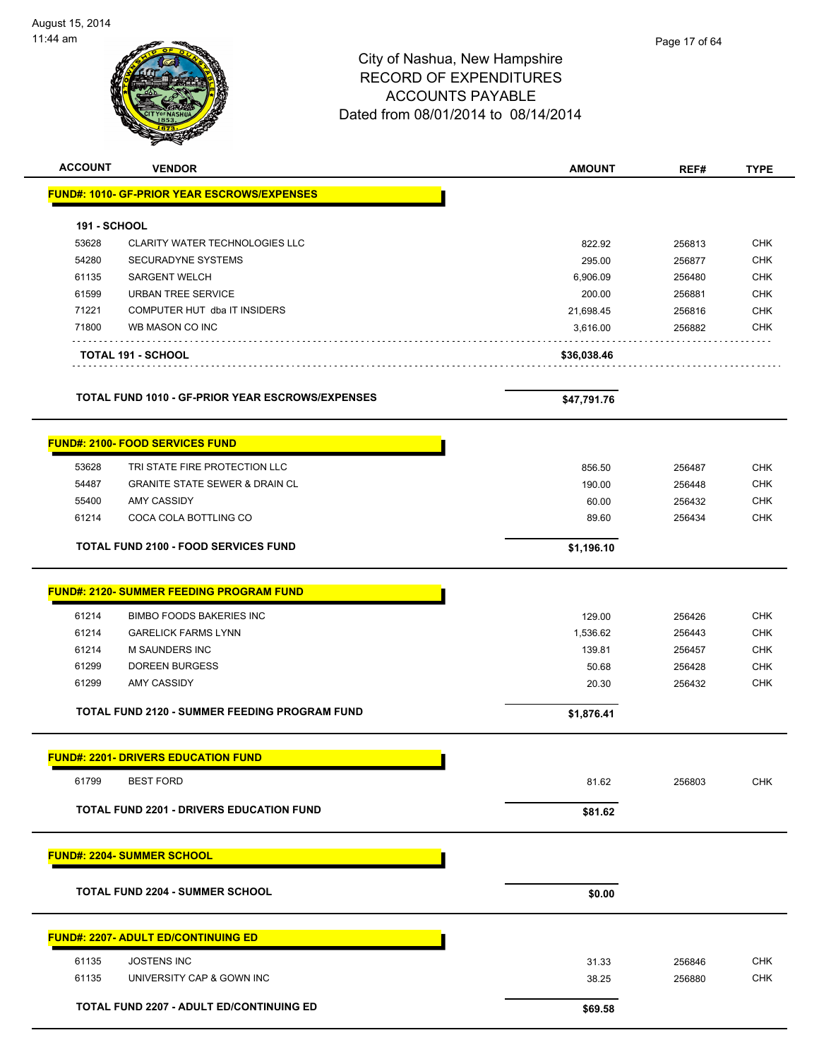# City of Nashua, New Hampshire
## RECORD OF EXPENDITURES
## ACCOUNTS PAYABLE
### Dated from 08/01/2014 to 08/14/2014

| ACCOUNT | VENDOR | AMOUNT | REF# | TYPE |
|---|---|---|---|---|
| **FUND#: 1010- GF-PRIOR YEAR ESCROWS/EXPENSES** | | | | |
| **191 - SCHOOL** | | | | |
| 53628 | CLARITY WATER TECHNOLOGIES LLC | 822.92 | 256813 | CHK |
| 54280 | SECURADYNE SYSTEMS | 295.00 | 256877 | CHK |
| 61135 | SARGENT WELCH | 6,906.09 | 256480 | CHK |
| 61599 | URBAN TREE SERVICE | 200.00 | 256881 | CHK |
| 71221 | COMPUTER HUT dba IT INSIDERS | 21,698.45 | 256816 | CHK |
| 71800 | WB MASON CO INC | 3,616.00 | 256882 | CHK |
| | **TOTAL 191 - SCHOOL** | **$36,038.46** | | |
| | **TOTAL FUND 1010 - GF-PRIOR YEAR ESCROWS/EXPENSES** | **$47,791.76** | | |
| **FUND#: 2100- FOOD SERVICES FUND** | | | | |
| 53628 | TRI STATE FIRE PROTECTION LLC | 856.50 | 256487 | CHK |
| 54487 | GRANITE STATE SEWER & DRAIN CL | 190.00 | 256448 | CHK |
| 55400 | AMY CASSIDY | 60.00 | 256432 | CHK |
| 61214 | COCA COLA BOTTLING CO | 89.60 | 256434 | CHK |
| | **TOTAL FUND 2100 - FOOD SERVICES FUND** | **$1,196.10** | | |
| **FUND#: 2120- SUMMER FEEDING PROGRAM FUND** | | | | |
| 61214 | BIMBO FOODS BAKERIES INC | 129.00 | 256426 | CHK |
| 61214 | GARELICK FARMS LYNN | 1,536.62 | 256443 | CHK |
| 61214 | M SAUNDERS INC | 139.81 | 256457 | CHK |
| 61299 | DOREEN BURGESS | 50.68 | 256428 | CHK |
| 61299 | AMY CASSIDY | 20.30 | 256432 | CHK |
| | **TOTAL FUND 2120 - SUMMER FEEDING PROGRAM FUND** | **$1,876.41** | | |
| **FUND#: 2201- DRIVERS EDUCATION FUND** | | | | |
| 61799 | BEST FORD | 81.62 | 256803 | CHK |
| | **TOTAL FUND 2201 - DRIVERS EDUCATION FUND** | **$81.62** | | |
| **FUND#: 2204- SUMMER SCHOOL** | | | | |
| | **TOTAL FUND 2204 - SUMMER SCHOOL** | **$0.00** | | |
| **FUND#: 2207- ADULT ED/CONTINUING ED** | | | | |
| 61135 | JOSTENS INC | 31.33 | 256846 | CHK |
| 61135 | UNIVERSITY CAP & GOWN INC | 38.25 | 256880 | CHK |
| | **TOTAL FUND 2207 - ADULT ED/CONTINUING ED** | **$69.58** | | |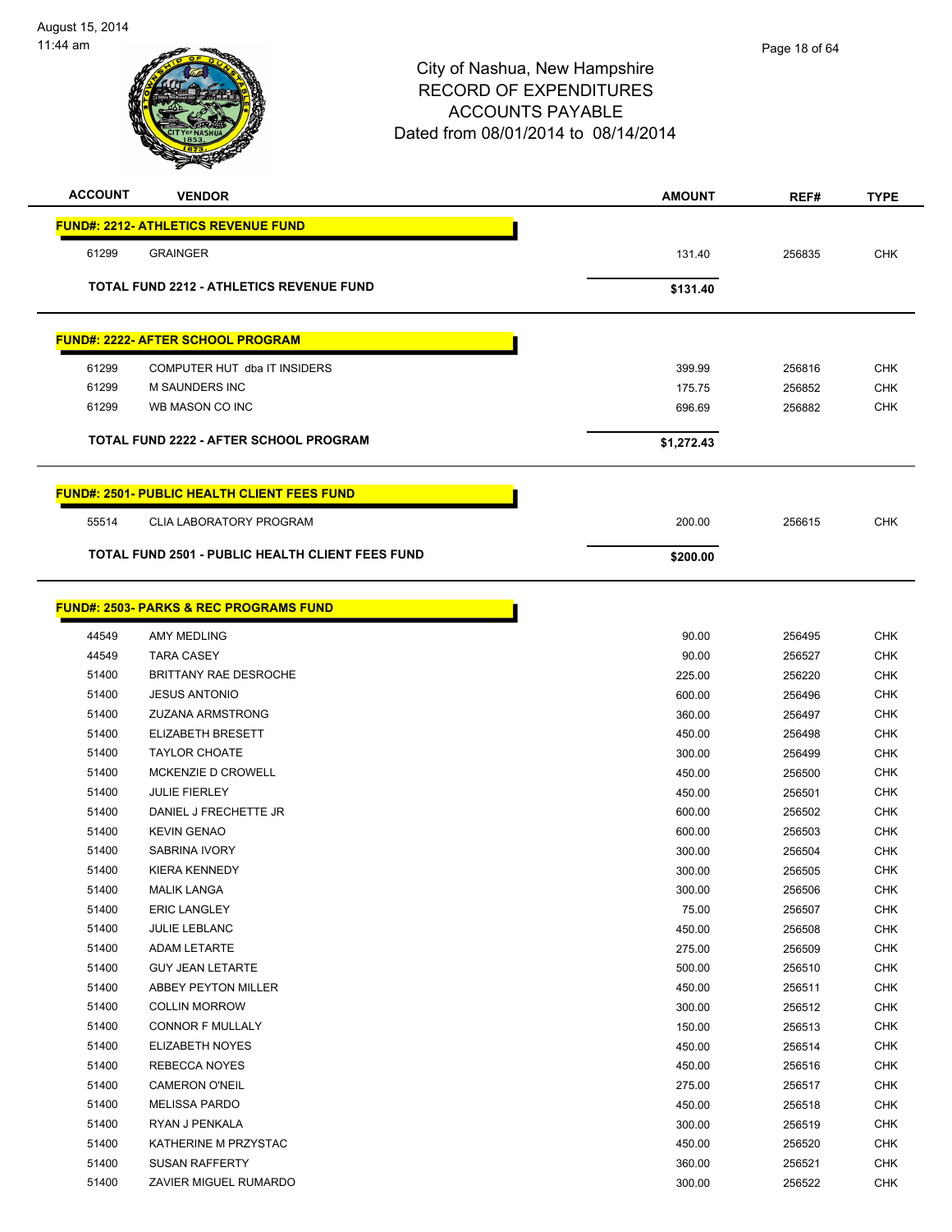# City of Nashua, New Hampshire
## RECORD OF EXPENDITURES
## ACCOUNTS PAYABLE
## Dated from 08/01/2014 to 08/14/2014

| ACCOUNT | VENDOR | AMOUNT | REF# | TYPE |
|---|---|---|---|---|
| **FUND#: 2212- ATHLETICS REVENUE FUND** | | | | |
| 61299 | GRAINGER | 131.40 | 256835 | CHK |
| | **TOTAL FUND 2212 - ATHLETICS REVENUE FUND** | **$131.40** | | |
| **FUND#: 2222- AFTER SCHOOL PROGRAM** | | | | |
| 61299 | COMPUTER HUT dba IT INSIDERS | 399.99 | 256816 | CHK |
| 61299 | M SAUNDERS INC | 175.75 | 256852 | CHK |
| 61299 | WB MASON CO INC | 696.69 | 256882 | CHK |
| | **TOTAL FUND 2222 - AFTER SCHOOL PROGRAM** | **$1,272.43** | | |
| **FUND#: 2501- PUBLIC HEALTH CLIENT FEES FUND** | | | | |
| 55514 | CLIA LABORATORY PROGRAM | 200.00 | 256615 | CHK |
| | **TOTAL FUND 2501 - PUBLIC HEALTH CLIENT FEES FUND** | **$200.00** | | |
| **FUND#: 2503- PARKS & REC PROGRAMS FUND** | | | | |
| 44549 | AMY MEDLING | 90.00 | 256495 | CHK |
| 44549 | TARA CASEY | 90.00 | 256527 | CHK |
| 51400 | BRITTANY RAE DESROCHE | 225.00 | 256220 | CHK |
| 51400 | JESUS ANTONIO | 600.00 | 256496 | CHK |
| 51400 | ZUZANA ARMSTRONG | 360.00 | 256497 | CHK |
| 51400 | ELIZABETH BRESETT | 450.00 | 256498 | CHK |
| 51400 | TAYLOR CHOATE | 300.00 | 256499 | CHK |
| 51400 | MCKENZIE D CROWELL | 450.00 | 256500 | CHK |
| 51400 | JULIE FIERLEY | 450.00 | 256501 | CHK |
| 51400 | DANIEL J FRECHETTE JR | 600.00 | 256502 | CHK |
| 51400 | KEVIN GENAO | 600.00 | 256503 | CHK |
| 51400 | SABRINA IVORY | 300.00 | 256504 | CHK |
| 51400 | KIERA KENNEDY | 300.00 | 256505 | CHK |
| 51400 | MALIK LANGA | 300.00 | 256506 | CHK |
| 51400 | ERIC LANGLEY | 75.00 | 256507 | CHK |
| 51400 | JULIE LEBLANC | 450.00 | 256508 | CHK |
| 51400 | ADAM LETARTE | 275.00 | 256509 | CHK |
| 51400 | GUY JEAN LETARTE | 500.00 | 256510 | CHK |
| 51400 | ABBEY PEYTON MILLER | 450.00 | 256511 | CHK |
| 51400 | COLLIN MORROW | 300.00 | 256512 | CHK |
| 51400 | CONNOR F MULLALY | 150.00 | 256513 | CHK |
| 51400 | ELIZABETH NOYES | 450.00 | 256514 | CHK |
| 51400 | REBECCA NOYES | 450.00 | 256516 | CHK |
| 51400 | CAMERON O'NEIL | 275.00 | 256517 | CHK |
| 51400 | MELISSA PARDO | 450.00 | 256518 | CHK |
| 51400 | RYAN J PENKALA | 300.00 | 256519 | CHK |
| 51400 | KATHERINE M PRZYSTAC | 450.00 | 256520 | CHK |
| 51400 | SUSAN RAFFERTY | 360.00 | 256521 | CHK |
| 51400 | ZAVIER MIGUEL RUMARDO | 300.00 | 256522 | CHK |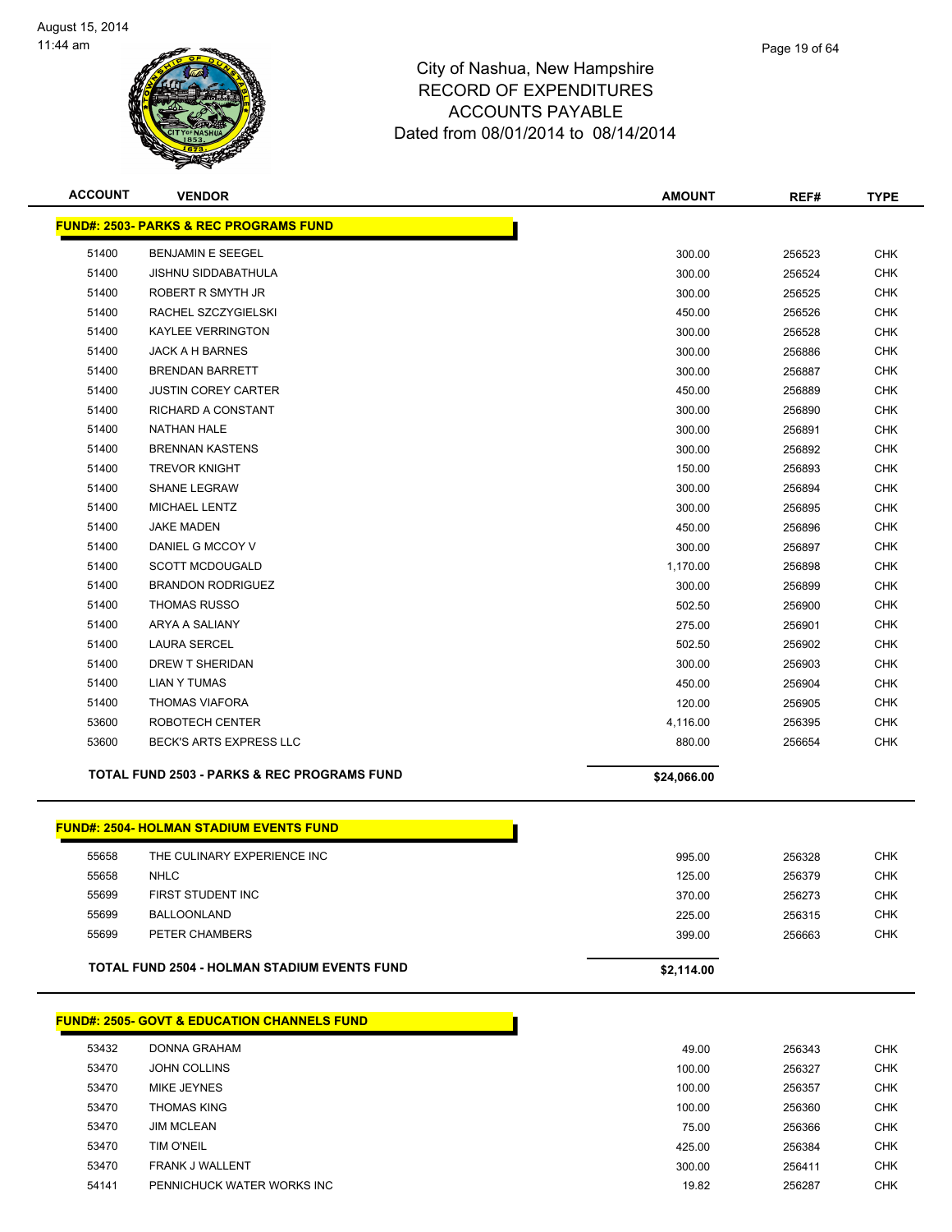City of Nashua, New Hampshire
RECORD OF EXPENDITURES
ACCOUNTS PAYABLE
Dated from 08/01/2014 to 08/14/2014

| ACCOUNT | VENDOR | AMOUNT | REF# | TYPE |
|---|---|---|---|---|
| **FUND#: 2503- PARKS & REC PROGRAMS FUND** | | | | |
| 51400 | BENJAMIN E SEEGEL | 300.00 | 256523 | CHK |
| 51400 | JISHNU SIDDABATHULA | 300.00 | 256524 | CHK |
| 51400 | ROBERT R SMYTH JR | 300.00 | 256525 | CHK |
| 51400 | RACHEL SZCZYGIELSKI | 450.00 | 256526 | CHK |
| 51400 | KAYLEE VERRINGTON | 300.00 | 256528 | CHK |
| 51400 | JACK A H BARNES | 300.00 | 256886 | CHK |
| 51400 | BRENDAN BARRETT | 300.00 | 256887 | CHK |
| 51400 | JUSTIN COREY CARTER | 450.00 | 256889 | CHK |
| 51400 | RICHARD A CONSTANT | 300.00 | 256890 | CHK |
| 51400 | NATHAN HALE | 300.00 | 256891 | CHK |
| 51400 | BRENNAN KASTENS | 300.00 | 256892 | CHK |
| 51400 | TREVOR KNIGHT | 150.00 | 256893 | CHK |
| 51400 | SHANE LEGRAW | 300.00 | 256894 | CHK |
| 51400 | MICHAEL LENTZ | 300.00 | 256895 | CHK |
| 51400 | JAKE MADEN | 450.00 | 256896 | CHK |
| 51400 | DANIEL G MCCOY V | 300.00 | 256897 | CHK |
| 51400 | SCOTT MCDOUGALD | 1,170.00 | 256898 | CHK |
| 51400 | BRANDON RODRIGUEZ | 300.00 | 256899 | CHK |
| 51400 | THOMAS RUSSO | 502.50 | 256900 | CHK |
| 51400 | ARYA A SALIANY | 275.00 | 256901 | CHK |
| 51400 | LAURA SERCEL | 502.50 | 256902 | CHK |
| 51400 | DREW T SHERIDAN | 300.00 | 256903 | CHK |
| 51400 | LIAN Y TUMAS | 450.00 | 256904 | CHK |
| 51400 | THOMAS VIAFORA | 120.00 | 256905 | CHK |
| 53600 | ROBOTECH CENTER | 4,116.00 | 256395 | CHK |
| 53600 | BECK'S ARTS EXPRESS LLC | 880.00 | 256654 | CHK |
| | **TOTAL FUND 2503 - PARKS & REC PROGRAMS FUND** | **$24,066.00** | | |
| **FUND#: 2504- HOLMAN STADIUM EVENTS FUND** | | | | |
| 55658 | THE CULINARY EXPERIENCE INC | 995.00 | 256328 | CHK |
| 55658 | NHLC | 125.00 | 256379 | CHK |
| 55699 | FIRST STUDENT INC | 370.00 | 256273 | CHK |
| 55699 | BALLOONLAND | 225.00 | 256315 | CHK |
| 55699 | PETER CHAMBERS | 399.00 | 256663 | CHK |
| | **TOTAL FUND 2504 - HOLMAN STADIUM EVENTS FUND** | **$2,114.00** | | |
| **FUND#: 2505- GOVT & EDUCATION CHANNELS FUND** | | | | |
| 53432 | DONNA GRAHAM | 49.00 | 256343 | CHK |
| 53470 | JOHN COLLINS | 100.00 | 256327 | CHK |
| 53470 | MIKE JEYNES | 100.00 | 256357 | CHK |
| 53470 | THOMAS KING | 100.00 | 256360 | CHK |
| 53470 | JIM MCLEAN | 75.00 | 256366 | CHK |
| 53470 | TIM O'NEIL | 425.00 | 256384 | CHK |
| 53470 | FRANK J WALLENT | 300.00 | 256411 | CHK |
| 54141 | PENNICHUCK WATER WORKS INC | 19.82 | 256287 | CHK |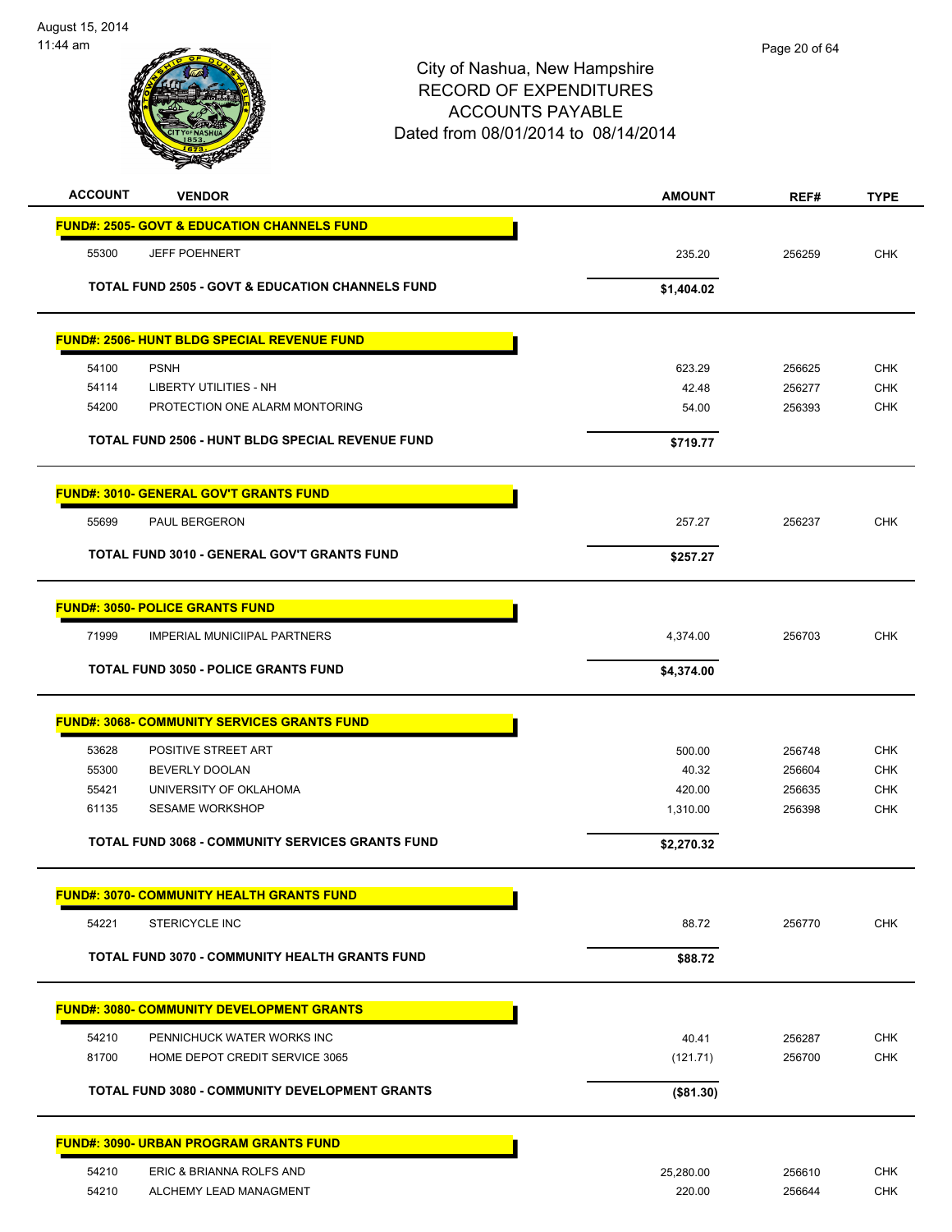# City of Nashua, New Hampshire
## RECORD OF EXPENDITURES
## ACCOUNTS PAYABLE
### Dated from 08/01/2014 to 08/14/2014

August 15, 2014
11:44 am

| ACCOUNT | VENDOR | AMOUNT | REF# | TYPE |
|---|---|---|---|---|
| **FUND#: 2505- GOVT & EDUCATION CHANNELS FUND** | | | | |
| 55300 | JEFF POEHNERT | 235.20 | 256259 | CHK |
| | **TOTAL FUND 2505 - GOVT & EDUCATION CHANNELS FUND** | **$1,404.02** | | |
| **FUND#: 2506- HUNT BLDG SPECIAL REVENUE FUND** | | | | |
| 54100 | PSNH | 623.29 | 256625 | CHK |
| 54114 | LIBERTY UTILITIES - NH | 42.48 | 256277 | CHK |
| 54200 | PROTECTION ONE ALARM MONTORING | 54.00 | 256393 | CHK |
| | **TOTAL FUND 2506 - HUNT BLDG SPECIAL REVENUE FUND** | **$719.77** | | |
| **FUND#: 3010- GENERAL GOV'T GRANTS FUND** | | | | |
| 55699 | PAUL BERGERON | 257.27 | 256237 | CHK |
| | **TOTAL FUND 3010 - GENERAL GOV'T GRANTS FUND** | **$257.27** | | |
| **FUND#: 3050- POLICE GRANTS FUND** | | | | |
| 71999 | IMPERIAL MUNICIIPAL PARTNERS | 4,374.00 | 256703 | CHK |
| | **TOTAL FUND 3050 - POLICE GRANTS FUND** | **$4,374.00** | | |
| **FUND#: 3068- COMMUNITY SERVICES GRANTS FUND** | | | | |
| 53628 | POSITIVE STREET ART | 500.00 | 256748 | CHK |
| 55300 | BEVERLY DOOLAN | 40.32 | 256604 | CHK |
| 55421 | UNIVERSITY OF OKLAHOMA | 420.00 | 256635 | CHK |
| 61135 | SESAME WORKSHOP | 1,310.00 | 256398 | CHK |
| | **TOTAL FUND 3068 - COMMUNITY SERVICES GRANTS FUND** | **$2,270.32** | | |
| **FUND#: 3070- COMMUNITY HEALTH GRANTS FUND** | | | | |
| 54221 | STERICYCLE INC | 88.72 | 256770 | CHK |
| | **TOTAL FUND 3070 - COMMUNITY HEALTH GRANTS FUND** | **$88.72** | | |
| **FUND#: 3080- COMMUNITY DEVELOPMENT GRANTS** | | | | |
| 54210 | PENNICHUCK WATER WORKS INC | 40.41 | 256287 | CHK |
| 81700 | HOME DEPOT CREDIT SERVICE 3065 | (121.71) | 256700 | CHK |
| | **TOTAL FUND 3080 - COMMUNITY DEVELOPMENT GRANTS** | **($81.30)** | | |
| **FUND#: 3090- URBAN PROGRAM GRANTS FUND** | | | | |
| 54210 | ERIC & BRIANNA ROLFS AND | 25,280.00 | 256610 | CHK |
| 54210 | ALCHEMY LEAD MANAGMENT | 220.00 | 256644 | CHK |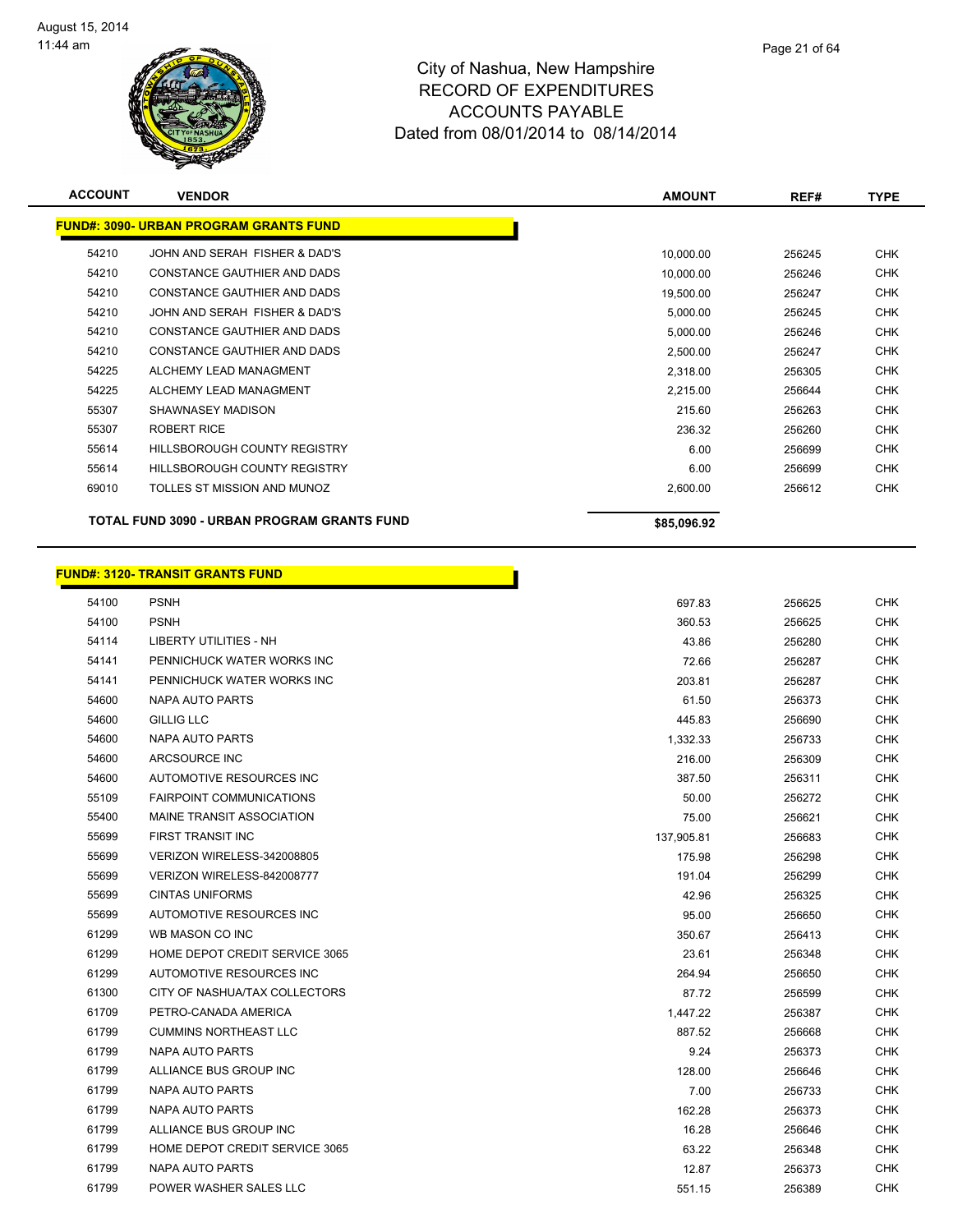# City of Nashua, New Hampshire
## RECORD OF EXPENDITURES
## ACCOUNTS PAYABLE
### Dated from 08/01/2014 to 08/14/2014

August 15, 2014
11:44 am

| ACCOUNT | VENDOR | AMOUNT | REF# | TYPE |
|---|---|---|---|---|
| **FUND#: 3090- URBAN PROGRAM GRANTS FUND** | | | | |
| 54210 | JOHN AND SERAH FISHER & DAD'S | 10,000.00 | 256245 | CHK |
| 54210 | CONSTANCE GAUTHIER AND DADS | 10,000.00 | 256246 | CHK |
| 54210 | CONSTANCE GAUTHIER AND DADS | 19,500.00 | 256247 | CHK |
| 54210 | JOHN AND SERAH FISHER & DAD'S | 5,000.00 | 256245 | CHK |
| 54210 | CONSTANCE GAUTHIER AND DADS | 5,000.00 | 256246 | CHK |
| 54210 | CONSTANCE GAUTHIER AND DADS | 2,500.00 | 256247 | CHK |
| 54225 | ALCHEMY LEAD MANAGMENT | 2,318.00 | 256305 | CHK |
| 54225 | ALCHEMY LEAD MANAGMENT | 2,215.00 | 256644 | CHK |
| 55307 | SHAWNASEY MADISON | 215.60 | 256263 | CHK |
| 55307 | ROBERT RICE | 236.32 | 256260 | CHK |
| 55614 | HILLSBOROUGH COUNTY REGISTRY | 6.00 | 256699 | CHK |
| 55614 | HILLSBOROUGH COUNTY REGISTRY | 6.00 | 256699 | CHK |
| 69010 | TOLLES ST MISSION AND MUNOZ | 2,600.00 | 256612 | CHK |
| **TOTAL FUND 3090 - URBAN PROGRAM GRANTS FUND** | | **$85,096.92** | | |

| ACCOUNT | VENDOR | AMOUNT | REF# | TYPE |
|---|---|---|---|---|
| **FUND#: 3120- TRANSIT GRANTS FUND** | | | | |
| 54100 | PSNH | 697.83 | 256625 | CHK |
| 54100 | PSNH | 360.53 | 256625 | CHK |
| 54114 | LIBERTY UTILITIES - NH | 43.86 | 256280 | CHK |
| 54141 | PENNICHUCK WATER WORKS INC | 72.66 | 256287 | CHK |
| 54141 | PENNICHUCK WATER WORKS INC | 203.81 | 256287 | CHK |
| 54600 | NAPA AUTO PARTS | 61.50 | 256373 | CHK |
| 54600 | GILLIG LLC | 445.83 | 256690 | CHK |
| 54600 | NAPA AUTO PARTS | 1,332.33 | 256733 | CHK |
| 54600 | ARCSOURCE INC | 216.00 | 256309 | CHK |
| 54600 | AUTOMOTIVE RESOURCES INC | 387.50 | 256311 | CHK |
| 55109 | FAIRPOINT COMMUNICATIONS | 50.00 | 256272 | CHK |
| 55400 | MAINE TRANSIT ASSOCIATION | 75.00 | 256621 | CHK |
| 55699 | FIRST TRANSIT INC | 137,905.81 | 256683 | CHK |
| 55699 | VERIZON WIRELESS-342008805 | 175.98 | 256298 | CHK |
| 55699 | VERIZON WIRELESS-842008777 | 191.04 | 256299 | CHK |
| 55699 | CINTAS UNIFORMS | 42.96 | 256325 | CHK |
| 55699 | AUTOMOTIVE RESOURCES INC | 95.00 | 256650 | CHK |
| 61299 | WB MASON CO INC | 350.67 | 256413 | CHK |
| 61299 | HOME DEPOT CREDIT SERVICE 3065 | 23.61 | 256348 | CHK |
| 61299 | AUTOMOTIVE RESOURCES INC | 264.94 | 256650 | CHK |
| 61300 | CITY OF NASHUA/TAX COLLECTORS | 87.72 | 256599 | CHK |
| 61709 | PETRO-CANADA AMERICA | 1,447.22 | 256387 | CHK |
| 61799 | CUMMINS NORTHEAST LLC | 887.52 | 256668 | CHK |
| 61799 | NAPA AUTO PARTS | 9.24 | 256373 | CHK |
| 61799 | ALLIANCE BUS GROUP INC | 128.00 | 256646 | CHK |
| 61799 | NAPA AUTO PARTS | 7.00 | 256733 | CHK |
| 61799 | NAPA AUTO PARTS | 162.28 | 256373 | CHK |
| 61799 | ALLIANCE BUS GROUP INC | 16.28 | 256646 | CHK |
| 61799 | HOME DEPOT CREDIT SERVICE 3065 | 63.22 | 256348 | CHK |
| 61799 | NAPA AUTO PARTS | 12.87 | 256373 | CHK |
| 61799 | POWER WASHER SALES LLC | 551.15 | 256389 | CHK |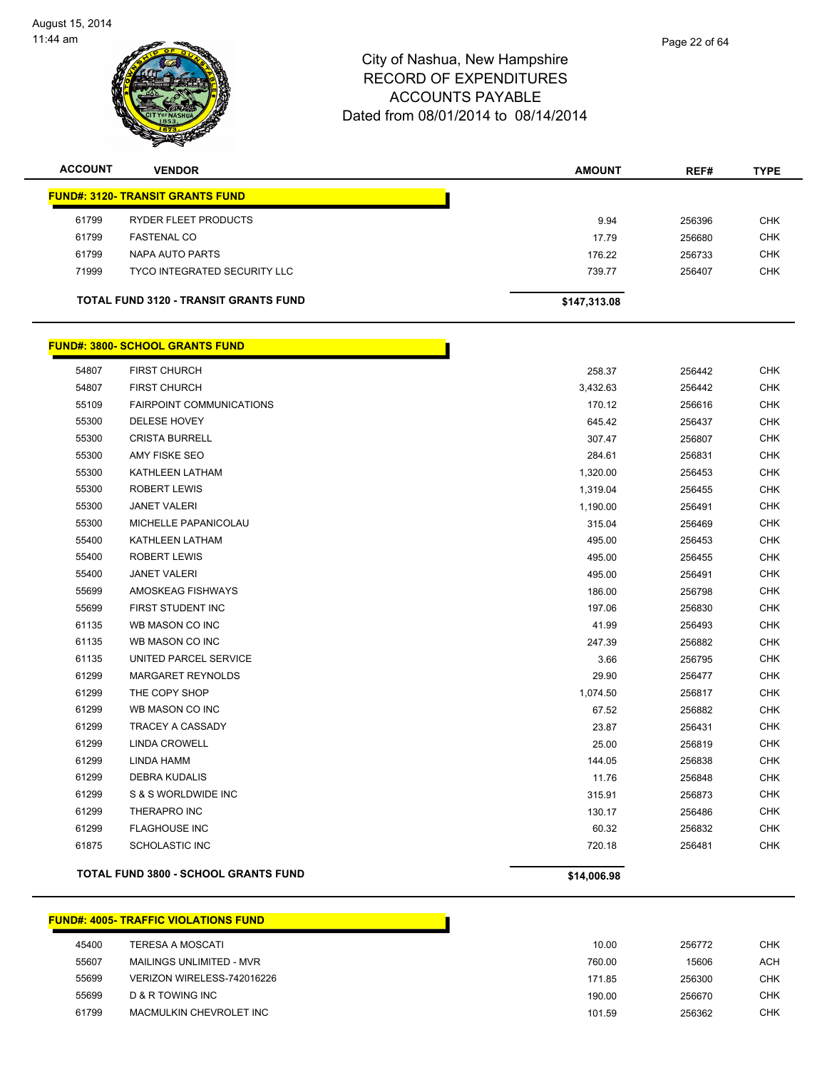# City of Nashua, New Hampshire
## RECORD OF EXPENDITURES
## ACCOUNTS PAYABLE
## Dated from 08/01/2014 to 08/14/2014

August 15, 2014
11:44 am

| ACCOUNT | VENDOR | AMOUNT | REF# | TYPE |
|---|---|---|---|---|
| **FUND#: 3120- TRANSIT GRANTS FUND** | | | | |
| 61799 | RYDER FLEET PRODUCTS | 9.94 | 256396 | CHK |
| 61799 | FASTENAL CO | 17.79 | 256680 | CHK |
| 61799 | NAPA AUTO PARTS | 176.22 | 256733 | CHK |
| 71999 | TYCO INTEGRATED SECURITY LLC | 739.77 | 256407 | CHK |
| | **TOTAL FUND 3120 - TRANSIT GRANTS FUND** | **$147,313.08** | | |
| **FUND#: 3800- SCHOOL GRANTS FUND** | | | | |
| 54807 | FIRST CHURCH | 258.37 | 256442 | CHK |
| 54807 | FIRST CHURCH | 3,432.63 | 256442 | CHK |
| 55109 | FAIRPOINT COMMUNICATIONS | 170.12 | 256616 | CHK |
| 55300 | DELESE HOVEY | 645.42 | 256437 | CHK |
| 55300 | CRISTA BURRELL | 307.47 | 256807 | CHK |
| 55300 | AMY FISKE SEO | 284.61 | 256831 | CHK |
| 55300 | KATHLEEN LATHAM | 1,320.00 | 256453 | CHK |
| 55300 | ROBERT LEWIS | 1,319.04 | 256455 | CHK |
| 55300 | JANET VALERI | 1,190.00 | 256491 | CHK |
| 55300 | MICHELLE PAPANICOLAU | 315.04 | 256469 | CHK |
| 55400 | KATHLEEN LATHAM | 495.00 | 256453 | CHK |
| 55400 | ROBERT LEWIS | 495.00 | 256455 | CHK |
| 55400 | JANET VALERI | 495.00 | 256491 | CHK |
| 55699 | AMOSKEAG FISHWAYS | 186.00 | 256798 | CHK |
| 55699 | FIRST STUDENT INC | 197.06 | 256830 | CHK |
| 61135 | WB MASON CO INC | 41.99 | 256493 | CHK |
| 61135 | WB MASON CO INC | 247.39 | 256882 | CHK |
| 61135 | UNITED PARCEL SERVICE | 3.66 | 256795 | CHK |
| 61299 | MARGARET REYNOLDS | 29.90 | 256477 | CHK |
| 61299 | THE COPY SHOP | 1,074.50 | 256817 | CHK |
| 61299 | WB MASON CO INC | 67.52 | 256882 | CHK |
| 61299 | TRACEY A CASSADY | 23.87 | 256431 | CHK |
| 61299 | LINDA CROWELL | 25.00 | 256819 | CHK |
| 61299 | LINDA HAMM | 144.05 | 256838 | CHK |
| 61299 | DEBRA KUDALIS | 11.76 | 256848 | CHK |
| 61299 | S & S WORLDWIDE INC | 315.91 | 256873 | CHK |
| 61299 | THERAPRO INC | 130.17 | 256486 | CHK |
| 61299 | FLAGHOUSE INC | 60.32 | 256832 | CHK |
| 61875 | SCHOLASTIC INC | 720.18 | 256481 | CHK |
| | **TOTAL FUND 3800 - SCHOOL GRANTS FUND** | **$14,006.98** | | |
| **FUND#: 4005- TRAFFIC VIOLATIONS FUND** | | | | |
| 45400 | TERESA A MOSCATI | 10.00 | 256772 | CHK |
| 55607 | MAILINGS UNLIMITED - MVR | 760.00 | 15606 | ACH |
| 55699 | VERIZON WIRELESS-742016226 | 171.85 | 256300 | CHK |
| 55699 | D & R TOWING INC | 190.00 | 256670 | CHK |
| 61799 | MACMULKIN CHEVROLET INC | 101.59 | 256362 | CHK |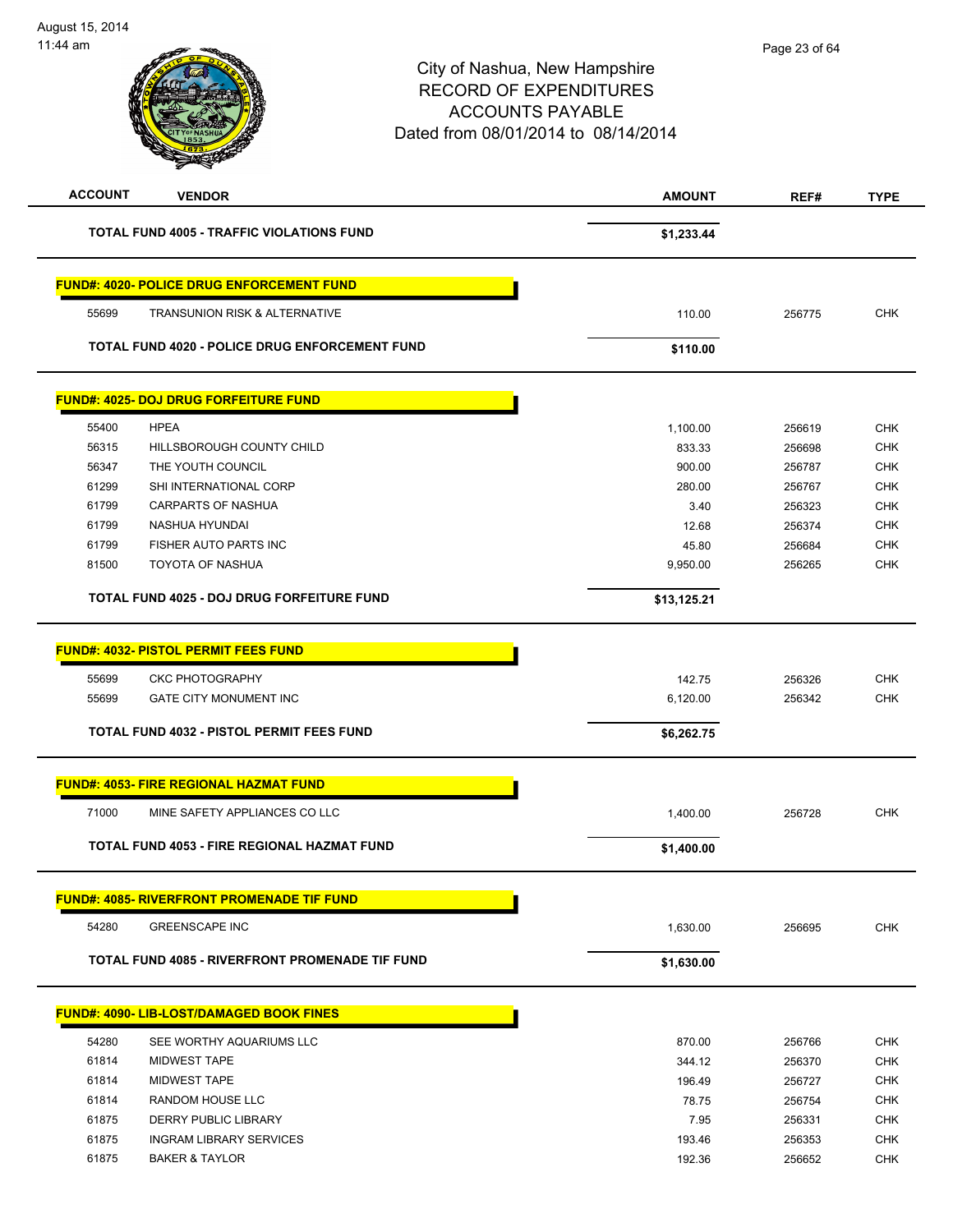City of Nashua, New Hampshire
RECORD OF EXPENDITURES
ACCOUNTS PAYABLE
Dated from 08/01/2014 to 08/14/2014

August 15, 2014
11:44 am

| ACCOUNT | VENDOR | AMOUNT | REF# | TYPE |
|---|---|---|---|---|
| | **TOTAL FUND 4005 - TRAFFIC VIOLATIONS FUND** | **$1,233.44** | | |
| | **FUND#: 4020- POLICE DRUG ENFORCEMENT FUND** | | | |
| 55699 | TRANSUNION RISK & ALTERNATIVE | 110.00 | 256775 | CHK |
| | **TOTAL FUND 4020 - POLICE DRUG ENFORCEMENT FUND** | **$110.00** | | |
| | **FUND#: 4025- DOJ DRUG FORFEITURE FUND** | | | |
| 55400 | HPEA | 1,100.00 | 256619 | CHK |
| 56315 | HILLSBOROUGH COUNTY CHILD | 833.33 | 256698 | CHK |
| 56347 | THE YOUTH COUNCIL | 900.00 | 256787 | CHK |
| 61299 | SHI INTERNATIONAL CORP | 280.00 | 256767 | CHK |
| 61799 | CARPARTS OF NASHUA | 3.40 | 256323 | CHK |
| 61799 | NASHUA HYUNDAI | 12.68 | 256374 | CHK |
| 61799 | FISHER AUTO PARTS INC | 45.80 | 256684 | CHK |
| 81500 | TOYOTA OF NASHUA | 9,950.00 | 256265 | CHK |
| | **TOTAL FUND 4025 - DOJ DRUG FORFEITURE FUND** | **$13,125.21** | | |
| | **FUND#: 4032- PISTOL PERMIT FEES FUND** | | | |
| 55699 | CKC PHOTOGRAPHY | 142.75 | 256326 | CHK |
| 55699 | GATE CITY MONUMENT INC | 6,120.00 | 256342 | CHK |
| | **TOTAL FUND 4032 - PISTOL PERMIT FEES FUND** | **$6,262.75** | | |
| | **FUND#: 4053- FIRE REGIONAL HAZMAT FUND** | | | |
| 71000 | MINE SAFETY APPLIANCES CO LLC | 1,400.00 | 256728 | CHK |
| | **TOTAL FUND 4053 - FIRE REGIONAL HAZMAT FUND** | **$1,400.00** | | |
| | **FUND#: 4085- RIVERFRONT PROMENADE TIF FUND** | | | |
| 54280 | GREENSCAPE INC | 1,630.00 | 256695 | CHK |
| | **TOTAL FUND 4085 - RIVERFRONT PROMENADE TIF FUND** | **$1,630.00** | | |
| | **FUND#: 4090- LIB-LOST/DAMAGED BOOK FINES** | | | |
| 54280 | SEE WORTHY AQUARIUMS LLC | 870.00 | 256766 | CHK |
| 61814 | MIDWEST TAPE | 344.12 | 256370 | CHK |
| 61814 | MIDWEST TAPE | 196.49 | 256727 | CHK |
| 61814 | RANDOM HOUSE LLC | 78.75 | 256754 | CHK |
| 61875 | DERRY PUBLIC LIBRARY | 7.95 | 256331 | CHK |
| 61875 | INGRAM LIBRARY SERVICES | 193.46 | 256353 | CHK |
| 61875 | BAKER & TAYLOR | 192.36 | 256652 | CHK |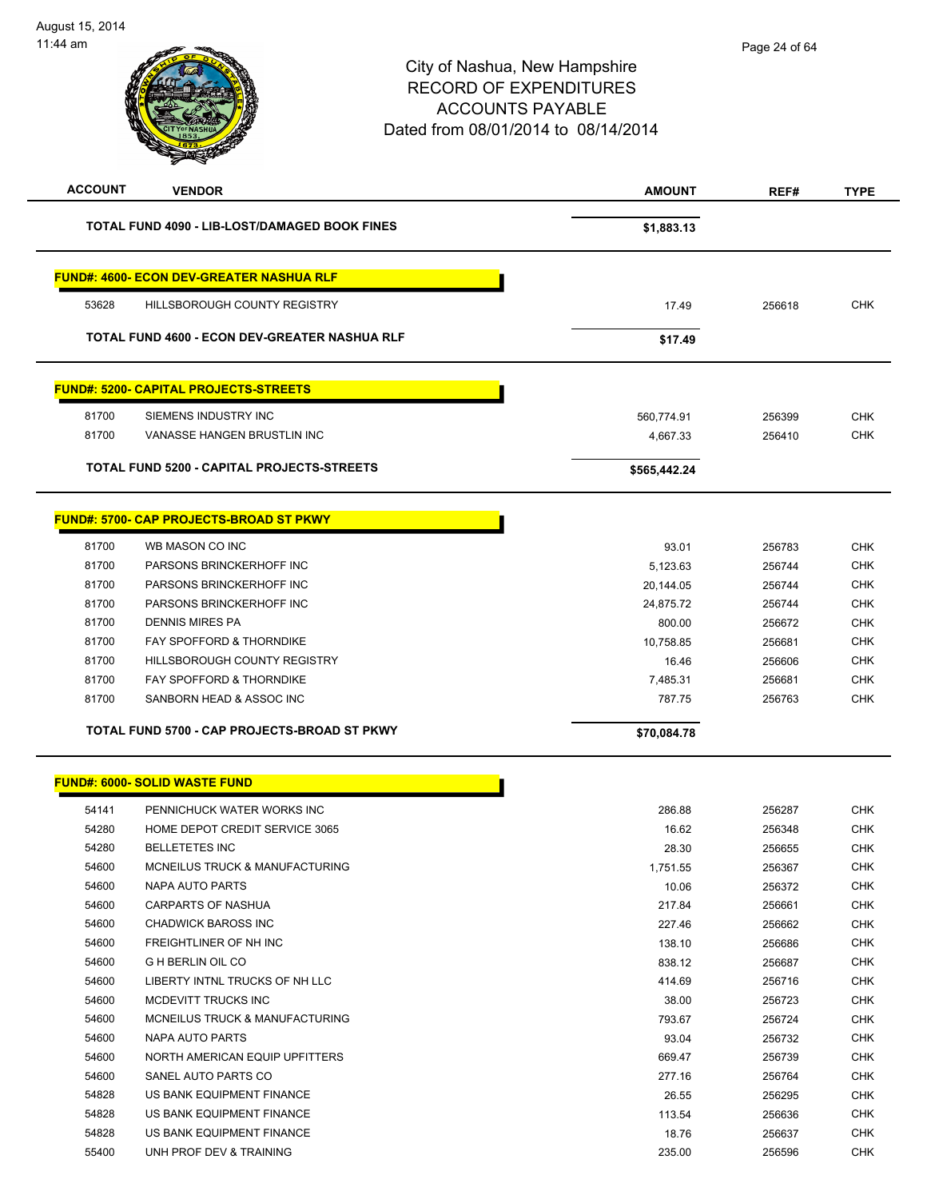# City of Nashua, New Hampshire
# RECORD OF EXPENDITURES
# ACCOUNTS PAYABLE
Dated from 08/01/2014 to 08/14/2014

| ACCOUNT | VENDOR | AMOUNT | REF# | TYPE |
|---|---|---|---|---|
| | **TOTAL FUND 4090 - LIB-LOST/DAMAGED BOOK FINES** | **$1,883.13** | | |
| | **FUND#: 4600- ECON DEV-GREATER NASHUA RLF** | | | |
| 53628 | HILLSBOROUGH COUNTY REGISTRY | 17.49 | 256618 | CHK |
| | **TOTAL FUND 4600 - ECON DEV-GREATER NASHUA RLF** | **$17.49** | | |
| | **FUND#: 5200- CAPITAL PROJECTS-STREETS** | | | |
| 81700 | SIEMENS INDUSTRY INC | 560,774.91 | 256399 | CHK |
| 81700 | VANASSE HANGEN BRUSTLIN INC | 4,667.33 | 256410 | CHK |
| | **TOTAL FUND 5200 - CAPITAL PROJECTS-STREETS** | **$565,442.24** | | |
| | **FUND#: 5700- CAP PROJECTS-BROAD ST PKWY** | | | |
| 81700 | WB MASON CO INC | 93.01 | 256783 | CHK |
| 81700 | PARSONS BRINCKERHOFF INC | 5,123.63 | 256744 | CHK |
| 81700 | PARSONS BRINCKERHOFF INC | 20,144.05 | 256744 | CHK |
| 81700 | PARSONS BRINCKERHOFF INC | 24,875.72 | 256744 | CHK |
| 81700 | DENNIS MIRES PA | 800.00 | 256672 | CHK |
| 81700 | FAY SPOFFORD & THORNDIKE | 10,758.85 | 256681 | CHK |
| 81700 | HILLSBOROUGH COUNTY REGISTRY | 16.46 | 256606 | CHK |
| 81700 | FAY SPOFFORD & THORNDIKE | 7,485.31 | 256681 | CHK |
| 81700 | SANBORN HEAD & ASSOC INC | 787.75 | 256763 | CHK |
| | **TOTAL FUND 5700 - CAP PROJECTS-BROAD ST PKWY** | **$70,084.78** | | |
| | **FUND#: 6000- SOLID WASTE FUND** | | | |
| 54141 | PENNICHUCK WATER WORKS INC | 286.88 | 256287 | CHK |
| 54280 | HOME DEPOT CREDIT SERVICE 3065 | 16.62 | 256348 | CHK |
| 54280 | BELLETETES INC | 28.30 | 256655 | CHK |
| 54600 | MCNEILUS TRUCK & MANUFACTURING | 1,751.55 | 256367 | CHK |
| 54600 | NAPA AUTO PARTS | 10.06 | 256372 | CHK |
| 54600 | CARPARTS OF NASHUA | 217.84 | 256661 | CHK |
| 54600 | CHADWICK BAROSS INC | 227.46 | 256662 | CHK |
| 54600 | FREIGHTLINER OF NH INC | 138.10 | 256686 | CHK |
| 54600 | G H BERLIN OIL CO | 838.12 | 256687 | CHK |
| 54600 | LIBERTY INTNL TRUCKS OF NH LLC | 414.69 | 256716 | CHK |
| 54600 | MCDEVITT TRUCKS INC | 38.00 | 256723 | CHK |
| 54600 | MCNEILUS TRUCK & MANUFACTURING | 793.67 | 256724 | CHK |
| 54600 | NAPA AUTO PARTS | 93.04 | 256732 | CHK |
| 54600 | NORTH AMERICAN EQUIP UPFITTERS | 669.47 | 256739 | CHK |
| 54600 | SANEL AUTO PARTS CO | 277.16 | 256764 | CHK |
| 54828 | US BANK EQUIPMENT FINANCE | 26.55 | 256295 | CHK |
| 54828 | US BANK EQUIPMENT FINANCE | 113.54 | 256636 | CHK |
| 54828 | US BANK EQUIPMENT FINANCE | 18.76 | 256637 | CHK |
| 55400 | UNH PROF DEV & TRAINING | 235.00 | 256596 | CHK |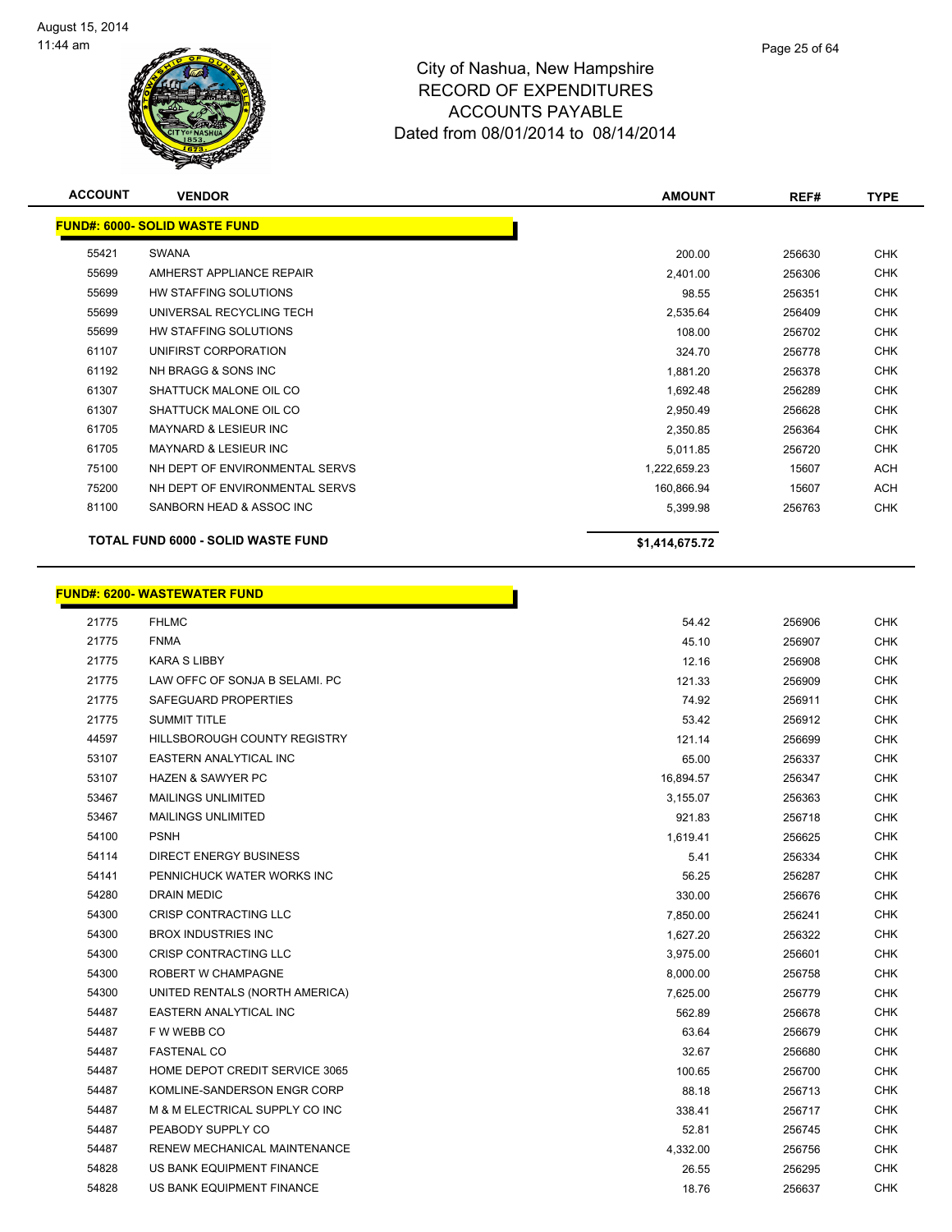City of Nashua, New Hampshire
RECORD OF EXPENDITURES
ACCOUNTS PAYABLE
Dated from 08/01/2014 to 08/14/2014

| ACCOUNT | VENDOR | AMOUNT | REF# | TYPE |
|---|---|---|---|---|
| **FUND#: 6000- SOLID WASTE FUND** | | | | |
| 55421 | SWANA | 200.00 | 256630 | CHK |
| 55699 | AMHERST APPLIANCE REPAIR | 2,401.00 | 256306 | CHK |
| 55699 | HW STAFFING SOLUTIONS | 98.55 | 256351 | CHK |
| 55699 | UNIVERSAL RECYCLING TECH | 2,535.64 | 256409 | CHK |
| 55699 | HW STAFFING SOLUTIONS | 108.00 | 256702 | CHK |
| 61107 | UNIFIRST CORPORATION | 324.70 | 256778 | CHK |
| 61192 | NH BRAGG & SONS INC | 1,881.20 | 256378 | CHK |
| 61307 | SHATTUCK MALONE OIL CO | 1,692.48 | 256289 | CHK |
| 61307 | SHATTUCK MALONE OIL CO | 2,950.49 | 256628 | CHK |
| 61705 | MAYNARD & LESIEUR INC | 2,350.85 | 256364 | CHK |
| 61705 | MAYNARD & LESIEUR INC | 5,011.85 | 256720 | CHK |
| 75100 | NH DEPT OF ENVIRONMENTAL SERVS | 1,222,659.23 | 15607 | ACH |
| 75200 | NH DEPT OF ENVIRONMENTAL SERVS | 160,866.94 | 15607 | ACH |
| 81100 | SANBORN HEAD & ASSOC INC | 5,399.98 | 256763 | CHK |
| | **TOTAL FUND 6000 - SOLID WASTE FUND** | **$1,414,675.72** | | |

| ACCOUNT | VENDOR | AMOUNT | REF# | TYPE |
|---|---|---|---|---|
| **FUND#: 6200- WASTEWATER FUND** | | | | |
| 21775 | FHLMC | 54.42 | 256906 | CHK |
| 21775 | FNMA | 45.10 | 256907 | CHK |
| 21775 | KARA S LIBBY | 12.16 | 256908 | CHK |
| 21775 | LAW OFFC OF SONJA B SELAMI. PC | 121.33 | 256909 | CHK |
| 21775 | SAFEGUARD PROPERTIES | 74.92 | 256911 | CHK |
| 21775 | SUMMIT TITLE | 53.42 | 256912 | CHK |
| 44597 | HILLSBOROUGH COUNTY REGISTRY | 121.14 | 256699 | CHK |
| 53107 | EASTERN ANALYTICAL INC | 65.00 | 256337 | CHK |
| 53107 | HAZEN & SAWYER PC | 16,894.57 | 256347 | CHK |
| 53467 | MAILINGS UNLIMITED | 3,155.07 | 256363 | CHK |
| 53467 | MAILINGS UNLIMITED | 921.83 | 256718 | CHK |
| 54100 | PSNH | 1,619.41 | 256625 | CHK |
| 54114 | DIRECT ENERGY BUSINESS | 5.41 | 256334 | CHK |
| 54141 | PENNICHUCK WATER WORKS INC | 56.25 | 256287 | CHK |
| 54280 | DRAIN MEDIC | 330.00 | 256676 | CHK |
| 54300 | CRISP CONTRACTING LLC | 7,850.00 | 256241 | CHK |
| 54300 | BROX INDUSTRIES INC | 1,627.20 | 256322 | CHK |
| 54300 | CRISP CONTRACTING LLC | 3,975.00 | 256601 | CHK |
| 54300 | ROBERT W CHAMPAGNE | 8,000.00 | 256758 | CHK |
| 54300 | UNITED RENTALS (NORTH AMERICA) | 7,625.00 | 256779 | CHK |
| 54487 | EASTERN ANALYTICAL INC | 562.89 | 256678 | CHK |
| 54487 | F W WEBB CO | 63.64 | 256679 | CHK |
| 54487 | FASTENAL CO | 32.67 | 256680 | CHK |
| 54487 | HOME DEPOT CREDIT SERVICE 3065 | 100.65 | 256700 | CHK |
| 54487 | KOMLINE-SANDERSON ENGR CORP | 88.18 | 256713 | CHK |
| 54487 | M & M ELECTRICAL SUPPLY CO INC | 338.41 | 256717 | CHK |
| 54487 | PEABODY SUPPLY CO | 52.81 | 256745 | CHK |
| 54487 | RENEW MECHANICAL MAINTENANCE | 4,332.00 | 256756 | CHK |
| 54828 | US BANK EQUIPMENT FINANCE | 26.55 | 256295 | CHK |
| 54828 | US BANK EQUIPMENT FINANCE | 18.76 | 256637 | CHK |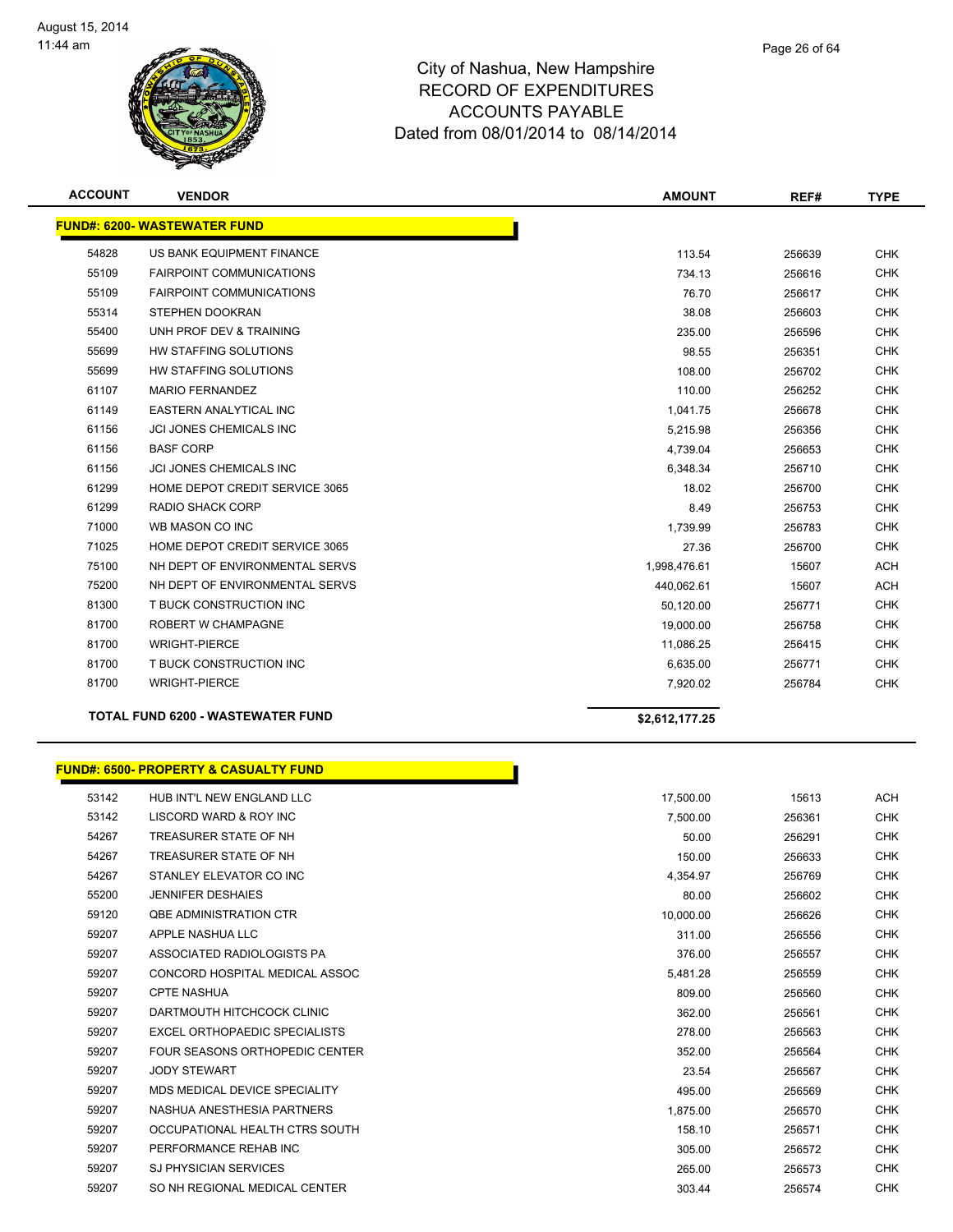# City of Nashua, New Hampshire
## RECORD OF EXPENDITURES
## ACCOUNTS PAYABLE
## Dated from 08/01/2014 to 08/14/2014

| ACCOUNT | VENDOR | AMOUNT | REF# | TYPE |
|---|---|---|---|---|
| **FUND#: 6200- WASTEWATER FUND** | | | | |
| 54828 | US BANK EQUIPMENT FINANCE | 113.54 | 256639 | CHK |
| 55109 | FAIRPOINT COMMUNICATIONS | 734.13 | 256616 | CHK |
| 55109 | FAIRPOINT COMMUNICATIONS | 76.70 | 256617 | CHK |
| 55314 | STEPHEN DOOKRAN | 38.08 | 256603 | CHK |
| 55400 | UNH PROF DEV & TRAINING | 235.00 | 256596 | CHK |
| 55699 | HW STAFFING SOLUTIONS | 98.55 | 256351 | CHK |
| 55699 | HW STAFFING SOLUTIONS | 108.00 | 256702 | CHK |
| 61107 | MARIO FERNANDEZ | 110.00 | 256252 | CHK |
| 61149 | EASTERN ANALYTICAL INC | 1,041.75 | 256678 | CHK |
| 61156 | JCI JONES CHEMICALS INC | 5,215.98 | 256356 | CHK |
| 61156 | BASF CORP | 4,739.04 | 256653 | CHK |
| 61156 | JCI JONES CHEMICALS INC | 6,348.34 | 256710 | CHK |
| 61299 | HOME DEPOT CREDIT SERVICE 3065 | 18.02 | 256700 | CHK |
| 61299 | RADIO SHACK CORP | 8.49 | 256753 | CHK |
| 71000 | WB MASON CO INC | 1,739.99 | 256783 | CHK |
| 71025 | HOME DEPOT CREDIT SERVICE 3065 | 27.36 | 256700 | CHK |
| 75100 | NH DEPT OF ENVIRONMENTAL SERVS | 1,998,476.61 | 15607 | ACH |
| 75200 | NH DEPT OF ENVIRONMENTAL SERVS | 440,062.61 | 15607 | ACH |
| 81300 | T BUCK CONSTRUCTION INC | 50,120.00 | 256771 | CHK |
| 81700 | ROBERT W CHAMPAGNE | 19,000.00 | 256758 | CHK |
| 81700 | WRIGHT-PIERCE | 11,086.25 | 256415 | CHK |
| 81700 | T BUCK CONSTRUCTION INC | 6,635.00 | 256771 | CHK |
| 81700 | WRIGHT-PIERCE | 7,920.02 | 256784 | CHK |
| | **TOTAL FUND 6200 - WASTEWATER FUND** | **$2,612,177.25** | | |

| ACCOUNT | VENDOR | AMOUNT | REF# | TYPE |
|---|---|---|---|---|
| **FUND#: 6500- PROPERTY & CASUALTY FUND** | | | | |
| 53142 | HUB INT'L NEW ENGLAND LLC | 17,500.00 | 15613 | ACH |
| 53142 | LISCORD WARD & ROY INC | 7,500.00 | 256361 | CHK |
| 54267 | TREASURER STATE OF NH | 50.00 | 256291 | CHK |
| 54267 | TREASURER STATE OF NH | 150.00 | 256633 | CHK |
| 54267 | STANLEY ELEVATOR CO INC | 4,354.97 | 256769 | CHK |
| 55200 | JENNIFER DESHAIES | 80.00 | 256602 | CHK |
| 59120 | QBE ADMINISTRATION CTR | 10,000.00 | 256626 | CHK |
| 59207 | APPLE NASHUA LLC | 311.00 | 256556 | CHK |
| 59207 | ASSOCIATED RADIOLOGISTS PA | 376.00 | 256557 | CHK |
| 59207 | CONCORD HOSPITAL MEDICAL ASSOC | 5,481.28 | 256559 | CHK |
| 59207 | CPTE NASHUA | 809.00 | 256560 | CHK |
| 59207 | DARTMOUTH HITCHCOCK CLINIC | 362.00 | 256561 | CHK |
| 59207 | EXCEL ORTHOPAEDIC SPECIALISTS | 278.00 | 256563 | CHK |
| 59207 | FOUR SEASONS ORTHOPEDIC CENTER | 352.00 | 256564 | CHK |
| 59207 | JODY STEWART | 23.54 | 256567 | CHK |
| 59207 | MDS MEDICAL DEVICE SPECIALITY | 495.00 | 256569 | CHK |
| 59207 | NASHUA ANESTHESIA PARTNERS | 1,875.00 | 256570 | CHK |
| 59207 | OCCUPATIONAL HEALTH CTRS SOUTH | 158.10 | 256571 | CHK |
| 59207 | PERFORMANCE REHAB INC | 305.00 | 256572 | CHK |
| 59207 | SJ PHYSICIAN SERVICES | 265.00 | 256573 | CHK |
| 59207 | SO NH REGIONAL MEDICAL CENTER | 303.44 | 256574 | CHK |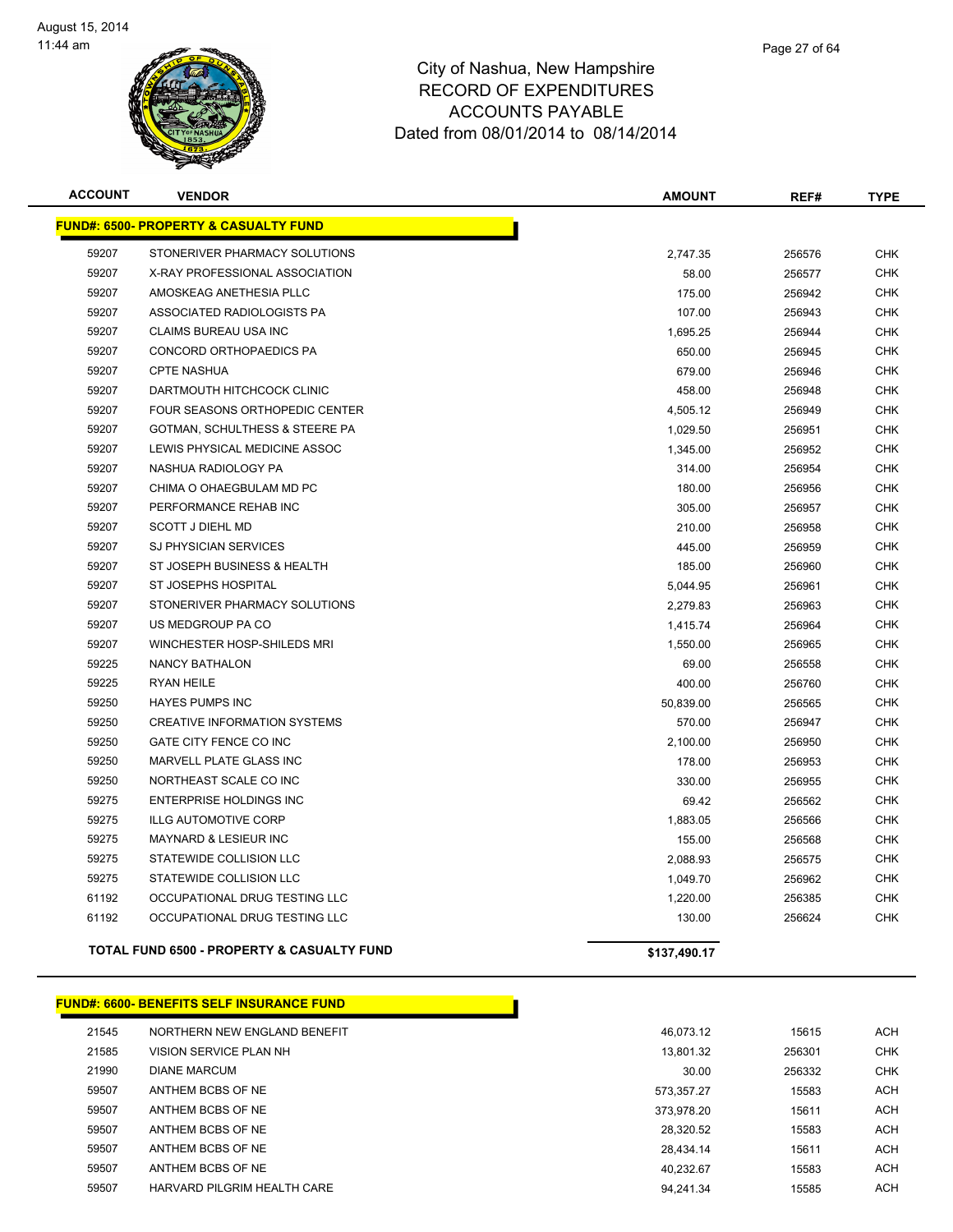# City of Nashua, New Hampshire
## RECORD OF EXPENDITURES
## ACCOUNTS PAYABLE
### Dated from 08/01/2014 to 08/14/2014

August 15, 2014
11:44 am

| ACCOUNT | VENDOR | AMOUNT | REF# | TYPE |
|---|---|---|---|---|
| **FUND#: 6500- PROPERTY & CASUALTY FUND** | | | | |
| 59207 | STONERIVER PHARMACY SOLUTIONS | 2,747.35 | 256576 | CHK |
| 59207 | X-RAY PROFESSIONAL ASSOCIATION | 58.00 | 256577 | CHK |
| 59207 | AMOSKEAG ANETHESIA PLLC | 175.00 | 256942 | CHK |
| 59207 | ASSOCIATED RADIOLOGISTS PA | 107.00 | 256943 | CHK |
| 59207 | CLAIMS BUREAU USA INC | 1,695.25 | 256944 | CHK |
| 59207 | CONCORD ORTHOPAEDICS PA | 650.00 | 256945 | CHK |
| 59207 | CPTE NASHUA | 679.00 | 256946 | CHK |
| 59207 | DARTMOUTH HITCHCOCK CLINIC | 458.00 | 256948 | CHK |
| 59207 | FOUR SEASONS ORTHOPEDIC CENTER | 4,505.12 | 256949 | CHK |
| 59207 | GOTMAN, SCHULTHESS & STEERE PA | 1,029.50 | 256951 | CHK |
| 59207 | LEWIS PHYSICAL MEDICINE ASSOC | 1,345.00 | 256952 | CHK |
| 59207 | NASHUA RADIOLOGY PA | 314.00 | 256954 | CHK |
| 59207 | CHIMA O OHAEGBULAM MD PC | 180.00 | 256956 | CHK |
| 59207 | PERFORMANCE REHAB INC | 305.00 | 256957 | CHK |
| 59207 | SCOTT J DIEHL MD | 210.00 | 256958 | CHK |
| 59207 | SJ PHYSICIAN SERVICES | 445.00 | 256959 | CHK |
| 59207 | ST JOSEPH BUSINESS & HEALTH | 185.00 | 256960 | CHK |
| 59207 | ST JOSEPHS HOSPITAL | 5,044.95 | 256961 | CHK |
| 59207 | STONERIVER PHARMACY SOLUTIONS | 2,279.83 | 256963 | CHK |
| 59207 | US MEDGROUP PA CO | 1,415.74 | 256964 | CHK |
| 59207 | WINCHESTER HOSP-SHILEDS MRI | 1,550.00 | 256965 | CHK |
| 59225 | NANCY BATHALON | 69.00 | 256558 | CHK |
| 59225 | RYAN HEILE | 400.00 | 256760 | CHK |
| 59250 | HAYES PUMPS INC | 50,839.00 | 256565 | CHK |
| 59250 | CREATIVE INFORMATION SYSTEMS | 570.00 | 256947 | CHK |
| 59250 | GATE CITY FENCE CO INC | 2,100.00 | 256950 | CHK |
| 59250 | MARVELL PLATE GLASS INC | 178.00 | 256953 | CHK |
| 59250 | NORTHEAST SCALE CO INC | 330.00 | 256955 | CHK |
| 59275 | ENTERPRISE HOLDINGS INC | 69.42 | 256562 | CHK |
| 59275 | ILLG AUTOMOTIVE CORP | 1,883.05 | 256566 | CHK |
| 59275 | MAYNARD & LESIEUR INC | 155.00 | 256568 | CHK |
| 59275 | STATEWIDE COLLISION LLC | 2,088.93 | 256575 | CHK |
| 59275 | STATEWIDE COLLISION LLC | 1,049.70 | 256962 | CHK |
| 61192 | OCCUPATIONAL DRUG TESTING LLC | 1,220.00 | 256385 | CHK |
| 61192 | OCCUPATIONAL DRUG TESTING LLC | 130.00 | 256624 | CHK |
| **TOTAL FUND 6500 - PROPERTY & CASUALTY FUND** | | **$137,490.17** | | |

| ACCOUNT | VENDOR | AMOUNT | REF# | TYPE |
|---|---|---|---|---|
| **FUND#: 6600- BENEFITS SELF INSURANCE FUND** | | | | |
| 21545 | NORTHERN NEW ENGLAND BENEFIT | 46,073.12 | 15615 | ACH |
| 21585 | VISION SERVICE PLAN NH | 13,801.32 | 256301 | CHK |
| 21990 | DIANE MARCUM | 30.00 | 256332 | CHK |
| 59507 | ANTHEM BCBS OF NE | 573,357.27 | 15583 | ACH |
| 59507 | ANTHEM BCBS OF NE | 373,978.20 | 15611 | ACH |
| 59507 | ANTHEM BCBS OF NE | 28,320.52 | 15583 | ACH |
| 59507 | ANTHEM BCBS OF NE | 28,434.14 | 15611 | ACH |
| 59507 | ANTHEM BCBS OF NE | 40,232.67 | 15583 | ACH |
| 59507 | HARVARD PILGRIM HEALTH CARE | 94,241.34 | 15585 | ACH |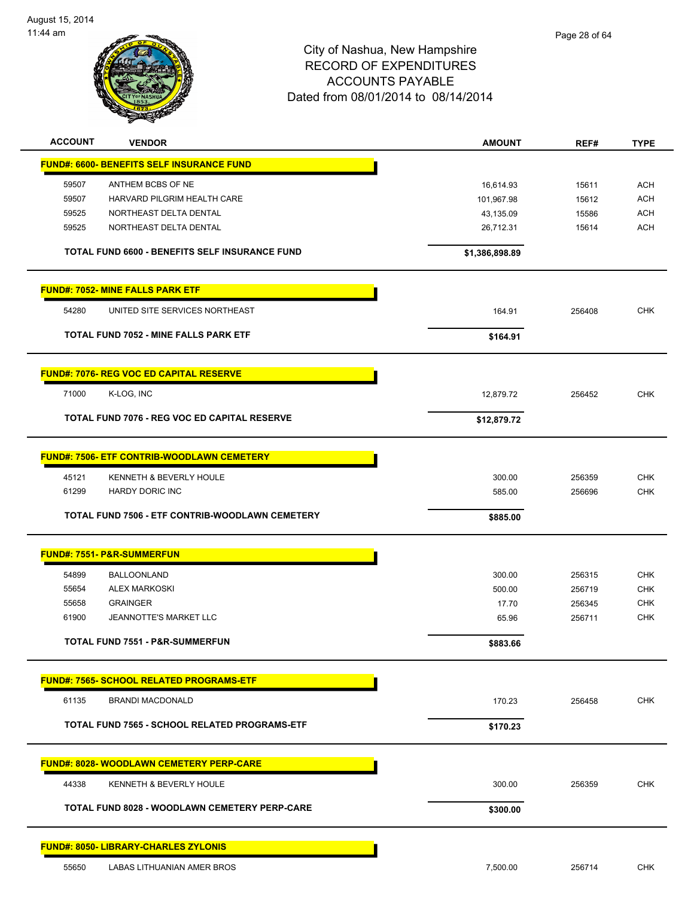City of Nashua, New Hampshire
RECORD OF EXPENDITURES
ACCOUNTS PAYABLE
Dated from 08/01/2014 to 08/14/2014

| ACCOUNT | VENDOR | AMOUNT | REF# | TYPE |
|---|---|---|---|---|
| **FUND#: 6600- BENEFITS SELF INSURANCE FUND** | | | | |
| 59507 | ANTHEM BCBS OF NE | 16,614.93 | 15611 | ACH |
| 59507 | HARVARD PILGRIM HEALTH CARE | 101,967.98 | 15612 | ACH |
| 59525 | NORTHEAST DELTA DENTAL | 43,135.09 | 15586 | ACH |
| 59525 | NORTHEAST DELTA DENTAL | 26,712.31 | 15614 | ACH |
| **TOTAL FUND 6600 - BENEFITS SELF INSURANCE FUND** | | **$1,386,898.89** | | |
| **FUND#: 7052- MINE FALLS PARK ETF** | | | | |
| 54280 | UNITED SITE SERVICES NORTHEAST | 164.91 | 256408 | CHK |
| **TOTAL FUND 7052 - MINE FALLS PARK ETF** | | **$164.91** | | |
| **FUND#: 7076- REG VOC ED CAPITAL RESERVE** | | | | |
| 71000 | K-LOG, INC | 12,879.72 | 256452 | CHK |
| **TOTAL FUND 7076 - REG VOC ED CAPITAL RESERVE** | | **$12,879.72** | | |
| **FUND#: 7506- ETF CONTRIB-WOODLAWN CEMETERY** | | | | |
| 45121 | KENNETH & BEVERLY HOULE | 300.00 | 256359 | CHK |
| 61299 | HARDY DORIC INC | 585.00 | 256696 | CHK |
| **TOTAL FUND 7506 - ETF CONTRIB-WOODLAWN CEMETERY** | | **$885.00** | | |
| **FUND#: 7551- P&R-SUMMERFUN** | | | | |
| 54899 | BALLOONLAND | 300.00 | 256315 | CHK |
| 55654 | ALEX MARKOSKI | 500.00 | 256719 | CHK |
| 55658 | GRAINGER | 17.70 | 256345 | CHK |
| 61900 | JEANNOTTE'S MARKET LLC | 65.96 | 256711 | CHK |
| **TOTAL FUND 7551 - P&R-SUMMERFUN** | | **$883.66** | | |
| **FUND#: 7565- SCHOOL RELATED PROGRAMS-ETF** | | | | |
| 61135 | BRANDI MACDONALD | 170.23 | 256458 | CHK |
| **TOTAL FUND 7565 - SCHOOL RELATED PROGRAMS-ETF** | | **$170.23** | | |
| **FUND#: 8028- WOODLAWN CEMETERY PERP-CARE** | | | | |
| 44338 | KENNETH & BEVERLY HOULE | 300.00 | 256359 | CHK |
| **TOTAL FUND 8028 - WOODLAWN CEMETERY PERP-CARE** | | **$300.00** | | |
| **FUND#: 8050- LIBRARY-CHARLES ZYLONIS** | | | | |
| 55650 | LABAS LITHUANIAN AMER BROS | 7,500.00 | 256714 | CHK |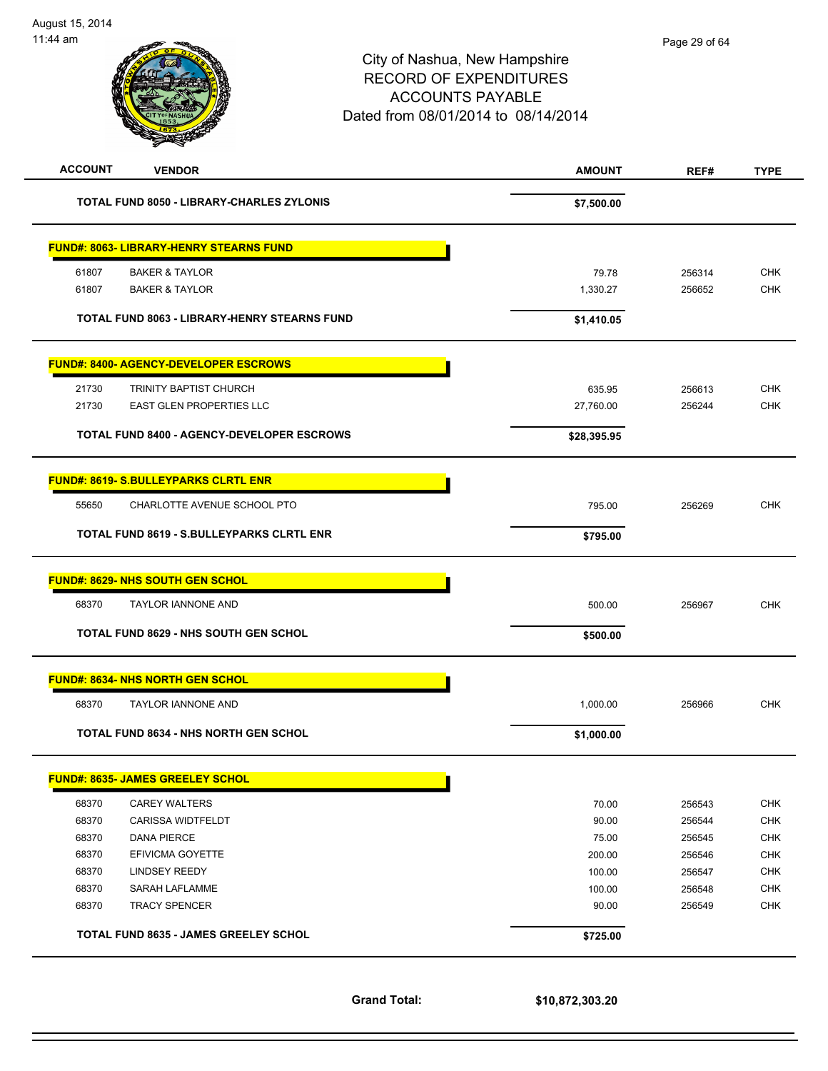City of Nashua, New Hampshire
RECORD OF EXPENDITURES
ACCOUNTS PAYABLE
Dated from 08/01/2014 to 08/14/2014

| ACCOUNT | VENDOR | AMOUNT | REF# | TYPE |
|---|---|---|---|---|
| | **TOTAL FUND 8050 - LIBRARY-CHARLES ZYLONIS** | **$7,500.00** | | |
| | **FUND#: 8063- LIBRARY-HENRY STEARNS FUND** | | | |
| 61807 | BAKER & TAYLOR | 79.78 | 256314 | CHK |
| 61807 | BAKER & TAYLOR | 1,330.27 | 256652 | CHK |
| | **TOTAL FUND 8063 - LIBRARY-HENRY STEARNS FUND** | **$1,410.05** | | |
| | **FUND#: 8400- AGENCY-DEVELOPER ESCROWS** | | | |
| 21730 | TRINITY BAPTIST CHURCH | 635.95 | 256613 | CHK |
| 21730 | EAST GLEN PROPERTIES LLC | 27,760.00 | 256244 | CHK |
| | **TOTAL FUND 8400 - AGENCY-DEVELOPER ESCROWS** | **$28,395.95** | | |
| | **FUND#: 8619- S.BULLEYPARKS CLRTL ENR** | | | |
| 55650 | CHARLOTTE AVENUE SCHOOL PTO | 795.00 | 256269 | CHK |
| | **TOTAL FUND 8619 - S.BULLEYPARKS CLRTL ENR** | **$795.00** | | |
| | **FUND#: 8629- NHS SOUTH GEN SCHOL** | | | |
| 68370 | TAYLOR IANNONE AND | 500.00 | 256967 | CHK |
| | **TOTAL FUND 8629 - NHS SOUTH GEN SCHOL** | **$500.00** | | |
| | **FUND#: 8634- NHS NORTH GEN SCHOL** | | | |
| 68370 | TAYLOR IANNONE AND | 1,000.00 | 256966 | CHK |
| | **TOTAL FUND 8634 - NHS NORTH GEN SCHOL** | **$1,000.00** | | |
| | **FUND#: 8635- JAMES GREELEY SCHOL** | | | |
| 68370 | CAREY WALTERS | 70.00 | 256543 | CHK |
| 68370 | CARISSA WIDTFELDT | 90.00 | 256544 | CHK |
| 68370 | DANA PIERCE | 75.00 | 256545 | CHK |
| 68370 | EFIVICMA GOYETTE | 200.00 | 256546 | CHK |
| 68370 | LINDSEY REEDY | 100.00 | 256547 | CHK |
| 68370 | SARAH LAFLAMME | 100.00 | 256548 | CHK |
| 68370 | TRACY SPENCER | 90.00 | 256549 | CHK |
| | **TOTAL FUND 8635 - JAMES GREELEY SCHOL** | **$725.00** | | |

**Grand Total: $10,872,303.20**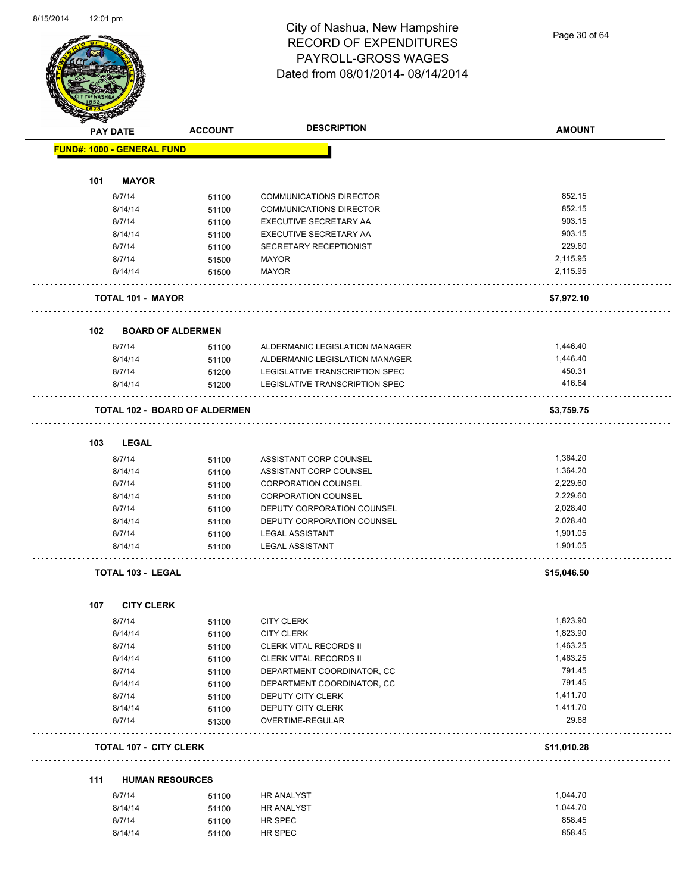# City of Nashua, New Hampshire
## RECORD OF EXPENDITURES
## PAYROLL-GROSS WAGES
## Dated from 08/01/2014- 08/14/2014

| PAY DATE | ACCOUNT | DESCRIPTION | AMOUNT |
|---|---|---|---|
| **FUND#: 1000 - GENERAL FUND** | | | |
| **101 MAYOR** | | | |
| 8/7/14 | 51100 | COMMUNICATIONS DIRECTOR | 852.15 |
| 8/14/14 | 51100 | COMMUNICATIONS DIRECTOR | 852.15 |
| 8/7/14 | 51100 | EXECUTIVE SECRETARY AA | 903.15 |
| 8/14/14 | 51100 | EXECUTIVE SECRETARY AA | 903.15 |
| 8/7/14 | 51100 | SECRETARY RECEPTIONIST | 229.60 |
| 8/7/14 | 51500 | MAYOR | 2,115.95 |
| 8/14/14 | 51500 | MAYOR | 2,115.95 |
| **TOTAL 101 - MAYOR** | | | **$7,972.10** |
| **102 BOARD OF ALDERMEN** | | | |
| 8/7/14 | 51100 | ALDERMANIC LEGISLATION MANAGER | 1,446.40 |
| 8/14/14 | 51100 | ALDERMANIC LEGISLATION MANAGER | 1,446.40 |
| 8/7/14 | 51200 | LEGISLATIVE TRANSCRIPTION SPEC | 450.31 |
| 8/14/14 | 51200 | LEGISLATIVE TRANSCRIPTION SPEC | 416.64 |
| **TOTAL 102 - BOARD OF ALDERMEN** | | | **$3,759.75** |
| **103 LEGAL** | | | |
| 8/7/14 | 51100 | ASSISTANT CORP COUNSEL | 1,364.20 |
| 8/14/14 | 51100 | ASSISTANT CORP COUNSEL | 1,364.20 |
| 8/7/14 | 51100 | CORPORATION COUNSEL | 2,229.60 |
| 8/14/14 | 51100 | CORPORATION COUNSEL | 2,229.60 |
| 8/7/14 | 51100 | DEPUTY CORPORATION COUNSEL | 2,028.40 |
| 8/14/14 | 51100 | DEPUTY CORPORATION COUNSEL | 2,028.40 |
| 8/7/14 | 51100 | LEGAL ASSISTANT | 1,901.05 |
| 8/14/14 | 51100 | LEGAL ASSISTANT | 1,901.05 |
| **TOTAL 103 - LEGAL** | | | **$15,046.50** |
| **107 CITY CLERK** | | | |
| 8/7/14 | 51100 | CITY CLERK | 1,823.90 |
| 8/14/14 | 51100 | CITY CLERK | 1,823.90 |
| 8/7/14 | 51100 | CLERK VITAL RECORDS II | 1,463.25 |
| 8/14/14 | 51100 | CLERK VITAL RECORDS II | 1,463.25 |
| 8/7/14 | 51100 | DEPARTMENT COORDINATOR, CC | 791.45 |
| 8/14/14 | 51100 | DEPARTMENT COORDINATOR, CC | 791.45 |
| 8/7/14 | 51100 | DEPUTY CITY CLERK | 1,411.70 |
| 8/14/14 | 51100 | DEPUTY CITY CLERK | 1,411.70 |
| 8/7/14 | 51300 | OVERTIME-REGULAR | 29.68 |
| **TOTAL 107 - CITY CLERK** | | | **$11,010.28** |
| **111 HUMAN RESOURCES** | | | |
| 8/7/14 | 51100 | HR ANALYST | 1,044.70 |
| 8/14/14 | 51100 | HR ANALYST | 1,044.70 |
| 8/7/14 | 51100 | HR SPEC | 858.45 |
| 8/14/14 | 51100 | HR SPEC | 858.45 |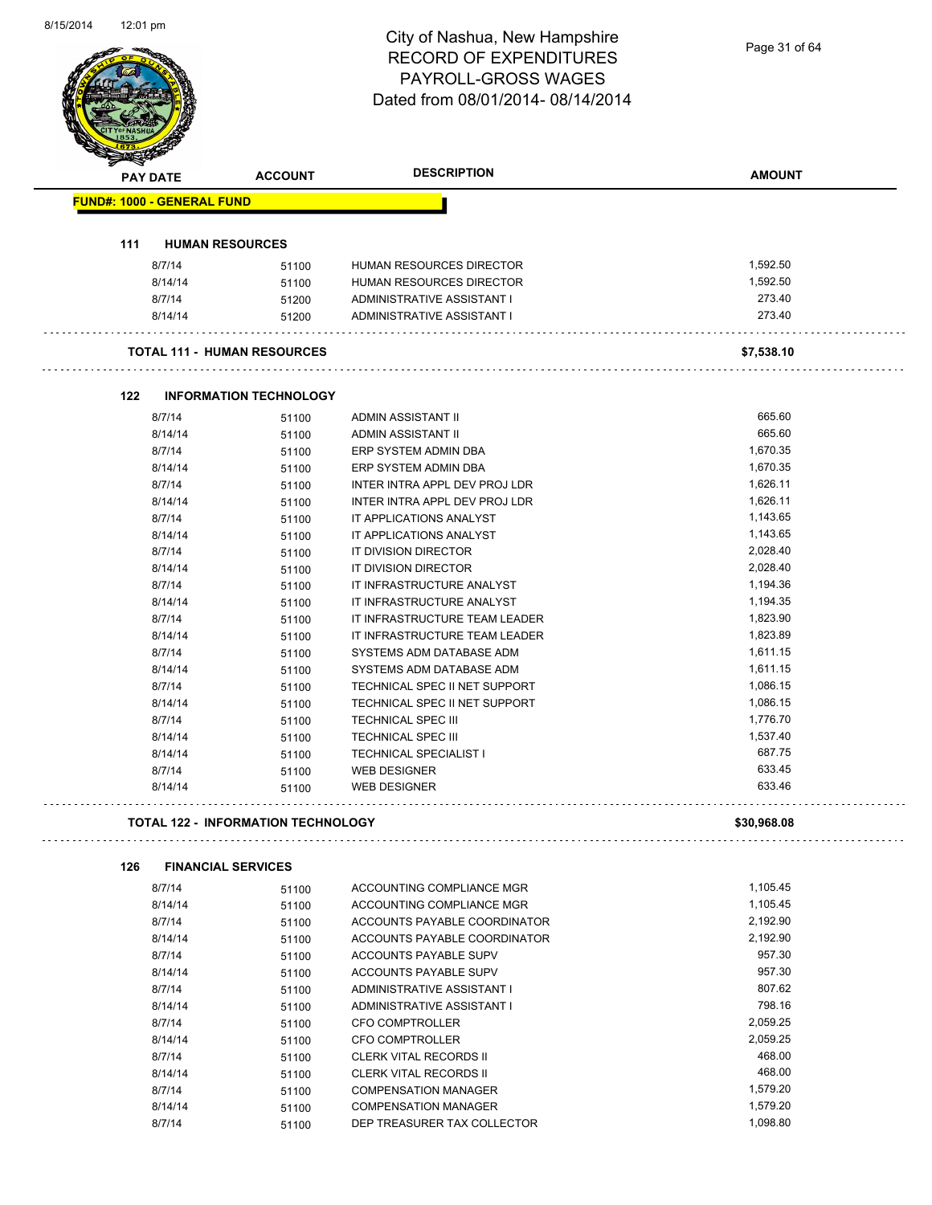# City of Nashua, New Hampshire
## RECORD OF EXPENDITURES
## PAYROLL-GROSS WAGES
## Dated from 08/01/2014- 08/14/2014

| PAY DATE | ACCOUNT | DESCRIPTION | AMOUNT |
|---|---|---|---|
| **FUND#: 1000 - GENERAL FUND** | | | |
| **111 HUMAN RESOURCES** | | | |
| 8/7/14 | 51100 | HUMAN RESOURCES DIRECTOR | 1,592.50 |
| 8/14/14 | 51100 | HUMAN RESOURCES DIRECTOR | 1,592.50 |
| 8/7/14 | 51200 | ADMINISTRATIVE ASSISTANT I | 273.40 |
| 8/14/14 | 51200 | ADMINISTRATIVE ASSISTANT I | 273.40 |
| **TOTAL 111 - HUMAN RESOURCES** | | | **$7,538.10** |
| **122 INFORMATION TECHNOLOGY** | | | |
| 8/7/14 | 51100 | ADMIN ASSISTANT II | 665.60 |
| 8/14/14 | 51100 | ADMIN ASSISTANT II | 665.60 |
| 8/7/14 | 51100 | ERP SYSTEM ADMIN DBA | 1,670.35 |
| 8/14/14 | 51100 | ERP SYSTEM ADMIN DBA | 1,670.35 |
| 8/7/14 | 51100 | INTER INTRA APPL DEV PROJ LDR | 1,626.11 |
| 8/14/14 | 51100 | INTER INTRA APPL DEV PROJ LDR | 1,626.11 |
| 8/7/14 | 51100 | IT APPLICATIONS ANALYST | 1,143.65 |
| 8/14/14 | 51100 | IT APPLICATIONS ANALYST | 1,143.65 |
| 8/7/14 | 51100 | IT DIVISION DIRECTOR | 2,028.40 |
| 8/14/14 | 51100 | IT DIVISION DIRECTOR | 2,028.40 |
| 8/7/14 | 51100 | IT INFRASTRUCTURE ANALYST | 1,194.36 |
| 8/14/14 | 51100 | IT INFRASTRUCTURE ANALYST | 1,194.35 |
| 8/7/14 | 51100 | IT INFRASTRUCTURE TEAM LEADER | 1,823.90 |
| 8/14/14 | 51100 | IT INFRASTRUCTURE TEAM LEADER | 1,823.89 |
| 8/7/14 | 51100 | SYSTEMS ADM DATABASE ADM | 1,611.15 |
| 8/14/14 | 51100 | SYSTEMS ADM DATABASE ADM | 1,611.15 |
| 8/7/14 | 51100 | TECHNICAL SPEC II NET SUPPORT | 1,086.15 |
| 8/14/14 | 51100 | TECHNICAL SPEC II NET SUPPORT | 1,086.15 |
| 8/7/14 | 51100 | TECHNICAL SPEC III | 1,776.70 |
| 8/14/14 | 51100 | TECHNICAL SPEC III | 1,537.40 |
| 8/14/14 | 51100 | TECHNICAL SPECIALIST I | 687.75 |
| 8/7/14 | 51100 | WEB DESIGNER | 633.45 |
| 8/14/14 | 51100 | WEB DESIGNER | 633.46 |
| **TOTAL 122 - INFORMATION TECHNOLOGY** | | | **$30,968.08** |
| **126 FINANCIAL SERVICES** | | | |
| 8/7/14 | 51100 | ACCOUNTING COMPLIANCE MGR | 1,105.45 |
| 8/14/14 | 51100 | ACCOUNTING COMPLIANCE MGR | 1,105.45 |
| 8/7/14 | 51100 | ACCOUNTS PAYABLE COORDINATOR | 2,192.90 |
| 8/14/14 | 51100 | ACCOUNTS PAYABLE COORDINATOR | 2,192.90 |
| 8/7/14 | 51100 | ACCOUNTS PAYABLE SUPV | 957.30 |
| 8/14/14 | 51100 | ACCOUNTS PAYABLE SUPV | 957.30 |
| 8/7/14 | 51100 | ADMINISTRATIVE ASSISTANT I | 807.62 |
| 8/14/14 | 51100 | ADMINISTRATIVE ASSISTANT I | 798.16 |
| 8/7/14 | 51100 | CFO COMPTROLLER | 2,059.25 |
| 8/14/14 | 51100 | CFO COMPTROLLER | 2,059.25 |
| 8/7/14 | 51100 | CLERK VITAL RECORDS II | 468.00 |
| 8/14/14 | 51100 | CLERK VITAL RECORDS II | 468.00 |
| 8/7/14 | 51100 | COMPENSATION MANAGER | 1,579.20 |
| 8/14/14 | 51100 | COMPENSATION MANAGER | 1,579.20 |
| 8/7/14 | 51100 | DEP TREASURER TAX COLLECTOR | 1,098.80 |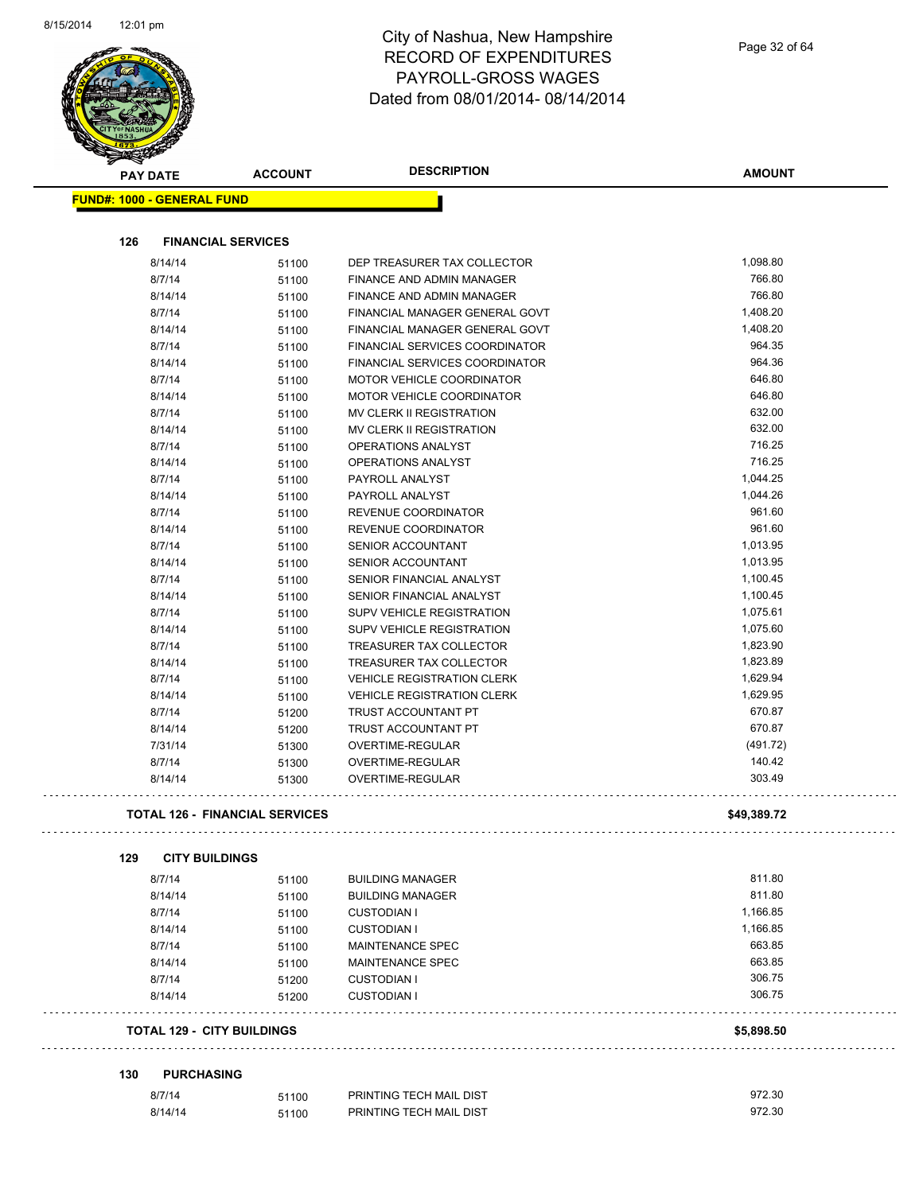# City of Nashua, New Hampshire
## RECORD OF EXPENDITURES
## PAYROLL-GROSS WAGES
## Dated from 08/01/2014- 08/14/2014

| PAY DATE | ACCOUNT | DESCRIPTION | AMOUNT |
|---|---|---|---|
| **FUND#: 1000 - GENERAL FUND** | | | |
| **126 FINANCIAL SERVICES** | | | |
| 8/14/14 | 51100 | DEP TREASURER TAX COLLECTOR | 1,098.80 |
| 8/7/14 | 51100 | FINANCE AND ADMIN MANAGER | 766.80 |
| 8/14/14 | 51100 | FINANCE AND ADMIN MANAGER | 766.80 |
| 8/7/14 | 51100 | FINANCIAL MANAGER GENERAL GOVT | 1,408.20 |
| 8/14/14 | 51100 | FINANCIAL MANAGER GENERAL GOVT | 1,408.20 |
| 8/7/14 | 51100 | FINANCIAL SERVICES COORDINATOR | 964.35 |
| 8/14/14 | 51100 | FINANCIAL SERVICES COORDINATOR | 964.36 |
| 8/7/14 | 51100 | MOTOR VEHICLE COORDINATOR | 646.80 |
| 8/14/14 | 51100 | MOTOR VEHICLE COORDINATOR | 646.80 |
| 8/7/14 | 51100 | MV CLERK II REGISTRATION | 632.00 |
| 8/14/14 | 51100 | MV CLERK II REGISTRATION | 632.00 |
| 8/7/14 | 51100 | OPERATIONS ANALYST | 716.25 |
| 8/14/14 | 51100 | OPERATIONS ANALYST | 716.25 |
| 8/7/14 | 51100 | PAYROLL ANALYST | 1,044.25 |
| 8/14/14 | 51100 | PAYROLL ANALYST | 1,044.26 |
| 8/7/14 | 51100 | REVENUE COORDINATOR | 961.60 |
| 8/14/14 | 51100 | REVENUE COORDINATOR | 961.60 |
| 8/7/14 | 51100 | SENIOR ACCOUNTANT | 1,013.95 |
| 8/14/14 | 51100 | SENIOR ACCOUNTANT | 1,013.95 |
| 8/7/14 | 51100 | SENIOR FINANCIAL ANALYST | 1,100.45 |
| 8/14/14 | 51100 | SENIOR FINANCIAL ANALYST | 1,100.45 |
| 8/7/14 | 51100 | SUPV VEHICLE REGISTRATION | 1,075.61 |
| 8/14/14 | 51100 | SUPV VEHICLE REGISTRATION | 1,075.60 |
| 8/7/14 | 51100 | TREASURER TAX COLLECTOR | 1,823.90 |
| 8/14/14 | 51100 | TREASURER TAX COLLECTOR | 1,823.89 |
| 8/7/14 | 51100 | VEHICLE REGISTRATION CLERK | 1,629.94 |
| 8/14/14 | 51100 | VEHICLE REGISTRATION CLERK | 1,629.95 |
| 8/7/14 | 51200 | TRUST ACCOUNTANT PT | 670.87 |
| 8/14/14 | 51200 | TRUST ACCOUNTANT PT | 670.87 |
| 7/31/14 | 51300 | OVERTIME-REGULAR | (491.72) |
| 8/7/14 | 51300 | OVERTIME-REGULAR | 140.42 |
| 8/14/14 | 51300 | OVERTIME-REGULAR | 303.49 |
| **TOTAL 126 - FINANCIAL SERVICES** | | | **$49,389.72** |
| **129 CITY BUILDINGS** | | | |
| 8/7/14 | 51100 | BUILDING MANAGER | 811.80 |
| 8/14/14 | 51100 | BUILDING MANAGER | 811.80 |
| 8/7/14 | 51100 | CUSTODIAN I | 1,166.85 |
| 8/14/14 | 51100 | CUSTODIAN I | 1,166.85 |
| 8/7/14 | 51100 | MAINTENANCE SPEC | 663.85 |
| 8/14/14 | 51100 | MAINTENANCE SPEC | 663.85 |
| 8/7/14 | 51200 | CUSTODIAN I | 306.75 |
| 8/14/14 | 51200 | CUSTODIAN I | 306.75 |
| **TOTAL 129 - CITY BUILDINGS** | | | **$5,898.50** |
| **130 PURCHASING** | | | |
| 8/7/14 | 51100 | PRINTING TECH MAIL DIST | 972.30 |
| 8/14/14 | 51100 | PRINTING TECH MAIL DIST | 972.30 |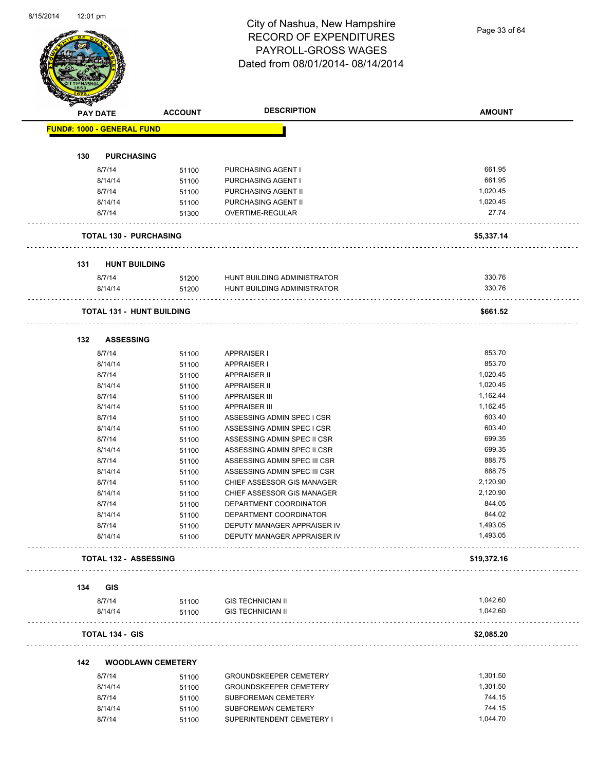# City of Nashua, New Hampshire
## RECORD OF EXPENDITURES
## PAYROLL-GROSS WAGES
## Dated from 08/01/2014- 08/14/2014

| PAY DATE | ACCOUNT | DESCRIPTION | AMOUNT |
|---|---|---|---|
| **FUND#: 1000 - GENERAL FUND** | | | |
| **130 PURCHASING** | | | |
| 8/7/14 | 51100 | PURCHASING AGENT I | 661.95 |
| 8/14/14 | 51100 | PURCHASING AGENT I | 661.95 |
| 8/7/14 | 51100 | PURCHASING AGENT II | 1,020.45 |
| 8/14/14 | 51100 | PURCHASING AGENT II | 1,020.45 |
| 8/7/14 | 51300 | OVERTIME-REGULAR | 27.74 |
| **TOTAL 130 - PURCHASING** | | | **$5,337.14** |
| **131 HUNT BUILDING** | | | |
| 8/7/14 | 51200 | HUNT BUILDING ADMINISTRATOR | 330.76 |
| 8/14/14 | 51200 | HUNT BUILDING ADMINISTRATOR | 330.76 |
| **TOTAL 131 - HUNT BUILDING** | | | **$661.52** |
| **132 ASSESSING** | | | |
| 8/7/14 | 51100 | APPRAISER I | 853.70 |
| 8/14/14 | 51100 | APPRAISER I | 853.70 |
| 8/7/14 | 51100 | APPRAISER II | 1,020.45 |
| 8/14/14 | 51100 | APPRAISER II | 1,020.45 |
| 8/7/14 | 51100 | APPRAISER III | 1,162.44 |
| 8/14/14 | 51100 | APPRAISER III | 1,162.45 |
| 8/7/14 | 51100 | ASSESSING ADMIN SPEC I CSR | 603.40 |
| 8/14/14 | 51100 | ASSESSING ADMIN SPEC I CSR | 603.40 |
| 8/7/14 | 51100 | ASSESSING ADMIN SPEC II CSR | 699.35 |
| 8/14/14 | 51100 | ASSESSING ADMIN SPEC II CSR | 699.35 |
| 8/7/14 | 51100 | ASSESSING ADMIN SPEC III CSR | 888.75 |
| 8/14/14 | 51100 | ASSESSING ADMIN SPEC III CSR | 888.75 |
| 8/7/14 | 51100 | CHIEF ASSESSOR GIS MANAGER | 2,120.90 |
| 8/14/14 | 51100 | CHIEF ASSESSOR GIS MANAGER | 2,120.90 |
| 8/7/14 | 51100 | DEPARTMENT COORDINATOR | 844.05 |
| 8/14/14 | 51100 | DEPARTMENT COORDINATOR | 844.02 |
| 8/7/14 | 51100 | DEPUTY MANAGER APPRAISER IV | 1,493.05 |
| 8/14/14 | 51100 | DEPUTY MANAGER APPRAISER IV | 1,493.05 |
| **TOTAL 132 - ASSESSING** | | | **$19,372.16** |
| **134 GIS** | | | |
| 8/7/14 | 51100 | GIS TECHNICIAN II | 1,042.60 |
| 8/14/14 | 51100 | GIS TECHNICIAN II | 1,042.60 |
| **TOTAL 134 - GIS** | | | **$2,085.20** |
| **142 WOODLAWN CEMETERY** | | | |
| 8/7/14 | 51100 | GROUNDSKEEPER CEMETERY | 1,301.50 |
| 8/14/14 | 51100 | GROUNDSKEEPER CEMETERY | 1,301.50 |
| 8/7/14 | 51100 | SUBFOREMAN CEMETERY | 744.15 |
| 8/14/14 | 51100 | SUBFOREMAN CEMETERY | 744.15 |
| 8/7/14 | 51100 | SUPERINTENDENT CEMETERY I | 1,044.70 |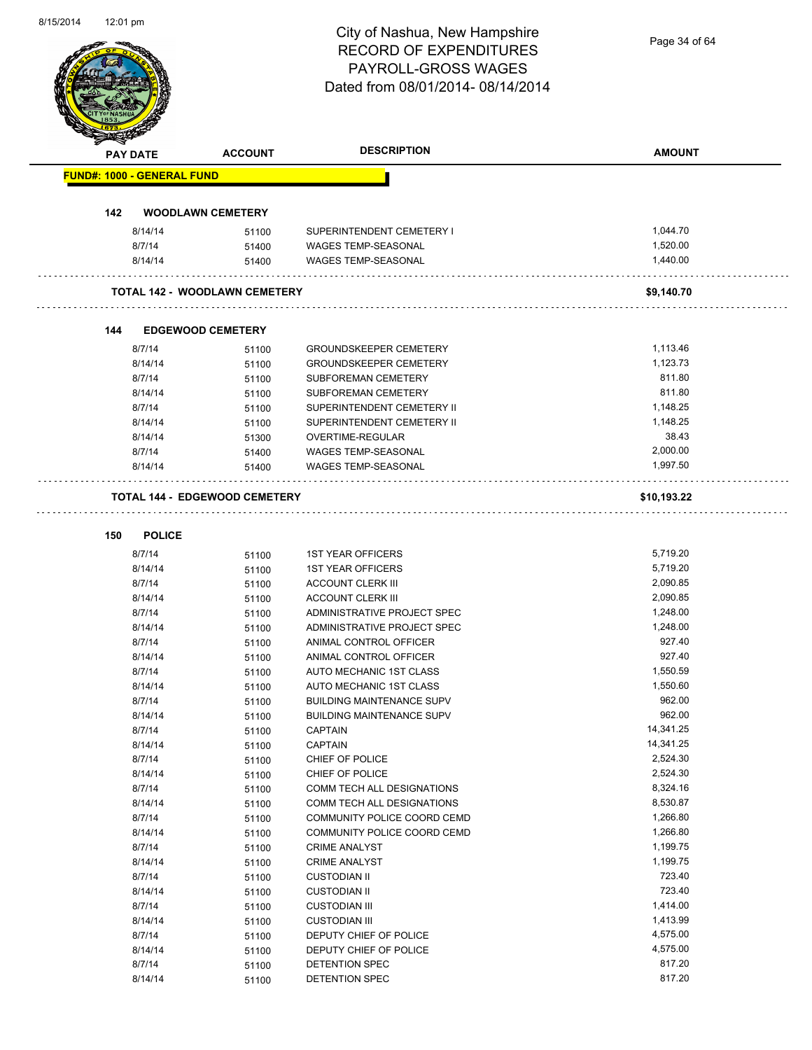# City of Nashua, New Hampshire
## RECORD OF EXPENDITURES
## PAYROLL-GROSS WAGES
## Dated from 08/01/2014- 08/14/2014

| PAY DATE | ACCOUNT | DESCRIPTION | AMOUNT |
|---|---|---|---|

**FUND#: 1000 - GENERAL FUND**

**142 WOODLAWN CEMETERY**

| PAY DATE | ACCOUNT | DESCRIPTION | AMOUNT |
|---|---|---|---|
| 8/14/14 | 51100 | SUPERINTENDENT CEMETERY I | 1,044.70 |
| 8/7/14 | 51400 | WAGES TEMP-SEASONAL | 1,520.00 |
| 8/14/14 | 51400 | WAGES TEMP-SEASONAL | 1,440.00 |

**TOTAL 142 - WOODLAWN CEMETERY** **$9,140.70**

**144 EDGEWOOD CEMETERY**

| PAY DATE | ACCOUNT | DESCRIPTION | AMOUNT |
|---|---|---|---|
| 8/7/14 | 51100 | GROUNDSKEEPER CEMETERY | 1,113.46 |
| 8/14/14 | 51100 | GROUNDSKEEPER CEMETERY | 1,123.73 |
| 8/7/14 | 51100 | SUBFOREMAN CEMETERY | 811.80 |
| 8/14/14 | 51100 | SUBFOREMAN CEMETERY | 811.80 |
| 8/7/14 | 51100 | SUPERINTENDENT CEMETERY II | 1,148.25 |
| 8/14/14 | 51100 | SUPERINTENDENT CEMETERY II | 1,148.25 |
| 8/14/14 | 51300 | OVERTIME-REGULAR | 38.43 |
| 8/7/14 | 51400 | WAGES TEMP-SEASONAL | 2,000.00 |
| 8/14/14 | 51400 | WAGES TEMP-SEASONAL | 1,997.50 |

**TOTAL 144 - EDGEWOOD CEMETERY** **$10,193.22**

**150 POLICE**

| PAY DATE | ACCOUNT | DESCRIPTION | AMOUNT |
|---|---|---|---|
| 8/7/14 | 51100 | 1ST YEAR OFFICERS | 5,719.20 |
| 8/14/14 | 51100 | 1ST YEAR OFFICERS | 5,719.20 |
| 8/7/14 | 51100 | ACCOUNT CLERK III | 2,090.85 |
| 8/14/14 | 51100 | ACCOUNT CLERK III | 2,090.85 |
| 8/7/14 | 51100 | ADMINISTRATIVE PROJECT SPEC | 1,248.00 |
| 8/14/14 | 51100 | ADMINISTRATIVE PROJECT SPEC | 1,248.00 |
| 8/7/14 | 51100 | ANIMAL CONTROL OFFICER | 927.40 |
| 8/14/14 | 51100 | ANIMAL CONTROL OFFICER | 927.40 |
| 8/7/14 | 51100 | AUTO MECHANIC 1ST CLASS | 1,550.59 |
| 8/14/14 | 51100 | AUTO MECHANIC 1ST CLASS | 1,550.60 |
| 8/7/14 | 51100 | BUILDING MAINTENANCE SUPV | 962.00 |
| 8/14/14 | 51100 | BUILDING MAINTENANCE SUPV | 962.00 |
| 8/7/14 | 51100 | CAPTAIN | 14,341.25 |
| 8/14/14 | 51100 | CAPTAIN | 14,341.25 |
| 8/7/14 | 51100 | CHIEF OF POLICE | 2,524.30 |
| 8/14/14 | 51100 | CHIEF OF POLICE | 2,524.30 |
| 8/7/14 | 51100 | COMM TECH ALL DESIGNATIONS | 8,324.16 |
| 8/14/14 | 51100 | COMM TECH ALL DESIGNATIONS | 8,530.87 |
| 8/7/14 | 51100 | COMMUNITY POLICE COORD CEMD | 1,266.80 |
| 8/14/14 | 51100 | COMMUNITY POLICE COORD CEMD | 1,266.80 |
| 8/7/14 | 51100 | CRIME ANALYST | 1,199.75 |
| 8/14/14 | 51100 | CRIME ANALYST | 1,199.75 |
| 8/7/14 | 51100 | CUSTODIAN II | 723.40 |
| 8/14/14 | 51100 | CUSTODIAN II | 723.40 |
| 8/7/14 | 51100 | CUSTODIAN III | 1,414.00 |
| 8/14/14 | 51100 | CUSTODIAN III | 1,413.99 |
| 8/7/14 | 51100 | DEPUTY CHIEF OF POLICE | 4,575.00 |
| 8/14/14 | 51100 | DEPUTY CHIEF OF POLICE | 4,575.00 |
| 8/7/14 | 51100 | DETENTION SPEC | 817.20 |
| 8/14/14 | 51100 | DETENTION SPEC | 817.20 |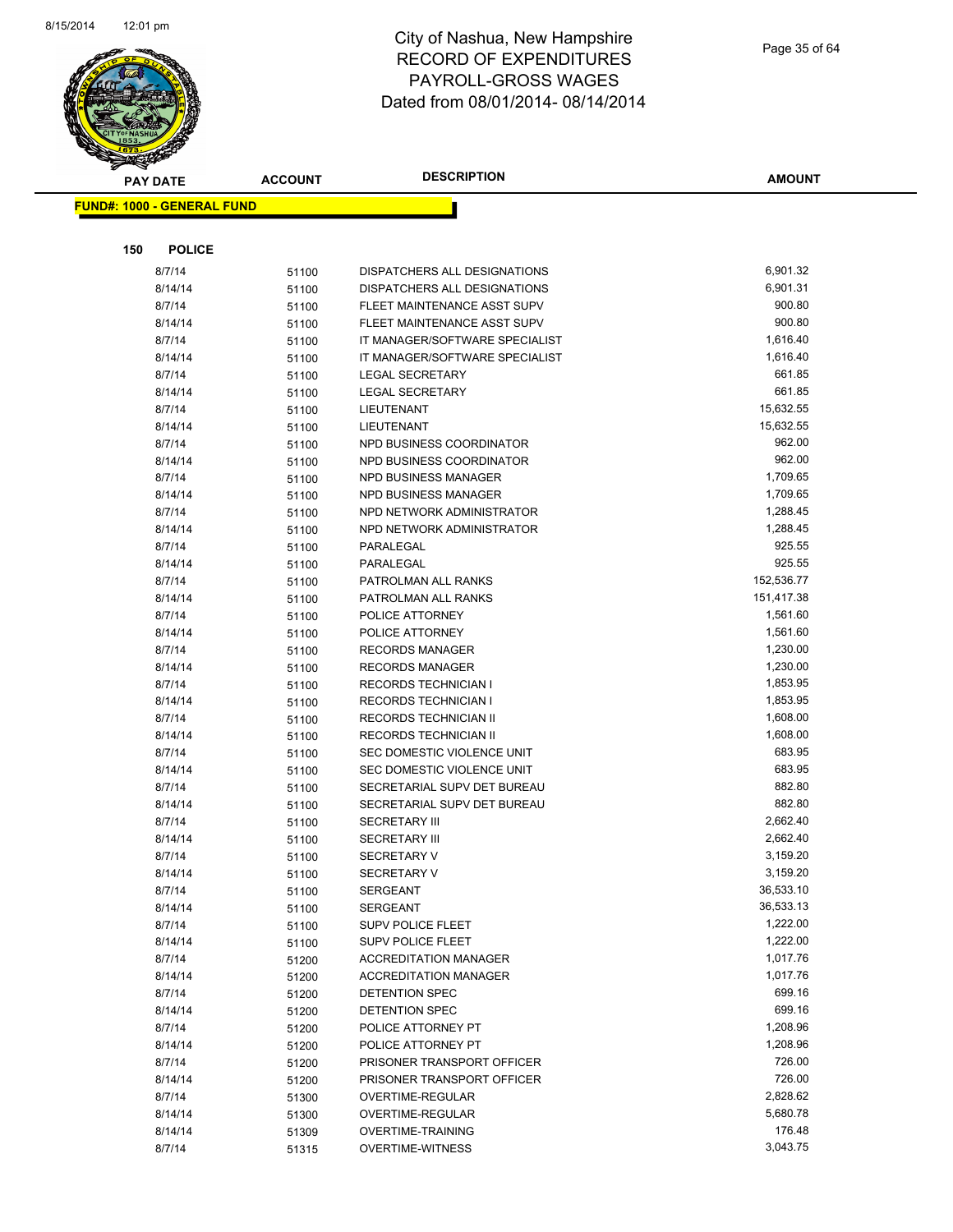# City of Nashua, New Hampshire
## RECORD OF EXPENDITURES
## PAYROLL-GROSS WAGES
## Dated from 08/01/2014- 08/14/2014

**FUND#: 1000 - GENERAL FUND**

**150 POLICE**

| PAY DATE | ACCOUNT | DESCRIPTION | AMOUNT |
|---|---|---|---|
| 8/7/14 | 51100 | DISPATCHERS ALL DESIGNATIONS | 6,901.32 |
| 8/14/14 | 51100 | DISPATCHERS ALL DESIGNATIONS | 6,901.31 |
| 8/7/14 | 51100 | FLEET MAINTENANCE ASST SUPV | 900.80 |
| 8/14/14 | 51100 | FLEET MAINTENANCE ASST SUPV | 900.80 |
| 8/7/14 | 51100 | IT MANAGER/SOFTWARE SPECIALIST | 1,616.40 |
| 8/14/14 | 51100 | IT MANAGER/SOFTWARE SPECIALIST | 1,616.40 |
| 8/7/14 | 51100 | LEGAL SECRETARY | 661.85 |
| 8/14/14 | 51100 | LEGAL SECRETARY | 661.85 |
| 8/7/14 | 51100 | LIEUTENANT | 15,632.55 |
| 8/14/14 | 51100 | LIEUTENANT | 15,632.55 |
| 8/7/14 | 51100 | NPD BUSINESS COORDINATOR | 962.00 |
| 8/14/14 | 51100 | NPD BUSINESS COORDINATOR | 962.00 |
| 8/7/14 | 51100 | NPD BUSINESS MANAGER | 1,709.65 |
| 8/14/14 | 51100 | NPD BUSINESS MANAGER | 1,709.65 |
| 8/7/14 | 51100 | NPD NETWORK ADMINISTRATOR | 1,288.45 |
| 8/14/14 | 51100 | NPD NETWORK ADMINISTRATOR | 1,288.45 |
| 8/7/14 | 51100 | PARALEGAL | 925.55 |
| 8/14/14 | 51100 | PARALEGAL | 925.55 |
| 8/7/14 | 51100 | PATROLMAN ALL RANKS | 152,536.77 |
| 8/14/14 | 51100 | PATROLMAN ALL RANKS | 151,417.38 |
| 8/7/14 | 51100 | POLICE ATTORNEY | 1,561.60 |
| 8/14/14 | 51100 | POLICE ATTORNEY | 1,561.60 |
| 8/7/14 | 51100 | RECORDS MANAGER | 1,230.00 |
| 8/14/14 | 51100 | RECORDS MANAGER | 1,230.00 |
| 8/7/14 | 51100 | RECORDS TECHNICIAN I | 1,853.95 |
| 8/14/14 | 51100 | RECORDS TECHNICIAN I | 1,853.95 |
| 8/7/14 | 51100 | RECORDS TECHNICIAN II | 1,608.00 |
| 8/14/14 | 51100 | RECORDS TECHNICIAN II | 1,608.00 |
| 8/7/14 | 51100 | SEC DOMESTIC VIOLENCE UNIT | 683.95 |
| 8/14/14 | 51100 | SEC DOMESTIC VIOLENCE UNIT | 683.95 |
| 8/7/14 | 51100 | SECRETARIAL SUPV DET BUREAU | 882.80 |
| 8/14/14 | 51100 | SECRETARIAL SUPV DET BUREAU | 882.80 |
| 8/7/14 | 51100 | SECRETARY III | 2,662.40 |
| 8/14/14 | 51100 | SECRETARY III | 2,662.40 |
| 8/7/14 | 51100 | SECRETARY V | 3,159.20 |
| 8/14/14 | 51100 | SECRETARY V | 3,159.20 |
| 8/7/14 | 51100 | SERGEANT | 36,533.10 |
| 8/14/14 | 51100 | SERGEANT | 36,533.13 |
| 8/7/14 | 51100 | SUPV POLICE FLEET | 1,222.00 |
| 8/14/14 | 51100 | SUPV POLICE FLEET | 1,222.00 |
| 8/7/14 | 51200 | ACCREDITATION MANAGER | 1,017.76 |
| 8/14/14 | 51200 | ACCREDITATION MANAGER | 1,017.76 |
| 8/7/14 | 51200 | DETENTION SPEC | 699.16 |
| 8/14/14 | 51200 | DETENTION SPEC | 699.16 |
| 8/7/14 | 51200 | POLICE ATTORNEY PT | 1,208.96 |
| 8/14/14 | 51200 | POLICE ATTORNEY PT | 1,208.96 |
| 8/7/14 | 51200 | PRISONER TRANSPORT OFFICER | 726.00 |
| 8/14/14 | 51200 | PRISONER TRANSPORT OFFICER | 726.00 |
| 8/7/14 | 51300 | OVERTIME-REGULAR | 2,828.62 |
| 8/14/14 | 51300 | OVERTIME-REGULAR | 5,680.78 |
| 8/14/14 | 51309 | OVERTIME-TRAINING | 176.48 |
| 8/7/14 | 51315 | OVERTIME-WITNESS | 3,043.75 |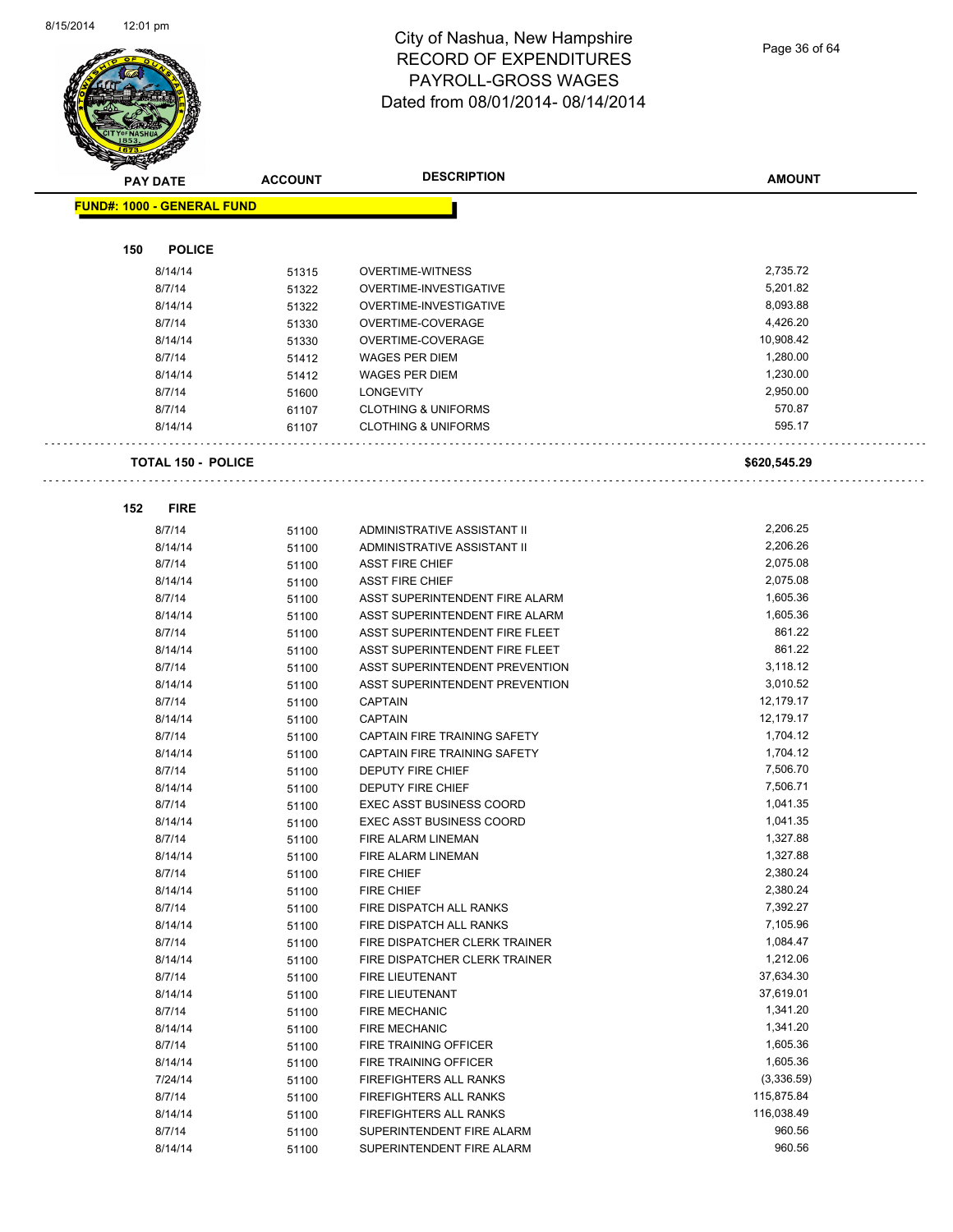City of Nashua, New Hampshire
RECORD OF EXPENDITURES
PAYROLL-GROSS WAGES
Dated from 08/01/2014- 08/14/2014

| PAY DATE | ACCOUNT | DESCRIPTION | AMOUNT |
|---|---|---|---|

**FUND#: 1000 - GENERAL FUND**

**150 POLICE**

| PAY DATE | ACCOUNT | DESCRIPTION | AMOUNT |
|---|---|---|---|
| 8/14/14 | 51315 | OVERTIME-WITNESS | 2,735.72 |
| 8/7/14 | 51322 | OVERTIME-INVESTIGATIVE | 5,201.82 |
| 8/14/14 | 51322 | OVERTIME-INVESTIGATIVE | 8,093.88 |
| 8/7/14 | 51330 | OVERTIME-COVERAGE | 4,426.20 |
| 8/14/14 | 51330 | OVERTIME-COVERAGE | 10,908.42 |
| 8/7/14 | 51412 | WAGES PER DIEM | 1,280.00 |
| 8/14/14 | 51412 | WAGES PER DIEM | 1,230.00 |
| 8/7/14 | 51600 | LONGEVITY | 2,950.00 |
| 8/7/14 | 61107 | CLOTHING & UNIFORMS | 570.87 |
| 8/14/14 | 61107 | CLOTHING & UNIFORMS | 595.17 |

**TOTAL 150 - POLICE** **$620,545.29**

**152 FIRE**

| PAY DATE | ACCOUNT | DESCRIPTION | AMOUNT |
|---|---|---|---|
| 8/7/14 | 51100 | ADMINISTRATIVE ASSISTANT II | 2,206.25 |
| 8/14/14 | 51100 | ADMINISTRATIVE ASSISTANT II | 2,206.26 |
| 8/7/14 | 51100 | ASST FIRE CHIEF | 2,075.08 |
| 8/14/14 | 51100 | ASST FIRE CHIEF | 2,075.08 |
| 8/7/14 | 51100 | ASST SUPERINTENDENT FIRE ALARM | 1,605.36 |
| 8/14/14 | 51100 | ASST SUPERINTENDENT FIRE ALARM | 1,605.36 |
| 8/7/14 | 51100 | ASST SUPERINTENDENT FIRE FLEET | 861.22 |
| 8/14/14 | 51100 | ASST SUPERINTENDENT FIRE FLEET | 861.22 |
| 8/7/14 | 51100 | ASST SUPERINTENDENT PREVENTION | 3,118.12 |
| 8/14/14 | 51100 | ASST SUPERINTENDENT PREVENTION | 3,010.52 |
| 8/7/14 | 51100 | CAPTAIN | 12,179.17 |
| 8/14/14 | 51100 | CAPTAIN | 12,179.17 |
| 8/7/14 | 51100 | CAPTAIN FIRE TRAINING SAFETY | 1,704.12 |
| 8/14/14 | 51100 | CAPTAIN FIRE TRAINING SAFETY | 1,704.12 |
| 8/7/14 | 51100 | DEPUTY FIRE CHIEF | 7,506.70 |
| 8/14/14 | 51100 | DEPUTY FIRE CHIEF | 7,506.71 |
| 8/7/14 | 51100 | EXEC ASST BUSINESS COORD | 1,041.35 |
| 8/14/14 | 51100 | EXEC ASST BUSINESS COORD | 1,041.35 |
| 8/7/14 | 51100 | FIRE ALARM LINEMAN | 1,327.88 |
| 8/14/14 | 51100 | FIRE ALARM LINEMAN | 1,327.88 |
| 8/7/14 | 51100 | FIRE CHIEF | 2,380.24 |
| 8/14/14 | 51100 | FIRE CHIEF | 2,380.24 |
| 8/7/14 | 51100 | FIRE DISPATCH ALL RANKS | 7,392.27 |
| 8/14/14 | 51100 | FIRE DISPATCH ALL RANKS | 7,105.96 |
| 8/7/14 | 51100 | FIRE DISPATCHER CLERK TRAINER | 1,084.47 |
| 8/14/14 | 51100 | FIRE DISPATCHER CLERK TRAINER | 1,212.06 |
| 8/7/14 | 51100 | FIRE LIEUTENANT | 37,634.30 |
| 8/14/14 | 51100 | FIRE LIEUTENANT | 37,619.01 |
| 8/7/14 | 51100 | FIRE MECHANIC | 1,341.20 |
| 8/14/14 | 51100 | FIRE MECHANIC | 1,341.20 |
| 8/7/14 | 51100 | FIRE TRAINING OFFICER | 1,605.36 |
| 8/14/14 | 51100 | FIRE TRAINING OFFICER | 1,605.36 |
| 7/24/14 | 51100 | FIREFIGHTERS ALL RANKS | (3,336.59) |
| 8/7/14 | 51100 | FIREFIGHTERS ALL RANKS | 115,875.84 |
| 8/14/14 | 51100 | FIREFIGHTERS ALL RANKS | 116,038.49 |
| 8/7/14 | 51100 | SUPERINTENDENT FIRE ALARM | 960.56 |
| 8/14/14 | 51100 | SUPERINTENDENT FIRE ALARM | 960.56 |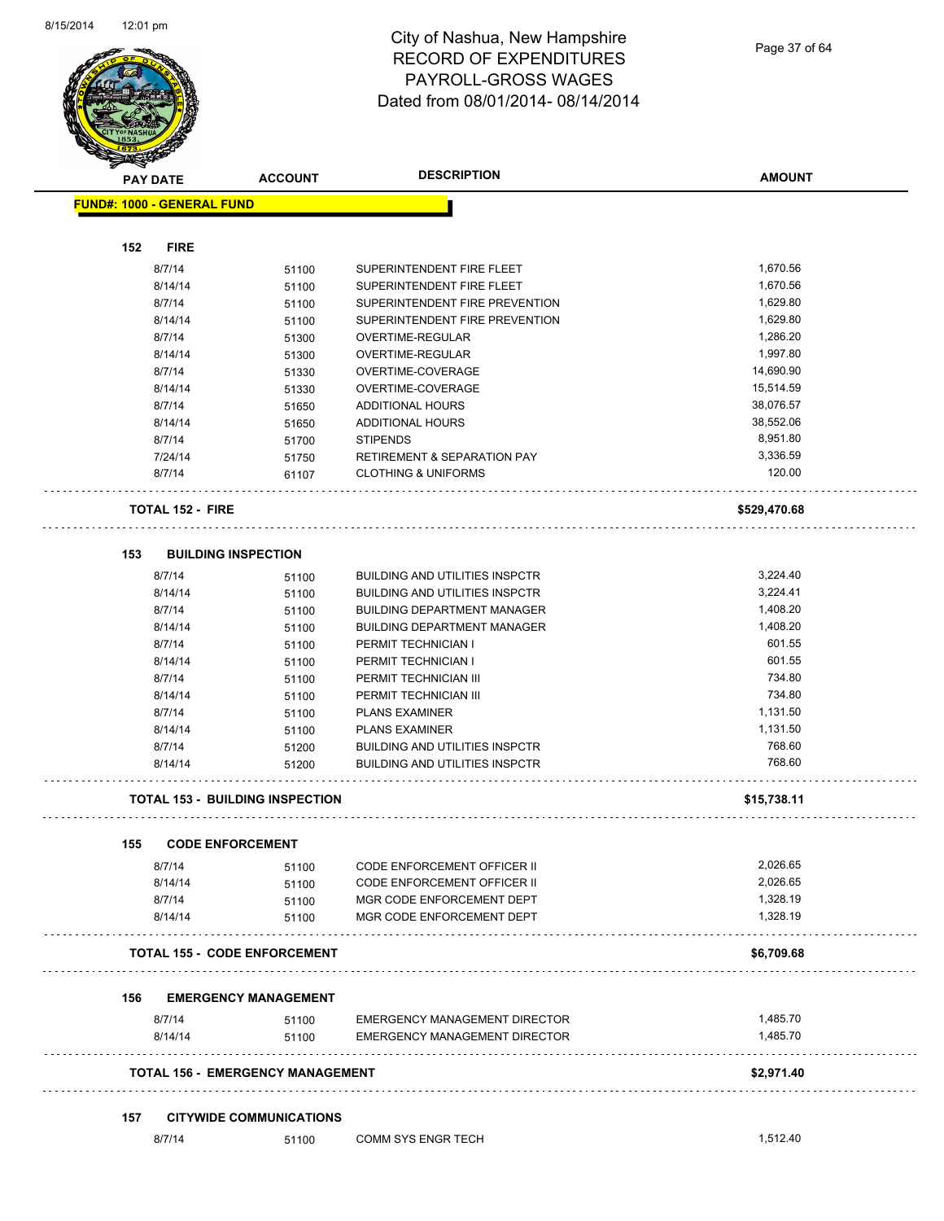# City of Nashua, New Hampshire
## RECORD OF EXPENDITURES
## PAYROLL-GROSS WAGES
## Dated from 08/01/2014- 08/14/2014

| PAY DATE | ACCOUNT | DESCRIPTION | AMOUNT |
|---|---|---|---|
| **FUND#: 1000 - GENERAL FUND** | | | |
| **152 FIRE** | | | |
| 8/7/14 | 51100 | SUPERINTENDENT FIRE FLEET | 1,670.56 |
| 8/14/14 | 51100 | SUPERINTENDENT FIRE FLEET | 1,670.56 |
| 8/7/14 | 51100 | SUPERINTENDENT FIRE PREVENTION | 1,629.80 |
| 8/14/14 | 51100 | SUPERINTENDENT FIRE PREVENTION | 1,629.80 |
| 8/7/14 | 51300 | OVERTIME-REGULAR | 1,286.20 |
| 8/14/14 | 51300 | OVERTIME-REGULAR | 1,997.80 |
| 8/7/14 | 51330 | OVERTIME-COVERAGE | 14,690.90 |
| 8/14/14 | 51330 | OVERTIME-COVERAGE | 15,514.59 |
| 8/7/14 | 51650 | ADDITIONAL HOURS | 38,076.57 |
| 8/14/14 | 51650 | ADDITIONAL HOURS | 38,552.06 |
| 8/7/14 | 51700 | STIPENDS | 8,951.80 |
| 7/24/14 | 51750 | RETIREMENT & SEPARATION PAY | 3,336.59 |
| 8/7/14 | 61107 | CLOTHING & UNIFORMS | 120.00 |
| **TOTAL 152 - FIRE** | | | **$529,470.68** |
| **153 BUILDING INSPECTION** | | | |
| 8/7/14 | 51100 | BUILDING AND UTILITIES INSPCTR | 3,224.40 |
| 8/14/14 | 51100 | BUILDING AND UTILITIES INSPCTR | 3,224.41 |
| 8/7/14 | 51100 | BUILDING DEPARTMENT MANAGER | 1,408.20 |
| 8/14/14 | 51100 | BUILDING DEPARTMENT MANAGER | 1,408.20 |
| 8/7/14 | 51100 | PERMIT TECHNICIAN I | 601.55 |
| 8/14/14 | 51100 | PERMIT TECHNICIAN I | 601.55 |
| 8/7/14 | 51100 | PERMIT TECHNICIAN III | 734.80 |
| 8/14/14 | 51100 | PERMIT TECHNICIAN III | 734.80 |
| 8/7/14 | 51100 | PLANS EXAMINER | 1,131.50 |
| 8/14/14 | 51100 | PLANS EXAMINER | 1,131.50 |
| 8/7/14 | 51200 | BUILDING AND UTILITIES INSPCTR | 768.60 |
| 8/14/14 | 51200 | BUILDING AND UTILITIES INSPCTR | 768.60 |
| **TOTAL 153 - BUILDING INSPECTION** | | | **$15,738.11** |
| **155 CODE ENFORCEMENT** | | | |
| 8/7/14 | 51100 | CODE ENFORCEMENT OFFICER II | 2,026.65 |
| 8/14/14 | 51100 | CODE ENFORCEMENT OFFICER II | 2,026.65 |
| 8/7/14 | 51100 | MGR CODE ENFORCEMENT DEPT | 1,328.19 |
| 8/14/14 | 51100 | MGR CODE ENFORCEMENT DEPT | 1,328.19 |
| **TOTAL 155 - CODE ENFORCEMENT** | | | **$6,709.68** |
| **156 EMERGENCY MANAGEMENT** | | | |
| 8/7/14 | 51100 | EMERGENCY MANAGEMENT DIRECTOR | 1,485.70 |
| 8/14/14 | 51100 | EMERGENCY MANAGEMENT DIRECTOR | 1,485.70 |
| **TOTAL 156 - EMERGENCY MANAGEMENT** | | | **$2,971.40** |
| **157 CITYWIDE COMMUNICATIONS** | | | |
| 8/7/14 | 51100 | COMM SYS ENGR TECH | 1,512.40 |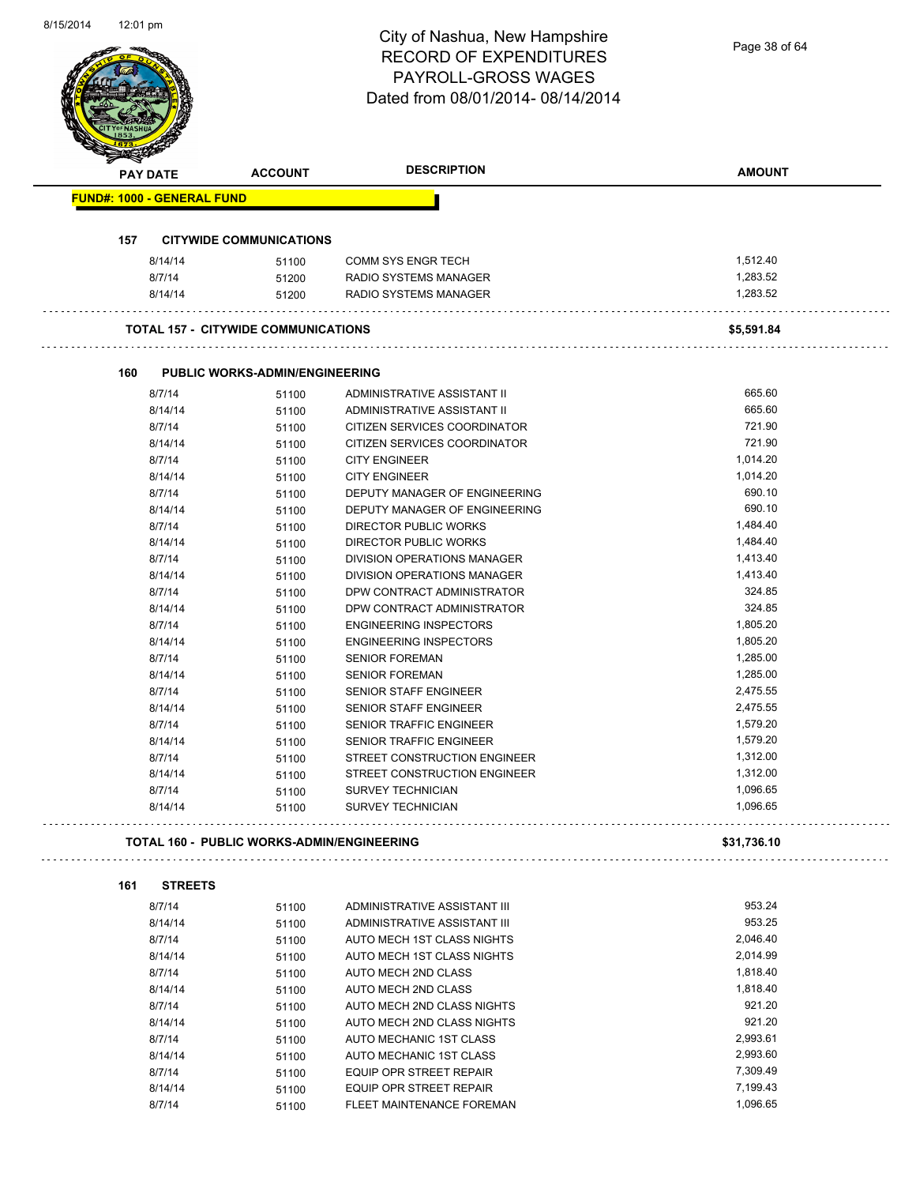# City of Nashua, New Hampshire
## RECORD OF EXPENDITURES
## PAYROLL-GROSS WAGES
## Dated from 08/01/2014- 08/14/2014

| PAY DATE | ACCOUNT | DESCRIPTION | AMOUNT |
|---|---|---|---|

**FUND#: 1000 - GENERAL FUND**

**157 CITYWIDE COMMUNICATIONS**

| PAY DATE | ACCOUNT | DESCRIPTION | AMOUNT |
|---|---|---|---|
| 8/14/14 | 51100 | COMM SYS ENGR TECH | 1,512.40 |
| 8/7/14 | 51200 | RADIO SYSTEMS MANAGER | 1,283.52 |
| 8/14/14 | 51200 | RADIO SYSTEMS MANAGER | 1,283.52 |

**TOTAL 157 - CITYWIDE COMMUNICATIONS** **$5,591.84**

**160 PUBLIC WORKS-ADMIN/ENGINEERING**

| PAY DATE | ACCOUNT | DESCRIPTION | AMOUNT |
|---|---|---|---|
| 8/7/14 | 51100 | ADMINISTRATIVE ASSISTANT II | 665.60 |
| 8/14/14 | 51100 | ADMINISTRATIVE ASSISTANT II | 665.60 |
| 8/7/14 | 51100 | CITIZEN SERVICES COORDINATOR | 721.90 |
| 8/14/14 | 51100 | CITIZEN SERVICES COORDINATOR | 721.90 |
| 8/7/14 | 51100 | CITY ENGINEER | 1,014.20 |
| 8/14/14 | 51100 | CITY ENGINEER | 1,014.20 |
| 8/7/14 | 51100 | DEPUTY MANAGER OF ENGINEERING | 690.10 |
| 8/14/14 | 51100 | DEPUTY MANAGER OF ENGINEERING | 690.10 |
| 8/7/14 | 51100 | DIRECTOR PUBLIC WORKS | 1,484.40 |
| 8/14/14 | 51100 | DIRECTOR PUBLIC WORKS | 1,484.40 |
| 8/7/14 | 51100 | DIVISION OPERATIONS MANAGER | 1,413.40 |
| 8/14/14 | 51100 | DIVISION OPERATIONS MANAGER | 1,413.40 |
| 8/7/14 | 51100 | DPW CONTRACT ADMINISTRATOR | 324.85 |
| 8/14/14 | 51100 | DPW CONTRACT ADMINISTRATOR | 324.85 |
| 8/7/14 | 51100 | ENGINEERING INSPECTORS | 1,805.20 |
| 8/14/14 | 51100 | ENGINEERING INSPECTORS | 1,805.20 |
| 8/7/14 | 51100 | SENIOR FOREMAN | 1,285.00 |
| 8/14/14 | 51100 | SENIOR FOREMAN | 1,285.00 |
| 8/7/14 | 51100 | SENIOR STAFF ENGINEER | 2,475.55 |
| 8/14/14 | 51100 | SENIOR STAFF ENGINEER | 2,475.55 |
| 8/7/14 | 51100 | SENIOR TRAFFIC ENGINEER | 1,579.20 |
| 8/14/14 | 51100 | SENIOR TRAFFIC ENGINEER | 1,579.20 |
| 8/7/14 | 51100 | STREET CONSTRUCTION ENGINEER | 1,312.00 |
| 8/14/14 | 51100 | STREET CONSTRUCTION ENGINEER | 1,312.00 |
| 8/7/14 | 51100 | SURVEY TECHNICIAN | 1,096.65 |
| 8/14/14 | 51100 | SURVEY TECHNICIAN | 1,096.65 |

**TOTAL 160 - PUBLIC WORKS-ADMIN/ENGINEERING** **$31,736.10**

**161 STREETS**

| PAY DATE | ACCOUNT | DESCRIPTION | AMOUNT |
|---|---|---|---|
| 8/7/14 | 51100 | ADMINISTRATIVE ASSISTANT III | 953.24 |
| 8/14/14 | 51100 | ADMINISTRATIVE ASSISTANT III | 953.25 |
| 8/7/14 | 51100 | AUTO MECH 1ST CLASS NIGHTS | 2,046.40 |
| 8/14/14 | 51100 | AUTO MECH 1ST CLASS NIGHTS | 2,014.99 |
| 8/7/14 | 51100 | AUTO MECH 2ND CLASS | 1,818.40 |
| 8/14/14 | 51100 | AUTO MECH 2ND CLASS | 1,818.40 |
| 8/7/14 | 51100 | AUTO MECH 2ND CLASS NIGHTS | 921.20 |
| 8/14/14 | 51100 | AUTO MECH 2ND CLASS NIGHTS | 921.20 |
| 8/7/14 | 51100 | AUTO MECHANIC 1ST CLASS | 2,993.61 |
| 8/14/14 | 51100 | AUTO MECHANIC 1ST CLASS | 2,993.60 |
| 8/7/14 | 51100 | EQUIP OPR STREET REPAIR | 7,309.49 |
| 8/14/14 | 51100 | EQUIP OPR STREET REPAIR | 7,199.43 |
| 8/7/14 | 51100 | FLEET MAINTENANCE FOREMAN | 1,096.65 |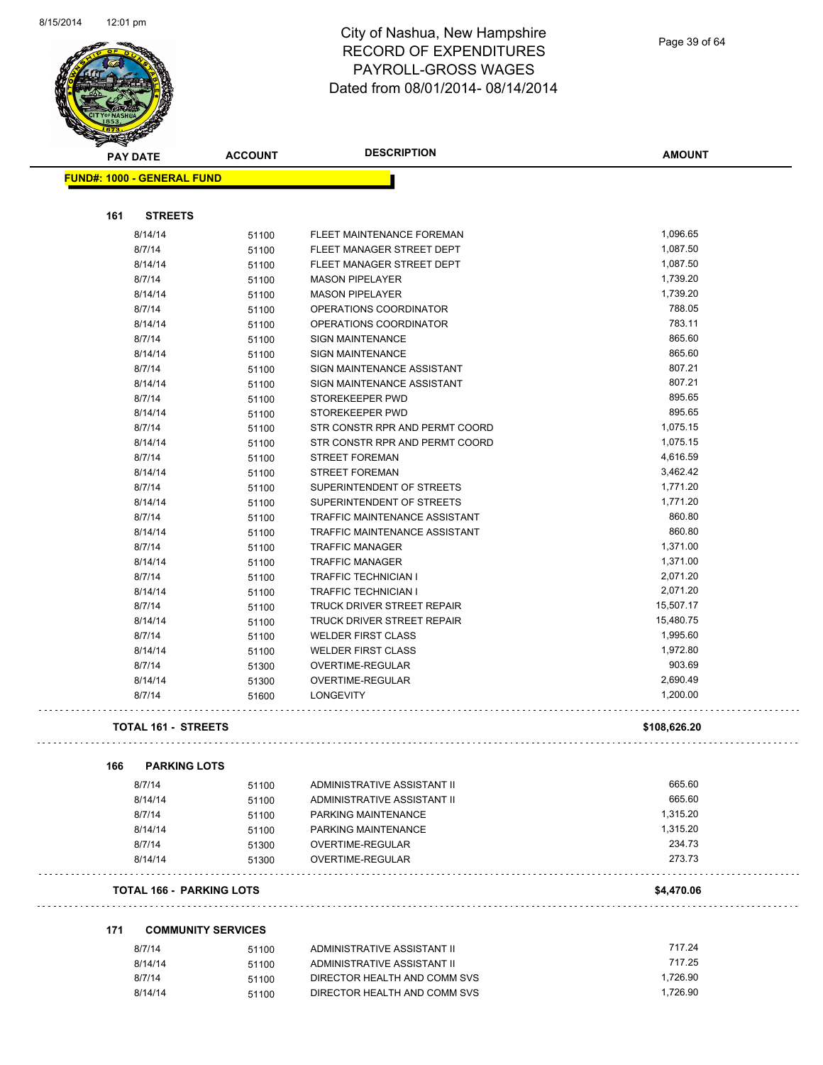# City of Nashua, New Hampshire
## RECORD OF EXPENDITURES
## PAYROLL-GROSS WAGES
## Dated from 08/01/2014- 08/14/2014

| PAY DATE | ACCOUNT | DESCRIPTION | AMOUNT |
|---|---|---|---|

**FUND#: 1000 - GENERAL FUND**

### 161 STREETS

| PAY DATE | ACCOUNT | DESCRIPTION | AMOUNT |
|---|---|---|---|
| 8/14/14 | 51100 | FLEET MAINTENANCE FOREMAN | 1,096.65 |
| 8/7/14 | 51100 | FLEET MANAGER STREET DEPT | 1,087.50 |
| 8/14/14 | 51100 | FLEET MANAGER STREET DEPT | 1,087.50 |
| 8/7/14 | 51100 | MASON PIPELAYER | 1,739.20 |
| 8/14/14 | 51100 | MASON PIPELAYER | 1,739.20 |
| 8/7/14 | 51100 | OPERATIONS COORDINATOR | 788.05 |
| 8/14/14 | 51100 | OPERATIONS COORDINATOR | 783.11 |
| 8/7/14 | 51100 | SIGN MAINTENANCE | 865.60 |
| 8/14/14 | 51100 | SIGN MAINTENANCE | 865.60 |
| 8/7/14 | 51100 | SIGN MAINTENANCE ASSISTANT | 807.21 |
| 8/14/14 | 51100 | SIGN MAINTENANCE ASSISTANT | 807.21 |
| 8/7/14 | 51100 | STOREKEEPER PWD | 895.65 |
| 8/14/14 | 51100 | STOREKEEPER PWD | 895.65 |
| 8/7/14 | 51100 | STR CONSTR RPR AND PERMT COORD | 1,075.15 |
| 8/14/14 | 51100 | STR CONSTR RPR AND PERMT COORD | 1,075.15 |
| 8/7/14 | 51100 | STREET FOREMAN | 4,616.59 |
| 8/14/14 | 51100 | STREET FOREMAN | 3,462.42 |
| 8/7/14 | 51100 | SUPERINTENDENT OF STREETS | 1,771.20 |
| 8/14/14 | 51100 | SUPERINTENDENT OF STREETS | 1,771.20 |
| 8/7/14 | 51100 | TRAFFIC MAINTENANCE ASSISTANT | 860.80 |
| 8/14/14 | 51100 | TRAFFIC MAINTENANCE ASSISTANT | 860.80 |
| 8/7/14 | 51100 | TRAFFIC MANAGER | 1,371.00 |
| 8/14/14 | 51100 | TRAFFIC MANAGER | 1,371.00 |
| 8/7/14 | 51100 | TRAFFIC TECHNICIAN I | 2,071.20 |
| 8/14/14 | 51100 | TRAFFIC TECHNICIAN I | 2,071.20 |
| 8/7/14 | 51100 | TRUCK DRIVER STREET REPAIR | 15,507.17 |
| 8/14/14 | 51100 | TRUCK DRIVER STREET REPAIR | 15,480.75 |
| 8/7/14 | 51100 | WELDER FIRST CLASS | 1,995.60 |
| 8/14/14 | 51100 | WELDER FIRST CLASS | 1,972.80 |
| 8/7/14 | 51300 | OVERTIME-REGULAR | 903.69 |
| 8/14/14 | 51300 | OVERTIME-REGULAR | 2,690.49 |
| 8/7/14 | 51600 | LONGEVITY | 1,200.00 |

**TOTAL 161 - STREETS** **$108,626.20**

### 166 PARKING LOTS

| PAY DATE | ACCOUNT | DESCRIPTION | AMOUNT |
|---|---|---|---|
| 8/7/14 | 51100 | ADMINISTRATIVE ASSISTANT II | 665.60 |
| 8/14/14 | 51100 | ADMINISTRATIVE ASSISTANT II | 665.60 |
| 8/7/14 | 51100 | PARKING MAINTENANCE | 1,315.20 |
| 8/14/14 | 51100 | PARKING MAINTENANCE | 1,315.20 |
| 8/7/14 | 51300 | OVERTIME-REGULAR | 234.73 |
| 8/14/14 | 51300 | OVERTIME-REGULAR | 273.73 |

**TOTAL 166 - PARKING LOTS** **$4,470.06**

### 171 COMMUNITY SERVICES

| PAY DATE | ACCOUNT | DESCRIPTION | AMOUNT |
|---|---|---|---|
| 8/7/14 | 51100 | ADMINISTRATIVE ASSISTANT II | 717.24 |
| 8/14/14 | 51100 | ADMINISTRATIVE ASSISTANT II | 717.25 |
| 8/7/14 | 51100 | DIRECTOR HEALTH AND COMM SVS | 1,726.90 |
| 8/14/14 | 51100 | DIRECTOR HEALTH AND COMM SVS | 1,726.90 |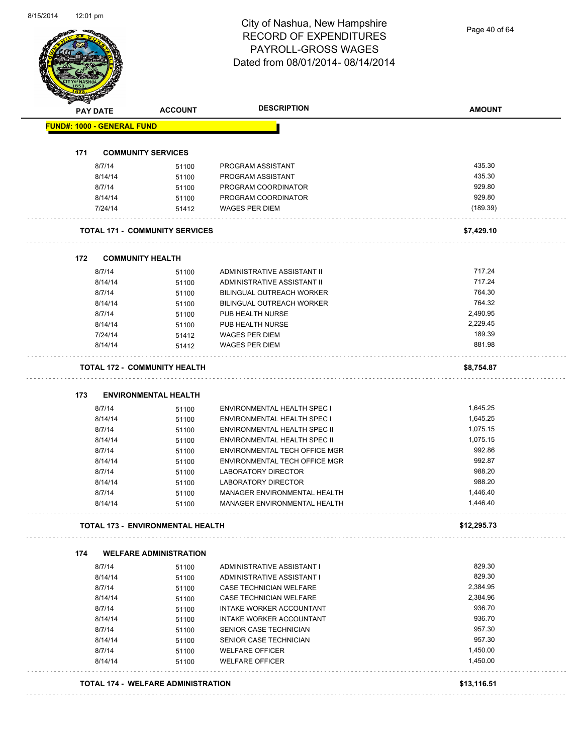# City of Nashua, New Hampshire
## RECORD OF EXPENDITURES
## PAYROLL-GROSS WAGES
## Dated from 08/01/2014- 08/14/2014

| PAY DATE | ACCOUNT | DESCRIPTION | AMOUNT |
|---|---|---|---|
| **FUND#: 1000 - GENERAL FUND** | | | |
| **171 COMMUNITY SERVICES** | | | |
| 8/7/14 | 51100 | PROGRAM ASSISTANT | 435.30 |
| 8/14/14 | 51100 | PROGRAM ASSISTANT | 435.30 |
| 8/7/14 | 51100 | PROGRAM COORDINATOR | 929.80 |
| 8/14/14 | 51100 | PROGRAM COORDINATOR | 929.80 |
| 7/24/14 | 51412 | WAGES PER DIEM | (189.39) |
| **TOTAL 171 - COMMUNITY SERVICES** | | | **$7,429.10** |
| **172 COMMUNITY HEALTH** | | | |
| 8/7/14 | 51100 | ADMINISTRATIVE ASSISTANT II | 717.24 |
| 8/14/14 | 51100 | ADMINISTRATIVE ASSISTANT II | 717.24 |
| 8/7/14 | 51100 | BILINGUAL OUTREACH WORKER | 764.30 |
| 8/14/14 | 51100 | BILINGUAL OUTREACH WORKER | 764.32 |
| 8/7/14 | 51100 | PUB HEALTH NURSE | 2,490.95 |
| 8/14/14 | 51100 | PUB HEALTH NURSE | 2,229.45 |
| 7/24/14 | 51412 | WAGES PER DIEM | 189.39 |
| 8/14/14 | 51412 | WAGES PER DIEM | 881.98 |
| **TOTAL 172 - COMMUNITY HEALTH** | | | **$8,754.87** |
| **173 ENVIRONMENTAL HEALTH** | | | |
| 8/7/14 | 51100 | ENVIRONMENTAL HEALTH SPEC I | 1,645.25 |
| 8/14/14 | 51100 | ENVIRONMENTAL HEALTH SPEC I | 1,645.25 |
| 8/7/14 | 51100 | ENVIRONMENTAL HEALTH SPEC II | 1,075.15 |
| 8/14/14 | 51100 | ENVIRONMENTAL HEALTH SPEC II | 1,075.15 |
| 8/7/14 | 51100 | ENVIRONMENTAL TECH OFFICE MGR | 992.86 |
| 8/14/14 | 51100 | ENVIRONMENTAL TECH OFFICE MGR | 992.87 |
| 8/7/14 | 51100 | LABORATORY DIRECTOR | 988.20 |
| 8/14/14 | 51100 | LABORATORY DIRECTOR | 988.20 |
| 8/7/14 | 51100 | MANAGER ENVIRONMENTAL HEALTH | 1,446.40 |
| 8/14/14 | 51100 | MANAGER ENVIRONMENTAL HEALTH | 1,446.40 |
| **TOTAL 173 - ENVIRONMENTAL HEALTH** | | | **$12,295.73** |
| **174 WELFARE ADMINISTRATION** | | | |
| 8/7/14 | 51100 | ADMINISTRATIVE ASSISTANT I | 829.30 |
| 8/14/14 | 51100 | ADMINISTRATIVE ASSISTANT I | 829.30 |
| 8/7/14 | 51100 | CASE TECHNICIAN WELFARE | 2,384.95 |
| 8/14/14 | 51100 | CASE TECHNICIAN WELFARE | 2,384.96 |
| 8/7/14 | 51100 | INTAKE WORKER ACCOUNTANT | 936.70 |
| 8/14/14 | 51100 | INTAKE WORKER ACCOUNTANT | 936.70 |
| 8/7/14 | 51100 | SENIOR CASE TECHNICIAN | 957.30 |
| 8/14/14 | 51100 | SENIOR CASE TECHNICIAN | 957.30 |
| 8/7/14 | 51100 | WELFARE OFFICER | 1,450.00 |
| 8/14/14 | 51100 | WELFARE OFFICER | 1,450.00 |
| **TOTAL 174 - WELFARE ADMINISTRATION** | | | **$13,116.51** |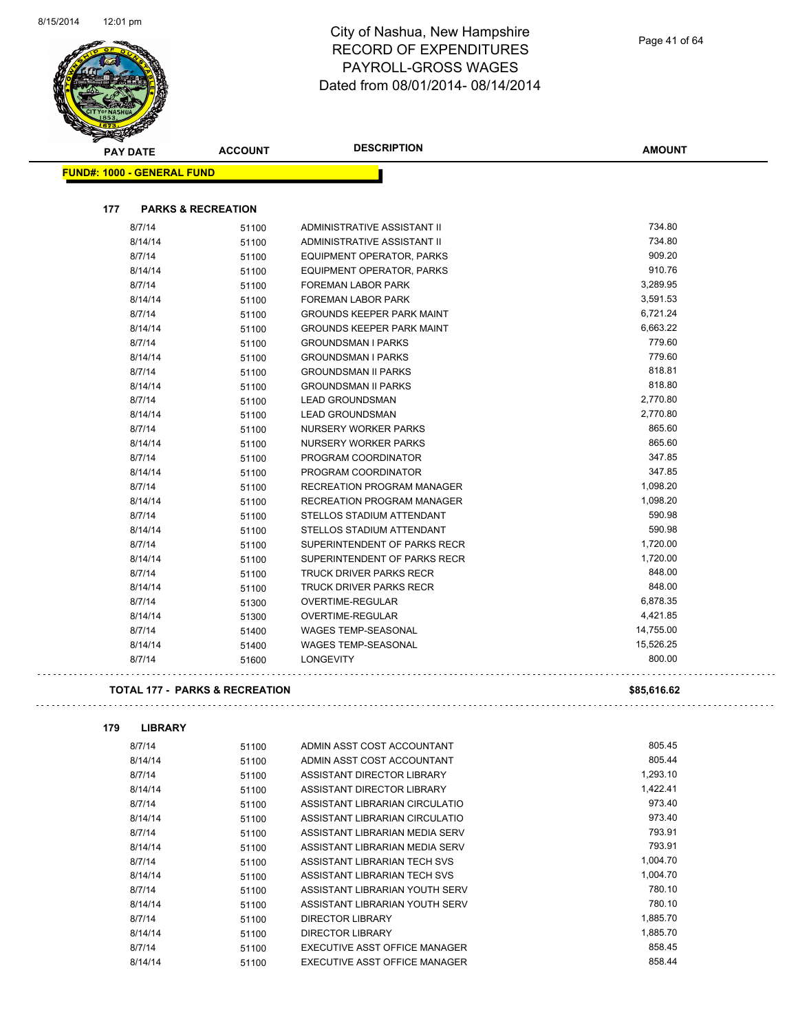# City of Nashua, New Hampshire
# RECORD OF EXPENDITURES
# PAYROLL-GROSS WAGES
# Dated from 08/01/2014- 08/14/2014

**FUND#: 1000 - GENERAL FUND**

### 177 PARKS & RECREATION

| PAY DATE | ACCOUNT | DESCRIPTION | AMOUNT |
|---|---|---|---|
| 8/7/14 | 51100 | ADMINISTRATIVE ASSISTANT II | 734.80 |
| 8/14/14 | 51100 | ADMINISTRATIVE ASSISTANT II | 734.80 |
| 8/7/14 | 51100 | EQUIPMENT OPERATOR, PARKS | 909.20 |
| 8/14/14 | 51100 | EQUIPMENT OPERATOR, PARKS | 910.76 |
| 8/7/14 | 51100 | FOREMAN LABOR PARK | 3,289.95 |
| 8/14/14 | 51100 | FOREMAN LABOR PARK | 3,591.53 |
| 8/7/14 | 51100 | GROUNDS KEEPER PARK MAINT | 6,721.24 |
| 8/14/14 | 51100 | GROUNDS KEEPER PARK MAINT | 6,663.22 |
| 8/7/14 | 51100 | GROUNDSMAN I PARKS | 779.60 |
| 8/14/14 | 51100 | GROUNDSMAN I PARKS | 779.60 |
| 8/7/14 | 51100 | GROUNDSMAN II PARKS | 818.81 |
| 8/14/14 | 51100 | GROUNDSMAN II PARKS | 818.80 |
| 8/7/14 | 51100 | LEAD GROUNDSMAN | 2,770.80 |
| 8/14/14 | 51100 | LEAD GROUNDSMAN | 2,770.80 |
| 8/7/14 | 51100 | NURSERY WORKER PARKS | 865.60 |
| 8/14/14 | 51100 | NURSERY WORKER PARKS | 865.60 |
| 8/7/14 | 51100 | PROGRAM COORDINATOR | 347.85 |
| 8/14/14 | 51100 | PROGRAM COORDINATOR | 347.85 |
| 8/7/14 | 51100 | RECREATION PROGRAM MANAGER | 1,098.20 |
| 8/14/14 | 51100 | RECREATION PROGRAM MANAGER | 1,098.20 |
| 8/7/14 | 51100 | STELLOS STADIUM ATTENDANT | 590.98 |
| 8/14/14 | 51100 | STELLOS STADIUM ATTENDANT | 590.98 |
| 8/7/14 | 51100 | SUPERINTENDENT OF PARKS RECR | 1,720.00 |
| 8/14/14 | 51100 | SUPERINTENDENT OF PARKS RECR | 1,720.00 |
| 8/7/14 | 51100 | TRUCK DRIVER PARKS RECR | 848.00 |
| 8/14/14 | 51100 | TRUCK DRIVER PARKS RECR | 848.00 |
| 8/7/14 | 51300 | OVERTIME-REGULAR | 6,878.35 |
| 8/14/14 | 51300 | OVERTIME-REGULAR | 4,421.85 |
| 8/7/14 | 51400 | WAGES TEMP-SEASONAL | 14,755.00 |
| 8/14/14 | 51400 | WAGES TEMP-SEASONAL | 15,526.25 |
| 8/7/14 | 51600 | LONGEVITY | 800.00 |

**TOTAL 177 - PARKS & RECREATION** **$85,616.62**

### 179 LIBRARY

| PAY DATE | ACCOUNT | DESCRIPTION | AMOUNT |
|---|---|---|---|
| 8/7/14 | 51100 | ADMIN ASST COST ACCOUNTANT | 805.45 |
| 8/14/14 | 51100 | ADMIN ASST COST ACCOUNTANT | 805.44 |
| 8/7/14 | 51100 | ASSISTANT DIRECTOR LIBRARY | 1,293.10 |
| 8/14/14 | 51100 | ASSISTANT DIRECTOR LIBRARY | 1,422.41 |
| 8/7/14 | 51100 | ASSISTANT LIBRARIAN CIRCULATIO | 973.40 |
| 8/14/14 | 51100 | ASSISTANT LIBRARIAN CIRCULATIO | 973.40 |
| 8/7/14 | 51100 | ASSISTANT LIBRARIAN MEDIA SERV | 793.91 |
| 8/14/14 | 51100 | ASSISTANT LIBRARIAN MEDIA SERV | 793.91 |
| 8/7/14 | 51100 | ASSISTANT LIBRARIAN TECH SVS | 1,004.70 |
| 8/14/14 | 51100 | ASSISTANT LIBRARIAN TECH SVS | 1,004.70 |
| 8/7/14 | 51100 | ASSISTANT LIBRARIAN YOUTH SERV | 780.10 |
| 8/14/14 | 51100 | ASSISTANT LIBRARIAN YOUTH SERV | 780.10 |
| 8/7/14 | 51100 | DIRECTOR LIBRARY | 1,885.70 |
| 8/14/14 | 51100 | DIRECTOR LIBRARY | 1,885.70 |
| 8/7/14 | 51100 | EXECUTIVE ASST OFFICE MANAGER | 858.45 |
| 8/14/14 | 51100 | EXECUTIVE ASST OFFICE MANAGER | 858.44 |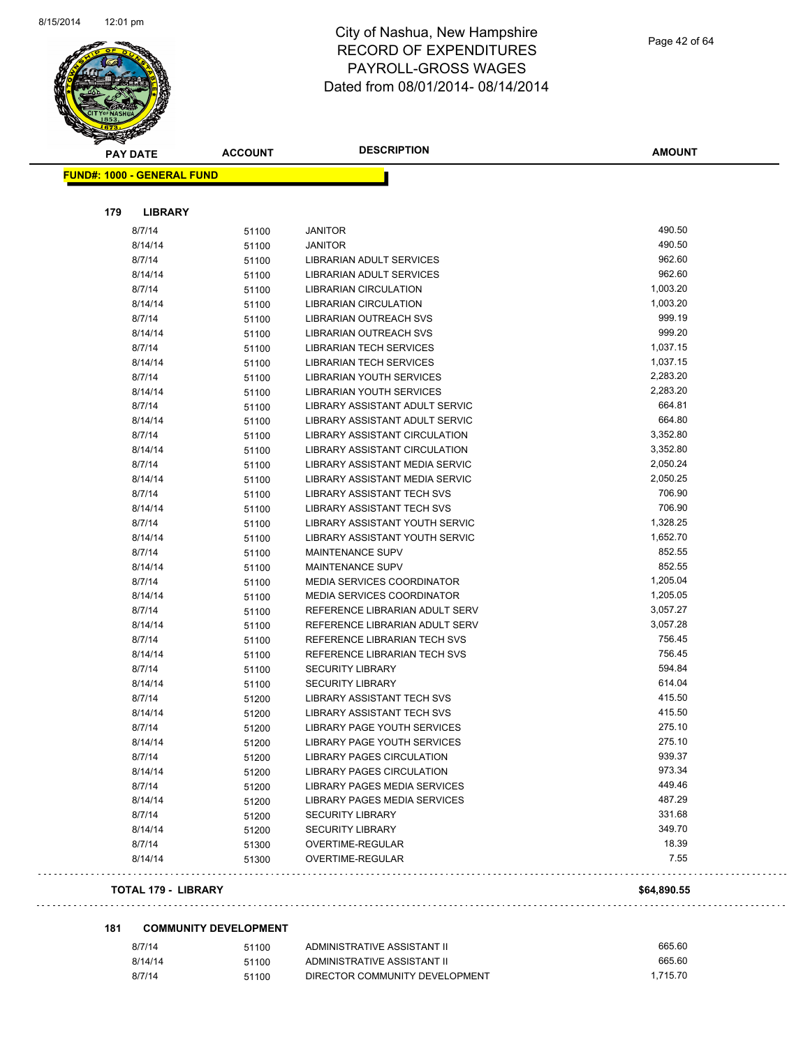# City of Nashua, New Hampshire
## RECORD OF EXPENDITURES
## PAYROLL-GROSS WAGES
## Dated from 08/01/2014- 08/14/2014

**FUND#: 1000 - GENERAL FUND**

### 179 LIBRARY

| PAY DATE | ACCOUNT | DESCRIPTION | AMOUNT |
|---|---|---|---|
| 8/7/14 | 51100 | JANITOR | 490.50 |
| 8/14/14 | 51100 | JANITOR | 490.50 |
| 8/7/14 | 51100 | LIBRARIAN ADULT SERVICES | 962.60 |
| 8/14/14 | 51100 | LIBRARIAN ADULT SERVICES | 962.60 |
| 8/7/14 | 51100 | LIBRARIAN CIRCULATION | 1,003.20 |
| 8/14/14 | 51100 | LIBRARIAN CIRCULATION | 1,003.20 |
| 8/7/14 | 51100 | LIBRARIAN OUTREACH SVS | 999.19 |
| 8/14/14 | 51100 | LIBRARIAN OUTREACH SVS | 999.20 |
| 8/7/14 | 51100 | LIBRARIAN TECH SERVICES | 1,037.15 |
| 8/14/14 | 51100 | LIBRARIAN TECH SERVICES | 1,037.15 |
| 8/7/14 | 51100 | LIBRARIAN YOUTH SERVICES | 2,283.20 |
| 8/14/14 | 51100 | LIBRARIAN YOUTH SERVICES | 2,283.20 |
| 8/7/14 | 51100 | LIBRARY ASSISTANT ADULT SERVIC | 664.81 |
| 8/14/14 | 51100 | LIBRARY ASSISTANT ADULT SERVIC | 664.80 |
| 8/7/14 | 51100 | LIBRARY ASSISTANT CIRCULATION | 3,352.80 |
| 8/14/14 | 51100 | LIBRARY ASSISTANT CIRCULATION | 3,352.80 |
| 8/7/14 | 51100 | LIBRARY ASSISTANT MEDIA SERVIC | 2,050.24 |
| 8/14/14 | 51100 | LIBRARY ASSISTANT MEDIA SERVIC | 2,050.25 |
| 8/7/14 | 51100 | LIBRARY ASSISTANT TECH SVS | 706.90 |
| 8/14/14 | 51100 | LIBRARY ASSISTANT TECH SVS | 706.90 |
| 8/7/14 | 51100 | LIBRARY ASSISTANT YOUTH SERVIC | 1,328.25 |
| 8/14/14 | 51100 | LIBRARY ASSISTANT YOUTH SERVIC | 1,652.70 |
| 8/7/14 | 51100 | MAINTENANCE SUPV | 852.55 |
| 8/14/14 | 51100 | MAINTENANCE SUPV | 852.55 |
| 8/7/14 | 51100 | MEDIA SERVICES COORDINATOR | 1,205.04 |
| 8/14/14 | 51100 | MEDIA SERVICES COORDINATOR | 1,205.05 |
| 8/7/14 | 51100 | REFERENCE LIBRARIAN ADULT SERV | 3,057.27 |
| 8/14/14 | 51100 | REFERENCE LIBRARIAN ADULT SERV | 3,057.28 |
| 8/7/14 | 51100 | REFERENCE LIBRARIAN TECH SVS | 756.45 |
| 8/14/14 | 51100 | REFERENCE LIBRARIAN TECH SVS | 756.45 |
| 8/7/14 | 51100 | SECURITY LIBRARY | 594.84 |
| 8/14/14 | 51100 | SECURITY LIBRARY | 614.04 |
| 8/7/14 | 51200 | LIBRARY ASSISTANT TECH SVS | 415.50 |
| 8/14/14 | 51200 | LIBRARY ASSISTANT TECH SVS | 415.50 |
| 8/7/14 | 51200 | LIBRARY PAGE YOUTH SERVICES | 275.10 |
| 8/14/14 | 51200 | LIBRARY PAGE YOUTH SERVICES | 275.10 |
| 8/7/14 | 51200 | LIBRARY PAGES CIRCULATION | 939.37 |
| 8/14/14 | 51200 | LIBRARY PAGES CIRCULATION | 973.34 |
| 8/7/14 | 51200 | LIBRARY PAGES MEDIA SERVICES | 449.46 |
| 8/14/14 | 51200 | LIBRARY PAGES MEDIA SERVICES | 487.29 |
| 8/7/14 | 51200 | SECURITY LIBRARY | 331.68 |
| 8/14/14 | 51200 | SECURITY LIBRARY | 349.70 |
| 8/7/14 | 51300 | OVERTIME-REGULAR | 18.39 |
| 8/14/14 | 51300 | OVERTIME-REGULAR | 7.55 |

**TOTAL 179 - LIBRARY** **$64,890.55**

### 181 COMMUNITY DEVELOPMENT

| PAY DATE | ACCOUNT | DESCRIPTION | AMOUNT |
|---|---|---|---|
| 8/7/14 | 51100 | ADMINISTRATIVE ASSISTANT II | 665.60 |
| 8/14/14 | 51100 | ADMINISTRATIVE ASSISTANT II | 665.60 |
| 8/7/14 | 51100 | DIRECTOR COMMUNITY DEVELOPMENT | 1,715.70 |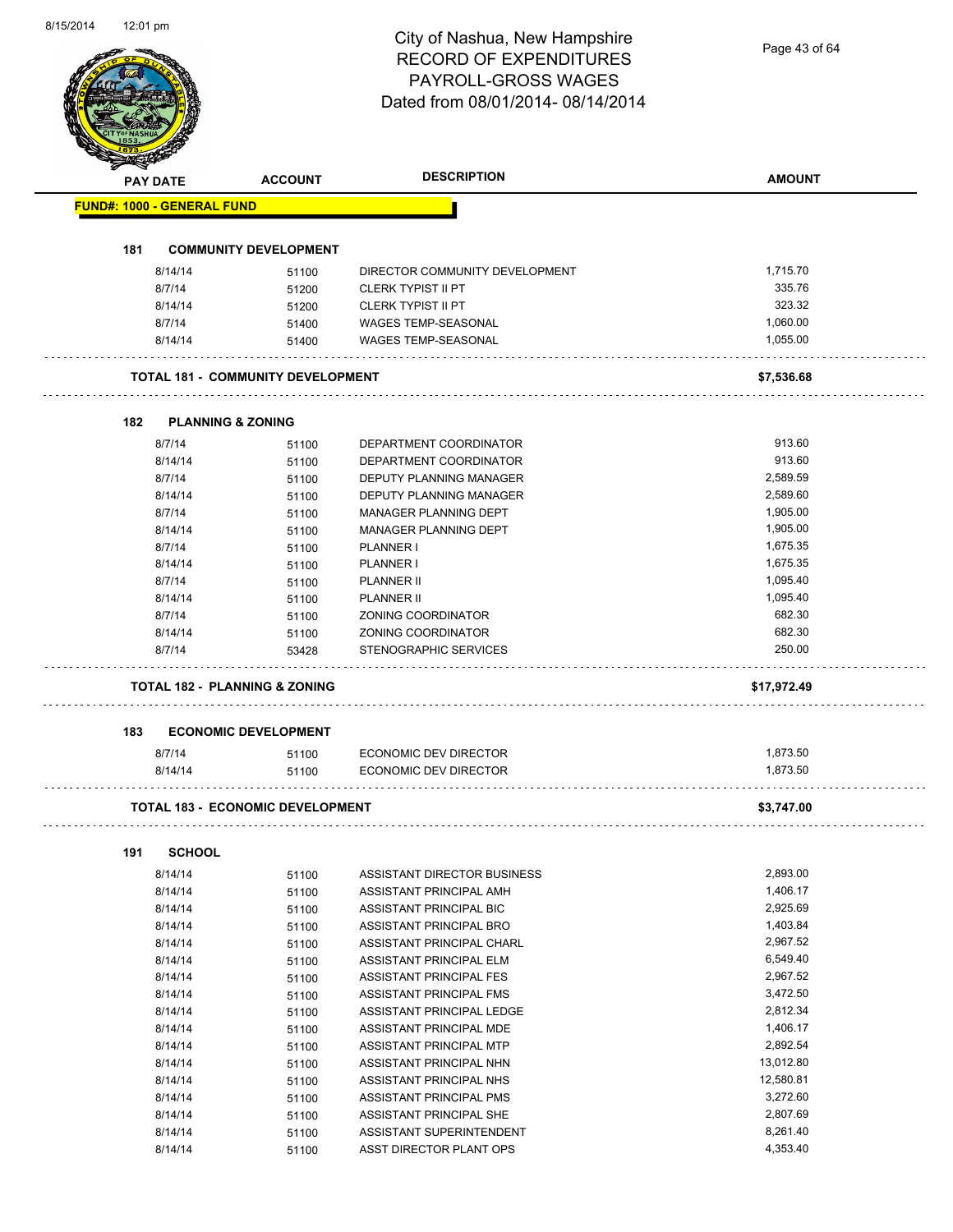# City of Nashua, New Hampshire
## RECORD OF EXPENDITURES
## PAYROLL-GROSS WAGES
## Dated from 08/01/2014- 08/14/2014

| PAY DATE | ACCOUNT | DESCRIPTION | AMOUNT |
|---|---|---|---|
| **FUND#: 1000 - GENERAL FUND** | | | |
| **181 COMMUNITY DEVELOPMENT** | | | |
| 8/14/14 | 51100 | DIRECTOR COMMUNITY DEVELOPMENT | 1,715.70 |
| 8/7/14 | 51200 | CLERK TYPIST II PT | 335.76 |
| 8/14/14 | 51200 | CLERK TYPIST II PT | 323.32 |
| 8/7/14 | 51400 | WAGES TEMP-SEASONAL | 1,060.00 |
| 8/14/14 | 51400 | WAGES TEMP-SEASONAL | 1,055.00 |
| **TOTAL 181 - COMMUNITY DEVELOPMENT** | | | **$7,536.68** |
| **182 PLANNING & ZONING** | | | |
| 8/7/14 | 51100 | DEPARTMENT COORDINATOR | 913.60 |
| 8/14/14 | 51100 | DEPARTMENT COORDINATOR | 913.60 |
| 8/7/14 | 51100 | DEPUTY PLANNING MANAGER | 2,589.59 |
| 8/14/14 | 51100 | DEPUTY PLANNING MANAGER | 2,589.60 |
| 8/7/14 | 51100 | MANAGER PLANNING DEPT | 1,905.00 |
| 8/14/14 | 51100 | MANAGER PLANNING DEPT | 1,905.00 |
| 8/7/14 | 51100 | PLANNER I | 1,675.35 |
| 8/14/14 | 51100 | PLANNER I | 1,675.35 |
| 8/7/14 | 51100 | PLANNER II | 1,095.40 |
| 8/14/14 | 51100 | PLANNER II | 1,095.40 |
| 8/7/14 | 51100 | ZONING COORDINATOR | 682.30 |
| 8/14/14 | 51100 | ZONING COORDINATOR | 682.30 |
| 8/7/14 | 53428 | STENOGRAPHIC SERVICES | 250.00 |
| **TOTAL 182 - PLANNING & ZONING** | | | **$17,972.49** |
| **183 ECONOMIC DEVELOPMENT** | | | |
| 8/7/14 | 51100 | ECONOMIC DEV DIRECTOR | 1,873.50 |
| 8/14/14 | 51100 | ECONOMIC DEV DIRECTOR | 1,873.50 |
| **TOTAL 183 - ECONOMIC DEVELOPMENT** | | | **$3,747.00** |
| **191 SCHOOL** | | | |
| 8/14/14 | 51100 | ASSISTANT DIRECTOR BUSINESS | 2,893.00 |
| 8/14/14 | 51100 | ASSISTANT PRINCIPAL AMH | 1,406.17 |
| 8/14/14 | 51100 | ASSISTANT PRINCIPAL BIC | 2,925.69 |
| 8/14/14 | 51100 | ASSISTANT PRINCIPAL BRO | 1,403.84 |
| 8/14/14 | 51100 | ASSISTANT PRINCIPAL CHARL | 2,967.52 |
| 8/14/14 | 51100 | ASSISTANT PRINCIPAL ELM | 6,549.40 |
| 8/14/14 | 51100 | ASSISTANT PRINCIPAL FES | 2,967.52 |
| 8/14/14 | 51100 | ASSISTANT PRINCIPAL FMS | 3,472.50 |
| 8/14/14 | 51100 | ASSISTANT PRINCIPAL LEDGE | 2,812.34 |
| 8/14/14 | 51100 | ASSISTANT PRINCIPAL MDE | 1,406.17 |
| 8/14/14 | 51100 | ASSISTANT PRINCIPAL MTP | 2,892.54 |
| 8/14/14 | 51100 | ASSISTANT PRINCIPAL NHN | 13,012.80 |
| 8/14/14 | 51100 | ASSISTANT PRINCIPAL NHS | 12,580.81 |
| 8/14/14 | 51100 | ASSISTANT PRINCIPAL PMS | 3,272.60 |
| 8/14/14 | 51100 | ASSISTANT PRINCIPAL SHE | 2,807.69 |
| 8/14/14 | 51100 | ASSISTANT SUPERINTENDENT | 8,261.40 |
| 8/14/14 | 51100 | ASST DIRECTOR PLANT OPS | 4,353.40 |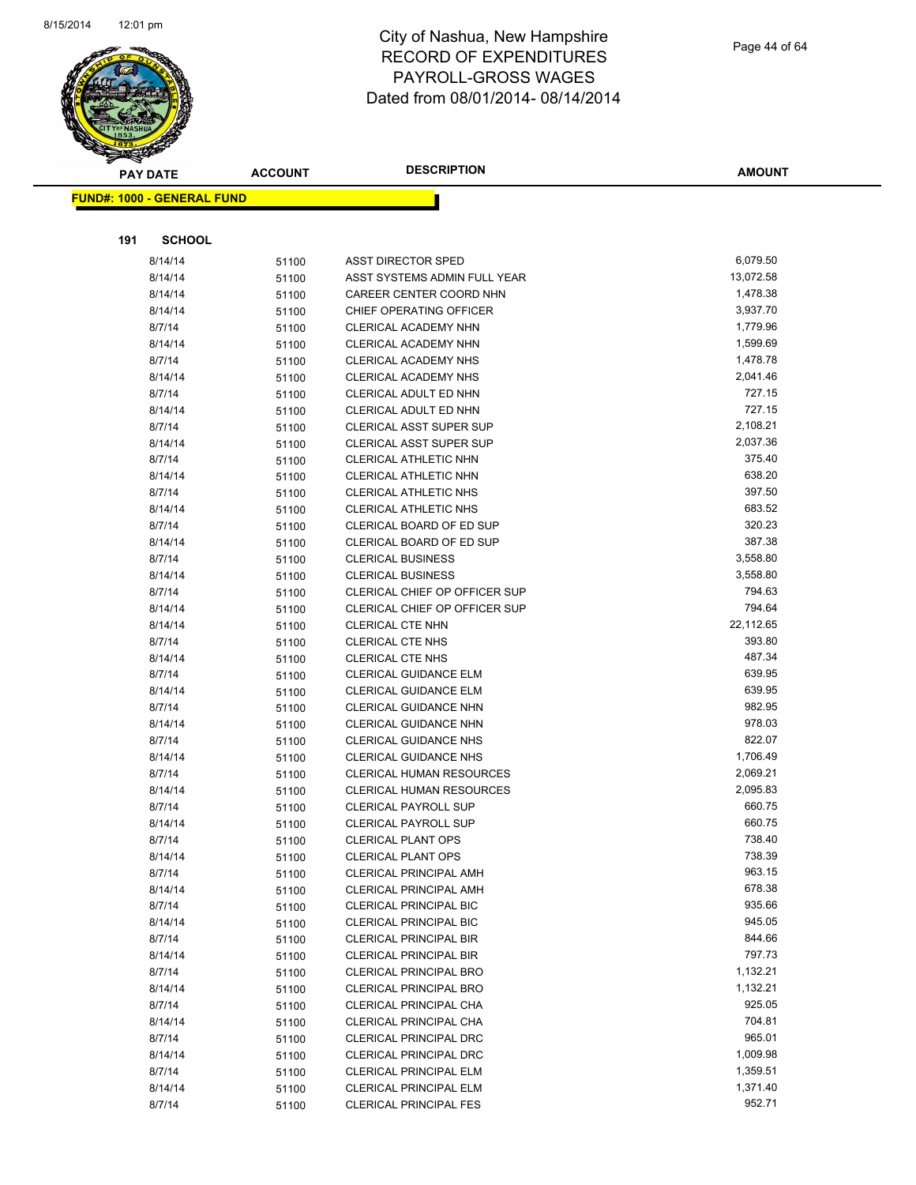# City of Nashua, New Hampshire
## RECORD OF EXPENDITURES
## PAYROLL-GROSS WAGES
## Dated from 08/01/2014- 08/14/2014

**FUND#: 1000 - GENERAL FUND**

**191 SCHOOL**

| PAY DATE | ACCOUNT | DESCRIPTION | AMOUNT |
|---|---|---|---|
| 8/14/14 | 51100 | ASST DIRECTOR SPED | 6,079.50 |
| 8/14/14 | 51100 | ASST SYSTEMS ADMIN FULL YEAR | 13,072.58 |
| 8/14/14 | 51100 | CAREER CENTER COORD NHN | 1,478.38 |
| 8/14/14 | 51100 | CHIEF OPERATING OFFICER | 3,937.70 |
| 8/7/14 | 51100 | CLERICAL ACADEMY NHN | 1,779.96 |
| 8/14/14 | 51100 | CLERICAL ACADEMY NHN | 1,599.69 |
| 8/7/14 | 51100 | CLERICAL ACADEMY NHS | 1,478.78 |
| 8/14/14 | 51100 | CLERICAL ACADEMY NHS | 2,041.46 |
| 8/7/14 | 51100 | CLERICAL ADULT ED NHN | 727.15 |
| 8/14/14 | 51100 | CLERICAL ADULT ED NHN | 727.15 |
| 8/7/14 | 51100 | CLERICAL ASST SUPER SUP | 2,108.21 |
| 8/14/14 | 51100 | CLERICAL ASST SUPER SUP | 2,037.36 |
| 8/7/14 | 51100 | CLERICAL ATHLETIC NHN | 375.40 |
| 8/14/14 | 51100 | CLERICAL ATHLETIC NHN | 638.20 |
| 8/7/14 | 51100 | CLERICAL ATHLETIC NHS | 397.50 |
| 8/14/14 | 51100 | CLERICAL ATHLETIC NHS | 683.52 |
| 8/7/14 | 51100 | CLERICAL BOARD OF ED SUP | 320.23 |
| 8/14/14 | 51100 | CLERICAL BOARD OF ED SUP | 387.38 |
| 8/7/14 | 51100 | CLERICAL BUSINESS | 3,558.80 |
| 8/14/14 | 51100 | CLERICAL BUSINESS | 3,558.80 |
| 8/7/14 | 51100 | CLERICAL CHIEF OP OFFICER SUP | 794.63 |
| 8/14/14 | 51100 | CLERICAL CHIEF OP OFFICER SUP | 794.64 |
| 8/14/14 | 51100 | CLERICAL CTE NHN | 22,112.65 |
| 8/7/14 | 51100 | CLERICAL CTE NHS | 393.80 |
| 8/14/14 | 51100 | CLERICAL CTE NHS | 487.34 |
| 8/7/14 | 51100 | CLERICAL GUIDANCE ELM | 639.95 |
| 8/14/14 | 51100 | CLERICAL GUIDANCE ELM | 639.95 |
| 8/7/14 | 51100 | CLERICAL GUIDANCE NHN | 982.95 |
| 8/14/14 | 51100 | CLERICAL GUIDANCE NHN | 978.03 |
| 8/7/14 | 51100 | CLERICAL GUIDANCE NHS | 822.07 |
| 8/14/14 | 51100 | CLERICAL GUIDANCE NHS | 1,706.49 |
| 8/7/14 | 51100 | CLERICAL HUMAN RESOURCES | 2,069.21 |
| 8/14/14 | 51100 | CLERICAL HUMAN RESOURCES | 2,095.83 |
| 8/7/14 | 51100 | CLERICAL PAYROLL SUP | 660.75 |
| 8/14/14 | 51100 | CLERICAL PAYROLL SUP | 660.75 |
| 8/7/14 | 51100 | CLERICAL PLANT OPS | 738.40 |
| 8/14/14 | 51100 | CLERICAL PLANT OPS | 738.39 |
| 8/7/14 | 51100 | CLERICAL PRINCIPAL AMH | 963.15 |
| 8/14/14 | 51100 | CLERICAL PRINCIPAL AMH | 678.38 |
| 8/7/14 | 51100 | CLERICAL PRINCIPAL BIC | 935.66 |
| 8/14/14 | 51100 | CLERICAL PRINCIPAL BIC | 945.05 |
| 8/7/14 | 51100 | CLERICAL PRINCIPAL BIR | 844.66 |
| 8/14/14 | 51100 | CLERICAL PRINCIPAL BIR | 797.73 |
| 8/7/14 | 51100 | CLERICAL PRINCIPAL BRO | 1,132.21 |
| 8/14/14 | 51100 | CLERICAL PRINCIPAL BRO | 1,132.21 |
| 8/7/14 | 51100 | CLERICAL PRINCIPAL CHA | 925.05 |
| 8/14/14 | 51100 | CLERICAL PRINCIPAL CHA | 704.81 |
| 8/7/14 | 51100 | CLERICAL PRINCIPAL DRC | 965.01 |
| 8/14/14 | 51100 | CLERICAL PRINCIPAL DRC | 1,009.98 |
| 8/7/14 | 51100 | CLERICAL PRINCIPAL ELM | 1,359.51 |
| 8/14/14 | 51100 | CLERICAL PRINCIPAL ELM | 1,371.40 |
| 8/7/14 | 51100 | CLERICAL PRINCIPAL FES | 952.71 |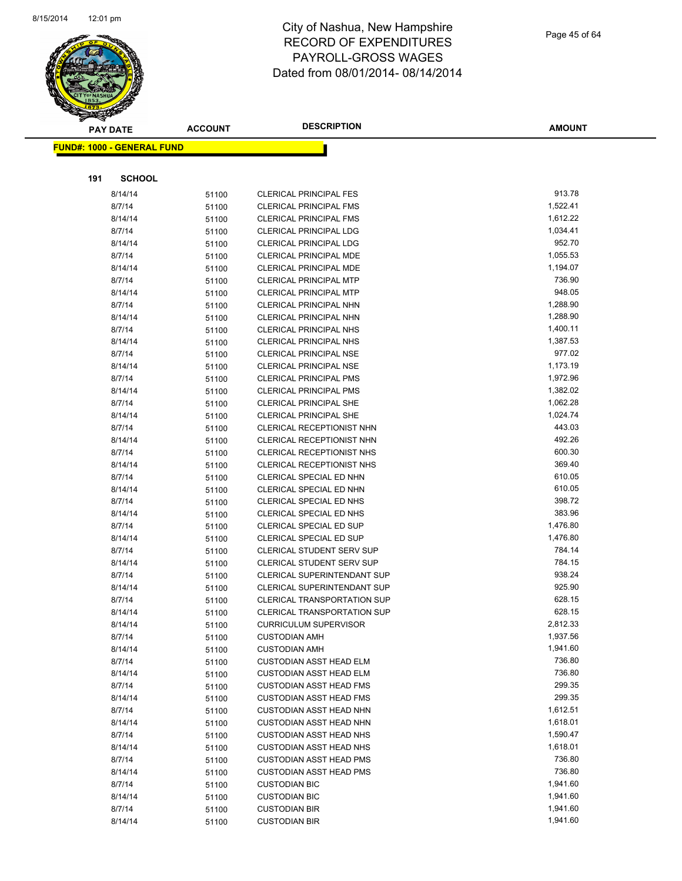# City of Nashua, New Hampshire
## RECORD OF EXPENDITURES
## PAYROLL-GROSS WAGES
## Dated from 08/01/2014- 08/14/2014

**FUND#: 1000 - GENERAL FUND**

**191 SCHOOL**

| PAY DATE | ACCOUNT | DESCRIPTION | AMOUNT |
|---|---|---|---|
| 8/14/14 | 51100 | CLERICAL PRINCIPAL FES | 913.78 |
| 8/7/14 | 51100 | CLERICAL PRINCIPAL FMS | 1,522.41 |
| 8/14/14 | 51100 | CLERICAL PRINCIPAL FMS | 1,612.22 |
| 8/7/14 | 51100 | CLERICAL PRINCIPAL LDG | 1,034.41 |
| 8/14/14 | 51100 | CLERICAL PRINCIPAL LDG | 952.70 |
| 8/7/14 | 51100 | CLERICAL PRINCIPAL MDE | 1,055.53 |
| 8/14/14 | 51100 | CLERICAL PRINCIPAL MDE | 1,194.07 |
| 8/7/14 | 51100 | CLERICAL PRINCIPAL MTP | 736.90 |
| 8/14/14 | 51100 | CLERICAL PRINCIPAL MTP | 948.05 |
| 8/7/14 | 51100 | CLERICAL PRINCIPAL NHN | 1,288.90 |
| 8/14/14 | 51100 | CLERICAL PRINCIPAL NHN | 1,288.90 |
| 8/7/14 | 51100 | CLERICAL PRINCIPAL NHS | 1,400.11 |
| 8/14/14 | 51100 | CLERICAL PRINCIPAL NHS | 1,387.53 |
| 8/7/14 | 51100 | CLERICAL PRINCIPAL NSE | 977.02 |
| 8/14/14 | 51100 | CLERICAL PRINCIPAL NSE | 1,173.19 |
| 8/7/14 | 51100 | CLERICAL PRINCIPAL PMS | 1,972.96 |
| 8/14/14 | 51100 | CLERICAL PRINCIPAL PMS | 1,382.02 |
| 8/7/14 | 51100 | CLERICAL PRINCIPAL SHE | 1,062.28 |
| 8/14/14 | 51100 | CLERICAL PRINCIPAL SHE | 1,024.74 |
| 8/7/14 | 51100 | CLERICAL RECEPTIONIST NHN | 443.03 |
| 8/14/14 | 51100 | CLERICAL RECEPTIONIST NHN | 492.26 |
| 8/7/14 | 51100 | CLERICAL RECEPTIONIST NHS | 600.30 |
| 8/14/14 | 51100 | CLERICAL RECEPTIONIST NHS | 369.40 |
| 8/7/14 | 51100 | CLERICAL SPECIAL ED NHN | 610.05 |
| 8/14/14 | 51100 | CLERICAL SPECIAL ED NHN | 610.05 |
| 8/7/14 | 51100 | CLERICAL SPECIAL ED NHS | 398.72 |
| 8/14/14 | 51100 | CLERICAL SPECIAL ED NHS | 383.96 |
| 8/7/14 | 51100 | CLERICAL SPECIAL ED SUP | 1,476.80 |
| 8/14/14 | 51100 | CLERICAL SPECIAL ED SUP | 1,476.80 |
| 8/7/14 | 51100 | CLERICAL STUDENT SERV SUP | 784.14 |
| 8/14/14 | 51100 | CLERICAL STUDENT SERV SUP | 784.15 |
| 8/7/14 | 51100 | CLERICAL SUPERINTENDANT SUP | 938.24 |
| 8/14/14 | 51100 | CLERICAL SUPERINTENDANT SUP | 925.90 |
| 8/7/14 | 51100 | CLERICAL TRANSPORTATION SUP | 628.15 |
| 8/14/14 | 51100 | CLERICAL TRANSPORTATION SUP | 628.15 |
| 8/14/14 | 51100 | CURRICULUM SUPERVISOR | 2,812.33 |
| 8/7/14 | 51100 | CUSTODIAN AMH | 1,937.56 |
| 8/14/14 | 51100 | CUSTODIAN AMH | 1,941.60 |
| 8/7/14 | 51100 | CUSTODIAN ASST HEAD ELM | 736.80 |
| 8/14/14 | 51100 | CUSTODIAN ASST HEAD ELM | 736.80 |
| 8/7/14 | 51100 | CUSTODIAN ASST HEAD FMS | 299.35 |
| 8/14/14 | 51100 | CUSTODIAN ASST HEAD FMS | 299.35 |
| 8/7/14 | 51100 | CUSTODIAN ASST HEAD NHN | 1,612.51 |
| 8/14/14 | 51100 | CUSTODIAN ASST HEAD NHN | 1,618.01 |
| 8/7/14 | 51100 | CUSTODIAN ASST HEAD NHS | 1,590.47 |
| 8/14/14 | 51100 | CUSTODIAN ASST HEAD NHS | 1,618.01 |
| 8/7/14 | 51100 | CUSTODIAN ASST HEAD PMS | 736.80 |
| 8/14/14 | 51100 | CUSTODIAN ASST HEAD PMS | 736.80 |
| 8/7/14 | 51100 | CUSTODIAN BIC | 1,941.60 |
| 8/14/14 | 51100 | CUSTODIAN BIC | 1,941.60 |
| 8/7/14 | 51100 | CUSTODIAN BIR | 1,941.60 |
| 8/14/14 | 51100 | CUSTODIAN BIR | 1,941.60 |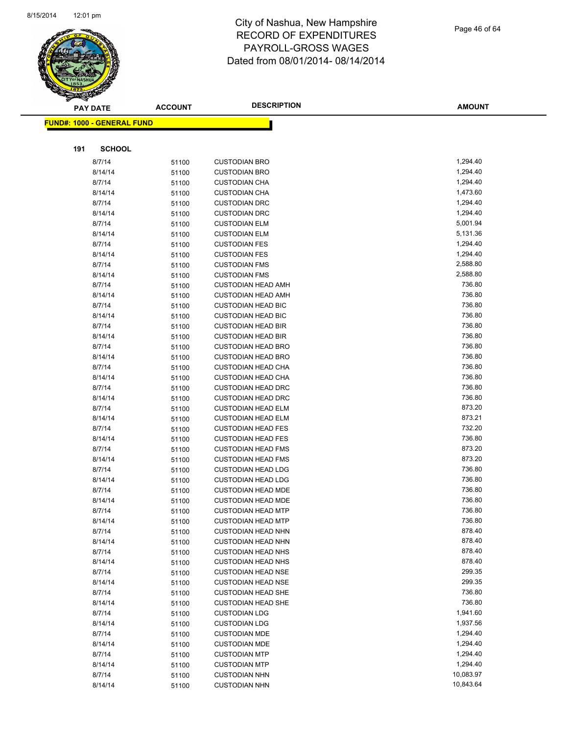# City of Nashua, New Hampshire
# RECORD OF EXPENDITURES
# PAYROLL-GROSS WAGES
# Dated from 08/01/2014- 08/14/2014

**FUND#: 1000 - GENERAL FUND**

**191 SCHOOL**

| PAY DATE | ACCOUNT | DESCRIPTION | AMOUNT |
|---|---|---|---|
| 8/7/14 | 51100 | CUSTODIAN BRO | 1,294.40 |
| 8/14/14 | 51100 | CUSTODIAN BRO | 1,294.40 |
| 8/7/14 | 51100 | CUSTODIAN CHA | 1,294.40 |
| 8/14/14 | 51100 | CUSTODIAN CHA | 1,473.60 |
| 8/7/14 | 51100 | CUSTODIAN DRC | 1,294.40 |
| 8/14/14 | 51100 | CUSTODIAN DRC | 1,294.40 |
| 8/7/14 | 51100 | CUSTODIAN ELM | 5,001.94 |
| 8/14/14 | 51100 | CUSTODIAN ELM | 5,131.36 |
| 8/7/14 | 51100 | CUSTODIAN FES | 1,294.40 |
| 8/14/14 | 51100 | CUSTODIAN FES | 1,294.40 |
| 8/7/14 | 51100 | CUSTODIAN FMS | 2,588.80 |
| 8/14/14 | 51100 | CUSTODIAN FMS | 2,588.80 |
| 8/7/14 | 51100 | CUSTODIAN HEAD AMH | 736.80 |
| 8/14/14 | 51100 | CUSTODIAN HEAD AMH | 736.80 |
| 8/7/14 | 51100 | CUSTODIAN HEAD BIC | 736.80 |
| 8/14/14 | 51100 | CUSTODIAN HEAD BIC | 736.80 |
| 8/7/14 | 51100 | CUSTODIAN HEAD BIR | 736.80 |
| 8/14/14 | 51100 | CUSTODIAN HEAD BIR | 736.80 |
| 8/7/14 | 51100 | CUSTODIAN HEAD BRO | 736.80 |
| 8/14/14 | 51100 | CUSTODIAN HEAD BRO | 736.80 |
| 8/7/14 | 51100 | CUSTODIAN HEAD CHA | 736.80 |
| 8/14/14 | 51100 | CUSTODIAN HEAD CHA | 736.80 |
| 8/7/14 | 51100 | CUSTODIAN HEAD DRC | 736.80 |
| 8/14/14 | 51100 | CUSTODIAN HEAD DRC | 736.80 |
| 8/7/14 | 51100 | CUSTODIAN HEAD ELM | 873.20 |
| 8/14/14 | 51100 | CUSTODIAN HEAD ELM | 873.21 |
| 8/7/14 | 51100 | CUSTODIAN HEAD FES | 732.20 |
| 8/14/14 | 51100 | CUSTODIAN HEAD FES | 736.80 |
| 8/7/14 | 51100 | CUSTODIAN HEAD FMS | 873.20 |
| 8/14/14 | 51100 | CUSTODIAN HEAD FMS | 873.20 |
| 8/7/14 | 51100 | CUSTODIAN HEAD LDG | 736.80 |
| 8/14/14 | 51100 | CUSTODIAN HEAD LDG | 736.80 |
| 8/7/14 | 51100 | CUSTODIAN HEAD MDE | 736.80 |
| 8/14/14 | 51100 | CUSTODIAN HEAD MDE | 736.80 |
| 8/7/14 | 51100 | CUSTODIAN HEAD MTP | 736.80 |
| 8/14/14 | 51100 | CUSTODIAN HEAD MTP | 736.80 |
| 8/7/14 | 51100 | CUSTODIAN HEAD NHN | 878.40 |
| 8/14/14 | 51100 | CUSTODIAN HEAD NHN | 878.40 |
| 8/7/14 | 51100 | CUSTODIAN HEAD NHS | 878.40 |
| 8/14/14 | 51100 | CUSTODIAN HEAD NHS | 878.40 |
| 8/7/14 | 51100 | CUSTODIAN HEAD NSE | 299.35 |
| 8/14/14 | 51100 | CUSTODIAN HEAD NSE | 299.35 |
| 8/7/14 | 51100 | CUSTODIAN HEAD SHE | 736.80 |
| 8/14/14 | 51100 | CUSTODIAN HEAD SHE | 736.80 |
| 8/7/14 | 51100 | CUSTODIAN LDG | 1,941.60 |
| 8/14/14 | 51100 | CUSTODIAN LDG | 1,937.56 |
| 8/7/14 | 51100 | CUSTODIAN MDE | 1,294.40 |
| 8/14/14 | 51100 | CUSTODIAN MDE | 1,294.40 |
| 8/7/14 | 51100 | CUSTODIAN MTP | 1,294.40 |
| 8/14/14 | 51100 | CUSTODIAN MTP | 1,294.40 |
| 8/7/14 | 51100 | CUSTODIAN NHN | 10,083.97 |
| 8/14/14 | 51100 | CUSTODIAN NHN | 10,843.64 |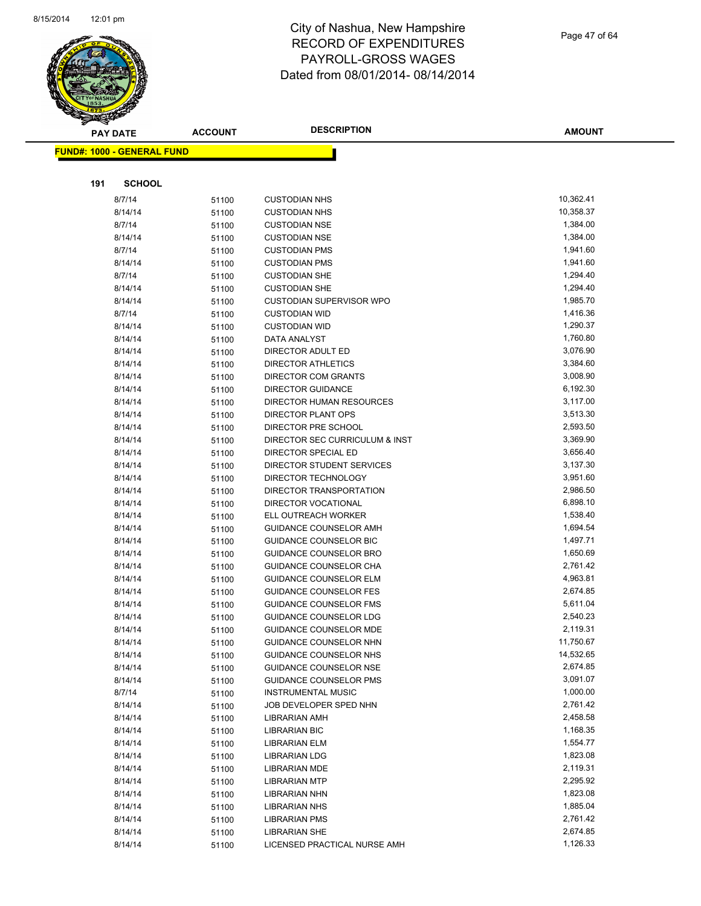# City of Nashua, New Hampshire
## RECORD OF EXPENDITURES
## PAYROLL-GROSS WAGES
## Dated from 08/01/2014- 08/14/2014

| PAY DATE | ACCOUNT | DESCRIPTION | AMOUNT |
|---|---|---|---|

**FUND#: 1000 - GENERAL FUND**

**191 SCHOOL**

| PAY DATE | ACCOUNT | DESCRIPTION | AMOUNT |
|---|---|---|---|
| 8/7/14 | 51100 | CUSTODIAN NHS | 10,362.41 |
| 8/14/14 | 51100 | CUSTODIAN NHS | 10,358.37 |
| 8/7/14 | 51100 | CUSTODIAN NSE | 1,384.00 |
| 8/14/14 | 51100 | CUSTODIAN NSE | 1,384.00 |
| 8/7/14 | 51100 | CUSTODIAN PMS | 1,941.60 |
| 8/14/14 | 51100 | CUSTODIAN PMS | 1,941.60 |
| 8/7/14 | 51100 | CUSTODIAN SHE | 1,294.40 |
| 8/14/14 | 51100 | CUSTODIAN SHE | 1,294.40 |
| 8/14/14 | 51100 | CUSTODIAN SUPERVISOR WPO | 1,985.70 |
| 8/7/14 | 51100 | CUSTODIAN WID | 1,416.36 |
| 8/14/14 | 51100 | CUSTODIAN WID | 1,290.37 |
| 8/14/14 | 51100 | DATA ANALYST | 1,760.80 |
| 8/14/14 | 51100 | DIRECTOR ADULT ED | 3,076.90 |
| 8/14/14 | 51100 | DIRECTOR ATHLETICS | 3,384.60 |
| 8/14/14 | 51100 | DIRECTOR COM GRANTS | 3,008.90 |
| 8/14/14 | 51100 | DIRECTOR GUIDANCE | 6,192.30 |
| 8/14/14 | 51100 | DIRECTOR HUMAN RESOURCES | 3,117.00 |
| 8/14/14 | 51100 | DIRECTOR PLANT OPS | 3,513.30 |
| 8/14/14 | 51100 | DIRECTOR PRE SCHOOL | 2,593.50 |
| 8/14/14 | 51100 | DIRECTOR SEC CURRICULUM & INST | 3,369.90 |
| 8/14/14 | 51100 | DIRECTOR SPECIAL ED | 3,656.40 |
| 8/14/14 | 51100 | DIRECTOR STUDENT SERVICES | 3,137.30 |
| 8/14/14 | 51100 | DIRECTOR TECHNOLOGY | 3,951.60 |
| 8/14/14 | 51100 | DIRECTOR TRANSPORTATION | 2,986.50 |
| 8/14/14 | 51100 | DIRECTOR VOCATIONAL | 6,898.10 |
| 8/14/14 | 51100 | ELL OUTREACH WORKER | 1,538.40 |
| 8/14/14 | 51100 | GUIDANCE COUNSELOR AMH | 1,694.54 |
| 8/14/14 | 51100 | GUIDANCE COUNSELOR BIC | 1,497.71 |
| 8/14/14 | 51100 | GUIDANCE COUNSELOR BRO | 1,650.69 |
| 8/14/14 | 51100 | GUIDANCE COUNSELOR CHA | 2,761.42 |
| 8/14/14 | 51100 | GUIDANCE COUNSELOR ELM | 4,963.81 |
| 8/14/14 | 51100 | GUIDANCE COUNSELOR FES | 2,674.85 |
| 8/14/14 | 51100 | GUIDANCE COUNSELOR FMS | 5,611.04 |
| 8/14/14 | 51100 | GUIDANCE COUNSELOR LDG | 2,540.23 |
| 8/14/14 | 51100 | GUIDANCE COUNSELOR MDE | 2,119.31 |
| 8/14/14 | 51100 | GUIDANCE COUNSELOR NHN | 11,750.67 |
| 8/14/14 | 51100 | GUIDANCE COUNSELOR NHS | 14,532.65 |
| 8/14/14 | 51100 | GUIDANCE COUNSELOR NSE | 2,674.85 |
| 8/14/14 | 51100 | GUIDANCE COUNSELOR PMS | 3,091.07 |
| 8/7/14 | 51100 | INSTRUMENTAL MUSIC | 1,000.00 |
| 8/14/14 | 51100 | JOB DEVELOPER SPED NHN | 2,761.42 |
| 8/14/14 | 51100 | LIBRARIAN AMH | 2,458.58 |
| 8/14/14 | 51100 | LIBRARIAN BIC | 1,168.35 |
| 8/14/14 | 51100 | LIBRARIAN ELM | 1,554.77 |
| 8/14/14 | 51100 | LIBRARIAN LDG | 1,823.08 |
| 8/14/14 | 51100 | LIBRARIAN MDE | 2,119.31 |
| 8/14/14 | 51100 | LIBRARIAN MTP | 2,295.92 |
| 8/14/14 | 51100 | LIBRARIAN NHN | 1,823.08 |
| 8/14/14 | 51100 | LIBRARIAN NHS | 1,885.04 |
| 8/14/14 | 51100 | LIBRARIAN PMS | 2,761.42 |
| 8/14/14 | 51100 | LIBRARIAN SHE | 2,674.85 |
| 8/14/14 | 51100 | LICENSED PRACTICAL NURSE AMH | 1,126.33 |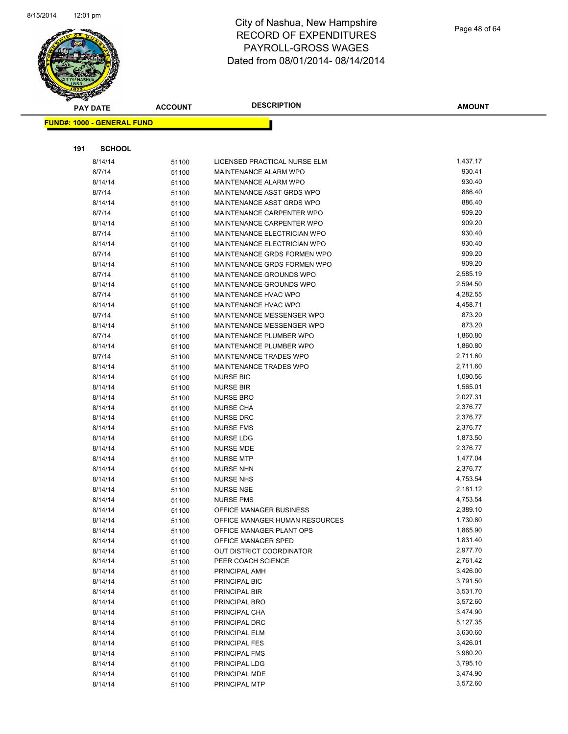# City of Nashua, New Hampshire
# RECORD OF EXPENDITURES
# PAYROLL-GROSS WAGES
# Dated from 08/01/2014- 08/14/2014

**FUND#: 1000 - GENERAL FUND**

**191 SCHOOL**

| PAY DATE | ACCOUNT | DESCRIPTION | AMOUNT |
|---|---|---|---|
| 8/14/14 | 51100 | LICENSED PRACTICAL NURSE ELM | 1,437.17 |
| 8/7/14 | 51100 | MAINTENANCE ALARM WPO | 930.41 |
| 8/14/14 | 51100 | MAINTENANCE ALARM WPO | 930.40 |
| 8/7/14 | 51100 | MAINTENANCE ASST GRDS WPO | 886.40 |
| 8/14/14 | 51100 | MAINTENANCE ASST GRDS WPO | 886.40 |
| 8/7/14 | 51100 | MAINTENANCE CARPENTER WPO | 909.20 |
| 8/14/14 | 51100 | MAINTENANCE CARPENTER WPO | 909.20 |
| 8/7/14 | 51100 | MAINTENANCE ELECTRICIAN WPO | 930.40 |
| 8/14/14 | 51100 | MAINTENANCE ELECTRICIAN WPO | 930.40 |
| 8/7/14 | 51100 | MAINTENANCE GRDS FORMEN WPO | 909.20 |
| 8/14/14 | 51100 | MAINTENANCE GRDS FORMEN WPO | 909.20 |
| 8/7/14 | 51100 | MAINTENANCE GROUNDS WPO | 2,585.19 |
| 8/14/14 | 51100 | MAINTENANCE GROUNDS WPO | 2,594.50 |
| 8/7/14 | 51100 | MAINTENANCE HVAC WPO | 4,282.55 |
| 8/14/14 | 51100 | MAINTENANCE HVAC WPO | 4,458.71 |
| 8/7/14 | 51100 | MAINTENANCE MESSENGER WPO | 873.20 |
| 8/14/14 | 51100 | MAINTENANCE MESSENGER WPO | 873.20 |
| 8/7/14 | 51100 | MAINTENANCE PLUMBER WPO | 1,860.80 |
| 8/14/14 | 51100 | MAINTENANCE PLUMBER WPO | 1,860.80 |
| 8/7/14 | 51100 | MAINTENANCE TRADES WPO | 2,711.60 |
| 8/14/14 | 51100 | MAINTENANCE TRADES WPO | 2,711.60 |
| 8/14/14 | 51100 | NURSE BIC | 1,090.56 |
| 8/14/14 | 51100 | NURSE BIR | 1,565.01 |
| 8/14/14 | 51100 | NURSE BRO | 2,027.31 |
| 8/14/14 | 51100 | NURSE CHA | 2,376.77 |
| 8/14/14 | 51100 | NURSE DRC | 2,376.77 |
| 8/14/14 | 51100 | NURSE FMS | 2,376.77 |
| 8/14/14 | 51100 | NURSE LDG | 1,873.50 |
| 8/14/14 | 51100 | NURSE MDE | 2,376.77 |
| 8/14/14 | 51100 | NURSE MTP | 1,477.04 |
| 8/14/14 | 51100 | NURSE NHN | 2,376.77 |
| 8/14/14 | 51100 | NURSE NHS | 4,753.54 |
| 8/14/14 | 51100 | NURSE NSE | 2,181.12 |
| 8/14/14 | 51100 | NURSE PMS | 4,753.54 |
| 8/14/14 | 51100 | OFFICE MANAGER BUSINESS | 2,389.10 |
| 8/14/14 | 51100 | OFFICE MANAGER HUMAN RESOURCES | 1,730.80 |
| 8/14/14 | 51100 | OFFICE MANAGER PLANT OPS | 1,865.90 |
| 8/14/14 | 51100 | OFFICE MANAGER SPED | 1,831.40 |
| 8/14/14 | 51100 | OUT DISTRICT COORDINATOR | 2,977.70 |
| 8/14/14 | 51100 | PEER COACH SCIENCE | 2,761.42 |
| 8/14/14 | 51100 | PRINCIPAL AMH | 3,426.00 |
| 8/14/14 | 51100 | PRINCIPAL BIC | 3,791.50 |
| 8/14/14 | 51100 | PRINCIPAL BIR | 3,531.70 |
| 8/14/14 | 51100 | PRINCIPAL BRO | 3,572.60 |
| 8/14/14 | 51100 | PRINCIPAL CHA | 3,474.90 |
| 8/14/14 | 51100 | PRINCIPAL DRC | 5,127.35 |
| 8/14/14 | 51100 | PRINCIPAL ELM | 3,630.60 |
| 8/14/14 | 51100 | PRINCIPAL FES | 3,426.01 |
| 8/14/14 | 51100 | PRINCIPAL FMS | 3,980.20 |
| 8/14/14 | 51100 | PRINCIPAL LDG | 3,795.10 |
| 8/14/14 | 51100 | PRINCIPAL MDE | 3,474.90 |
| 8/14/14 | 51100 | PRINCIPAL MTP | 3,572.60 |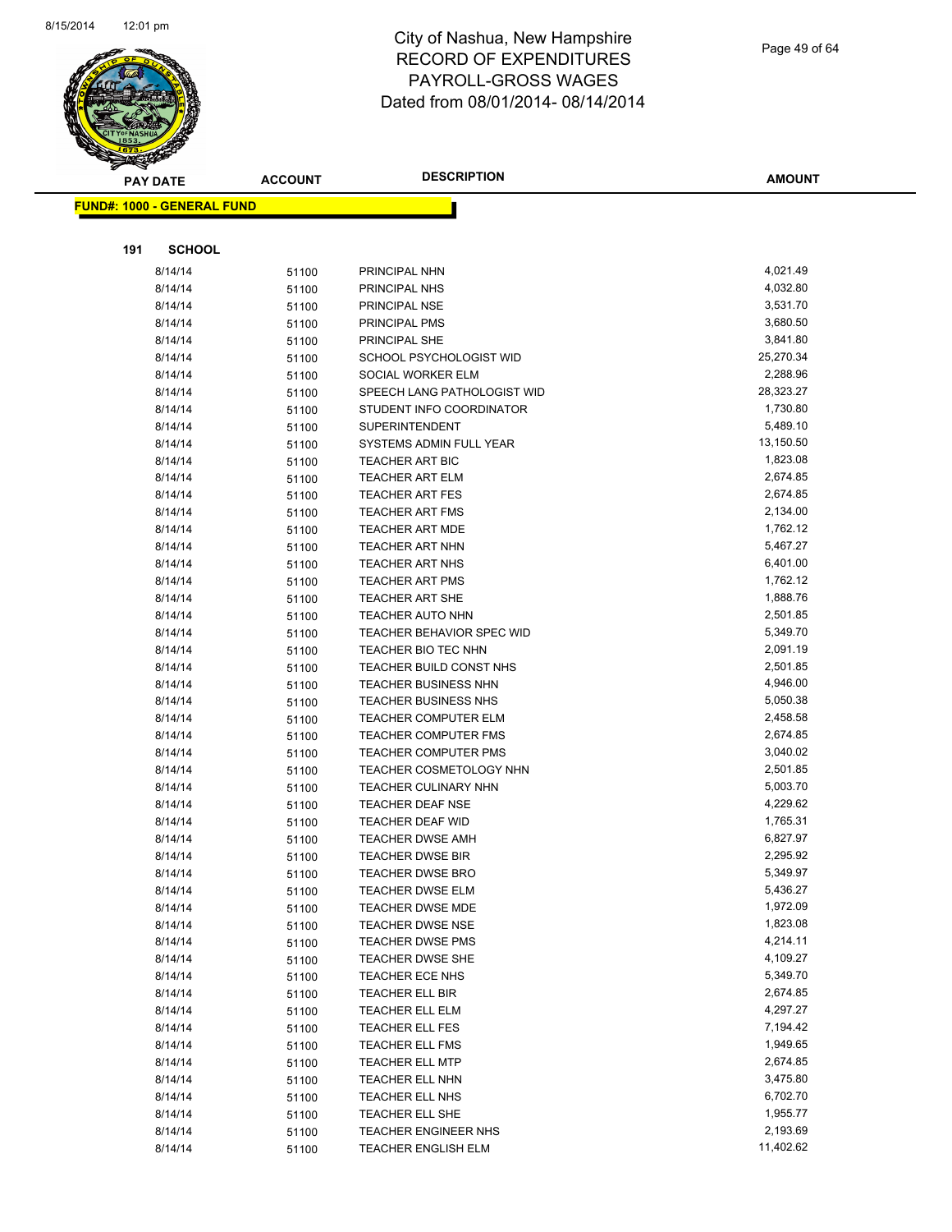# City of Nashua, New Hampshire
# RECORD OF EXPENDITURES
# PAYROLL-GROSS WAGES
# Dated from 08/01/2014- 08/14/2014

**FUND#: 1000 - GENERAL FUND**

**191 SCHOOL**

| PAY DATE | ACCOUNT | DESCRIPTION | AMOUNT |
|---|---|---|---|
| 8/14/14 | 51100 | PRINCIPAL NHN | 4,021.49 |
| 8/14/14 | 51100 | PRINCIPAL NHS | 4,032.80 |
| 8/14/14 | 51100 | PRINCIPAL NSE | 3,531.70 |
| 8/14/14 | 51100 | PRINCIPAL PMS | 3,680.50 |
| 8/14/14 | 51100 | PRINCIPAL SHE | 3,841.80 |
| 8/14/14 | 51100 | SCHOOL PSYCHOLOGIST WID | 25,270.34 |
| 8/14/14 | 51100 | SOCIAL WORKER ELM | 2,288.96 |
| 8/14/14 | 51100 | SPEECH LANG PATHOLOGIST WID | 28,323.27 |
| 8/14/14 | 51100 | STUDENT INFO COORDINATOR | 1,730.80 |
| 8/14/14 | 51100 | SUPERINTENDENT | 5,489.10 |
| 8/14/14 | 51100 | SYSTEMS ADMIN FULL YEAR | 13,150.50 |
| 8/14/14 | 51100 | TEACHER ART BIC | 1,823.08 |
| 8/14/14 | 51100 | TEACHER ART ELM | 2,674.85 |
| 8/14/14 | 51100 | TEACHER ART FES | 2,674.85 |
| 8/14/14 | 51100 | TEACHER ART FMS | 2,134.00 |
| 8/14/14 | 51100 | TEACHER ART MDE | 1,762.12 |
| 8/14/14 | 51100 | TEACHER ART NHN | 5,467.27 |
| 8/14/14 | 51100 | TEACHER ART NHS | 6,401.00 |
| 8/14/14 | 51100 | TEACHER ART PMS | 1,762.12 |
| 8/14/14 | 51100 | TEACHER ART SHE | 1,888.76 |
| 8/14/14 | 51100 | TEACHER AUTO NHN | 2,501.85 |
| 8/14/14 | 51100 | TEACHER BEHAVIOR SPEC WID | 5,349.70 |
| 8/14/14 | 51100 | TEACHER BIO TEC NHN | 2,091.19 |
| 8/14/14 | 51100 | TEACHER BUILD CONST NHS | 2,501.85 |
| 8/14/14 | 51100 | TEACHER BUSINESS NHN | 4,946.00 |
| 8/14/14 | 51100 | TEACHER BUSINESS NHS | 5,050.38 |
| 8/14/14 | 51100 | TEACHER COMPUTER ELM | 2,458.58 |
| 8/14/14 | 51100 | TEACHER COMPUTER FMS | 2,674.85 |
| 8/14/14 | 51100 | TEACHER COMPUTER PMS | 3,040.02 |
| 8/14/14 | 51100 | TEACHER COSMETOLOGY NHN | 2,501.85 |
| 8/14/14 | 51100 | TEACHER CULINARY NHN | 5,003.70 |
| 8/14/14 | 51100 | TEACHER DEAF NSE | 4,229.62 |
| 8/14/14 | 51100 | TEACHER DEAF WID | 1,765.31 |
| 8/14/14 | 51100 | TEACHER DWSE AMH | 6,827.97 |
| 8/14/14 | 51100 | TEACHER DWSE BIR | 2,295.92 |
| 8/14/14 | 51100 | TEACHER DWSE BRO | 5,349.97 |
| 8/14/14 | 51100 | TEACHER DWSE ELM | 5,436.27 |
| 8/14/14 | 51100 | TEACHER DWSE MDE | 1,972.09 |
| 8/14/14 | 51100 | TEACHER DWSE NSE | 1,823.08 |
| 8/14/14 | 51100 | TEACHER DWSE PMS | 4,214.11 |
| 8/14/14 | 51100 | TEACHER DWSE SHE | 4,109.27 |
| 8/14/14 | 51100 | TEACHER ECE NHS | 5,349.70 |
| 8/14/14 | 51100 | TEACHER ELL BIR | 2,674.85 |
| 8/14/14 | 51100 | TEACHER ELL ELM | 4,297.27 |
| 8/14/14 | 51100 | TEACHER ELL FES | 7,194.42 |
| 8/14/14 | 51100 | TEACHER ELL FMS | 1,949.65 |
| 8/14/14 | 51100 | TEACHER ELL MTP | 2,674.85 |
| 8/14/14 | 51100 | TEACHER ELL NHN | 3,475.80 |
| 8/14/14 | 51100 | TEACHER ELL NHS | 6,702.70 |
| 8/14/14 | 51100 | TEACHER ELL SHE | 1,955.77 |
| 8/14/14 | 51100 | TEACHER ENGINEER NHS | 2,193.69 |
| 8/14/14 | 51100 | TEACHER ENGLISH ELM | 11,402.62 |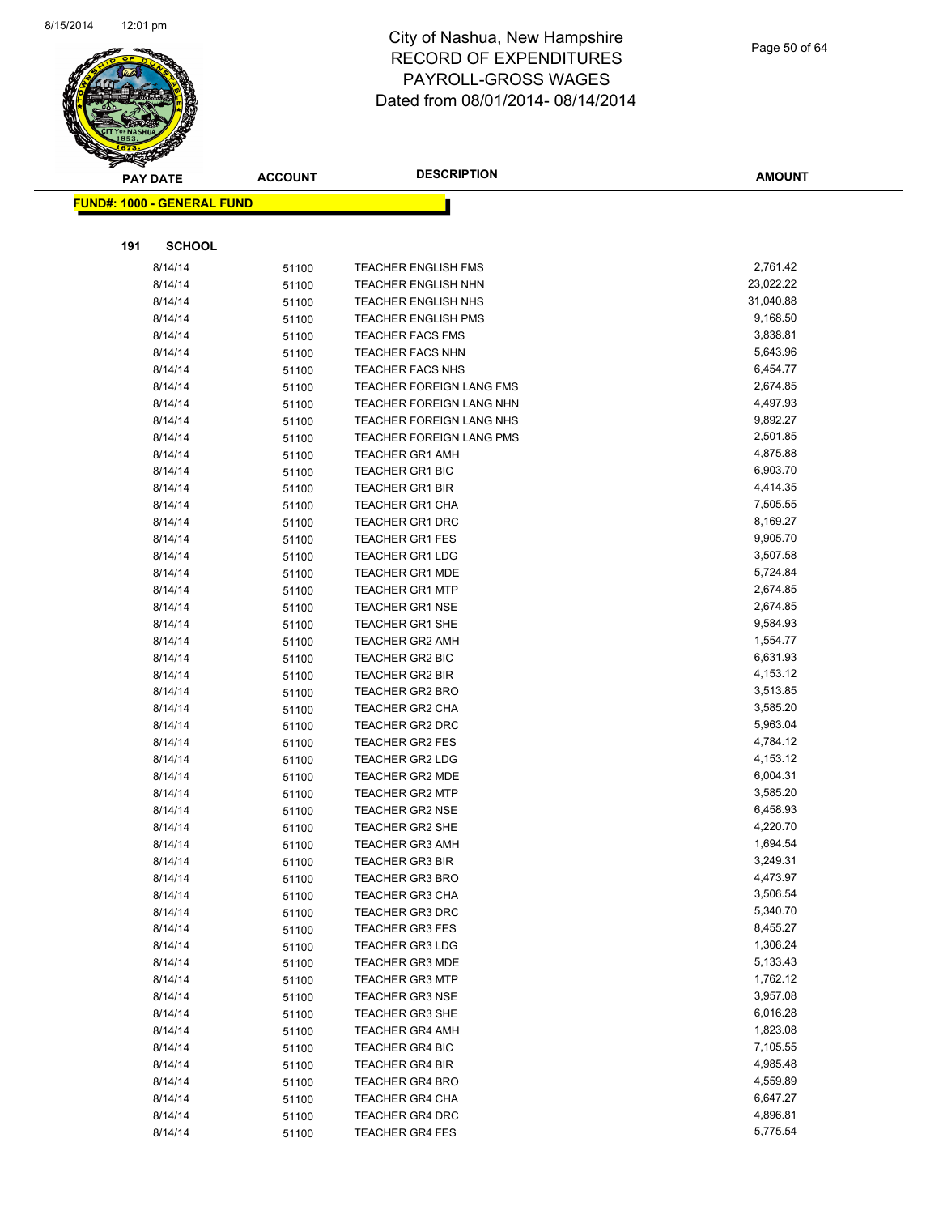# City of Nashua, New Hampshire
## RECORD OF EXPENDITURES
## PAYROLL-GROSS WAGES
## Dated from 08/01/2014- 08/14/2014

**FUND#: 1000 - GENERAL FUND**

**191 SCHOOL**

| PAY DATE | ACCOUNT | DESCRIPTION | AMOUNT |
|---|---|---|---|
| 8/14/14 | 51100 | TEACHER ENGLISH FMS | 2,761.42 |
| 8/14/14 | 51100 | TEACHER ENGLISH NHN | 23,022.22 |
| 8/14/14 | 51100 | TEACHER ENGLISH NHS | 31,040.88 |
| 8/14/14 | 51100 | TEACHER ENGLISH PMS | 9,168.50 |
| 8/14/14 | 51100 | TEACHER FACS FMS | 3,838.81 |
| 8/14/14 | 51100 | TEACHER FACS NHN | 5,643.96 |
| 8/14/14 | 51100 | TEACHER FACS NHS | 6,454.77 |
| 8/14/14 | 51100 | TEACHER FOREIGN LANG FMS | 2,674.85 |
| 8/14/14 | 51100 | TEACHER FOREIGN LANG NHN | 4,497.93 |
| 8/14/14 | 51100 | TEACHER FOREIGN LANG NHS | 9,892.27 |
| 8/14/14 | 51100 | TEACHER FOREIGN LANG PMS | 2,501.85 |
| 8/14/14 | 51100 | TEACHER GR1 AMH | 4,875.88 |
| 8/14/14 | 51100 | TEACHER GR1 BIC | 6,903.70 |
| 8/14/14 | 51100 | TEACHER GR1 BIR | 4,414.35 |
| 8/14/14 | 51100 | TEACHER GR1 CHA | 7,505.55 |
| 8/14/14 | 51100 | TEACHER GR1 DRC | 8,169.27 |
| 8/14/14 | 51100 | TEACHER GR1 FES | 9,905.70 |
| 8/14/14 | 51100 | TEACHER GR1 LDG | 3,507.58 |
| 8/14/14 | 51100 | TEACHER GR1 MDE | 5,724.84 |
| 8/14/14 | 51100 | TEACHER GR1 MTP | 2,674.85 |
| 8/14/14 | 51100 | TEACHER GR1 NSE | 2,674.85 |
| 8/14/14 | 51100 | TEACHER GR1 SHE | 9,584.93 |
| 8/14/14 | 51100 | TEACHER GR2 AMH | 1,554.77 |
| 8/14/14 | 51100 | TEACHER GR2 BIC | 6,631.93 |
| 8/14/14 | 51100 | TEACHER GR2 BIR | 4,153.12 |
| 8/14/14 | 51100 | TEACHER GR2 BRO | 3,513.85 |
| 8/14/14 | 51100 | TEACHER GR2 CHA | 3,585.20 |
| 8/14/14 | 51100 | TEACHER GR2 DRC | 5,963.04 |
| 8/14/14 | 51100 | TEACHER GR2 FES | 4,784.12 |
| 8/14/14 | 51100 | TEACHER GR2 LDG | 4,153.12 |
| 8/14/14 | 51100 | TEACHER GR2 MDE | 6,004.31 |
| 8/14/14 | 51100 | TEACHER GR2 MTP | 3,585.20 |
| 8/14/14 | 51100 | TEACHER GR2 NSE | 6,458.93 |
| 8/14/14 | 51100 | TEACHER GR2 SHE | 4,220.70 |
| 8/14/14 | 51100 | TEACHER GR3 AMH | 1,694.54 |
| 8/14/14 | 51100 | TEACHER GR3 BIR | 3,249.31 |
| 8/14/14 | 51100 | TEACHER GR3 BRO | 4,473.97 |
| 8/14/14 | 51100 | TEACHER GR3 CHA | 3,506.54 |
| 8/14/14 | 51100 | TEACHER GR3 DRC | 5,340.70 |
| 8/14/14 | 51100 | TEACHER GR3 FES | 8,455.27 |
| 8/14/14 | 51100 | TEACHER GR3 LDG | 1,306.24 |
| 8/14/14 | 51100 | TEACHER GR3 MDE | 5,133.43 |
| 8/14/14 | 51100 | TEACHER GR3 MTP | 1,762.12 |
| 8/14/14 | 51100 | TEACHER GR3 NSE | 3,957.08 |
| 8/14/14 | 51100 | TEACHER GR3 SHE | 6,016.28 |
| 8/14/14 | 51100 | TEACHER GR4 AMH | 1,823.08 |
| 8/14/14 | 51100 | TEACHER GR4 BIC | 7,105.55 |
| 8/14/14 | 51100 | TEACHER GR4 BIR | 4,985.48 |
| 8/14/14 | 51100 | TEACHER GR4 BRO | 4,559.89 |
| 8/14/14 | 51100 | TEACHER GR4 CHA | 6,647.27 |
| 8/14/14 | 51100 | TEACHER GR4 DRC | 4,896.81 |
| 8/14/14 | 51100 | TEACHER GR4 FES | 5,775.54 |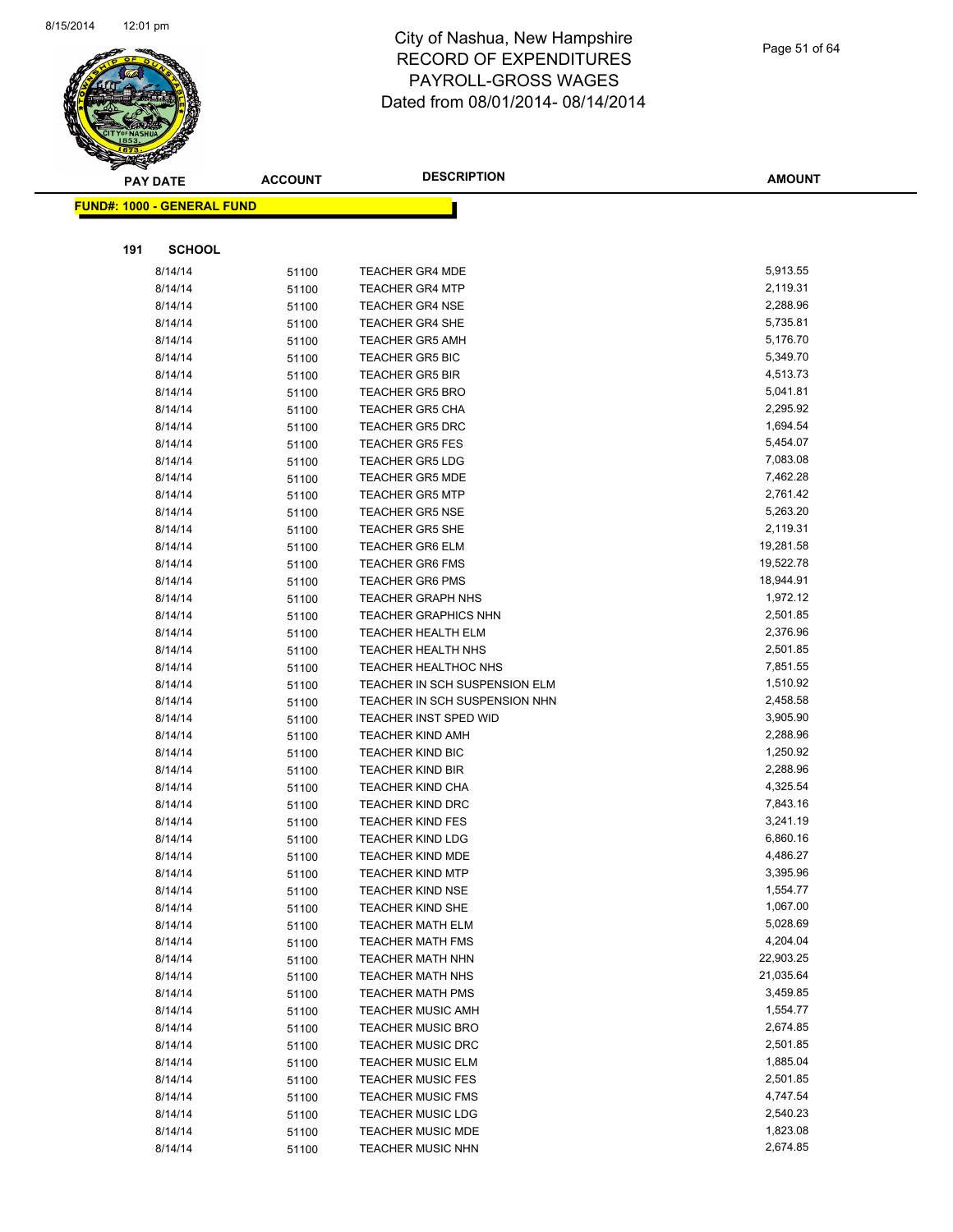# City of Nashua, New Hampshire
# RECORD OF EXPENDITURES
# PAYROLL-GROSS WAGES
# Dated from 08/01/2014- 08/14/2014

**FUND#: 1000 - GENERAL FUND**

**191 SCHOOL**

| PAY DATE | ACCOUNT | DESCRIPTION | AMOUNT |
|---|---|---|---|
| 8/14/14 | 51100 | TEACHER GR4 MDE | 5,913.55 |
| 8/14/14 | 51100 | TEACHER GR4 MTP | 2,119.31 |
| 8/14/14 | 51100 | TEACHER GR4 NSE | 2,288.96 |
| 8/14/14 | 51100 | TEACHER GR4 SHE | 5,735.81 |
| 8/14/14 | 51100 | TEACHER GR5 AMH | 5,176.70 |
| 8/14/14 | 51100 | TEACHER GR5 BIC | 5,349.70 |
| 8/14/14 | 51100 | TEACHER GR5 BIR | 4,513.73 |
| 8/14/14 | 51100 | TEACHER GR5 BRO | 5,041.81 |
| 8/14/14 | 51100 | TEACHER GR5 CHA | 2,295.92 |
| 8/14/14 | 51100 | TEACHER GR5 DRC | 1,694.54 |
| 8/14/14 | 51100 | TEACHER GR5 FES | 5,454.07 |
| 8/14/14 | 51100 | TEACHER GR5 LDG | 7,083.08 |
| 8/14/14 | 51100 | TEACHER GR5 MDE | 7,462.28 |
| 8/14/14 | 51100 | TEACHER GR5 MTP | 2,761.42 |
| 8/14/14 | 51100 | TEACHER GR5 NSE | 5,263.20 |
| 8/14/14 | 51100 | TEACHER GR5 SHE | 2,119.31 |
| 8/14/14 | 51100 | TEACHER GR6 ELM | 19,281.58 |
| 8/14/14 | 51100 | TEACHER GR6 FMS | 19,522.78 |
| 8/14/14 | 51100 | TEACHER GR6 PMS | 18,944.91 |
| 8/14/14 | 51100 | TEACHER GRAPH NHS | 1,972.12 |
| 8/14/14 | 51100 | TEACHER GRAPHICS NHN | 2,501.85 |
| 8/14/14 | 51100 | TEACHER HEALTH ELM | 2,376.96 |
| 8/14/14 | 51100 | TEACHER HEALTH NHS | 2,501.85 |
| 8/14/14 | 51100 | TEACHER HEALTHOC NHS | 7,851.55 |
| 8/14/14 | 51100 | TEACHER IN SCH SUSPENSION ELM | 1,510.92 |
| 8/14/14 | 51100 | TEACHER IN SCH SUSPENSION NHN | 2,458.58 |
| 8/14/14 | 51100 | TEACHER INST SPED WID | 3,905.90 |
| 8/14/14 | 51100 | TEACHER KIND AMH | 2,288.96 |
| 8/14/14 | 51100 | TEACHER KIND BIC | 1,250.92 |
| 8/14/14 | 51100 | TEACHER KIND BIR | 2,288.96 |
| 8/14/14 | 51100 | TEACHER KIND CHA | 4,325.54 |
| 8/14/14 | 51100 | TEACHER KIND DRC | 7,843.16 |
| 8/14/14 | 51100 | TEACHER KIND FES | 3,241.19 |
| 8/14/14 | 51100 | TEACHER KIND LDG | 6,860.16 |
| 8/14/14 | 51100 | TEACHER KIND MDE | 4,486.27 |
| 8/14/14 | 51100 | TEACHER KIND MTP | 3,395.96 |
| 8/14/14 | 51100 | TEACHER KIND NSE | 1,554.77 |
| 8/14/14 | 51100 | TEACHER KIND SHE | 1,067.00 |
| 8/14/14 | 51100 | TEACHER MATH ELM | 5,028.69 |
| 8/14/14 | 51100 | TEACHER MATH FMS | 4,204.04 |
| 8/14/14 | 51100 | TEACHER MATH NHN | 22,903.25 |
| 8/14/14 | 51100 | TEACHER MATH NHS | 21,035.64 |
| 8/14/14 | 51100 | TEACHER MATH PMS | 3,459.85 |
| 8/14/14 | 51100 | TEACHER MUSIC AMH | 1,554.77 |
| 8/14/14 | 51100 | TEACHER MUSIC BRO | 2,674.85 |
| 8/14/14 | 51100 | TEACHER MUSIC DRC | 2,501.85 |
| 8/14/14 | 51100 | TEACHER MUSIC ELM | 1,885.04 |
| 8/14/14 | 51100 | TEACHER MUSIC FES | 2,501.85 |
| 8/14/14 | 51100 | TEACHER MUSIC FMS | 4,747.54 |
| 8/14/14 | 51100 | TEACHER MUSIC LDG | 2,540.23 |
| 8/14/14 | 51100 | TEACHER MUSIC MDE | 1,823.08 |
| 8/14/14 | 51100 | TEACHER MUSIC NHN | 2,674.85 |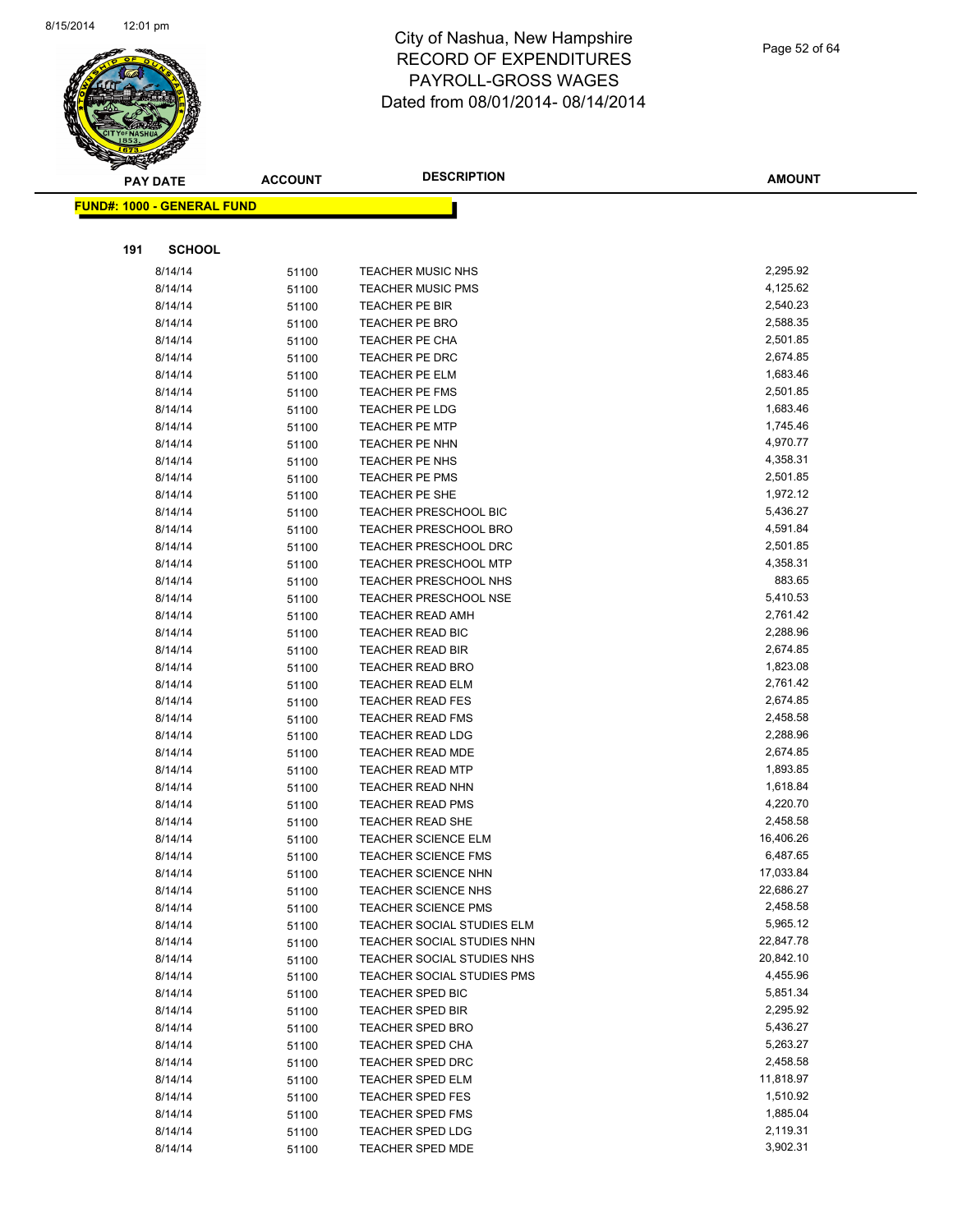# City of Nashua, New Hampshire
# RECORD OF EXPENDITURES
# PAYROLL-GROSS WAGES
# Dated from 08/01/2014- 08/14/2014

**FUND#: 1000 - GENERAL FUND**

**191 SCHOOL**

| PAY DATE | ACCOUNT | DESCRIPTION | AMOUNT |
|---|---|---|---|
| 8/14/14 | 51100 | TEACHER MUSIC NHS | 2,295.92 |
| 8/14/14 | 51100 | TEACHER MUSIC PMS | 4,125.62 |
| 8/14/14 | 51100 | TEACHER PE BIR | 2,540.23 |
| 8/14/14 | 51100 | TEACHER PE BRO | 2,588.35 |
| 8/14/14 | 51100 | TEACHER PE CHA | 2,501.85 |
| 8/14/14 | 51100 | TEACHER PE DRC | 2,674.85 |
| 8/14/14 | 51100 | TEACHER PE ELM | 1,683.46 |
| 8/14/14 | 51100 | TEACHER PE FMS | 2,501.85 |
| 8/14/14 | 51100 | TEACHER PE LDG | 1,683.46 |
| 8/14/14 | 51100 | TEACHER PE MTP | 1,745.46 |
| 8/14/14 | 51100 | TEACHER PE NHN | 4,970.77 |
| 8/14/14 | 51100 | TEACHER PE NHS | 4,358.31 |
| 8/14/14 | 51100 | TEACHER PE PMS | 2,501.85 |
| 8/14/14 | 51100 | TEACHER PE SHE | 1,972.12 |
| 8/14/14 | 51100 | TEACHER PRESCHOOL BIC | 5,436.27 |
| 8/14/14 | 51100 | TEACHER PRESCHOOL BRO | 4,591.84 |
| 8/14/14 | 51100 | TEACHER PRESCHOOL DRC | 2,501.85 |
| 8/14/14 | 51100 | TEACHER PRESCHOOL MTP | 4,358.31 |
| 8/14/14 | 51100 | TEACHER PRESCHOOL NHS | 883.65 |
| 8/14/14 | 51100 | TEACHER PRESCHOOL NSE | 5,410.53 |
| 8/14/14 | 51100 | TEACHER READ AMH | 2,761.42 |
| 8/14/14 | 51100 | TEACHER READ BIC | 2,288.96 |
| 8/14/14 | 51100 | TEACHER READ BIR | 2,674.85 |
| 8/14/14 | 51100 | TEACHER READ BRO | 1,823.08 |
| 8/14/14 | 51100 | TEACHER READ ELM | 2,761.42 |
| 8/14/14 | 51100 | TEACHER READ FES | 2,674.85 |
| 8/14/14 | 51100 | TEACHER READ FMS | 2,458.58 |
| 8/14/14 | 51100 | TEACHER READ LDG | 2,288.96 |
| 8/14/14 | 51100 | TEACHER READ MDE | 2,674.85 |
| 8/14/14 | 51100 | TEACHER READ MTP | 1,893.85 |
| 8/14/14 | 51100 | TEACHER READ NHN | 1,618.84 |
| 8/14/14 | 51100 | TEACHER READ PMS | 4,220.70 |
| 8/14/14 | 51100 | TEACHER READ SHE | 2,458.58 |
| 8/14/14 | 51100 | TEACHER SCIENCE ELM | 16,406.26 |
| 8/14/14 | 51100 | TEACHER SCIENCE FMS | 6,487.65 |
| 8/14/14 | 51100 | TEACHER SCIENCE NHN | 17,033.84 |
| 8/14/14 | 51100 | TEACHER SCIENCE NHS | 22,686.27 |
| 8/14/14 | 51100 | TEACHER SCIENCE PMS | 2,458.58 |
| 8/14/14 | 51100 | TEACHER SOCIAL STUDIES ELM | 5,965.12 |
| 8/14/14 | 51100 | TEACHER SOCIAL STUDIES NHN | 22,847.78 |
| 8/14/14 | 51100 | TEACHER SOCIAL STUDIES NHS | 20,842.10 |
| 8/14/14 | 51100 | TEACHER SOCIAL STUDIES PMS | 4,455.96 |
| 8/14/14 | 51100 | TEACHER SPED BIC | 5,851.34 |
| 8/14/14 | 51100 | TEACHER SPED BIR | 2,295.92 |
| 8/14/14 | 51100 | TEACHER SPED BRO | 5,436.27 |
| 8/14/14 | 51100 | TEACHER SPED CHA | 5,263.27 |
| 8/14/14 | 51100 | TEACHER SPED DRC | 2,458.58 |
| 8/14/14 | 51100 | TEACHER SPED ELM | 11,818.97 |
| 8/14/14 | 51100 | TEACHER SPED FES | 1,510.92 |
| 8/14/14 | 51100 | TEACHER SPED FMS | 1,885.04 |
| 8/14/14 | 51100 | TEACHER SPED LDG | 2,119.31 |
| 8/14/14 | 51100 | TEACHER SPED MDE | 3,902.31 |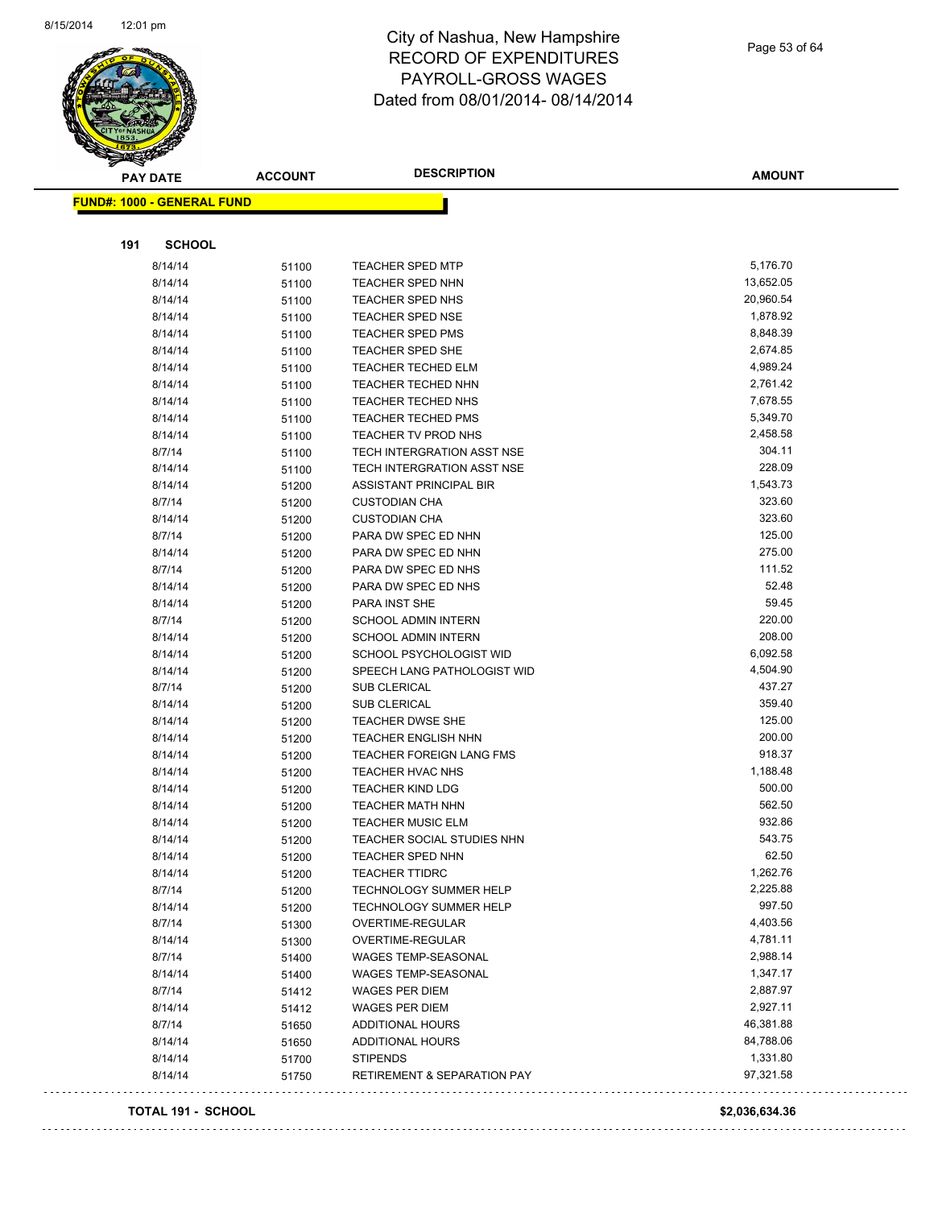# City of Nashua, New Hampshire
## RECORD OF EXPENDITURES
## PAYROLL-GROSS WAGES
## Dated from 08/01/2014- 08/14/2014

**FUND#: 1000 - GENERAL FUND**

**191 SCHOOL**

| PAY DATE | ACCOUNT | DESCRIPTION | AMOUNT |
|---|---|---|---|
| 8/14/14 | 51100 | TEACHER SPED MTP | 5,176.70 |
| 8/14/14 | 51100 | TEACHER SPED NHN | 13,652.05 |
| 8/14/14 | 51100 | TEACHER SPED NHS | 20,960.54 |
| 8/14/14 | 51100 | TEACHER SPED NSE | 1,878.92 |
| 8/14/14 | 51100 | TEACHER SPED PMS | 8,848.39 |
| 8/14/14 | 51100 | TEACHER SPED SHE | 2,674.85 |
| 8/14/14 | 51100 | TEACHER TECHED ELM | 4,989.24 |
| 8/14/14 | 51100 | TEACHER TECHED NHN | 2,761.42 |
| 8/14/14 | 51100 | TEACHER TECHED NHS | 7,678.55 |
| 8/14/14 | 51100 | TEACHER TECHED PMS | 5,349.70 |
| 8/14/14 | 51100 | TEACHER TV PROD NHS | 2,458.58 |
| 8/7/14 | 51100 | TECH INTERGRATION ASST NSE | 304.11 |
| 8/14/14 | 51100 | TECH INTERGRATION ASST NSE | 228.09 |
| 8/14/14 | 51200 | ASSISTANT PRINCIPAL BIR | 1,543.73 |
| 8/7/14 | 51200 | CUSTODIAN CHA | 323.60 |
| 8/14/14 | 51200 | CUSTODIAN CHA | 323.60 |
| 8/7/14 | 51200 | PARA DW SPEC ED NHN | 125.00 |
| 8/14/14 | 51200 | PARA DW SPEC ED NHN | 275.00 |
| 8/7/14 | 51200 | PARA DW SPEC ED NHS | 111.52 |
| 8/14/14 | 51200 | PARA DW SPEC ED NHS | 52.48 |
| 8/14/14 | 51200 | PARA INST SHE | 59.45 |
| 8/7/14 | 51200 | SCHOOL ADMIN INTERN | 220.00 |
| 8/14/14 | 51200 | SCHOOL ADMIN INTERN | 208.00 |
| 8/14/14 | 51200 | SCHOOL PSYCHOLOGIST WID | 6,092.58 |
| 8/14/14 | 51200 | SPEECH LANG PATHOLOGIST WID | 4,504.90 |
| 8/7/14 | 51200 | SUB CLERICAL | 437.27 |
| 8/14/14 | 51200 | SUB CLERICAL | 359.40 |
| 8/14/14 | 51200 | TEACHER DWSE SHE | 125.00 |
| 8/14/14 | 51200 | TEACHER ENGLISH NHN | 200.00 |
| 8/14/14 | 51200 | TEACHER FOREIGN LANG FMS | 918.37 |
| 8/14/14 | 51200 | TEACHER HVAC NHS | 1,188.48 |
| 8/14/14 | 51200 | TEACHER KIND LDG | 500.00 |
| 8/14/14 | 51200 | TEACHER MATH NHN | 562.50 |
| 8/14/14 | 51200 | TEACHER MUSIC ELM | 932.86 |
| 8/14/14 | 51200 | TEACHER SOCIAL STUDIES NHN | 543.75 |
| 8/14/14 | 51200 | TEACHER SPED NHN | 62.50 |
| 8/14/14 | 51200 | TEACHER TTIDRC | 1,262.76 |
| 8/7/14 | 51200 | TECHNOLOGY SUMMER HELP | 2,225.88 |
| 8/14/14 | 51200 | TECHNOLOGY SUMMER HELP | 997.50 |
| 8/7/14 | 51300 | OVERTIME-REGULAR | 4,403.56 |
| 8/14/14 | 51300 | OVERTIME-REGULAR | 4,781.11 |
| 8/7/14 | 51400 | WAGES TEMP-SEASONAL | 2,988.14 |
| 8/14/14 | 51400 | WAGES TEMP-SEASONAL | 1,347.17 |
| 8/7/14 | 51412 | WAGES PER DIEM | 2,887.97 |
| 8/14/14 | 51412 | WAGES PER DIEM | 2,927.11 |
| 8/7/14 | 51650 | ADDITIONAL HOURS | 46,381.88 |
| 8/14/14 | 51650 | ADDITIONAL HOURS | 84,788.06 |
| 8/14/14 | 51700 | STIPENDS | 1,331.80 |
| 8/14/14 | 51750 | RETIREMENT & SEPARATION PAY | 97,321.58 |

**TOTAL 191 - SCHOOL** **$2,036,634.36**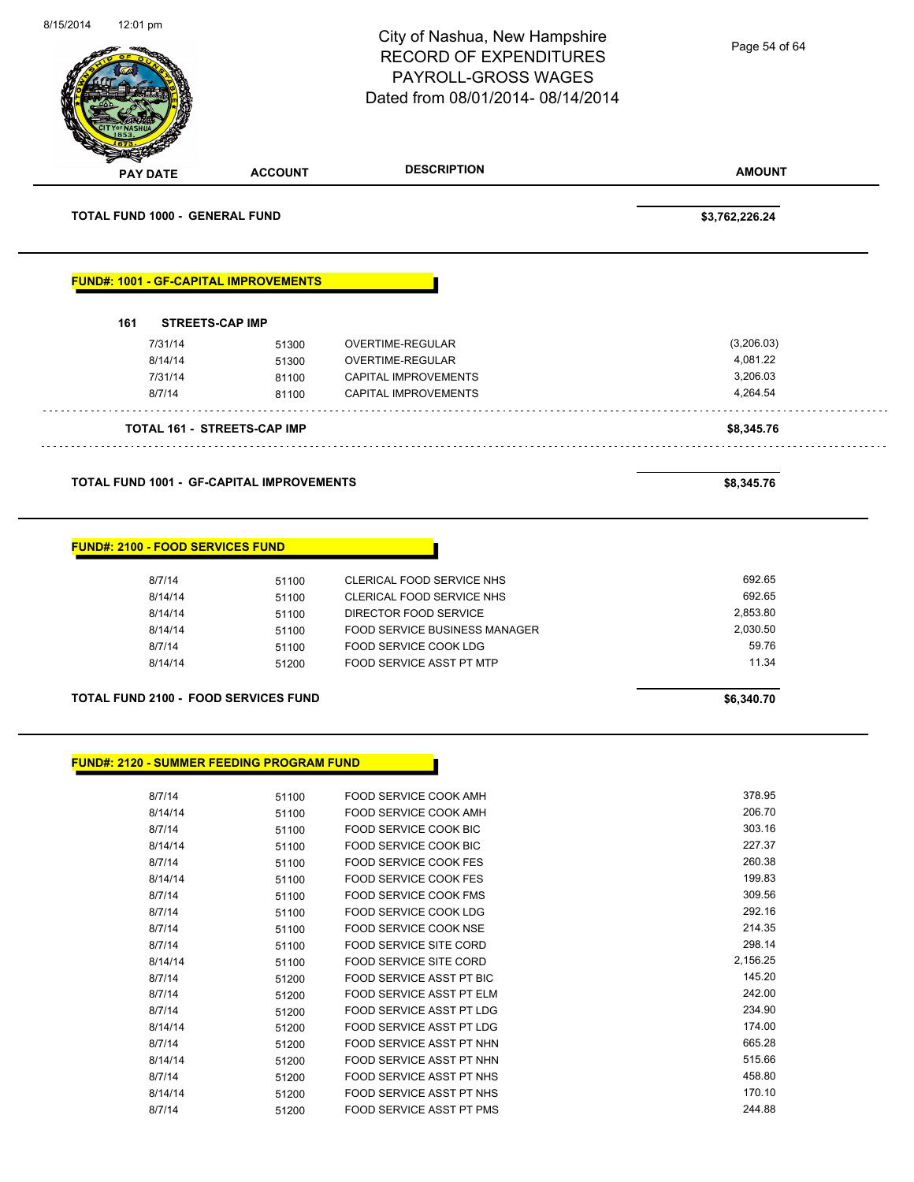# City of Nashua, New Hampshire
# RECORD OF EXPENDITURES
# PAYROLL-GROSS WAGES
# Dated from 08/01/2014- 08/14/2014

| PAY DATE | ACCOUNT | DESCRIPTION | AMOUNT |
|---|---|---|---|
| **TOTAL FUND 1000 - GENERAL FUND** | | | **$3,762,226.24** |

## FUND#: 1001 - GF-CAPITAL IMPROVEMENTS

**161 STREETS-CAP IMP**

| PAY DATE | ACCOUNT | DESCRIPTION | AMOUNT |
|---|---|---|---|
| 7/31/14 | 51300 | OVERTIME-REGULAR | (3,206.03) |
| 8/14/14 | 51300 | OVERTIME-REGULAR | 4,081.22 |
| 7/31/14 | 81100 | CAPITAL IMPROVEMENTS | 3,206.03 |
| 8/7/14 | 81100 | CAPITAL IMPROVEMENTS | 4,264.54 |
| **TOTAL 161 - STREETS-CAP IMP** | | | **$8,345.76** |

| | | | |
|---|---|---|---|
| **TOTAL FUND 1001 - GF-CAPITAL IMPROVEMENTS** | | | **$8,345.76** |

## FUND#: 2100 - FOOD SERVICES FUND

| PAY DATE | ACCOUNT | DESCRIPTION | AMOUNT |
|---|---|---|---|
| 8/7/14 | 51100 | CLERICAL FOOD SERVICE NHS | 692.65 |
| 8/14/14 | 51100 | CLERICAL FOOD SERVICE NHS | 692.65 |
| 8/14/14 | 51100 | DIRECTOR FOOD SERVICE | 2,853.80 |
| 8/14/14 | 51100 | FOOD SERVICE BUSINESS MANAGER | 2,030.50 |
| 8/7/14 | 51100 | FOOD SERVICE COOK LDG | 59.76 |
| 8/14/14 | 51200 | FOOD SERVICE ASST PT MTP | 11.34 |
| **TOTAL FUND 2100 - FOOD SERVICES FUND** | | | **$6,340.70** |

## FUND#: 2120 - SUMMER FEEDING PROGRAM FUND

| PAY DATE | ACCOUNT | DESCRIPTION | AMOUNT |
|---|---|---|---|
| 8/7/14 | 51100 | FOOD SERVICE COOK AMH | 378.95 |
| 8/14/14 | 51100 | FOOD SERVICE COOK AMH | 206.70 |
| 8/7/14 | 51100 | FOOD SERVICE COOK BIC | 303.16 |
| 8/14/14 | 51100 | FOOD SERVICE COOK BIC | 227.37 |
| 8/7/14 | 51100 | FOOD SERVICE COOK FES | 260.38 |
| 8/14/14 | 51100 | FOOD SERVICE COOK FES | 199.83 |
| 8/7/14 | 51100 | FOOD SERVICE COOK FMS | 309.56 |
| 8/7/14 | 51100 | FOOD SERVICE COOK LDG | 292.16 |
| 8/7/14 | 51100 | FOOD SERVICE COOK NSE | 214.35 |
| 8/7/14 | 51100 | FOOD SERVICE SITE CORD | 298.14 |
| 8/14/14 | 51100 | FOOD SERVICE SITE CORD | 2,156.25 |
| 8/7/14 | 51200 | FOOD SERVICE ASST PT BIC | 145.20 |
| 8/7/14 | 51200 | FOOD SERVICE ASST PT ELM | 242.00 |
| 8/7/14 | 51200 | FOOD SERVICE ASST PT LDG | 234.90 |
| 8/14/14 | 51200 | FOOD SERVICE ASST PT LDG | 174.00 |
| 8/7/14 | 51200 | FOOD SERVICE ASST PT NHN | 665.28 |
| 8/14/14 | 51200 | FOOD SERVICE ASST PT NHN | 515.66 |
| 8/7/14 | 51200 | FOOD SERVICE ASST PT NHS | 458.80 |
| 8/14/14 | 51200 | FOOD SERVICE ASST PT NHS | 170.10 |
| 8/7/14 | 51200 | FOOD SERVICE ASST PT PMS | 244.88 |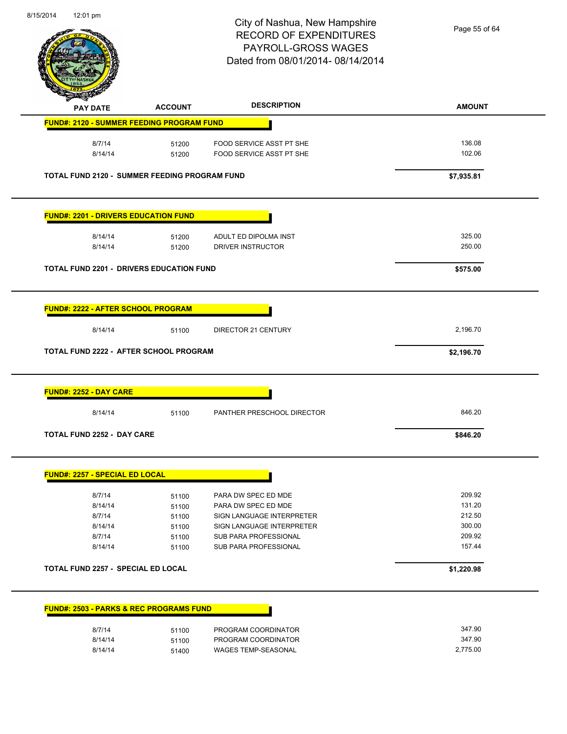# City of Nashua, New Hampshire
## RECORD OF EXPENDITURES
## PAYROLL-GROSS WAGES
## Dated from 08/01/2014- 08/14/2014

| PAY DATE | ACCOUNT | DESCRIPTION | AMOUNT |
|---|---|---|---|
| **FUND#: 2120 - SUMMER FEEDING PROGRAM FUND** | | | |
| 8/7/14 | 51200 | FOOD SERVICE ASST PT SHE | 136.08 |
| 8/14/14 | 51200 | FOOD SERVICE ASST PT SHE | 102.06 |
| **TOTAL FUND 2120 - SUMMER FEEDING PROGRAM FUND** | | | **$7,935.81** |
| **FUND#: 2201 - DRIVERS EDUCATION FUND** | | | |
| 8/14/14 | 51200 | ADULT ED DIPOLMA INST | 325.00 |
| 8/14/14 | 51200 | DRIVER INSTRUCTOR | 250.00 |
| **TOTAL FUND 2201 - DRIVERS EDUCATION FUND** | | | **$575.00** |
| **FUND#: 2222 - AFTER SCHOOL PROGRAM** | | | |
| 8/14/14 | 51100 | DIRECTOR 21 CENTURY | 2,196.70 |
| **TOTAL FUND 2222 - AFTER SCHOOL PROGRAM** | | | **$2,196.70** |
| **FUND#: 2252 - DAY CARE** | | | |
| 8/14/14 | 51100 | PANTHER PRESCHOOL DIRECTOR | 846.20 |
| **TOTAL FUND 2252 - DAY CARE** | | | **$846.20** |
| **FUND#: 2257 - SPECIAL ED LOCAL** | | | |
| 8/7/14 | 51100 | PARA DW SPEC ED MDE | 209.92 |
| 8/14/14 | 51100 | PARA DW SPEC ED MDE | 131.20 |
| 8/7/14 | 51100 | SIGN LANGUAGE INTERPRETER | 212.50 |
| 8/14/14 | 51100 | SIGN LANGUAGE INTERPRETER | 300.00 |
| 8/7/14 | 51100 | SUB PARA PROFESSIONAL | 209.92 |
| 8/14/14 | 51100 | SUB PARA PROFESSIONAL | 157.44 |
| **TOTAL FUND 2257 - SPECIAL ED LOCAL** | | | **$1,220.98** |
| **FUND#: 2503 - PARKS & REC PROGRAMS FUND** | | | |
| 8/7/14 | 51100 | PROGRAM COORDINATOR | 347.90 |
| 8/14/14 | 51100 | PROGRAM COORDINATOR | 347.90 |
| 8/14/14 | 51400 | WAGES TEMP-SEASONAL | 2,775.00 |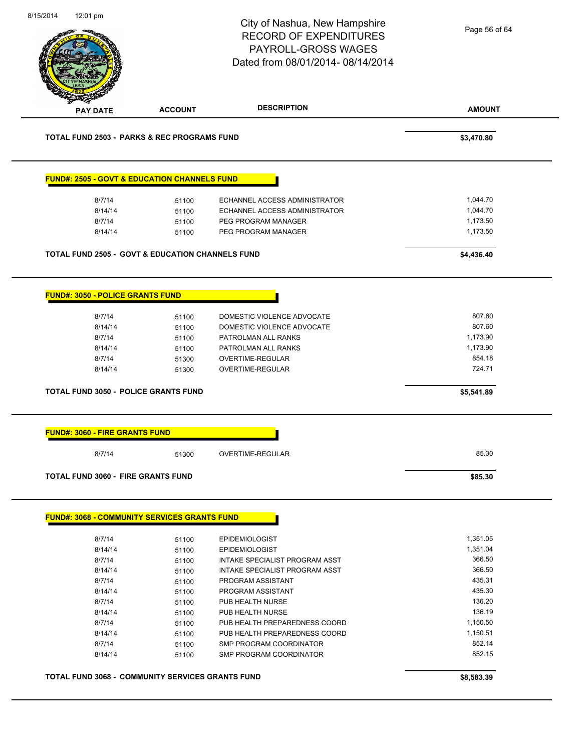# City of Nashua, New Hampshire
# RECORD OF EXPENDITURES
# PAYROLL-GROSS WAGES
# Dated from 08/01/2014- 08/14/2014

| PAY DATE | ACCOUNT | DESCRIPTION | AMOUNT |
|---|---|---|---|

**TOTAL FUND 2503 - PARKS & REC PROGRAMS FUND** — **$3,470.80**

## FUND#: 2505 - GOVT & EDUCATION CHANNELS FUND

| PAY DATE | ACCOUNT | DESCRIPTION | AMOUNT |
|---|---|---|---|
| 8/7/14 | 51100 | ECHANNEL ACCESS ADMINISTRATOR | 1,044.70 |
| 8/14/14 | 51100 | ECHANNEL ACCESS ADMINISTRATOR | 1,044.70 |
| 8/7/14 | 51100 | PEG PROGRAM MANAGER | 1,173.50 |
| 8/14/14 | 51100 | PEG PROGRAM MANAGER | 1,173.50 |

**TOTAL FUND 2505 - GOVT & EDUCATION CHANNELS FUND** — **$4,436.40**

## FUND#: 3050 - POLICE GRANTS FUND

| PAY DATE | ACCOUNT | DESCRIPTION | AMOUNT |
|---|---|---|---|
| 8/7/14 | 51100 | DOMESTIC VIOLENCE ADVOCATE | 807.60 |
| 8/14/14 | 51100 | DOMESTIC VIOLENCE ADVOCATE | 807.60 |
| 8/7/14 | 51100 | PATROLMAN ALL RANKS | 1,173.90 |
| 8/14/14 | 51100 | PATROLMAN ALL RANKS | 1,173.90 |
| 8/7/14 | 51300 | OVERTIME-REGULAR | 854.18 |
| 8/14/14 | 51300 | OVERTIME-REGULAR | 724.71 |

**TOTAL FUND 3050 - POLICE GRANTS FUND** — **$5,541.89**

## FUND#: 3060 - FIRE GRANTS FUND

| PAY DATE | ACCOUNT | DESCRIPTION | AMOUNT |
|---|---|---|---|
| 8/7/14 | 51300 | OVERTIME-REGULAR | 85.30 |

**TOTAL FUND 3060 - FIRE GRANTS FUND** — **$85.30**

## FUND#: 3068 - COMMUNITY SERVICES GRANTS FUND

| PAY DATE | ACCOUNT | DESCRIPTION | AMOUNT |
|---|---|---|---|
| 8/7/14 | 51100 | EPIDEMIOLOGIST | 1,351.05 |
| 8/14/14 | 51100 | EPIDEMIOLOGIST | 1,351.04 |
| 8/7/14 | 51100 | INTAKE SPECIALIST PROGRAM ASST | 366.50 |
| 8/14/14 | 51100 | INTAKE SPECIALIST PROGRAM ASST | 366.50 |
| 8/7/14 | 51100 | PROGRAM ASSISTANT | 435.31 |
| 8/14/14 | 51100 | PROGRAM ASSISTANT | 435.30 |
| 8/7/14 | 51100 | PUB HEALTH NURSE | 136.20 |
| 8/14/14 | 51100 | PUB HEALTH NURSE | 136.19 |
| 8/7/14 | 51100 | PUB HEALTH PREPAREDNESS COORD | 1,150.50 |
| 8/14/14 | 51100 | PUB HEALTH PREPAREDNESS COORD | 1,150.51 |
| 8/7/14 | 51100 | SMP PROGRAM COORDINATOR | 852.14 |
| 8/14/14 | 51100 | SMP PROGRAM COORDINATOR | 852.15 |

**TOTAL FUND 3068 - COMMUNITY SERVICES GRANTS FUND** — **$8,583.39**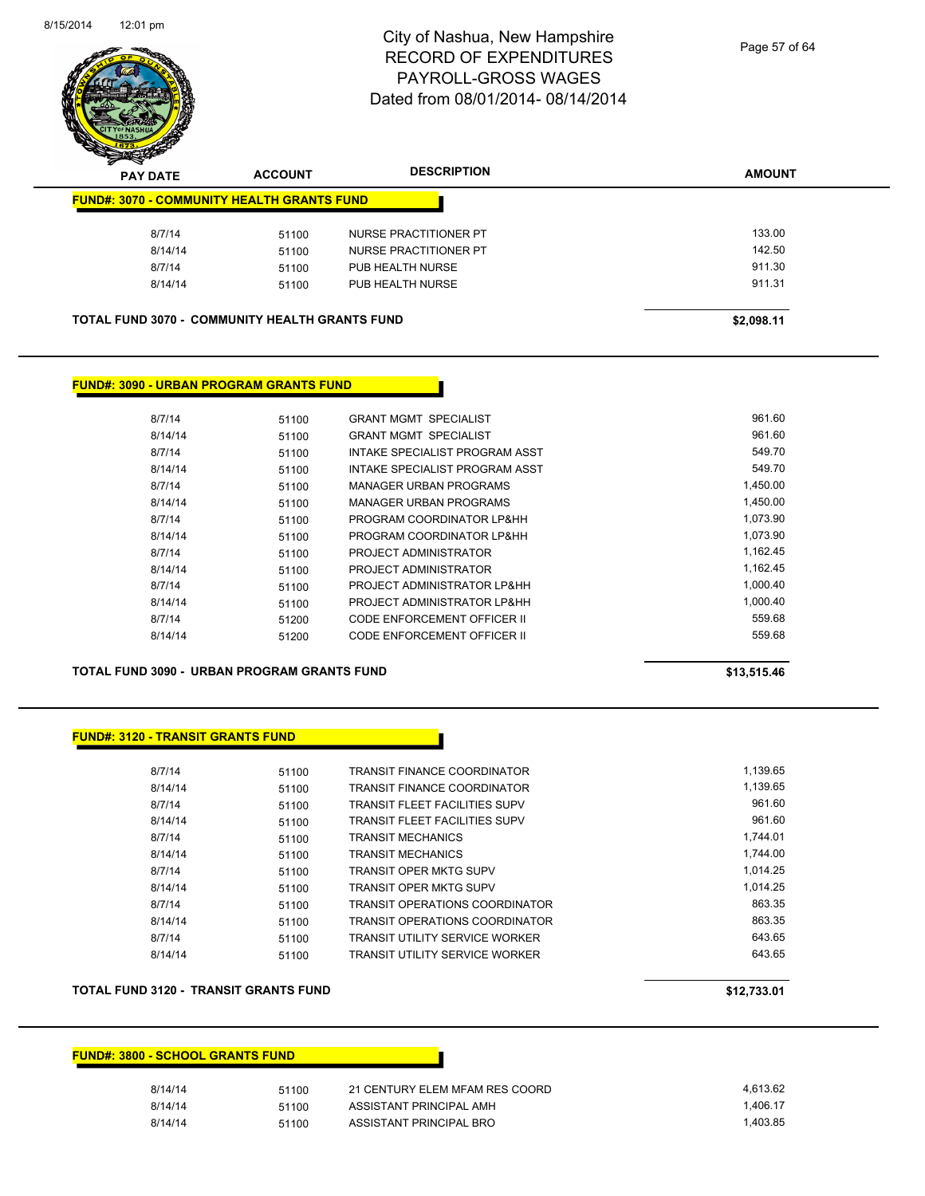# City of Nashua, New Hampshire
# RECORD OF EXPENDITURES
# PAYROLL-GROSS WAGES
# Dated from 08/01/2014- 08/14/2014

| PAY DATE | ACCOUNT | DESCRIPTION | AMOUNT |
|---|---|---|---|
| **FUND#: 3070 - COMMUNITY HEALTH GRANTS FUND** | | | |
| 8/7/14 | 51100 | NURSE PRACTITIONER PT | 133.00 |
| 8/14/14 | 51100 | NURSE PRACTITIONER PT | 142.50 |
| 8/7/14 | 51100 | PUB HEALTH NURSE | 911.30 |
| 8/14/14 | 51100 | PUB HEALTH NURSE | 911.31 |
| **TOTAL FUND 3070 - COMMUNITY HEALTH GRANTS FUND** | | | **$2,098.11** |

| PAY DATE | ACCOUNT | DESCRIPTION | AMOUNT |
|---|---|---|---|
| **FUND#: 3090 - URBAN PROGRAM GRANTS FUND** | | | |
| 8/7/14 | 51100 | GRANT MGMT SPECIALIST | 961.60 |
| 8/14/14 | 51100 | GRANT MGMT SPECIALIST | 961.60 |
| 8/7/14 | 51100 | INTAKE SPECIALIST PROGRAM ASST | 549.70 |
| 8/14/14 | 51100 | INTAKE SPECIALIST PROGRAM ASST | 549.70 |
| 8/7/14 | 51100 | MANAGER URBAN PROGRAMS | 1,450.00 |
| 8/14/14 | 51100 | MANAGER URBAN PROGRAMS | 1,450.00 |
| 8/7/14 | 51100 | PROGRAM COORDINATOR LP&HH | 1,073.90 |
| 8/14/14 | 51100 | PROGRAM COORDINATOR LP&HH | 1,073.90 |
| 8/7/14 | 51100 | PROJECT ADMINISTRATOR | 1,162.45 |
| 8/14/14 | 51100 | PROJECT ADMINISTRATOR | 1,162.45 |
| 8/7/14 | 51100 | PROJECT ADMINISTRATOR LP&HH | 1,000.40 |
| 8/14/14 | 51100 | PROJECT ADMINISTRATOR LP&HH | 1,000.40 |
| 8/7/14 | 51200 | CODE ENFORCEMENT OFFICER II | 559.68 |
| 8/14/14 | 51200 | CODE ENFORCEMENT OFFICER II | 559.68 |
| **TOTAL FUND 3090 - URBAN PROGRAM GRANTS FUND** | | | **$13,515.46** |

| PAY DATE | ACCOUNT | DESCRIPTION | AMOUNT |
|---|---|---|---|
| **FUND#: 3120 - TRANSIT GRANTS FUND** | | | |
| 8/7/14 | 51100 | TRANSIT FINANCE COORDINATOR | 1,139.65 |
| 8/14/14 | 51100 | TRANSIT FINANCE COORDINATOR | 1,139.65 |
| 8/7/14 | 51100 | TRANSIT FLEET FACILITIES SUPV | 961.60 |
| 8/14/14 | 51100 | TRANSIT FLEET FACILITIES SUPV | 961.60 |
| 8/7/14 | 51100 | TRANSIT MECHANICS | 1,744.01 |
| 8/14/14 | 51100 | TRANSIT MECHANICS | 1,744.00 |
| 8/7/14 | 51100 | TRANSIT OPER MKTG SUPV | 1,014.25 |
| 8/14/14 | 51100 | TRANSIT OPER MKTG SUPV | 1,014.25 |
| 8/7/14 | 51100 | TRANSIT OPERATIONS COORDINATOR | 863.35 |
| 8/14/14 | 51100 | TRANSIT OPERATIONS COORDINATOR | 863.35 |
| 8/7/14 | 51100 | TRANSIT UTILITY SERVICE WORKER | 643.65 |
| 8/14/14 | 51100 | TRANSIT UTILITY SERVICE WORKER | 643.65 |
| **TOTAL FUND 3120 - TRANSIT GRANTS FUND** | | | **$12,733.01** |

| PAY DATE | ACCOUNT | DESCRIPTION | AMOUNT |
|---|---|---|---|
| **FUND#: 3800 - SCHOOL GRANTS FUND** | | | |
| 8/14/14 | 51100 | 21 CENTURY ELEM MFAM RES COORD | 4,613.62 |
| 8/14/14 | 51100 | ASSISTANT PRINCIPAL AMH | 1,406.17 |
| 8/14/14 | 51100 | ASSISTANT PRINCIPAL BRO | 1,403.85 |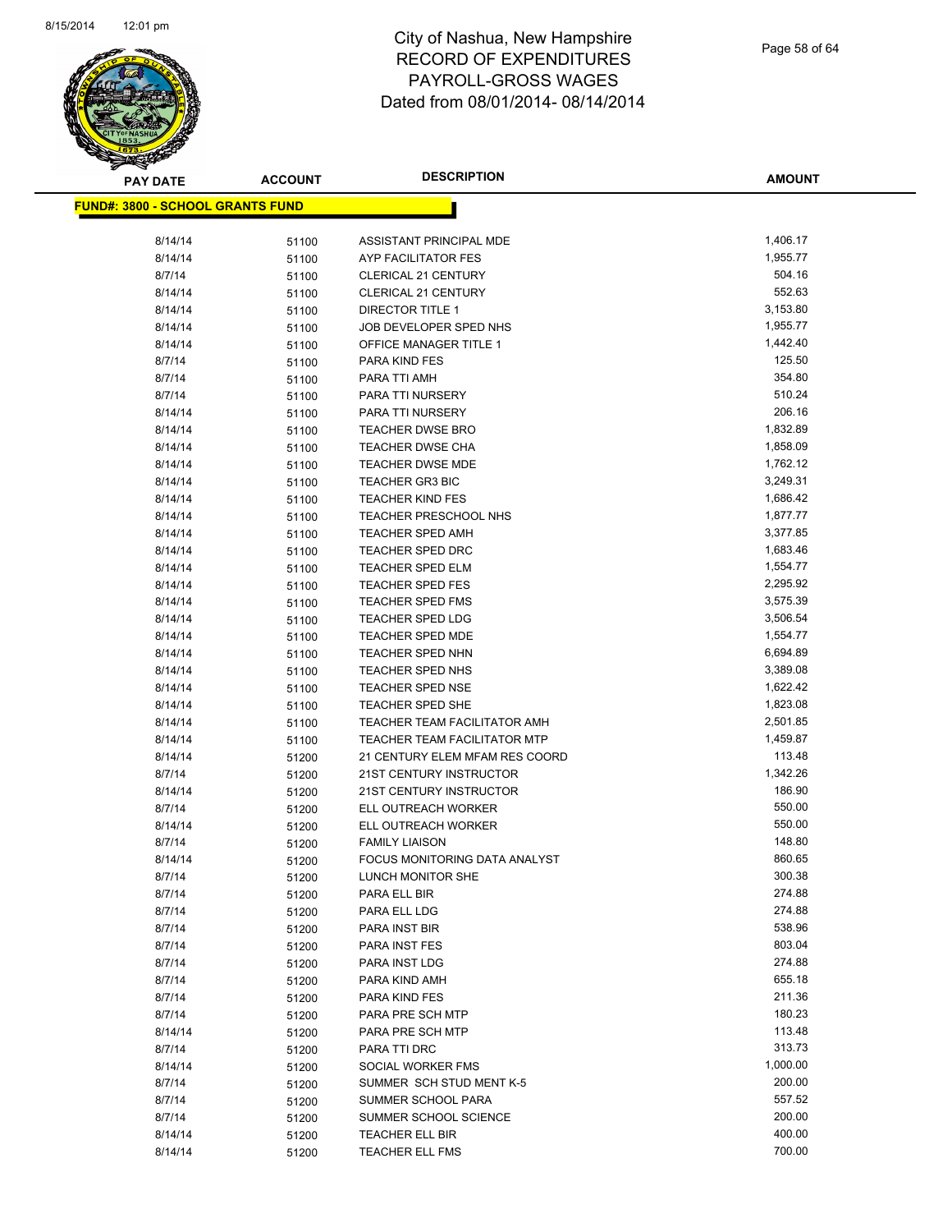# City of Nashua, New Hampshire
## RECORD OF EXPENDITURES
## PAYROLL-GROSS WAGES
## Dated from 08/01/2014- 08/14/2014

**FUND#: 3800 - SCHOOL GRANTS FUND**

| PAY DATE | ACCOUNT | DESCRIPTION | AMOUNT |
|---|---|---|---|
| 8/14/14 | 51100 | ASSISTANT PRINCIPAL MDE | 1,406.17 |
| 8/14/14 | 51100 | AYP FACILITATOR FES | 1,955.77 |
| 8/7/14 | 51100 | CLERICAL 21 CENTURY | 504.16 |
| 8/14/14 | 51100 | CLERICAL 21 CENTURY | 552.63 |
| 8/14/14 | 51100 | DIRECTOR TITLE 1 | 3,153.80 |
| 8/14/14 | 51100 | JOB DEVELOPER SPED NHS | 1,955.77 |
| 8/14/14 | 51100 | OFFICE MANAGER TITLE 1 | 1,442.40 |
| 8/7/14 | 51100 | PARA KIND FES | 125.50 |
| 8/7/14 | 51100 | PARA TTI AMH | 354.80 |
| 8/7/14 | 51100 | PARA TTI NURSERY | 510.24 |
| 8/14/14 | 51100 | PARA TTI NURSERY | 206.16 |
| 8/14/14 | 51100 | TEACHER DWSE BRO | 1,832.89 |
| 8/14/14 | 51100 | TEACHER DWSE CHA | 1,858.09 |
| 8/14/14 | 51100 | TEACHER DWSE MDE | 1,762.12 |
| 8/14/14 | 51100 | TEACHER GR3 BIC | 3,249.31 |
| 8/14/14 | 51100 | TEACHER KIND FES | 1,686.42 |
| 8/14/14 | 51100 | TEACHER PRESCHOOL NHS | 1,877.77 |
| 8/14/14 | 51100 | TEACHER SPED AMH | 3,377.85 |
| 8/14/14 | 51100 | TEACHER SPED DRC | 1,683.46 |
| 8/14/14 | 51100 | TEACHER SPED ELM | 1,554.77 |
| 8/14/14 | 51100 | TEACHER SPED FES | 2,295.92 |
| 8/14/14 | 51100 | TEACHER SPED FMS | 3,575.39 |
| 8/14/14 | 51100 | TEACHER SPED LDG | 3,506.54 |
| 8/14/14 | 51100 | TEACHER SPED MDE | 1,554.77 |
| 8/14/14 | 51100 | TEACHER SPED NHN | 6,694.89 |
| 8/14/14 | 51100 | TEACHER SPED NHS | 3,389.08 |
| 8/14/14 | 51100 | TEACHER SPED NSE | 1,622.42 |
| 8/14/14 | 51100 | TEACHER SPED SHE | 1,823.08 |
| 8/14/14 | 51100 | TEACHER TEAM FACILITATOR AMH | 2,501.85 |
| 8/14/14 | 51100 | TEACHER TEAM FACILITATOR MTP | 1,459.87 |
| 8/14/14 | 51200 | 21 CENTURY ELEM MFAM RES COORD | 113.48 |
| 8/7/14 | 51200 | 21ST CENTURY INSTRUCTOR | 1,342.26 |
| 8/14/14 | 51200 | 21ST CENTURY INSTRUCTOR | 186.90 |
| 8/7/14 | 51200 | ELL OUTREACH WORKER | 550.00 |
| 8/14/14 | 51200 | ELL OUTREACH WORKER | 550.00 |
| 8/7/14 | 51200 | FAMILY LIAISON | 148.80 |
| 8/14/14 | 51200 | FOCUS MONITORING DATA ANALYST | 860.65 |
| 8/7/14 | 51200 | LUNCH MONITOR SHE | 300.38 |
| 8/7/14 | 51200 | PARA ELL BIR | 274.88 |
| 8/7/14 | 51200 | PARA ELL LDG | 274.88 |
| 8/7/14 | 51200 | PARA INST BIR | 538.96 |
| 8/7/14 | 51200 | PARA INST FES | 803.04 |
| 8/7/14 | 51200 | PARA INST LDG | 274.88 |
| 8/7/14 | 51200 | PARA KIND AMH | 655.18 |
| 8/7/14 | 51200 | PARA KIND FES | 211.36 |
| 8/7/14 | 51200 | PARA PRE SCH MTP | 180.23 |
| 8/14/14 | 51200 | PARA PRE SCH MTP | 113.48 |
| 8/7/14 | 51200 | PARA TTI DRC | 313.73 |
| 8/14/14 | 51200 | SOCIAL WORKER FMS | 1,000.00 |
| 8/7/14 | 51200 | SUMMER SCH STUD MENT K-5 | 200.00 |
| 8/7/14 | 51200 | SUMMER SCHOOL PARA | 557.52 |
| 8/7/14 | 51200 | SUMMER SCHOOL SCIENCE | 200.00 |
| 8/14/14 | 51200 | TEACHER ELL BIR | 400.00 |
| 8/14/14 | 51200 | TEACHER ELL FMS | 700.00 |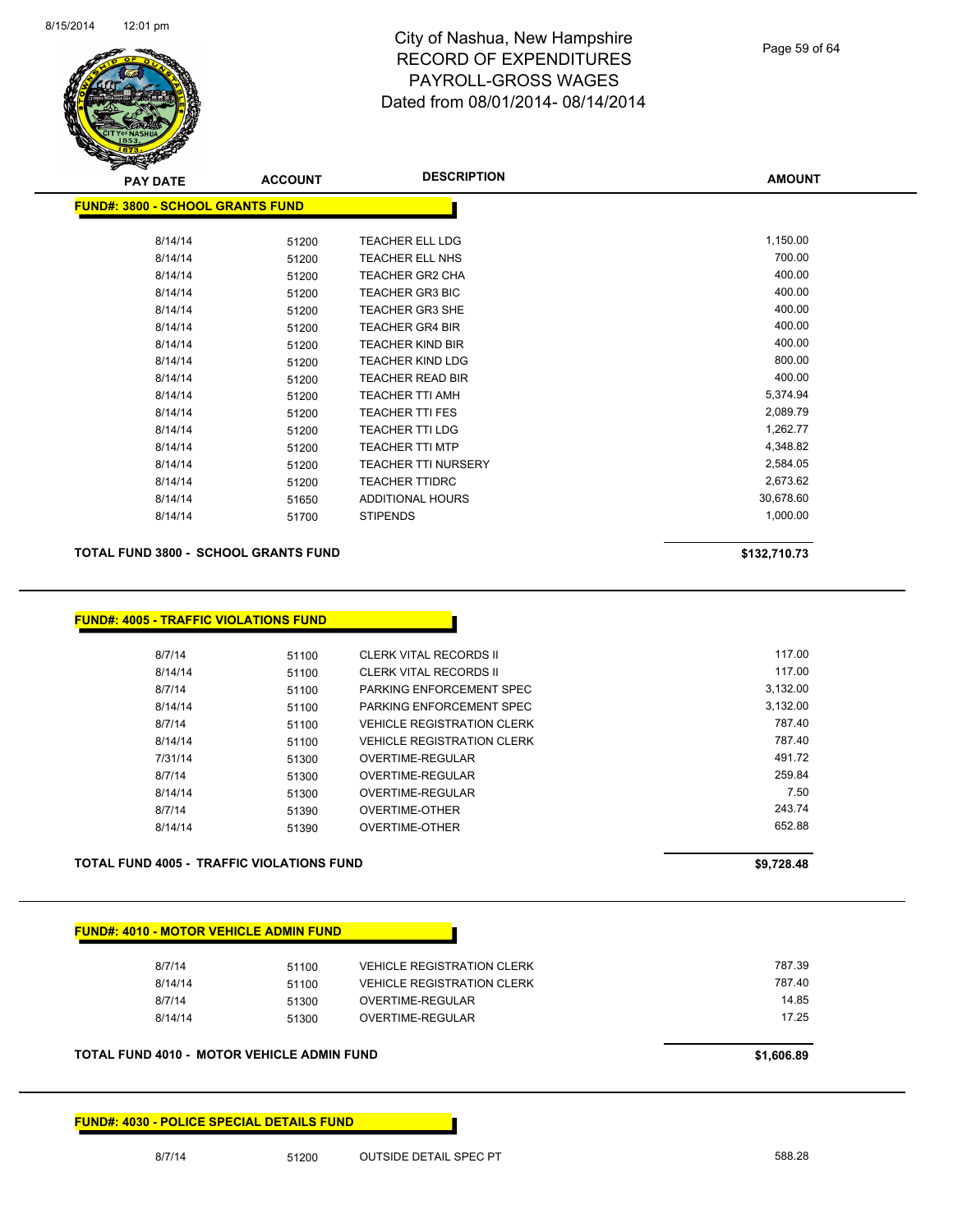# City of Nashua, New Hampshire
## RECORD OF EXPENDITURES
## PAYROLL-GROSS WAGES
## Dated from 08/01/2014- 08/14/2014

**FUND#: 3800 - SCHOOL GRANTS FUND**

| PAY DATE | ACCOUNT | DESCRIPTION | AMOUNT |
|---|---|---|---|
| 8/14/14 | 51200 | TEACHER ELL LDG | 1,150.00 |
| 8/14/14 | 51200 | TEACHER ELL NHS | 700.00 |
| 8/14/14 | 51200 | TEACHER GR2 CHA | 400.00 |
| 8/14/14 | 51200 | TEACHER GR3 BIC | 400.00 |
| 8/14/14 | 51200 | TEACHER GR3 SHE | 400.00 |
| 8/14/14 | 51200 | TEACHER GR4 BIR | 400.00 |
| 8/14/14 | 51200 | TEACHER KIND BIR | 400.00 |
| 8/14/14 | 51200 | TEACHER KIND LDG | 800.00 |
| 8/14/14 | 51200 | TEACHER READ BIR | 400.00 |
| 8/14/14 | 51200 | TEACHER TTI AMH | 5,374.94 |
| 8/14/14 | 51200 | TEACHER TTI FES | 2,089.79 |
| 8/14/14 | 51200 | TEACHER TTI LDG | 1,262.77 |
| 8/14/14 | 51200 | TEACHER TTI MTP | 4,348.82 |
| 8/14/14 | 51200 | TEACHER TTI NURSERY | 2,584.05 |
| 8/14/14 | 51200 | TEACHER TTIDRC | 2,673.62 |
| 8/14/14 | 51650 | ADDITIONAL HOURS | 30,678.60 |
| 8/14/14 | 51700 | STIPENDS | 1,000.00 |

**TOTAL FUND 3800 - SCHOOL GRANTS FUND** **$132,710.73**

**FUND#: 4005 - TRAFFIC VIOLATIONS FUND**

| PAY DATE | ACCOUNT | DESCRIPTION | AMOUNT |
|---|---|---|---|
| 8/7/14 | 51100 | CLERK VITAL RECORDS II | 117.00 |
| 8/14/14 | 51100 | CLERK VITAL RECORDS II | 117.00 |
| 8/7/14 | 51100 | PARKING ENFORCEMENT SPEC | 3,132.00 |
| 8/14/14 | 51100 | PARKING ENFORCEMENT SPEC | 3,132.00 |
| 8/7/14 | 51100 | VEHICLE REGISTRATION CLERK | 787.40 |
| 8/14/14 | 51100 | VEHICLE REGISTRATION CLERK | 787.40 |
| 7/31/14 | 51300 | OVERTIME-REGULAR | 491.72 |
| 8/7/14 | 51300 | OVERTIME-REGULAR | 259.84 |
| 8/14/14 | 51300 | OVERTIME-REGULAR | 7.50 |
| 8/7/14 | 51390 | OVERTIME-OTHER | 243.74 |
| 8/14/14 | 51390 | OVERTIME-OTHER | 652.88 |

**TOTAL FUND 4005 - TRAFFIC VIOLATIONS FUND** **$9,728.48**

**FUND#: 4010 - MOTOR VEHICLE ADMIN FUND**

| PAY DATE | ACCOUNT | DESCRIPTION | AMOUNT |
|---|---|---|---|
| 8/7/14 | 51100 | VEHICLE REGISTRATION CLERK | 787.39 |
| 8/14/14 | 51100 | VEHICLE REGISTRATION CLERK | 787.40 |
| 8/7/14 | 51300 | OVERTIME-REGULAR | 14.85 |
| 8/14/14 | 51300 | OVERTIME-REGULAR | 17.25 |

**TOTAL FUND 4010 - MOTOR VEHICLE ADMIN FUND** **$1,606.89**

**FUND#: 4030 - POLICE SPECIAL DETAILS FUND**

| PAY DATE | ACCOUNT | DESCRIPTION | AMOUNT |
|---|---|---|---|
| 8/7/14 | 51200 | OUTSIDE DETAIL SPEC PT | 588.28 |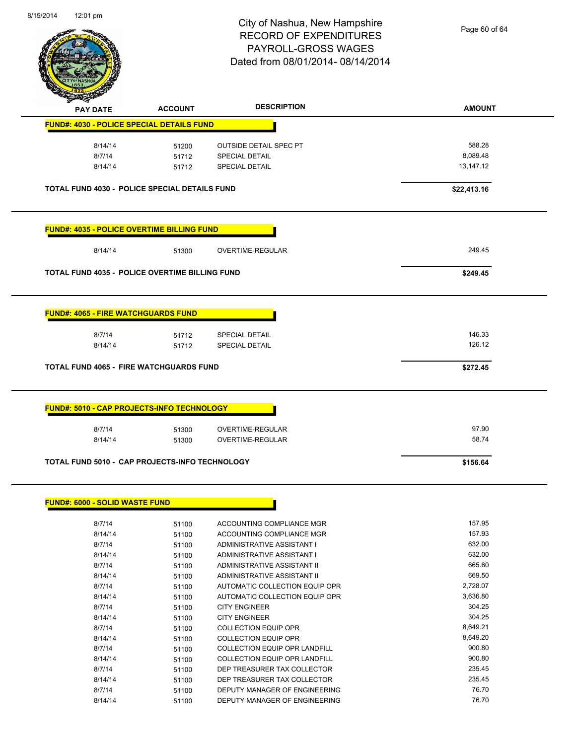# City of Nashua, New Hampshire
## RECORD OF EXPENDITURES
## PAYROLL-GROSS WAGES
## Dated from 08/01/2014- 08/14/2014

| PAY DATE | ACCOUNT | DESCRIPTION | AMOUNT |
|---|---|---|---|
| **FUND#: 4030 - POLICE SPECIAL DETAILS FUND** | | | |
| 8/14/14 | 51200 | OUTSIDE DETAIL SPEC PT | 588.28 |
| 8/7/14 | 51712 | SPECIAL DETAIL | 8,089.48 |
| 8/14/14 | 51712 | SPECIAL DETAIL | 13,147.12 |
| **TOTAL FUND 4030 - POLICE SPECIAL DETAILS FUND** | | | **$22,413.16** |
| **FUND#: 4035 - POLICE OVERTIME BILLING FUND** | | | |
| 8/14/14 | 51300 | OVERTIME-REGULAR | 249.45 |
| **TOTAL FUND 4035 - POLICE OVERTIME BILLING FUND** | | | **$249.45** |
| **FUND#: 4065 - FIRE WATCHGUARDS FUND** | | | |
| 8/7/14 | 51712 | SPECIAL DETAIL | 146.33 |
| 8/14/14 | 51712 | SPECIAL DETAIL | 126.12 |
| **TOTAL FUND 4065 - FIRE WATCHGUARDS FUND** | | | **$272.45** |
| **FUND#: 5010 - CAP PROJECTS-INFO TECHNOLOGY** | | | |
| 8/7/14 | 51300 | OVERTIME-REGULAR | 97.90 |
| 8/14/14 | 51300 | OVERTIME-REGULAR | 58.74 |
| **TOTAL FUND 5010 - CAP PROJECTS-INFO TECHNOLOGY** | | | **$156.64** |
| **FUND#: 6000 - SOLID WASTE FUND** | | | |
| 8/7/14 | 51100 | ACCOUNTING COMPLIANCE MGR | 157.95 |
| 8/14/14 | 51100 | ACCOUNTING COMPLIANCE MGR | 157.93 |
| 8/7/14 | 51100 | ADMINISTRATIVE ASSISTANT I | 632.00 |
| 8/14/14 | 51100 | ADMINISTRATIVE ASSISTANT I | 632.00 |
| 8/7/14 | 51100 | ADMINISTRATIVE ASSISTANT II | 665.60 |
| 8/14/14 | 51100 | ADMINISTRATIVE ASSISTANT II | 669.50 |
| 8/7/14 | 51100 | AUTOMATIC COLLECTION EQUIP OPR | 2,728.07 |
| 8/14/14 | 51100 | AUTOMATIC COLLECTION EQUIP OPR | 3,636.80 |
| 8/7/14 | 51100 | CITY ENGINEER | 304.25 |
| 8/14/14 | 51100 | CITY ENGINEER | 304.25 |
| 8/7/14 | 51100 | COLLECTION EQUIP OPR | 8,649.21 |
| 8/14/14 | 51100 | COLLECTION EQUIP OPR | 8,649.20 |
| 8/7/14 | 51100 | COLLECTION EQUIP OPR LANDFILL | 900.80 |
| 8/14/14 | 51100 | COLLECTION EQUIP OPR LANDFILL | 900.80 |
| 8/7/14 | 51100 | DEP TREASURER TAX COLLECTOR | 235.45 |
| 8/14/14 | 51100 | DEP TREASURER TAX COLLECTOR | 235.45 |
| 8/7/14 | 51100 | DEPUTY MANAGER OF ENGINEERING | 76.70 |
| 8/14/14 | 51100 | DEPUTY MANAGER OF ENGINEERING | 76.70 |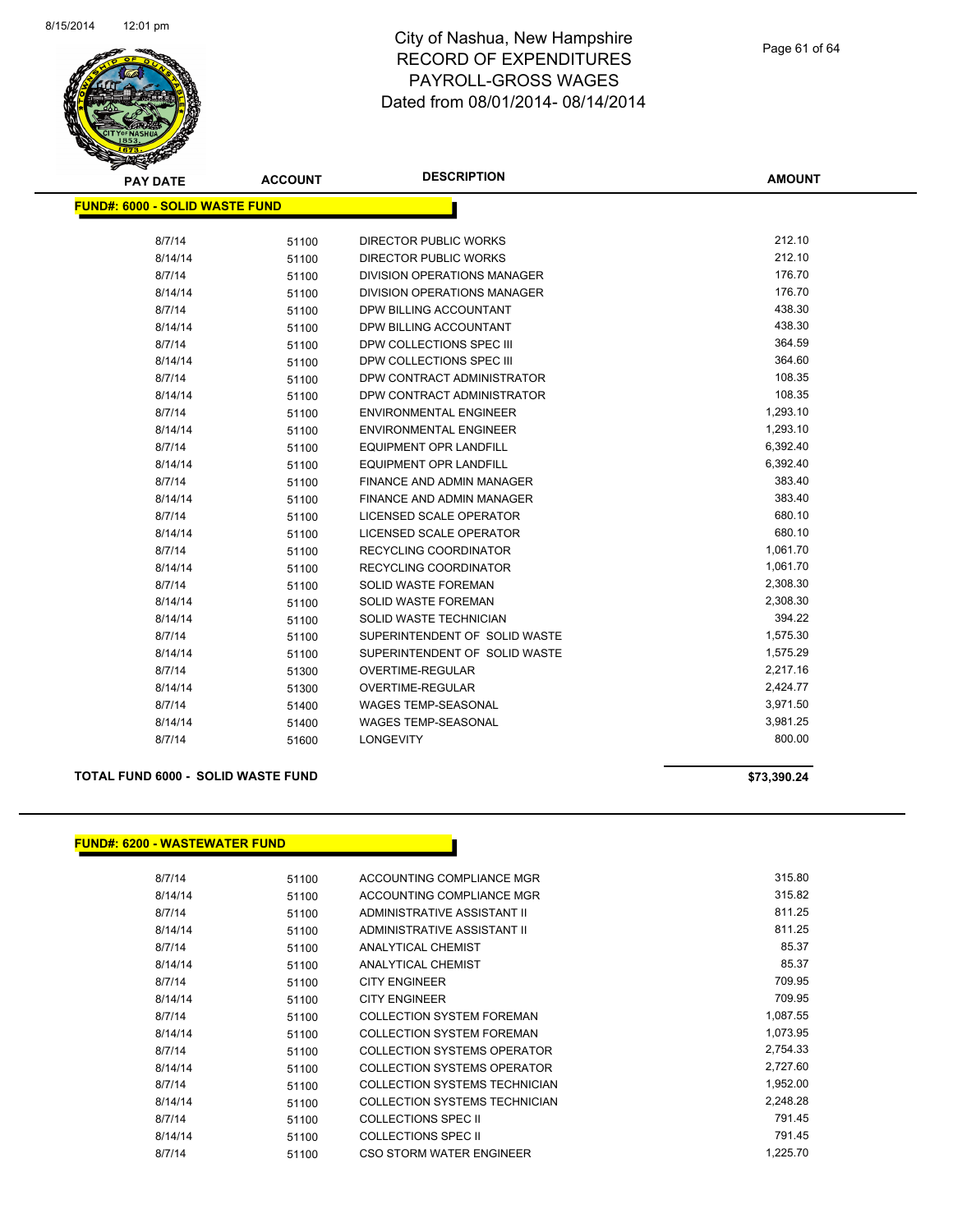# City of Nashua, New Hampshire
## RECORD OF EXPENDITURES
## PAYROLL-GROSS WAGES
## Dated from 08/01/2014- 08/14/2014

**FUND#: 6000 - SOLID WASTE FUND**

| PAY DATE | ACCOUNT | DESCRIPTION | AMOUNT |
|---|---|---|---|
| 8/7/14 | 51100 | DIRECTOR PUBLIC WORKS | 212.10 |
| 8/14/14 | 51100 | DIRECTOR PUBLIC WORKS | 212.10 |
| 8/7/14 | 51100 | DIVISION OPERATIONS MANAGER | 176.70 |
| 8/14/14 | 51100 | DIVISION OPERATIONS MANAGER | 176.70 |
| 8/7/14 | 51100 | DPW BILLING ACCOUNTANT | 438.30 |
| 8/14/14 | 51100 | DPW BILLING ACCOUNTANT | 438.30 |
| 8/7/14 | 51100 | DPW COLLECTIONS SPEC III | 364.59 |
| 8/14/14 | 51100 | DPW COLLECTIONS SPEC III | 364.60 |
| 8/7/14 | 51100 | DPW CONTRACT ADMINISTRATOR | 108.35 |
| 8/14/14 | 51100 | DPW CONTRACT ADMINISTRATOR | 108.35 |
| 8/7/14 | 51100 | ENVIRONMENTAL ENGINEER | 1,293.10 |
| 8/14/14 | 51100 | ENVIRONMENTAL ENGINEER | 1,293.10 |
| 8/7/14 | 51100 | EQUIPMENT OPR LANDFILL | 6,392.40 |
| 8/14/14 | 51100 | EQUIPMENT OPR LANDFILL | 6,392.40 |
| 8/7/14 | 51100 | FINANCE AND ADMIN MANAGER | 383.40 |
| 8/14/14 | 51100 | FINANCE AND ADMIN MANAGER | 383.40 |
| 8/7/14 | 51100 | LICENSED SCALE OPERATOR | 680.10 |
| 8/14/14 | 51100 | LICENSED SCALE OPERATOR | 680.10 |
| 8/7/14 | 51100 | RECYCLING COORDINATOR | 1,061.70 |
| 8/14/14 | 51100 | RECYCLING COORDINATOR | 1,061.70 |
| 8/7/14 | 51100 | SOLID WASTE FOREMAN | 2,308.30 |
| 8/14/14 | 51100 | SOLID WASTE FOREMAN | 2,308.30 |
| 8/14/14 | 51100 | SOLID WASTE TECHNICIAN | 394.22 |
| 8/7/14 | 51100 | SUPERINTENDENT OF SOLID WASTE | 1,575.30 |
| 8/14/14 | 51100 | SUPERINTENDENT OF SOLID WASTE | 1,575.29 |
| 8/7/14 | 51300 | OVERTIME-REGULAR | 2,217.16 |
| 8/14/14 | 51300 | OVERTIME-REGULAR | 2,424.77 |
| 8/7/14 | 51400 | WAGES TEMP-SEASONAL | 3,971.50 |
| 8/14/14 | 51400 | WAGES TEMP-SEASONAL | 3,981.25 |
| 8/7/14 | 51600 | LONGEVITY | 800.00 |

**TOTAL FUND 6000 - SOLID WASTE FUND** **$73,390.24**

**FUND#: 6200 - WASTEWATER FUND**

| PAY DATE | ACCOUNT | DESCRIPTION | AMOUNT |
|---|---|---|---|
| 8/7/14 | 51100 | ACCOUNTING COMPLIANCE MGR | 315.80 |
| 8/14/14 | 51100 | ACCOUNTING COMPLIANCE MGR | 315.82 |
| 8/7/14 | 51100 | ADMINISTRATIVE ASSISTANT II | 811.25 |
| 8/14/14 | 51100 | ADMINISTRATIVE ASSISTANT II | 811.25 |
| 8/7/14 | 51100 | ANALYTICAL CHEMIST | 85.37 |
| 8/14/14 | 51100 | ANALYTICAL CHEMIST | 85.37 |
| 8/7/14 | 51100 | CITY ENGINEER | 709.95 |
| 8/14/14 | 51100 | CITY ENGINEER | 709.95 |
| 8/7/14 | 51100 | COLLECTION SYSTEM FOREMAN | 1,087.55 |
| 8/14/14 | 51100 | COLLECTION SYSTEM FOREMAN | 1,073.95 |
| 8/7/14 | 51100 | COLLECTION SYSTEMS OPERATOR | 2,754.33 |
| 8/14/14 | 51100 | COLLECTION SYSTEMS OPERATOR | 2,727.60 |
| 8/7/14 | 51100 | COLLECTION SYSTEMS TECHNICIAN | 1,952.00 |
| 8/14/14 | 51100 | COLLECTION SYSTEMS TECHNICIAN | 2,248.28 |
| 8/7/14 | 51100 | COLLECTIONS SPEC II | 791.45 |
| 8/14/14 | 51100 | COLLECTIONS SPEC II | 791.45 |
| 8/7/14 | 51100 | CSO STORM WATER ENGINEER | 1,225.70 |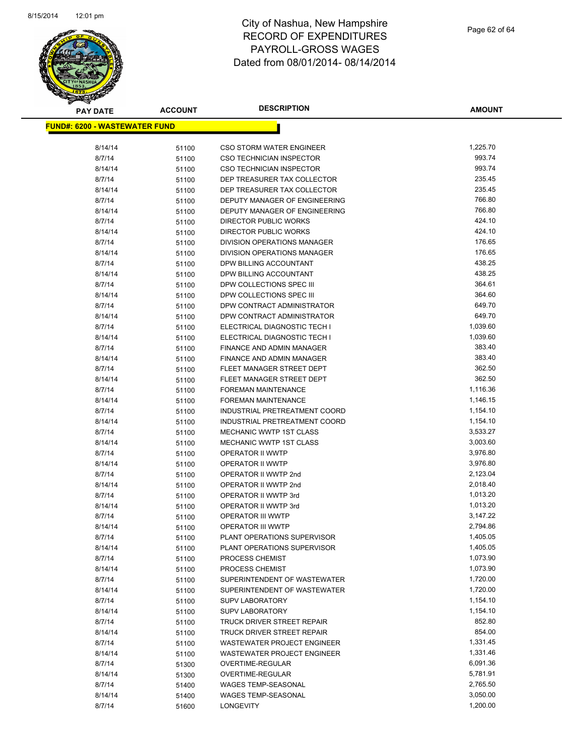# City of Nashua, New Hampshire
## RECORD OF EXPENDITURES
## PAYROLL-GROSS WAGES
## Dated from 08/01/2014- 08/14/2014

| PAY DATE | ACCOUNT | DESCRIPTION | AMOUNT |
|---|---|---|---|
| **FUND#: 6200 - WASTEWATER FUND** | | | |
| 8/14/14 | 51100 | CSO STORM WATER ENGINEER | 1,225.70 |
| 8/7/14 | 51100 | CSO TECHNICIAN INSPECTOR | 993.74 |
| 8/14/14 | 51100 | CSO TECHNICIAN INSPECTOR | 993.74 |
| 8/7/14 | 51100 | DEP TREASURER TAX COLLECTOR | 235.45 |
| 8/14/14 | 51100 | DEP TREASURER TAX COLLECTOR | 235.45 |
| 8/7/14 | 51100 | DEPUTY MANAGER OF ENGINEERING | 766.80 |
| 8/14/14 | 51100 | DEPUTY MANAGER OF ENGINEERING | 766.80 |
| 8/7/14 | 51100 | DIRECTOR PUBLIC WORKS | 424.10 |
| 8/14/14 | 51100 | DIRECTOR PUBLIC WORKS | 424.10 |
| 8/7/14 | 51100 | DIVISION OPERATIONS MANAGER | 176.65 |
| 8/14/14 | 51100 | DIVISION OPERATIONS MANAGER | 176.65 |
| 8/7/14 | 51100 | DPW BILLING ACCOUNTANT | 438.25 |
| 8/14/14 | 51100 | DPW BILLING ACCOUNTANT | 438.25 |
| 8/7/14 | 51100 | DPW COLLECTIONS SPEC III | 364.61 |
| 8/14/14 | 51100 | DPW COLLECTIONS SPEC III | 364.60 |
| 8/7/14 | 51100 | DPW CONTRACT ADMINISTRATOR | 649.70 |
| 8/14/14 | 51100 | DPW CONTRACT ADMINISTRATOR | 649.70 |
| 8/7/14 | 51100 | ELECTRICAL DIAGNOSTIC TECH I | 1,039.60 |
| 8/14/14 | 51100 | ELECTRICAL DIAGNOSTIC TECH I | 1,039.60 |
| 8/7/14 | 51100 | FINANCE AND ADMIN MANAGER | 383.40 |
| 8/14/14 | 51100 | FINANCE AND ADMIN MANAGER | 383.40 |
| 8/7/14 | 51100 | FLEET MANAGER STREET DEPT | 362.50 |
| 8/14/14 | 51100 | FLEET MANAGER STREET DEPT | 362.50 |
| 8/7/14 | 51100 | FOREMAN MAINTENANCE | 1,116.36 |
| 8/14/14 | 51100 | FOREMAN MAINTENANCE | 1,146.15 |
| 8/7/14 | 51100 | INDUSTRIAL PRETREATMENT COORD | 1,154.10 |
| 8/14/14 | 51100 | INDUSTRIAL PRETREATMENT COORD | 1,154.10 |
| 8/7/14 | 51100 | MECHANIC WWTP 1ST CLASS | 3,533.27 |
| 8/14/14 | 51100 | MECHANIC WWTP 1ST CLASS | 3,003.60 |
| 8/7/14 | 51100 | OPERATOR II WWTP | 3,976.80 |
| 8/14/14 | 51100 | OPERATOR II WWTP | 3,976.80 |
| 8/7/14 | 51100 | OPERATOR II WWTP 2nd | 2,123.04 |
| 8/14/14 | 51100 | OPERATOR II WWTP 2nd | 2,018.40 |
| 8/7/14 | 51100 | OPERATOR II WWTP 3rd | 1,013.20 |
| 8/14/14 | 51100 | OPERATOR II WWTP 3rd | 1,013.20 |
| 8/7/14 | 51100 | OPERATOR III WWTP | 3,147.22 |
| 8/14/14 | 51100 | OPERATOR III WWTP | 2,794.86 |
| 8/7/14 | 51100 | PLANT OPERATIONS SUPERVISOR | 1,405.05 |
| 8/14/14 | 51100 | PLANT OPERATIONS SUPERVISOR | 1,405.05 |
| 8/7/14 | 51100 | PROCESS CHEMIST | 1,073.90 |
| 8/14/14 | 51100 | PROCESS CHEMIST | 1,073.90 |
| 8/7/14 | 51100 | SUPERINTENDENT OF WASTEWATER | 1,720.00 |
| 8/14/14 | 51100 | SUPERINTENDENT OF WASTEWATER | 1,720.00 |
| 8/7/14 | 51100 | SUPV LABORATORY | 1,154.10 |
| 8/14/14 | 51100 | SUPV LABORATORY | 1,154.10 |
| 8/7/14 | 51100 | TRUCK DRIVER STREET REPAIR | 852.80 |
| 8/14/14 | 51100 | TRUCK DRIVER STREET REPAIR | 854.00 |
| 8/7/14 | 51100 | WASTEWATER PROJECT ENGINEER | 1,331.45 |
| 8/14/14 | 51100 | WASTEWATER PROJECT ENGINEER | 1,331.46 |
| 8/7/14 | 51300 | OVERTIME-REGULAR | 6,091.36 |
| 8/14/14 | 51300 | OVERTIME-REGULAR | 5,781.91 |
| 8/7/14 | 51400 | WAGES TEMP-SEASONAL | 2,765.50 |
| 8/14/14 | 51400 | WAGES TEMP-SEASONAL | 3,050.00 |
| 8/7/14 | 51600 | LONGEVITY | 1,200.00 |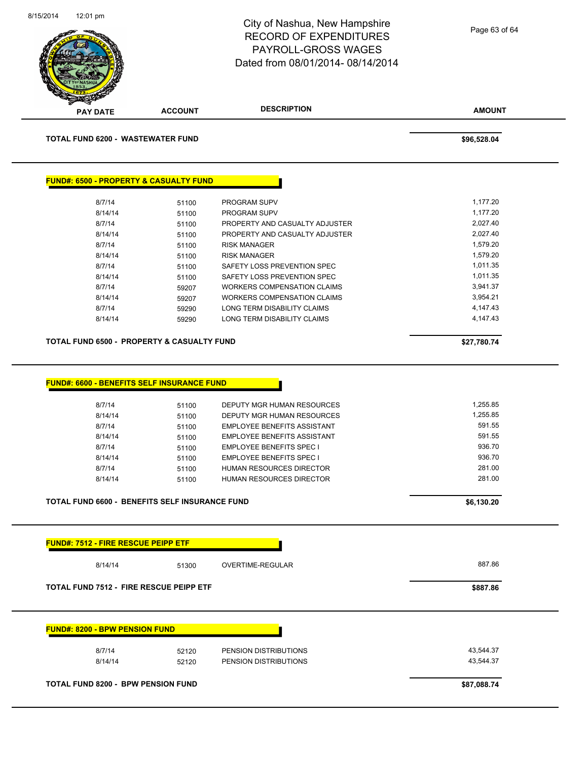| PAY DATE | ACCOUNT | DESCRIPTION | AMOUNT |
|---|---|---|---|

**TOTAL FUND 6200 - WASTEWATER FUND** **$96,528.04**

### FUND#: 6500 - PROPERTY & CASUALTY FUND

| PAY DATE | ACCOUNT | DESCRIPTION | AMOUNT |
|---|---|---|---|
| 8/7/14 | 51100 | PROGRAM SUPV | 1,177.20 |
| 8/14/14 | 51100 | PROGRAM SUPV | 1,177.20 |
| 8/7/14 | 51100 | PROPERTY AND CASUALTY ADJUSTER | 2,027.40 |
| 8/14/14 | 51100 | PROPERTY AND CASUALTY ADJUSTER | 2,027.40 |
| 8/7/14 | 51100 | RISK MANAGER | 1,579.20 |
| 8/14/14 | 51100 | RISK MANAGER | 1,579.20 |
| 8/7/14 | 51100 | SAFETY LOSS PREVENTION SPEC | 1,011.35 |
| 8/14/14 | 51100 | SAFETY LOSS PREVENTION SPEC | 1,011.35 |
| 8/7/14 | 59207 | WORKERS COMPENSATION CLAIMS | 3,941.37 |
| 8/14/14 | 59207 | WORKERS COMPENSATION CLAIMS | 3,954.21 |
| 8/7/14 | 59290 | LONG TERM DISABILITY CLAIMS | 4,147.43 |
| 8/14/14 | 59290 | LONG TERM DISABILITY CLAIMS | 4,147.43 |

**TOTAL FUND 6500 - PROPERTY & CASUALTY FUND** **$27,780.74**

### FUND#: 6600 - BENEFITS SELF INSURANCE FUND

| PAY DATE | ACCOUNT | DESCRIPTION | AMOUNT |
|---|---|---|---|
| 8/7/14 | 51100 | DEPUTY MGR HUMAN RESOURCES | 1,255.85 |
| 8/14/14 | 51100 | DEPUTY MGR HUMAN RESOURCES | 1,255.85 |
| 8/7/14 | 51100 | EMPLOYEE BENEFITS ASSISTANT | 591.55 |
| 8/14/14 | 51100 | EMPLOYEE BENEFITS ASSISTANT | 591.55 |
| 8/7/14 | 51100 | EMPLOYEE BENEFITS SPEC I | 936.70 |
| 8/14/14 | 51100 | EMPLOYEE BENEFITS SPEC I | 936.70 |
| 8/7/14 | 51100 | HUMAN RESOURCES DIRECTOR | 281.00 |
| 8/14/14 | 51100 | HUMAN RESOURCES DIRECTOR | 281.00 |

**TOTAL FUND 6600 - BENEFITS SELF INSURANCE FUND** **$6,130.20**

### FUND#: 7512 - FIRE RESCUE PEIPP ETF

| PAY DATE | ACCOUNT | DESCRIPTION | AMOUNT |
|---|---|---|---|
| 8/14/14 | 51300 | OVERTIME-REGULAR | 887.86 |

**TOTAL FUND 7512 - FIRE RESCUE PEIPP ETF** **$887.86**

### FUND#: 8200 - BPW PENSION FUND

| PAY DATE | ACCOUNT | DESCRIPTION | AMOUNT |
|---|---|---|---|
| 8/7/14 | 52120 | PENSION DISTRIBUTIONS | 43,544.37 |
| 8/14/14 | 52120 | PENSION DISTRIBUTIONS | 43,544.37 |

**TOTAL FUND 8200 - BPW PENSION FUND** **$87,088.74**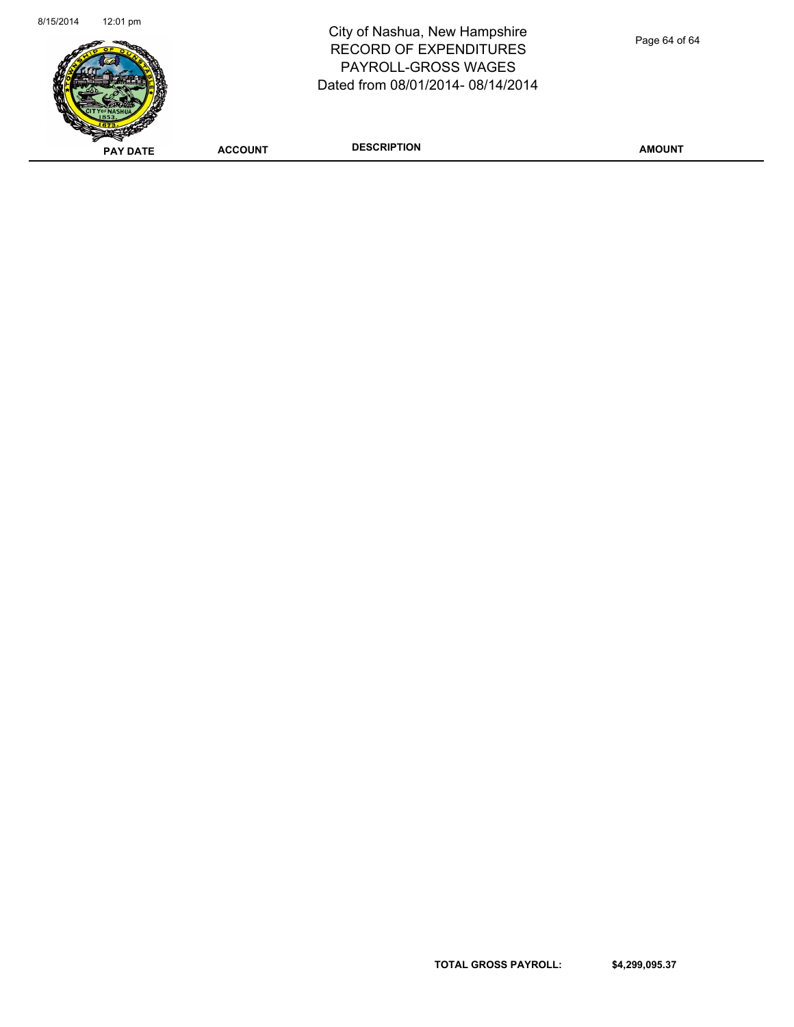City of Nashua, New Hampshire
RECORD OF EXPENDITURES
PAYROLL-GROSS WAGES
Dated from 08/01/2014- 08/14/2014

| PAY DATE | ACCOUNT | DESCRIPTION | AMOUNT |
|---|---|---|---|

**TOTAL GROSS PAYROLL:** **$4,299,095.37**